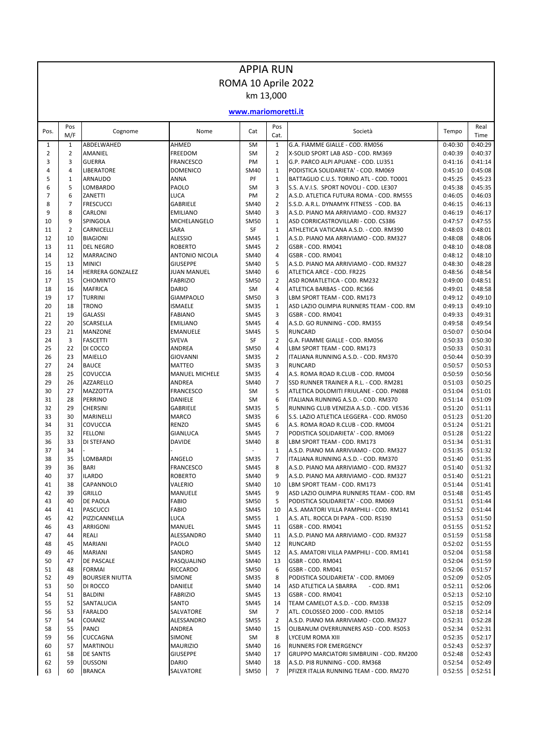# APPIA RUN

## ROMA 10 Aprile 2022

### km 13,000

**www.mariomoretti.it**

| Pos. | Pos M/F | Cognome | Nome | Cat | Pos Cat. | Società | Tempo | Real Time |
|---|---|---|---|---|---|---|---|---|
| 1 | 1 | ABDELWAHED | AHMED | SM | 1 | G.A. FIAMME GIALLE - COD. RM056 | 0:40:30 | 0:40:29 |
| 2 | 2 | AMANIEL | FREEDOM | SM | 2 | X-SOLID SPORT LAB ASD - COD. RM369 | 0:40:39 | 0:40:37 |
| 3 | 3 | GUERRA | FRANCESCO | PM | 1 | G.P. PARCO ALPI APUANE - COD. LU351 | 0:41:16 | 0:41:14 |
| 4 | 4 | LIBERATORE | DOMENICO | SM40 | 1 | PODISTICA SOLIDARIETA' - COD. RM069 | 0:45:10 | 0:45:08 |
| 5 | 1 | ARNAUDO | ANNA | PF | 1 | BATTAGLIO C.U.S. TORINO ATL - COD. TO001 | 0:45:25 | 0:45:23 |
| 6 | 5 | LOMBARDO | PAOLO | SM | 3 | S.S. A.V.I.S. SPORT NOVOLI - COD. LE307 | 0:45:38 | 0:45:35 |
| 7 | 6 | ZANETTI | LUCA | PM | 2 | A.S.D. ATLETICA FUTURA ROMA - COD. RM555 | 0:46:05 | 0:46:03 |
| 8 | 7 | FRESCUCCI | GABRIELE | SM40 | 2 | S.S.D. A.R.L. DYNAMYK FITNESS - COD. BA | 0:46:15 | 0:46:13 |
| 9 | 8 | CARLONI | EMILIANO | SM40 | 3 | A.S.D. PIANO MA ARRIVIAMO - COD. RM327 | 0:46:19 | 0:46:17 |
| 10 | 9 | SPINGOLA | MICHELANGELO | SM50 | 1 | ASD CORRICASTROVILLARI - COD. CS386 | 0:47:57 | 0:47:55 |
| 11 | 2 | CARNICELLI | SARA | SF | 1 | ATHLETICA VATICANA A.S.D. - COD. RM390 | 0:48:03 | 0:48:01 |
| 12 | 10 | BIAGIONI | ALESSIO | SM45 | 1 | A.S.D. PIANO MA ARRIVIAMO - COD. RM327 | 0:48:08 | 0:48:06 |
| 13 | 11 | DEL NEGRO | ROBERTO | SM45 | 2 | GSBR - COD. RM041 | 0:48:10 | 0:48:08 |
| 14 | 12 | MARRACINO | ANTONIO NICOLA | SM40 | 4 | GSBR - COD. RM041 | 0:48:12 | 0:48:10 |
| 15 | 13 | MINICI | GIUSEPPE | SM40 | 5 | A.S.D. PIANO MA ARRIVIAMO - COD. RM327 | 0:48:30 | 0:48:28 |
| 16 | 14 | HERRERA GONZALEZ | JUAN MANUEL | SM40 | 6 | ATLETICA ARCE - COD. FR225 | 0:48:56 | 0:48:54 |
| 17 | 15 | CHIOMINTO | FABRIZIO | SM50 | 2 | ASD ROMATLETICA - COD. RM232 | 0:49:00 | 0:48:51 |
| 18 | 16 | MAFRICA | DARIO | SM | 4 | ATLETICA BARBAS - COD. RC366 | 0:49:01 | 0:48:58 |
| 19 | 17 | TURRINI | GIAMPAOLO | SM50 | 3 | LBM SPORT TEAM - COD. RM173 | 0:49:12 | 0:49:10 |
| 20 | 18 | TRONO | ISMAELE | SM35 | 1 | ASD LAZIO OLIMPIA RUNNERS TEAM - COD. RM | 0:49:13 | 0:49:10 |
| 21 | 19 | GALASSI | FABIANO | SM45 | 3 | GSBR - COD. RM041 | 0:49:33 | 0:49:31 |
| 22 | 20 | SCARSELLA | EMILIANO | SM45 | 4 | A.S.D. GO RUNNING - COD. RM355 | 0:49:58 | 0:49:54 |
| 23 | 21 | MANZONE | EMANUELE | SM45 | 5 | RUNCARD | 0:50:07 | 0:50:04 |
| 24 | 3 | FASCETTI | SVEVA | SF | 2 | G.A. FIAMME GIALLE - COD. RM056 | 0:50:33 | 0:50:30 |
| 25 | 22 | DI COCCO | ANDREA | SM50 | 4 | LBM SPORT TEAM - COD. RM173 | 0:50:33 | 0:50:31 |
| 26 | 23 | MAIELLO | GIOVANNI | SM35 | 2 | ITALIANA RUNNING A.S.D. - COD. RM370 | 0:50:44 | 0:50:39 |
| 27 | 24 | BAUCE | MATTEO | SM35 | 3 | RUNCARD | 0:50:57 | 0:50:53 |
| 28 | 25 | COVUCCIA | MANUEL MICHELE | SM35 | 4 | A.S. ROMA ROAD R.CLUB - COD. RM004 | 0:50:59 | 0:50:56 |
| 29 | 26 | AZZARELLO | ANDREA | SM40 | 7 | SSD RUNNER TRAINER A R.L. - COD. RM281 | 0:51:03 | 0:50:25 |
| 30 | 27 | MAZZOTTA | FRANCESCO | SM | 5 | ATLETICA DOLOMITI FRIULANE - COD. PN088 | 0:51:04 | 0:51:01 |
| 31 | 28 | PERRINO | DANIELE | SM | 6 | ITALIANA RUNNING A.S.D. - COD. RM370 | 0:51:14 | 0:51:09 |
| 32 | 29 | CHERSINI | GABRIELE | SM35 | 5 | RUNNING CLUB VENEZIA A.S.D. - COD. VE536 | 0:51:20 | 0:51:11 |
| 33 | 30 | MARINELLI | MARCO | SM35 | 6 | S.S. LAZIO ATLETICA LEGGERA - COD. RM050 | 0:51:23 | 0:51:20 |
| 34 | 31 | COVUCCIA | RENZO | SM45 | 6 | A.S. ROMA ROAD R.CLUB - COD. RM004 | 0:51:24 | 0:51:21 |
| 35 | 32 | FELLONI | GIANLUCA | SM45 | 7 | PODISTICA SOLIDARIETA' - COD. RM069 | 0:51:28 | 0:51:22 |
| 36 | 33 | DI STEFANO | DAVIDE | SM40 | 8 | LBM SPORT TEAM - COD. RM173 | 0:51:34 | 0:51:31 |
| 37 | 34 | - | - | - | 1 | A.S.D. PIANO MA ARRIVIAMO - COD. RM327 | 0:51:35 | 0:51:32 |
| 38 | 35 | LOMBARDI | ANGELO | SM35 | 7 | ITALIANA RUNNING A.S.D. - COD. RM370 | 0:51:40 | 0:51:35 |
| 39 | 36 | BARI | FRANCESCO | SM45 | 8 | A.S.D. PIANO MA ARRIVIAMO - COD. RM327 | 0:51:40 | 0:51:32 |
| 40 | 37 | ILARDO | ROBERTO | SM40 | 9 | A.S.D. PIANO MA ARRIVIAMO - COD. RM327 | 0:51:40 | 0:51:21 |
| 41 | 38 | CAPANNOLO | VALERIO | SM40 | 10 | LBM SPORT TEAM - COD. RM173 | 0:51:44 | 0:51:41 |
| 42 | 39 | GRILLO | MANUELE | SM45 | 9 | ASD LAZIO OLIMPIA RUNNERS TEAM - COD. RM | 0:51:48 | 0:51:45 |
| 43 | 40 | DE PAOLA | FABIO | SM50 | 5 | PODISTICA SOLIDARIETA' - COD. RM069 | 0:51:51 | 0:51:44 |
| 44 | 41 | PASCUCCI | FABIO | SM45 | 10 | A.S. AMATORI VILLA PAMPHILI - COD. RM141 | 0:51:52 | 0:51:44 |
| 45 | 42 | PIZZICANNELLA | LUCA | SM55 | 1 | A.S. ATL. ROCCA DI PAPA - COD. RS190 | 0:51:53 | 0:51:50 |
| 46 | 43 | ARRIGONI | MANUEL | SM45 | 11 | GSBR - COD. RM041 | 0:51:55 | 0:51:52 |
| 47 | 44 | REALI | ALESSANDRO | SM40 | 11 | A.S.D. PIANO MA ARRIVIAMO - COD. RM327 | 0:51:59 | 0:51:58 |
| 48 | 45 | MARIANI | PAOLO | SM40 | 12 | RUNCARD | 0:52:02 | 0:51:55 |
| 49 | 46 | MARIANI | SANDRO | SM45 | 12 | A.S. AMATORI VILLA PAMPHILI - COD. RM141 | 0:52:04 | 0:51:58 |
| 50 | 47 | DE PASCALE | PASQUALINO | SM40 | 13 | GSBR - COD. RM041 | 0:52:04 | 0:51:59 |
| 51 | 48 | FORMAI | RICCARDO | SM50 | 6 | GSBR - COD. RM041 | 0:52:06 | 0:51:57 |
| 52 | 49 | BOURSIER NIUTTA | SIMONE | SM35 | 8 | PODISTICA SOLIDARIETA' - COD. RM069 | 0:52:09 | 0:52:05 |
| 53 | 50 | DI ROCCO | DANIELE | SM40 | 14 | ASD ATLETICA LA SBARRA - COD. RM1 | 0:52:11 | 0:52:06 |
| 54 | 51 | BALDINI | FABRIZIO | SM45 | 13 | GSBR - COD. RM041 | 0:52:13 | 0:52:10 |
| 55 | 52 | SANTALUCIA | SANTO | SM45 | 14 | TEAM CAMELOT A.S.D. - COD. RM338 | 0:52:15 | 0:52:09 |
| 56 | 53 | FARALDO | SALVATORE | SM | 7 | ATL. COLOSSEO 2000 - COD. RM105 | 0:52:18 | 0:52:14 |
| 57 | 54 | COIANIZ | ALESSANDRO | SM55 | 2 | A.S.D. PIANO MA ARRIVIAMO - COD. RM327 | 0:52:31 | 0:52:28 |
| 58 | 55 | PANCI | ANDREA | SM40 | 15 | OLIBANUM OVERRUNNERS ASD - COD. RS053 | 0:52:34 | 0:52:31 |
| 59 | 56 | CUCCAGNA | SIMONE | SM | 8 | LYCEUM ROMA XIII | 0:52:35 | 0:52:17 |
| 60 | 57 | MARTINOLI | MAURIZIO | SM40 | 16 | RUNNERS FOR EMERGENCY | 0:52:43 | 0:52:37 |
| 61 | 58 | DE SANTIS | GIUSEPPE | SM40 | 17 | GRUPPO MARCIATORI SIMBRUINI - COD. RM200 | 0:52:48 | 0:52:43 |
| 62 | 59 | DUSSONI | DARIO | SM40 | 18 | A.S.D. PI8 RUNNING - COD. RM368 | 0:52:54 | 0:52:49 |
| 63 | 60 | BRANCA | SALVATORE | SM50 | 7 | PFIZER ITALIA RUNNING TEAM - COD. RM270 | 0:52:55 | 0:52:51 |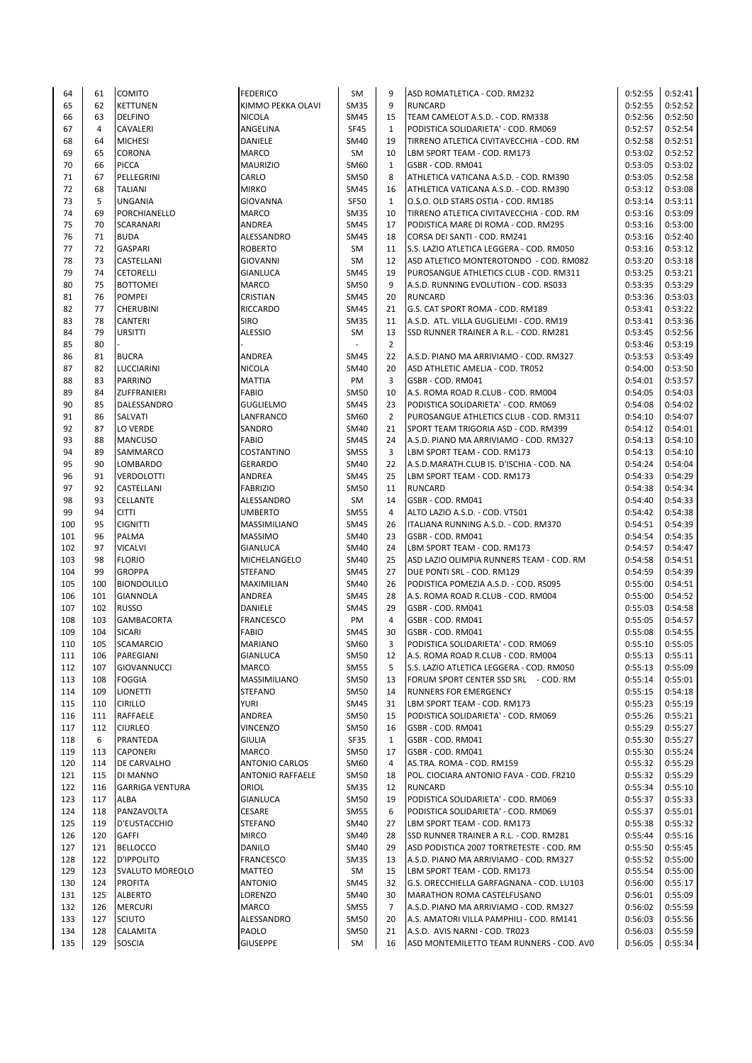| | | | | | | | | |
|---|---|---|---|---|---|---|---|---|
| 64 | 61 | COMITO | FEDERICO | SM | 9 | ASD ROMATLETICA - COD. RM232 | 0:52:55 | 0:52:41 |
| 65 | 62 | KETTUNEN | KIMMO PEKKA OLAVI | SM35 | 9 | RUNCARD | 0:52:55 | 0:52:52 |
| 66 | 63 | DELFINO | NICOLA | SM45 | 15 | TEAM CAMELOT A.S.D. - COD. RM338 | 0:52:56 | 0:52:50 |
| 67 | 4 | CAVALERI | ANGELINA | SF45 | 1 | PODISTICA SOLIDARIETA' - COD. RM069 | 0:52:57 | 0:52:54 |
| 68 | 64 | MICHESI | DANIELE | SM40 | 19 | TIRRENO ATLETICA CIVITAVECCHIA - COD. RM | 0:52:58 | 0:52:51 |
| 69 | 65 | CORONA | MARCO | SM | 10 | LBM SPORT TEAM - COD. RM173 | 0:53:02 | 0:52:52 |
| 70 | 66 | PICCA | MAURIZIO | SM60 | 1 | GSBR - COD. RM041 | 0:53:05 | 0:53:02 |
| 71 | 67 | PELLEGRINI | CARLO | SM50 | 8 | ATHLETICA VATICANA A.S.D. - COD. RM390 | 0:53:05 | 0:52:58 |
| 72 | 68 | TALIANI | MIRKO | SM45 | 16 | ATHLETICA VATICANA A.S.D. - COD. RM390 | 0:53:12 | 0:53:08 |
| 73 | 5 | UNGANIA | GIOVANNA | SF50 | 1 | O.S.O. OLD STARS OSTIA - COD. RM185 | 0:53:14 | 0:53:11 |
| 74 | 69 | PORCHIANELLO | MARCO | SM35 | 10 | TIRRENO ATLETICA CIVITAVECCHIA - COD. RM | 0:53:16 | 0:53:09 |
| 75 | 70 | SCARANARI | ANDREA | SM45 | 17 | PODISTICA MARE DI ROMA - COD. RM295 | 0:53:16 | 0:53:00 |
| 76 | 71 | BUDA | ALESSANDRO | SM45 | 18 | CORSA DEI SANTI - COD. RM241 | 0:53:16 | 0:52:40 |
| 77 | 72 | GASPARI | ROBERTO | SM | 11 | S.S. LAZIO ATLETICA LEGGERA - COD. RM050 | 0:53:16 | 0:53:12 |
| 78 | 73 | CASTELLANI | GIOVANNI | SM | 12 | ASD ATLETICO MONTEROTONDO - COD. RM082 | 0:53:20 | 0:53:18 |
| 79 | 74 | CETORELLI | GIANLUCA | SM45 | 19 | PUROSANGUE ATHLETICS CLUB - COD. RM311 | 0:53:25 | 0:53:21 |
| 80 | 75 | BOTTOMEI | MARCO | SM50 | 9 | A.S.D. RUNNING EVOLUTION - COD. RS033 | 0:53:35 | 0:53:29 |
| 81 | 76 | POMPEI | CRISTIAN | SM45 | 20 | RUNCARD | 0:53:36 | 0:53:03 |
| 82 | 77 | CHERUBINI | RICCARDO | SM45 | 21 | G.S. CAT SPORT ROMA - COD. RM189 | 0:53:41 | 0:53:22 |
| 83 | 78 | CANTERI | SIRO | SM35 | 11 | A.S.D. ATL. VILLA GUGLIELMI - COD. RM19 | 0:53:41 | 0:53:36 |
| 84 | 79 | URSITTI | ALESSIO | SM | 13 | SSD RUNNER TRAINER A R.L. - COD. RM281 | 0:53:45 | 0:52:56 |
| 85 | 80 | - | - | - | 2 | | 0:53:46 | 0:53:19 |
| 86 | 81 | BUCRA | ANDREA | SM45 | 22 | A.S.D. PIANO MA ARRIVIAMO - COD. RM327 | 0:53:53 | 0:53:49 |
| 87 | 82 | LUCCIARINI | NICOLA | SM40 | 20 | ASD ATHLETIC AMELIA - COD. TR052 | 0:54:00 | 0:53:50 |
| 88 | 83 | PARRINO | MATTIA | PM | 3 | GSBR - COD. RM041 | 0:54:01 | 0:53:57 |
| 89 | 84 | ZUFFRANIERI | FABIO | SM50 | 10 | A.S. ROMA ROAD R.CLUB - COD. RM004 | 0:54:05 | 0:54:03 |
| 90 | 85 | DALESSANDRO | GUGLIELMO | SM45 | 23 | PODISTICA SOLIDARIETA' - COD. RM069 | 0:54:08 | 0:54:02 |
| 91 | 86 | SALVATI | LANFRANCO | SM60 | 2 | PUROSANGUE ATHLETICS CLUB - COD. RM311 | 0:54:10 | 0:54:07 |
| 92 | 87 | LO VERDE | SANDRO | SM40 | 21 | SPORT TEAM TRIGORIA ASD - COD. RM399 | 0:54:12 | 0:54:01 |
| 93 | 88 | MANCUSO | FABIO | SM45 | 24 | A.S.D. PIANO MA ARRIVIAMO - COD. RM327 | 0:54:13 | 0:54:10 |
| 94 | 89 | SAMMARCO | COSTANTINO | SM55 | 3 | LBM SPORT TEAM - COD. RM173 | 0:54:13 | 0:54:10 |
| 95 | 90 | LOMBARDO | GERARDO | SM40 | 22 | A.S.D.MARATH.CLUB IS. D'ISCHIA - COD. NA | 0:54:24 | 0:54:04 |
| 96 | 91 | VERDOLOTTI | ANDREA | SM45 | 25 | LBM SPORT TEAM - COD. RM173 | 0:54:33 | 0:54:29 |
| 97 | 92 | CASTELLANI | FABRIZIO | SM50 | 11 | RUNCARD | 0:54:38 | 0:54:34 |
| 98 | 93 | CELLANTE | ALESSANDRO | SM | 14 | GSBR - COD. RM041 | 0:54:40 | 0:54:33 |
| 99 | 94 | CITTI | UMBERTO | SM55 | 4 | ALTO LAZIO A.S.D. - COD. VT501 | 0:54:42 | 0:54:38 |
| 100 | 95 | CIGNITTI | MASSIMILIANO | SM45 | 26 | ITALIANA RUNNING A.S.D. - COD. RM370 | 0:54:51 | 0:54:39 |
| 101 | 96 | PALMA | MASSIMO | SM40 | 23 | GSBR - COD. RM041 | 0:54:54 | 0:54:35 |
| 102 | 97 | VICALVI | GIANLUCA | SM40 | 24 | LBM SPORT TEAM - COD. RM173 | 0:54:57 | 0:54:47 |
| 103 | 98 | FLORIO | MICHELANGELO | SM40 | 25 | ASD LAZIO OLIMPIA RUNNERS TEAM - COD. RM | 0:54:58 | 0:54:51 |
| 104 | 99 | GROPPA | STEFANO | SM45 | 27 | DUE PONTI SRL - COD. RM129 | 0:54:59 | 0:54:39 |
| 105 | 100 | BIONDOLILLO | MAXIMILIAN | SM40 | 26 | PODISTICA POMEZIA A.S.D. - COD. RS095 | 0:55:00 | 0:54:51 |
| 106 | 101 | GIANNOLA | ANDREA | SM45 | 28 | A.S. ROMA ROAD R.CLUB - COD. RM004 | 0:55:00 | 0:54:52 |
| 107 | 102 | RUSSO | DANIELE | SM45 | 29 | GSBR - COD. RM041 | 0:55:03 | 0:54:58 |
| 108 | 103 | GAMBACORTA | FRANCESCO | PM | 4 | GSBR - COD. RM041 | 0:55:05 | 0:54:57 |
| 109 | 104 | SICARI | FABIO | SM45 | 30 | GSBR - COD. RM041 | 0:55:08 | 0:54:55 |
| 110 | 105 | SCAMARCIO | MARIANO | SM60 | 3 | PODISTICA SOLIDARIETA' - COD. RM069 | 0:55:10 | 0:55:05 |
| 111 | 106 | PAREGIANI | GIANLUCA | SM50 | 12 | A.S. ROMA ROAD R.CLUB - COD. RM004 | 0:55:13 | 0:55:11 |
| 112 | 107 | GIOVANNUCCI | MARCO | SM55 | 5 | S.S. LAZIO ATLETICA LEGGERA - COD. RM050 | 0:55:13 | 0:55:09 |
| 113 | 108 | FOGGIA | MASSIMILIANO | SM50 | 13 | FORUM SPORT CENTER SSD SRL - COD. RM | 0:55:14 | 0:55:01 |
| 114 | 109 | LIONETTI | STEFANO | SM50 | 14 | RUNNERS FOR EMERGENCY | 0:55:15 | 0:54:18 |
| 115 | 110 | CIRILLO | YURI | SM45 | 31 | LBM SPORT TEAM - COD. RM173 | 0:55:23 | 0:55:19 |
| 116 | 111 | RAFFAELE | ANDREA | SM50 | 15 | PODISTICA SOLIDARIETA' - COD. RM069 | 0:55:26 | 0:55:21 |
| 117 | 112 | CIURLEO | VINCENZO | SM50 | 16 | GSBR - COD. RM041 | 0:55:29 | 0:55:27 |
| 118 | 6 | PRANTEDA | GIULIA | SF35 | 1 | GSBR - COD. RM041 | 0:55:30 | 0:55:27 |
| 119 | 113 | CAPONERI | MARCO | SM50 | 17 | GSBR - COD. RM041 | 0:55:30 | 0:55:24 |
| 120 | 114 | DE CARVALHO | ANTONIO CARLOS | SM60 | 4 | AS.TRA. ROMA - COD. RM159 | 0:55:32 | 0:55:29 |
| 121 | 115 | DI MANNO | ANTONIO RAFFAELE | SM50 | 18 | POL. CIOCIARA ANTONIO FAVA - COD. FR210 | 0:55:32 | 0:55:29 |
| 122 | 116 | GARRIGA VENTURA | ORIOL | SM35 | 12 | RUNCARD | 0:55:34 | 0:55:10 |
| 123 | 117 | ALBA | GIANLUCA | SM50 | 19 | PODISTICA SOLIDARIETA' - COD. RM069 | 0:55:37 | 0:55:33 |
| 124 | 118 | PANZAVOLTA | CESARE | SM55 | 6 | PODISTICA SOLIDARIETA' - COD. RM069 | 0:55:37 | 0:55:01 |
| 125 | 119 | D'EUSTACCHIO | STEFANO | SM40 | 27 | LBM SPORT TEAM - COD. RM173 | 0:55:38 | 0:55:32 |
| 126 | 120 | GAFFI | MIRCO | SM40 | 28 | SSD RUNNER TRAINER A R.L. - COD. RM281 | 0:55:44 | 0:55:16 |
| 127 | 121 | BELLOCCO | DANILO | SM40 | 29 | ASD PODISTICA 2007 TORTRETESTE - COD. RM | 0:55:50 | 0:55:45 |
| 128 | 122 | D'IPPOLITO | FRANCESCO | SM35 | 13 | A.S.D. PIANO MA ARRIVIAMO - COD. RM327 | 0:55:52 | 0:55:00 |
| 129 | 123 | SVALUTO MOREOLO | MATTEO | SM | 15 | LBM SPORT TEAM - COD. RM173 | 0:55:54 | 0:55:00 |
| 130 | 124 | PROFITA | ANTONIO | SM45 | 32 | G.S. ORECCHIELLA GARFAGNANA - COD. LU103 | 0:56:00 | 0:55:17 |
| 131 | 125 | ALBERTO | LORENZO | SM40 | 30 | MARATHON ROMA CASTELFUSANO | 0:56:01 | 0:55:09 |
| 132 | 126 | MERCURI | MARCO | SM55 | 7 | A.S.D. PIANO MA ARRIVIAMO - COD. RM327 | 0:56:02 | 0:55:59 |
| 133 | 127 | SCIUTO | ALESSANDRO | SM50 | 20 | A.S. AMATORI VILLA PAMPHILI - COD. RM141 | 0:56:03 | 0:55:56 |
| 134 | 128 | CALAMITA | PAOLO | SM50 | 21 | A.S.D. AVIS NARNI - COD. TR023 | 0:56:03 | 0:55:59 |
| 135 | 129 | SOSCIA | GIUSEPPE | SM | 16 | ASD MONTEMILETTO TEAM RUNNERS - COD. AV0 | 0:56:05 | 0:55:34 |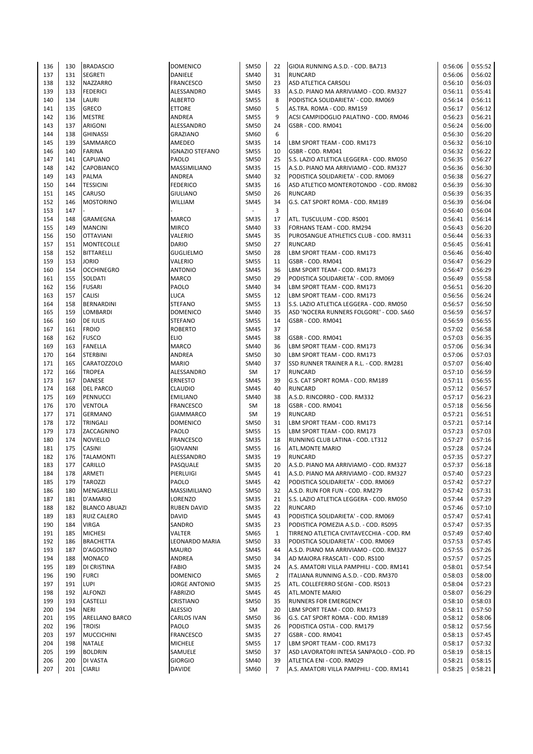| 136 | 130 | BRADASCIO | DOMENICO | SM50 | 22 | GIOIA RUNNING A.S.D. - COD. BA713 | 0:56:06 | 0:55:52 |
|---|---|---|---|---|---|---|---|---|
| 137 | 131 | SEGRETI | DANIELE | SM40 | 31 | RUNCARD | 0:56:06 | 0:56:02 |
| 138 | 132 | NAZZARRO | FRANCESCO | SM50 | 23 | ASD ATLETICA CARSOLI | 0:56:10 | 0:56:03 |
| 139 | 133 | FEDERICI | ALESSANDRO | SM45 | 33 | A.S.D. PIANO MA ARRIVIAMO - COD. RM327 | 0:56:11 | 0:55:41 |
| 140 | 134 | LAURI | ALBERTO | SM55 | 8 | PODISTICA SOLIDARIETA' - COD. RM069 | 0:56:14 | 0:56:11 |
| 141 | 135 | GRECO | ETTORE | SM60 | 5 | AS.TRA. ROMA - COD. RM159 | 0:56:17 | 0:56:12 |
| 142 | 136 | MESTRE | ANDREA | SM55 | 9 | ACSI CAMPIDOGLIO PALATINO - COD. RM046 | 0:56:23 | 0:56:21 |
| 143 | 137 | ARIGONI | ALESSANDRO | SM50 | 24 | GSBR - COD. RM041 | 0:56:24 | 0:56:00 |
| 144 | 138 | GHINASSI | GRAZIANO | SM60 | 6 | | 0:56:30 | 0:56:20 |
| 145 | 139 | SAMMARCO | AMEDEO | SM35 | 14 | LBM SPORT TEAM - COD. RM173 | 0:56:32 | 0:56:10 |
| 146 | 140 | FARINA | IGNAZIO STEFANO | SM55 | 10 | GSBR - COD. RM041 | 0:56:32 | 0:56:22 |
| 147 | 141 | CAPUANO | PAOLO | SM50 | 25 | S.S. LAZIO ATLETICA LEGGERA - COD. RM050 | 0:56:35 | 0:56:27 |
| 148 | 142 | CAPOBIANCO | MASSIMILIANO | SM35 | 15 | A.S.D. PIANO MA ARRIVIAMO - COD. RM327 | 0:56:36 | 0:56:30 |
| 149 | 143 | PALMA | ANDREA | SM40 | 32 | PODISTICA SOLIDARIETA' - COD. RM069 | 0:56:38 | 0:56:27 |
| 150 | 144 | TESSICINI | FEDERICO | SM35 | 16 | ASD ATLETICO MONTEROTONDO - COD. RM082 | 0:56:39 | 0:56:30 |
| 151 | 145 | CARUSO | GIULIANO | SM50 | 26 | RUNCARD | 0:56:39 | 0:56:35 |
| 152 | 146 | MOSTORINO | WILLIAM | SM45 | 34 | G.S. CAT SPORT ROMA - COD. RM189 | 0:56:39 | 0:56:04 |
| 153 | 147 | - | - | - | 3 | | 0:56:40 | 0:56:04 |
| 154 | 148 | GRAMEGNA | MARCO | SM35 | 17 | ATL. TUSCULUM - COD. RS001 | 0:56:41 | 0:56:14 |
| 155 | 149 | MANCINI | MIRCO | SM40 | 33 | FORHANS TEAM - COD. RM294 | 0:56:43 | 0:56:20 |
| 156 | 150 | OTTAVIANI | VALERIO | SM45 | 35 | PUROSANGUE ATHLETICS CLUB - COD. RM311 | 0:56:44 | 0:56:33 |
| 157 | 151 | MONTECOLLE | DARIO | SM50 | 27 | RUNCARD | 0:56:45 | 0:56:41 |
| 158 | 152 | BITTARELLI | GUGLIELMO | SM50 | 28 | LBM SPORT TEAM - COD. RM173 | 0:56:46 | 0:56:40 |
| 159 | 153 | JORIO | VALERIO | SM55 | 11 | GSBR - COD. RM041 | 0:56:47 | 0:56:29 |
| 160 | 154 | OCCHINEGRO | ANTONIO | SM45 | 36 | LBM SPORT TEAM - COD. RM173 | 0:56:47 | 0:56:29 |
| 161 | 155 | SOLDATI | MARCO | SM50 | 29 | PODISTICA SOLIDARIETA' - COD. RM069 | 0:56:49 | 0:55:58 |
| 162 | 156 | FUSARI | PAOLO | SM40 | 34 | LBM SPORT TEAM - COD. RM173 | 0:56:51 | 0:56:20 |
| 163 | 157 | CALISI | LUCA | SM55 | 12 | LBM SPORT TEAM - COD. RM173 | 0:56:56 | 0:56:24 |
| 164 | 158 | BERNARDINI | STEFANO | SM55 | 13 | S.S. LAZIO ATLETICA LEGGERA - COD. RM050 | 0:56:57 | 0:56:50 |
| 165 | 159 | LOMBARDI | DOMENICO | SM40 | 35 | ASD 'NOCERA RUNNERS FOLGORE' - COD. SA60 | 0:56:59 | 0:56:57 |
| 166 | 160 | DE IULIS | STEFANO | SM55 | 14 | GSBR - COD. RM041 | 0:56:59 | 0:56:55 |
| 167 | 161 | FROIO | ROBERTO | SM45 | 37 | | 0:57:02 | 0:56:58 |
| 168 | 162 | FUSCO | ELIO | SM45 | 38 | GSBR - COD. RM041 | 0:57:03 | 0:56:35 |
| 169 | 163 | FANELLA | MARCO | SM40 | 36 | LBM SPORT TEAM - COD. RM173 | 0:57:06 | 0:56:34 |
| 170 | 164 | STERBINI | ANDREA | SM50 | 30 | LBM SPORT TEAM - COD. RM173 | 0:57:06 | 0:57:03 |
| 171 | 165 | CARATOZZOLO | MARIO | SM40 | 37 | SSD RUNNER TRAINER A R.L. - COD. RM281 | 0:57:07 | 0:56:40 |
| 172 | 166 | TROPEA | ALESSANDRO | SM | 17 | RUNCARD | 0:57:10 | 0:56:59 |
| 173 | 167 | DANESE | ERNESTO | SM45 | 39 | G.S. CAT SPORT ROMA - COD. RM189 | 0:57:11 | 0:56:55 |
| 174 | 168 | DEL PARCO | CLAUDIO | SM45 | 40 | RUNCARD | 0:57:12 | 0:56:57 |
| 175 | 169 | PENNUCCI | EMILIANO | SM40 | 38 | A.S.D. RINCORRO - COD. RM332 | 0:57:17 | 0:56:23 |
| 176 | 170 | VENTOLA | FRANCESCO | SM | 18 | GSBR - COD. RM041 | 0:57:18 | 0:56:56 |
| 177 | 171 | GERMANO | GIAMMARCO | SM | 19 | RUNCARD | 0:57:21 | 0:56:51 |
| 178 | 172 | TRINGALI | DOMENICO | SM50 | 31 | LBM SPORT TEAM - COD. RM173 | 0:57:21 | 0:57:14 |
| 179 | 173 | ZACCAGNINO | PAOLO | SM55 | 15 | LBM SPORT TEAM - COD. RM173 | 0:57:23 | 0:57:03 |
| 180 | 174 | NOVIELLO | FRANCESCO | SM35 | 18 | RUNNING CLUB LATINA - COD. LT312 | 0:57:27 | 0:57:16 |
| 181 | 175 | CASINI | GIOVANNI | SM55 | 16 | ATL.MONTE MARIO | 0:57:28 | 0:57:24 |
| 182 | 176 | TALAMONTI | ALESSANDRO | SM35 | 19 | RUNCARD | 0:57:35 | 0:57:27 |
| 183 | 177 | CARILLO | PASQUALE | SM35 | 20 | A.S.D. PIANO MA ARRIVIAMO - COD. RM327 | 0:57:37 | 0:56:18 |
| 184 | 178 | ARMETI | PIERLUIGI | SM45 | 41 | A.S.D. PIANO MA ARRIVIAMO - COD. RM327 | 0:57:40 | 0:57:23 |
| 185 | 179 | TAROZZI | PAOLO | SM45 | 42 | PODISTICA SOLIDARIETA' - COD. RM069 | 0:57:42 | 0:57:27 |
| 186 | 180 | MENGARELLI | MASSIMILIANO | SM50 | 32 | A.S.D. RUN FOR FUN - COD. RM279 | 0:57:42 | 0:57:31 |
| 187 | 181 | D'AMARIO | LORENZO | SM35 | 21 | S.S. LAZIO ATLETICA LEGGERA - COD. RM050 | 0:57:44 | 0:57:29 |
| 188 | 182 | BLANCO ABUAZI | RUBEN DAVID | SM35 | 22 | RUNCARD | 0:57:46 | 0:57:10 |
| 189 | 183 | RUIZ CALERO | DAVID | SM45 | 43 | PODISTICA SOLIDARIETA' - COD. RM069 | 0:57:47 | 0:57:41 |
| 190 | 184 | VIRGA | SANDRO | SM35 | 23 | PODISTICA POMEZIA A.S.D. - COD. RS095 | 0:57:47 | 0:57:35 |
| 191 | 185 | MICHESI | VALTER | SM65 | 1 | TIRRENO ATLETICA CIVITAVECCHIA - COD. RM | 0:57:49 | 0:57:40 |
| 192 | 186 | BRACHETTA | LEONARDO MARIA | SM50 | 33 | PODISTICA SOLIDARIETA' - COD. RM069 | 0:57:53 | 0:57:45 |
| 193 | 187 | D'AGOSTINO | MAURO | SM45 | 44 | A.S.D. PIANO MA ARRIVIAMO - COD. RM327 | 0:57:55 | 0:57:26 |
| 194 | 188 | MONACO | ANDREA | SM50 | 34 | AD MAIORA FRASCATI - COD. RS100 | 0:57:57 | 0:57:25 |
| 195 | 189 | DI CRISTINA | FABIO | SM35 | 24 | A.S. AMATORI VILLA PAMPHILI - COD. RM141 | 0:58:01 | 0:57:54 |
| 196 | 190 | FURCI | DOMENICO | SM65 | 2 | ITALIANA RUNNING A.S.D. - COD. RM370 | 0:58:03 | 0:58:00 |
| 197 | 191 | LUPI | JORGE ANTONIO | SM35 | 25 | ATL. COLLEFERRO SEGNI - COD. RS013 | 0:58:04 | 0:57:23 |
| 198 | 192 | ALFONZI | FABRIZIO | SM45 | 45 | ATL.MONTE MARIO | 0:58:07 | 0:56:29 |
| 199 | 193 | CASTELLI | CRISTIANO | SM50 | 35 | RUNNERS FOR EMERGENCY | 0:58:10 | 0:58:03 |
| 200 | 194 | NERI | ALESSIO | SM | 20 | LBM SPORT TEAM - COD. RM173 | 0:58:11 | 0:57:50 |
| 201 | 195 | ARELLANO BARCO | CARLOS IVAN | SM50 | 36 | G.S. CAT SPORT ROMA - COD. RM189 | 0:58:12 | 0:58:06 |
| 202 | 196 | TROISI | PAOLO | SM35 | 26 | PODISTICA OSTIA - COD. RM179 | 0:58:12 | 0:57:56 |
| 203 | 197 | MUCCICHINI | FRANCESCO | SM35 | 27 | GSBR - COD. RM041 | 0:58:13 | 0:57:45 |
| 204 | 198 | NATALE | MICHELE | SM55 | 17 | LBM SPORT TEAM - COD. RM173 | 0:58:17 | 0:57:32 |
| 205 | 199 | BOLDRIN | SAMUELE | SM50 | 37 | ASD LAVORATORI INTESA SANPAOLO - COD. PD | 0:58:19 | 0:58:15 |
| 206 | 200 | DI VASTA | GIORGIO | SM40 | 39 | ATLETICA ENI - COD. RM029 | 0:58:21 | 0:58:15 |
| 207 | 201 | CIARLI | DAVIDE | SM60 | 7 | A.S. AMATORI VILLA PAMPHILI - COD. RM141 | 0:58:25 | 0:58:21 |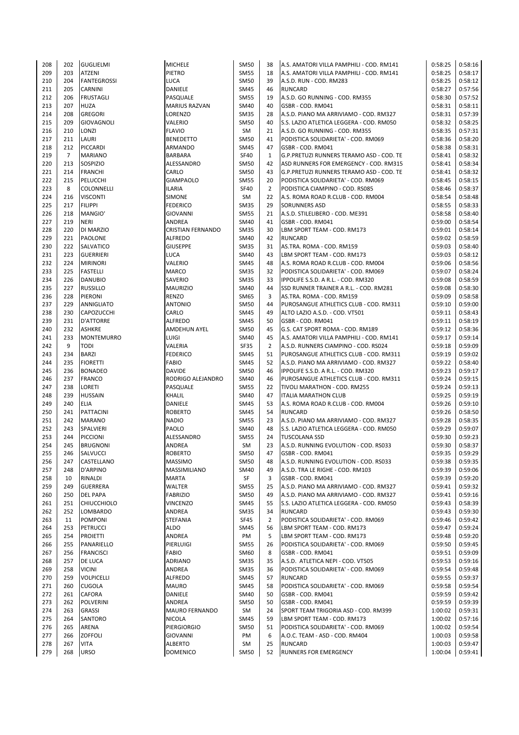| | | | | | | | | |
|---|---|---|---|---|---|---|---|---|
| 208 | 202 | GUGLIELMI | MICHELE | SM50 | 38 | A.S. AMATORI VILLA PAMPHILI - COD. RM141 | 0:58:25 | 0:58:16 |
| 209 | 203 | ATZENI | PIETRO | SM55 | 18 | A.S. AMATORI VILLA PAMPHILI - COD. RM141 | 0:58:25 | 0:58:17 |
| 210 | 204 | FANTEGROSSI | LUCA | SM50 | 39 | A.S.D. RUN - COD. RM283 | 0:58:25 | 0:58:12 |
| 211 | 205 | CARNINI | DANIELE | SM45 | 46 | RUNCARD | 0:58:27 | 0:57:56 |
| 212 | 206 | FRUSTAGLI | PASQUALE | SM55 | 19 | A.S.D. GO RUNNING - COD. RM355 | 0:58:30 | 0:57:52 |
| 213 | 207 | HUZA | MARIUS RAZVAN | SM40 | 40 | GSBR - COD. RM041 | 0:58:31 | 0:58:11 |
| 214 | 208 | GREGORI | LORENZO | SM35 | 28 | A.S.D. PIANO MA ARRIVIAMO - COD. RM327 | 0:58:31 | 0:57:39 |
| 215 | 209 | GIOVAGNOLI | VALERIO | SM50 | 40 | S.S. LAZIO ATLETICA LEGGERA - COD. RM050 | 0:58:32 | 0:58:25 |
| 216 | 210 | LONZI | FLAVIO | SM | 21 | A.S.D. GO RUNNING - COD. RM355 | 0:58:35 | 0:57:31 |
| 217 | 211 | LAURI | BENEDETTO | SM50 | 41 | PODISTICA SOLIDARIETA' - COD. RM069 | 0:58:36 | 0:58:20 |
| 218 | 212 | PICCARDI | ARMANDO | SM45 | 47 | GSBR - COD. RM041 | 0:58:38 | 0:58:31 |
| 219 | 7 | MARIANO | BARBARA | SF40 | 1 | G.P.PRETUZI RUNNERS TERAMO ASD - COD. TE | 0:58:41 | 0:58:32 |
| 220 | 213 | SOSPIZIO | ALESSANDRO | SM50 | 42 | ASD RUNNERS FOR EMERGENCY - COD. RM315 | 0:58:41 | 0:58:34 |
| 221 | 214 | FRANCHI | CARLO | SM50 | 43 | G.P.PRETUZI RUNNERS TERAMO ASD - COD. TE | 0:58:41 | 0:58:32 |
| 222 | 215 | PELUCCHI | GIAMPAOLO | SM55 | 20 | PODISTICA SOLIDARIETA' - COD. RM069 | 0:58:45 | 0:58:15 |
| 223 | 8 | COLONNELLI | ILARIA | SF40 | 2 | PODISTICA CIAMPINO - COD. RS085 | 0:58:46 | 0:58:37 |
| 224 | 216 | VISCONTI | SIMONE | SM | 22 | A.S. ROMA ROAD R.CLUB - COD. RM004 | 0:58:54 | 0:58:48 |
| 225 | 217 | FILIPPI | FEDERICO | SM35 | 29 | SORUNNERS ASD | 0:58:55 | 0:58:33 |
| 226 | 218 | MANGIO' | GIOVANNI | SM55 | 21 | A.S.D. STILELIBERO - COD. ME391 | 0:58:58 | 0:58:40 |
| 227 | 219 | NERI | ANDREA | SM40 | 41 | GSBR - COD. RM041 | 0:59:00 | 0:58:54 |
| 228 | 220 | DI MARZIO | CRISTIAN FERNANDO | SM35 | 30 | LBM SPORT TEAM - COD. RM173 | 0:59:01 | 0:58:14 |
| 229 | 221 | PAOLONE | ALFREDO | SM40 | 42 | RUNCARD | 0:59:02 | 0:58:59 |
| 230 | 222 | SALVATICO | GIUSEPPE | SM35 | 31 | AS.TRA. ROMA - COD. RM159 | 0:59:03 | 0:58:40 |
| 231 | 223 | GUERRIERI | LUCA | SM40 | 43 | LBM SPORT TEAM - COD. RM173 | 0:59:03 | 0:58:12 |
| 232 | 224 | MIRINORI | VALERIO | SM45 | 48 | A.S. ROMA ROAD R.CLUB - COD. RM004 | 0:59:06 | 0:58:56 |
| 233 | 225 | FASTELLI | MARCO | SM35 | 32 | PODISTICA SOLIDARIETA' - COD. RM069 | 0:59:07 | 0:58:24 |
| 234 | 226 | DANUBIO | SAVERIO | SM35 | 33 | IPPOLIFE S.S.D. A R.L. - COD. RM320 | 0:59:08 | 0:58:59 |
| 235 | 227 | RUSSILLO | MAURIZIO | SM40 | 44 | SSD RUNNER TRAINER A R.L. - COD. RM281 | 0:59:08 | 0:58:30 |
| 236 | 228 | PIERONI | RENZO | SM65 | 3 | AS.TRA. ROMA - COD. RM159 | 0:59:09 | 0:58:58 |
| 237 | 229 | ANNIGLIATO | ANTONIO | SM50 | 44 | PUROSANGUE ATHLETICS CLUB - COD. RM311 | 0:59:10 | 0:59:00 |
| 238 | 230 | CAPOZUCCHI | CARLO | SM45 | 49 | ALTO LAZIO A.S.D. - COD. VT501 | 0:59:11 | 0:58:43 |
| 239 | 231 | D'ATTORRE | ALFREDO | SM45 | 50 | GSBR - COD. RM041 | 0:59:11 | 0:58:19 |
| 240 | 232 | ASHKRE | AMDEHUN AYEL | SM50 | 45 | G.S. CAT SPORT ROMA - COD. RM189 | 0:59:12 | 0:58:36 |
| 241 | 233 | MONTEMURRO | LUIGI | SM40 | 45 | A.S. AMATORI VILLA PAMPHILI - COD. RM141 | 0:59:17 | 0:59:14 |
| 242 | 9 | TODI | VALERIA | SF35 | 2 | A.S.D. RUNNERS CIAMPINO - COD. RS024 | 0:59:18 | 0:59:09 |
| 243 | 234 | BARZI | FEDERICO | SM45 | 51 | PUROSANGUE ATHLETICS CLUB - COD. RM311 | 0:59:19 | 0:59:02 |
| 244 | 235 | FIORETTI | FABIO | SM45 | 52 | A.S.D. PIANO MA ARRIVIAMO - COD. RM327 | 0:59:22 | 0:58:40 |
| 245 | 236 | BONADEO | DAVIDE | SM50 | 46 | IPPOLIFE S.S.D. A R.L. - COD. RM320 | 0:59:23 | 0:59:17 |
| 246 | 237 | FRANCO | RODRIGO ALEJANDRO | SM40 | 46 | PUROSANGUE ATHLETICS CLUB - COD. RM311 | 0:59:24 | 0:59:15 |
| 247 | 238 | LORETI | PASQUALE | SM55 | 22 | TIVOLI MARATHON - COD. RM255 | 0:59:24 | 0:59:13 |
| 248 | 239 | HUSSAIN | KHALIL | SM40 | 47 | ITALIA MARATHON CLUB | 0:59:25 | 0:59:19 |
| 249 | 240 | ELIA | DANIELE | SM45 | 53 | A.S. ROMA ROAD R.CLUB - COD. RM004 | 0:59:26 | 0:59:10 |
| 250 | 241 | PATTACINI | ROBERTO | SM45 | 54 | RUNCARD | 0:59:26 | 0:58:50 |
| 251 | 242 | MARANO | NADIO | SM55 | 23 | A.S.D. PIANO MA ARRIVIAMO - COD. RM327 | 0:59:28 | 0:58:35 |
| 252 | 243 | SPALVIERI | PAOLO | SM40 | 48 | S.S. LAZIO ATLETICA LEGGERA - COD. RM050 | 0:59:29 | 0:59:07 |
| 253 | 244 | PICCIONI | ALESSANDRO | SM55 | 24 | TUSCOLANA SSD | 0:59:30 | 0:59:23 |
| 254 | 245 | BRUGNONI | ANDREA | SM | 23 | A.S.D. RUNNING EVOLUTION - COD. RS033 | 0:59:30 | 0:58:37 |
| 255 | 246 | SALVUCCI | ROBERTO | SM50 | 47 | GSBR - COD. RM041 | 0:59:35 | 0:59:29 |
| 256 | 247 | CASTELLANO | MASSIMO | SM50 | 48 | A.S.D. RUNNING EVOLUTION - COD. RS033 | 0:59:38 | 0:59:35 |
| 257 | 248 | D'ARPINO | MASSIMILIANO | SM40 | 49 | A.S.D. TRA LE RIGHE - COD. RM103 | 0:59:39 | 0:59:06 |
| 258 | 10 | RINALDI | MARTA | SF | 3 | GSBR - COD. RM041 | 0:59:39 | 0:59:20 |
| 259 | 249 | GUERRERA | WALTER | SM55 | 25 | A.S.D. PIANO MA ARRIVIAMO - COD. RM327 | 0:59:41 | 0:59:32 |
| 260 | 250 | DEL PAPA | FABRIZIO | SM50 | 49 | A.S.D. PIANO MA ARRIVIAMO - COD. RM327 | 0:59:41 | 0:59:16 |
| 261 | 251 | CHIUCCHIOLO | VINCENZO | SM45 | 55 | S.S. LAZIO ATLETICA LEGGERA - COD. RM050 | 0:59:43 | 0:58:39 |
| 262 | 252 | LOMBARDO | ANDREA | SM35 | 34 | RUNCARD | 0:59:43 | 0:59:30 |
| 263 | 11 | POMPONI | STEFANIA | SF45 | 2 | PODISTICA SOLIDARIETA' - COD. RM069 | 0:59:46 | 0:59:42 |
| 264 | 253 | PETRUCCI | ALDO | SM45 | 56 | LBM SPORT TEAM - COD. RM173 | 0:59:47 | 0:59:24 |
| 265 | 254 | PROIETTI | ANDREA | PM | 5 | LBM SPORT TEAM - COD. RM173 | 0:59:48 | 0:59:20 |
| 266 | 255 | PANARIELLO | PIERLUIGI | SM55 | 26 | PODISTICA SOLIDARIETA' - COD. RM069 | 0:59:50 | 0:59:45 |
| 267 | 256 | FRANCISCI | FABIO | SM60 | 8 | GSBR - COD. RM041 | 0:59:51 | 0:59:09 |
| 268 | 257 | DE LUCA | ADRIANO | SM35 | 35 | A.S.D. ATLETICA NEPI - COD. VT505 | 0:59:53 | 0:59:16 |
| 269 | 258 | VICINI | ANDREA | SM35 | 36 | PODISTICA SOLIDARIETA' - COD. RM069 | 0:59:54 | 0:59:48 |
| 270 | 259 | VOLPICELLI | ALFREDO | SM45 | 57 | RUNCARD | 0:59:55 | 0:59:37 |
| 271 | 260 | CUGOLA | MAURO | SM45 | 58 | PODISTICA SOLIDARIETA' - COD. RM069 | 0:59:58 | 0:59:54 |
| 272 | 261 | CAFORA | DANIELE | SM40 | 50 | GSBR - COD. RM041 | 0:59:59 | 0:59:42 |
| 273 | 262 | POLVERINI | ANDREA | SM50 | 50 | GSBR - COD. RM041 | 0:59:59 | 0:59:39 |
| 274 | 263 | GRASSI | MAURO FERNANDO | SM | 24 | SPORT TEAM TRIGORIA ASD - COD. RM399 | 1:00:02 | 0:59:31 |
| 275 | 264 | SANTORO | NICOLA | SM45 | 59 | LBM SPORT TEAM - COD. RM173 | 1:00:02 | 0:57:16 |
| 276 | 265 | ARENA | PIERGIORGIO | SM50 | 51 | PODISTICA SOLIDARIETA' - COD. RM069 | 1:00:02 | 0:59:54 |
| 277 | 266 | ZOFFOLI | GIOVANNI | PM | 6 | A.O.C. TEAM - ASD - COD. RM404 | 1:00:03 | 0:59:58 |
| 278 | 267 | VITA | ALBERTO | SM | 25 | RUNCARD | 1:00:03 | 0:59:47 |
| 279 | 268 | URSO | DOMENICO | SM50 | 52 | RUNNERS FOR EMERGENCY | 1:00:04 | 0:59:41 |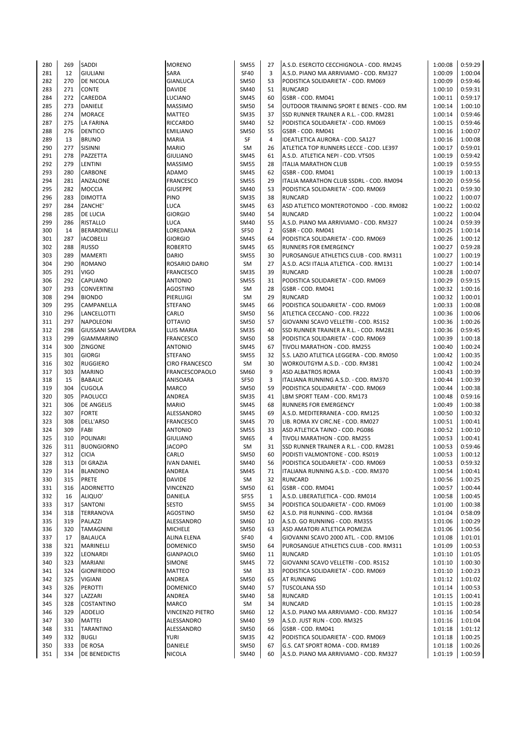| | | | | | | | | |
|---|---|---|---|---|---|---|---|---|
| 280 | 269 | SADDI | MORENO | SM55 | 27 | A.S.D. ESERCITO CECCHIGNOLA - COD. RM245 | 1:00:08 | 0:59:29 |
| 281 | 12 | GIULIANI | SARA | SF40 | 3 | A.S.D. PIANO MA ARRIVIAMO - COD. RM327 | 1:00:09 | 1:00:04 |
| 282 | 270 | DE NICOLA | GIANLUCA | SM50 | 53 | PODISTICA SOLIDARIETA' - COD. RM069 | 1:00:09 | 0:59:46 |
| 283 | 271 | CONTE | DAVIDE | SM40 | 51 | RUNCARD | 1:00:10 | 0:59:31 |
| 284 | 272 | CAREDDA | LUCIANO | SM45 | 60 | GSBR - COD. RM041 | 1:00:11 | 0:59:17 |
| 285 | 273 | DANIELE | MASSIMO | SM50 | 54 | OUTDOOR TRAINING SPORT E BENES - COD. RM | 1:00:14 | 1:00:10 |
| 286 | 274 | MORACE | MATTEO | SM35 | 37 | SSD RUNNER TRAINER A R.L. - COD. RM281 | 1:00:14 | 0:59:46 |
| 287 | 275 | LA FARINA | RICCARDO | SM40 | 52 | PODISTICA SOLIDARIETA' - COD. RM069 | 1:00:15 | 0:59:46 |
| 288 | 276 | DENTICO | EMILIANO | SM50 | 55 | GSBR - COD. RM041 | 1:00:16 | 1:00:07 |
| 289 | 13 | BRUNO | MARIA | SF | 4 | IDEATLETICA AURORA - COD. SA127 | 1:00:16 | 1:00:08 |
| 290 | 277 | SISINNI | MARIO | SM | 26 | ATLETICA TOP RUNNERS LECCE - COD. LE397 | 1:00:17 | 0:59:01 |
| 291 | 278 | PAZZETTA | GIULIANO | SM45 | 61 | A.S.D. ATLETICA NEPI - COD. VT505 | 1:00:19 | 0:59:42 |
| 292 | 279 | LENTINI | MASSIMO | SM55 | 28 | ITALIA MARATHON CLUB | 1:00:19 | 0:59:55 |
| 293 | 280 | CARBONE | ADAMO | SM45 | 62 | GSBR - COD. RM041 | 1:00:19 | 1:00:13 |
| 294 | 281 | ANZALONE | FRANCESCO | SM55 | 29 | ITALIA MARATHON CLUB SSDRL - COD. RM094 | 1:00:20 | 0:59:56 |
| 295 | 282 | MOCCIA | GIUSEPPE | SM40 | 53 | PODISTICA SOLIDARIETA' - COD. RM069 | 1:00:21 | 0:59:30 |
| 296 | 283 | DIMOTTA | PINO | SM35 | 38 | RUNCARD | 1:00:22 | 1:00:07 |
| 297 | 284 | ZANCHE' | LUCA | SM45 | 63 | ASD ATLETICO MONTEROTONDO - COD. RM082 | 1:00:22 | 1:00:02 |
| 298 | 285 | DE LUCIA | GIORGIO | SM40 | 54 | RUNCARD | 1:00:22 | 1:00:04 |
| 299 | 286 | RISTALLO | LUCA | SM40 | 55 | A.S.D. PIANO MA ARRIVIAMO - COD. RM327 | 1:00:24 | 0:59:39 |
| 300 | 14 | BERARDINELLI | LOREDANA | SF50 | 2 | GSBR - COD. RM041 | 1:00:25 | 1:00:14 |
| 301 | 287 | IACOBELLI | GIORGIO | SM45 | 64 | PODISTICA SOLIDARIETA' - COD. RM069 | 1:00:26 | 1:00:12 |
| 302 | 288 | RUSSO | ROBERTO | SM45 | 65 | RUNNERS FOR EMERGENCY | 1:00:27 | 0:59:28 |
| 303 | 289 | MAMERTI | DARIO | SM55 | 30 | PUROSANGUE ATHLETICS CLUB - COD. RM311 | 1:00:27 | 1:00:19 |
| 304 | 290 | ROMANO | ROSARIO DARIO | SM | 27 | A.S.D. ACSI ITALIA ATLETICA - COD. RM131 | 1:00:27 | 1:00:14 |
| 305 | 291 | VIGO | FRANCESCO | SM35 | 39 | RUNCARD | 1:00:28 | 1:00:07 |
| 306 | 292 | CAPUANO | ANTONIO | SM55 | 31 | PODISTICA SOLIDARIETA' - COD. RM069 | 1:00:29 | 0:59:15 |
| 307 | 293 | CONVERTINI | AGOSTINO | SM | 28 | GSBR - COD. RM041 | 1:00:32 | 1:00:16 |
| 308 | 294 | BIONDO | PIERLUIGI | SM | 29 | RUNCARD | 1:00:32 | 1:00:01 |
| 309 | 295 | CAMPANELLA | STEFANO | SM45 | 66 | PODISTICA SOLIDARIETA' - COD. RM069 | 1:00:33 | 1:00:08 |
| 310 | 296 | LANCELLOTTI | CARLO | SM50 | 56 | ATLETICA CECCANO - COD. FR222 | 1:00:36 | 1:00:06 |
| 311 | 297 | NAPOLEONI | OTTAVIO | SM50 | 57 | GIOVANNI SCAVO VELLETRI - COD. RS152 | 1:00:36 | 1:00:26 |
| 312 | 298 | GIUSSANI SAAVEDRA | LUIS MARIA | SM35 | 40 | SSD RUNNER TRAINER A R.L. - COD. RM281 | 1:00:36 | 0:59:45 |
| 313 | 299 | GIAMMARINO | FRANCESCO | SM50 | 58 | PODISTICA SOLIDARIETA' - COD. RM069 | 1:00:39 | 1:00:18 |
| 314 | 300 | ZINGONE | ANTONIO | SM45 | 67 | TIVOLI MARATHON - COD. RM255 | 1:00:40 | 1:00:24 |
| 315 | 301 | GIORGI | STEFANO | SM55 | 32 | S.S. LAZIO ATLETICA LEGGERA - COD. RM050 | 1:00:42 | 1:00:35 |
| 316 | 302 | RUGGIERO | CIRO FRANCESCO | SM | 30 | WORKOUTGYM A.S.D. - COD. RM381 | 1:00:42 | 1:00:24 |
| 317 | 303 | MARINO | FRANCESCOPAOLO | SM60 | 9 | ASD ALBATROS ROMA | 1:00:43 | 1:00:39 |
| 318 | 15 | BABALIC | ANISOARA | SF50 | 3 | ITALIANA RUNNING A.S.D. - COD. RM370 | 1:00:44 | 1:00:39 |
| 319 | 304 | CUGOLA | MARCO | SM50 | 59 | PODISTICA SOLIDARIETA' - COD. RM069 | 1:00:44 | 1:00:38 |
| 320 | 305 | PAOLUCCI | ANDREA | SM35 | 41 | LBM SPORT TEAM - COD. RM173 | 1:00:48 | 0:59:16 |
| 321 | 306 | DE ANGELIS | MARIO | SM45 | 68 | RUNNERS FOR EMERGENCY | 1:00:49 | 1:00:38 |
| 322 | 307 | FORTE | ALESSANDRO | SM45 | 69 | A.S.D. MEDITERRANEA - COD. RM125 | 1:00:50 | 1:00:32 |
| 323 | 308 | DELL'ARSO | FRANCESCO | SM45 | 70 | LIB. ROMA XV CIRC.NE - COD. RM027 | 1:00:51 | 1:00:41 |
| 324 | 309 | FABI | ANTONIO | SM55 | 33 | ASD ATLETICA TAINO - COD. PG086 | 1:00:52 | 1:00:10 |
| 325 | 310 | POLINARI | GIULIANO | SM65 | 4 | TIVOLI MARATHON - COD. RM255 | 1:00:53 | 1:00:41 |
| 326 | 311 | BUONGIORNO | JACOPO | SM | 31 | SSD RUNNER TRAINER A R.L. - COD. RM281 | 1:00:53 | 0:59:46 |
| 327 | 312 | CICIA | CARLO | SM50 | 60 | PODISTI VALMONTONE - COD. RS019 | 1:00:53 | 1:00:12 |
| 328 | 313 | DI GRAZIA | IVAN DANIEL | SM40 | 56 | PODISTICA SOLIDARIETA' - COD. RM069 | 1:00:53 | 0:59:32 |
| 329 | 314 | BLANDINO | ANDREA | SM45 | 71 | ITALIANA RUNNING A.S.D. - COD. RM370 | 1:00:54 | 1:00:41 |
| 330 | 315 | PRETE | DAVIDE | SM | 32 | RUNCARD | 1:00:56 | 1:00:25 |
| 331 | 316 | ADORNETTO | VINCENZO | SM50 | 61 | GSBR - COD. RM041 | 1:00:57 | 1:00:44 |
| 332 | 16 | ALIQUO' | DANIELA | SF55 | 1 | A.S.D. LIBERATLETICA - COD. RM014 | 1:00:58 | 1:00:45 |
| 333 | 317 | SANTONI | SESTO | SM55 | 34 | PODISTICA SOLIDARIETA' - COD. RM069 | 1:01:00 | 1:00:38 |
| 334 | 318 | TERRANOVA | AGOSTINO | SM50 | 62 | A.S.D. PI8 RUNNING - COD. RM368 | 1:01:04 | 0:58:09 |
| 335 | 319 | PALAZZI | ALESSANDRO | SM60 | 10 | A.S.D. GO RUNNING - COD. RM355 | 1:01:06 | 1:00:29 |
| 336 | 320 | TAMAGNINI | MICHELE | SM50 | 63 | ASD AMATORI ATLETICA POMEZIA | 1:01:06 | 1:00:56 |
| 337 | 17 | BALAUCA | ALINA ELENA | SF40 | 4 | GIOVANNI SCAVO 2000 ATL. - COD. RM106 | 1:01:08 | 1:01:01 |
| 338 | 321 | MARINELLI | DOMENICO | SM50 | 64 | PUROSANGUE ATHLETICS CLUB - COD. RM311 | 1:01:09 | 1:00:53 |
| 339 | 322 | LEONARDI | GIANPAOLO | SM60 | 11 | RUNCARD | 1:01:10 | 1:01:05 |
| 340 | 323 | MARIANI | SIMONE | SM45 | 72 | GIOVANNI SCAVO VELLETRI - COD. RS152 | 1:01:10 | 1:00:30 |
| 341 | 324 | GIONFRIDDO | MATTEO | SM | 33 | PODISTICA SOLIDARIETA' - COD. RM069 | 1:01:10 | 1:00:23 |
| 342 | 325 | VIGIANI | ANDREA | SM50 | 65 | AT RUNNING | 1:01:12 | 1:01:02 |
| 343 | 326 | PEROTTI | DOMENICO | SM40 | 57 | TUSCOLANA SSD | 1:01:14 | 1:00:53 |
| 344 | 327 | LAZZARI | ANDREA | SM40 | 58 | RUNCARD | 1:01:15 | 1:00:41 |
| 345 | 328 | COSTANTINO | MARCO | SM | 34 | RUNCARD | 1:01:15 | 1:00:28 |
| 346 | 329 | ADDELIO | VINCENZO PIETRO | SM60 | 12 | A.S.D. PIANO MA ARRIVIAMO - COD. RM327 | 1:01:16 | 1:00:54 |
| 347 | 330 | MATTEI | ALESSANDRO | SM40 | 59 | A.S.D. JUST RUN - COD. RM325 | 1:01:16 | 1:01:04 |
| 348 | 331 | TARANTINO | ALESSANDRO | SM50 | 66 | GSBR - COD. RM041 | 1:01:18 | 1:01:12 |
| 349 | 332 | BUGLI | YURI | SM35 | 42 | PODISTICA SOLIDARIETA' - COD. RM069 | 1:01:18 | 1:00:25 |
| 350 | 333 | DE ROSA | DANIELE | SM50 | 67 | G.S. CAT SPORT ROMA - COD. RM189 | 1:01:18 | 1:00:26 |
| 351 | 334 | DE BENEDICTIS | NICOLA | SM40 | 60 | A.S.D. PIANO MA ARRIVIAMO - COD. RM327 | 1:01:19 | 1:00:59 |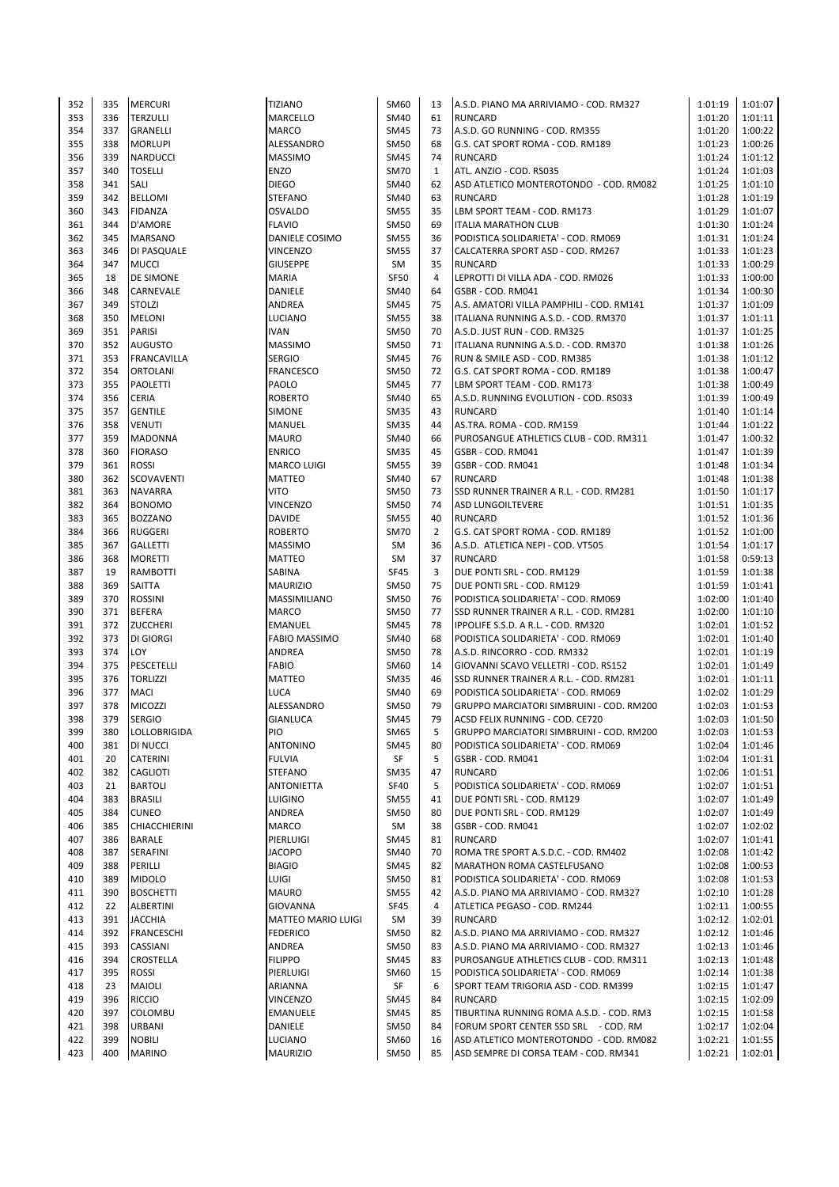| 352 | 335 | MERCURI | TIZIANO | SM60 | 13 | A.S.D. PIANO MA ARRIVIAMO - COD. RM327 | 1:01:19 | 1:01:07 |
|---|---|---|---|---|---|---|---|---|
| 353 | 336 | TERZULLI | MARCELLO | SM40 | 61 | RUNCARD | 1:01:20 | 1:01:11 |
| 354 | 337 | GRANELLI | MARCO | SM45 | 73 | A.S.D. GO RUNNING - COD. RM355 | 1:01:20 | 1:00:22 |
| 355 | 338 | MORLUPI | ALESSANDRO | SM50 | 68 | G.S. CAT SPORT ROMA - COD. RM189 | 1:01:23 | 1:00:26 |
| 356 | 339 | NARDUCCI | MASSIMO | SM45 | 74 | RUNCARD | 1:01:24 | 1:01:12 |
| 357 | 340 | TOSELLI | ENZO | SM70 | 1 | ATL. ANZIO - COD. RS035 | 1:01:24 | 1:01:03 |
| 358 | 341 | SALI | DIEGO | SM40 | 62 | ASD ATLETICO MONTEROTONDO - COD. RM082 | 1:01:25 | 1:01:10 |
| 359 | 342 | BELLOMI | STEFANO | SM40 | 63 | RUNCARD | 1:01:28 | 1:01:19 |
| 360 | 343 | FIDANZA | OSVALDO | SM55 | 35 | LBM SPORT TEAM - COD. RM173 | 1:01:29 | 1:01:07 |
| 361 | 344 | D'AMORE | FLAVIO | SM50 | 69 | ITALIA MARATHON CLUB | 1:01:30 | 1:01:24 |
| 362 | 345 | MARSANO | DANIELE COSIMO | SM55 | 36 | PODISTICA SOLIDARIETA' - COD. RM069 | 1:01:31 | 1:01:24 |
| 363 | 346 | DI PASQUALE | VINCENZO | SM55 | 37 | CALCATERRA SPORT ASD - COD. RM267 | 1:01:33 | 1:01:23 |
| 364 | 347 | MUCCI | GIUSEPPE | SM | 35 | RUNCARD | 1:01:33 | 1:00:29 |
| 365 | 18 | DE SIMONE | MARIA | SF50 | 4 | LEPROTTI DI VILLA ADA - COD. RM026 | 1:01:33 | 1:00:00 |
| 366 | 348 | CARNEVALE | DANIELE | SM40 | 64 | GSBR - COD. RM041 | 1:01:34 | 1:00:30 |
| 367 | 349 | STOLZI | ANDREA | SM45 | 75 | A.S. AMATORI VILLA PAMPHILI - COD. RM141 | 1:01:37 | 1:01:09 |
| 368 | 350 | MELONI | LUCIANO | SM55 | 38 | ITALIANA RUNNING A.S.D. - COD. RM370 | 1:01:37 | 1:01:11 |
| 369 | 351 | PARISI | IVAN | SM50 | 70 | A.S.D. JUST RUN - COD. RM325 | 1:01:37 | 1:01:25 |
| 370 | 352 | AUGUSTO | MASSIMO | SM50 | 71 | ITALIANA RUNNING A.S.D. - COD. RM370 | 1:01:38 | 1:01:26 |
| 371 | 353 | FRANCAVILLA | SERGIO | SM45 | 76 | RUN & SMILE ASD - COD. RM385 | 1:01:38 | 1:01:12 |
| 372 | 354 | ORTOLANI | FRANCESCO | SM50 | 72 | G.S. CAT SPORT ROMA - COD. RM189 | 1:01:38 | 1:00:47 |
| 373 | 355 | PAOLETTI | PAOLO | SM45 | 77 | LBM SPORT TEAM - COD. RM173 | 1:01:38 | 1:00:49 |
| 374 | 356 | CERIA | ROBERTO | SM40 | 65 | A.S.D. RUNNING EVOLUTION - COD. RS033 | 1:01:39 | 1:00:49 |
| 375 | 357 | GENTILE | SIMONE | SM35 | 43 | RUNCARD | 1:01:40 | 1:01:14 |
| 376 | 358 | VENUTI | MANUEL | SM35 | 44 | AS.TRA. ROMA - COD. RM159 | 1:01:44 | 1:01:22 |
| 377 | 359 | MADONNA | MAURO | SM40 | 66 | PUROSANGUE ATHLETICS CLUB - COD. RM311 | 1:01:47 | 1:00:32 |
| 378 | 360 | FIORASO | ENRICO | SM35 | 45 | GSBR - COD. RM041 | 1:01:47 | 1:01:39 |
| 379 | 361 | ROSSI | MARCO LUIGI | SM55 | 39 | GSBR - COD. RM041 | 1:01:48 | 1:01:34 |
| 380 | 362 | SCOVAVENTI | MATTEO | SM40 | 67 | RUNCARD | 1:01:48 | 1:01:38 |
| 381 | 363 | NAVARRA | VITO | SM50 | 73 | SSD RUNNER TRAINER A R.L. - COD. RM281 | 1:01:50 | 1:01:17 |
| 382 | 364 | BONOMO | VINCENZO | SM50 | 74 | ASD LUNGOILTEVERE | 1:01:51 | 1:01:35 |
| 383 | 365 | BOZZANO | DAVIDE | SM55 | 40 | RUNCARD | 1:01:52 | 1:01:36 |
| 384 | 366 | RUGGERI | ROBERTO | SM70 | 2 | G.S. CAT SPORT ROMA - COD. RM189 | 1:01:52 | 1:01:00 |
| 385 | 367 | GALLETTI | MASSIMO | SM | 36 | A.S.D. ATLETICA NEPI - COD. VT505 | 1:01:54 | 1:01:17 |
| 386 | 368 | MORETTI | MATTEO | SM | 37 | RUNCARD | 1:01:58 | 0:59:13 |
| 387 | 19 | RAMBOTTI | SABINA | SF45 | 3 | DUE PONTI SRL - COD. RM129 | 1:01:59 | 1:01:38 |
| 388 | 369 | SAITTA | MAURIZIO | SM50 | 75 | DUE PONTI SRL - COD. RM129 | 1:01:59 | 1:01:41 |
| 389 | 370 | ROSSINI | MASSIMILIANO | SM50 | 76 | PODISTICA SOLIDARIETA' - COD. RM069 | 1:02:00 | 1:01:40 |
| 390 | 371 | BEFERA | MARCO | SM50 | 77 | SSD RUNNER TRAINER A R.L. - COD. RM281 | 1:02:00 | 1:01:10 |
| 391 | 372 | ZUCCHERI | EMANUEL | SM45 | 78 | IPPOLIFE S.S.D. A R.L. - COD. RM320 | 1:02:01 | 1:01:52 |
| 392 | 373 | DI GIORGI | FABIO MASSIMO | SM40 | 68 | PODISTICA SOLIDARIETA' - COD. RM069 | 1:02:01 | 1:01:40 |
| 393 | 374 | LOY | ANDREA | SM50 | 78 | A.S.D. RINCORRO - COD. RM332 | 1:02:01 | 1:01:19 |
| 394 | 375 | PESCETELLI | FABIO | SM60 | 14 | GIOVANNI SCAVO VELLETRI - COD. RS152 | 1:02:01 | 1:01:49 |
| 395 | 376 | TORLIZZI | MATTEO | SM35 | 46 | SSD RUNNER TRAINER A R.L. - COD. RM281 | 1:02:01 | 1:01:11 |
| 396 | 377 | MACI | LUCA | SM40 | 69 | PODISTICA SOLIDARIETA' - COD. RM069 | 1:02:02 | 1:01:29 |
| 397 | 378 | MICOZZI | ALESSANDRO | SM50 | 79 | GRUPPO MARCIATORI SIMBRUINI - COD. RM200 | 1:02:03 | 1:01:53 |
| 398 | 379 | SERGIO | GIANLUCA | SM45 | 79 | ACSD FELIX RUNNING - COD. CE720 | 1:02:03 | 1:01:50 |
| 399 | 380 | LOLLOBRIGIDA | PIO | SM65 | 5 | GRUPPO MARCIATORI SIMBRUINI - COD. RM200 | 1:02:03 | 1:01:53 |
| 400 | 381 | DI NUCCI | ANTONINO | SM45 | 80 | PODISTICA SOLIDARIETA' - COD. RM069 | 1:02:04 | 1:01:46 |
| 401 | 20 | CATERINI | FULVIA | SF | 5 | GSBR - COD. RM041 | 1:02:04 | 1:01:31 |
| 402 | 382 | CAGLIOTI | STEFANO | SM35 | 47 | RUNCARD | 1:02:06 | 1:01:51 |
| 403 | 21 | BARTOLI | ANTONIETTA | SF40 | 5 | PODISTICA SOLIDARIETA' - COD. RM069 | 1:02:07 | 1:01:51 |
| 404 | 383 | BRASILI | LUIGINO | SM55 | 41 | DUE PONTI SRL - COD. RM129 | 1:02:07 | 1:01:49 |
| 405 | 384 | CUNEO | ANDREA | SM50 | 80 | DUE PONTI SRL - COD. RM129 | 1:02:07 | 1:01:49 |
| 406 | 385 | CHIACCHIERINI | MARCO | SM | 38 | GSBR - COD. RM041 | 1:02:07 | 1:02:02 |
| 407 | 386 | BARALE | PIERLUIGI | SM45 | 81 | RUNCARD | 1:02:07 | 1:01:41 |
| 408 | 387 | SERAFINI | JACOPO | SM40 | 70 | ROMA TRE SPORT A.S.D.C. - COD. RM402 | 1:02:08 | 1:01:42 |
| 409 | 388 | PERILLI | BIAGIO | SM45 | 82 | MARATHON ROMA CASTELFUSANO | 1:02:08 | 1:00:53 |
| 410 | 389 | MIDOLO | LUIGI | SM50 | 81 | PODISTICA SOLIDARIETA' - COD. RM069 | 1:02:08 | 1:01:53 |
| 411 | 390 | BOSCHETTI | MAURO | SM55 | 42 | A.S.D. PIANO MA ARRIVIAMO - COD. RM327 | 1:02:10 | 1:01:28 |
| 412 | 22 | ALBERTINI | GIOVANNA | SF45 | 4 | ATLETICA PEGASO - COD. RM244 | 1:02:11 | 1:00:55 |
| 413 | 391 | JACCHIA | MATTEO MARIO LUIGI | SM | 39 | RUNCARD | 1:02:12 | 1:02:01 |
| 414 | 392 | FRANCESCHI | FEDERICO | SM50 | 82 | A.S.D. PIANO MA ARRIVIAMO - COD. RM327 | 1:02:12 | 1:01:46 |
| 415 | 393 | CASSIANI | ANDREA | SM50 | 83 | A.S.D. PIANO MA ARRIVIAMO - COD. RM327 | 1:02:13 | 1:01:46 |
| 416 | 394 | CROSTELLA | FILIPPO | SM45 | 83 | PUROSANGUE ATHLETICS CLUB - COD. RM311 | 1:02:13 | 1:01:48 |
| 417 | 395 | ROSSI | PIERLUIGI | SM60 | 15 | PODISTICA SOLIDARIETA' - COD. RM069 | 1:02:14 | 1:01:38 |
| 418 | 23 | MAIOLI | ARIANNA | SF | 6 | SPORT TEAM TRIGORIA ASD - COD. RM399 | 1:02:15 | 1:01:47 |
| 419 | 396 | RICCIO | VINCENZO | SM45 | 84 | RUNCARD | 1:02:15 | 1:02:09 |
| 420 | 397 | COLOMBU | EMANUELE | SM45 | 85 | TIBURTINA RUNNING ROMA A.S.D. - COD. RM3 | 1:02:15 | 1:01:58 |
| 421 | 398 | URBANI | DANIELE | SM50 | 84 | FORUM SPORT CENTER SSD SRL - COD. RM | 1:02:17 | 1:02:04 |
| 422 | 399 | NOBILI | LUCIANO | SM60 | 16 | ASD ATLETICO MONTEROTONDO - COD. RM082 | 1:02:21 | 1:01:55 |
| 423 | 400 | MARINO | MAURIZIO | SM50 | 85 | ASD SEMPRE DI CORSA TEAM - COD. RM341 | 1:02:21 | 1:02:01 |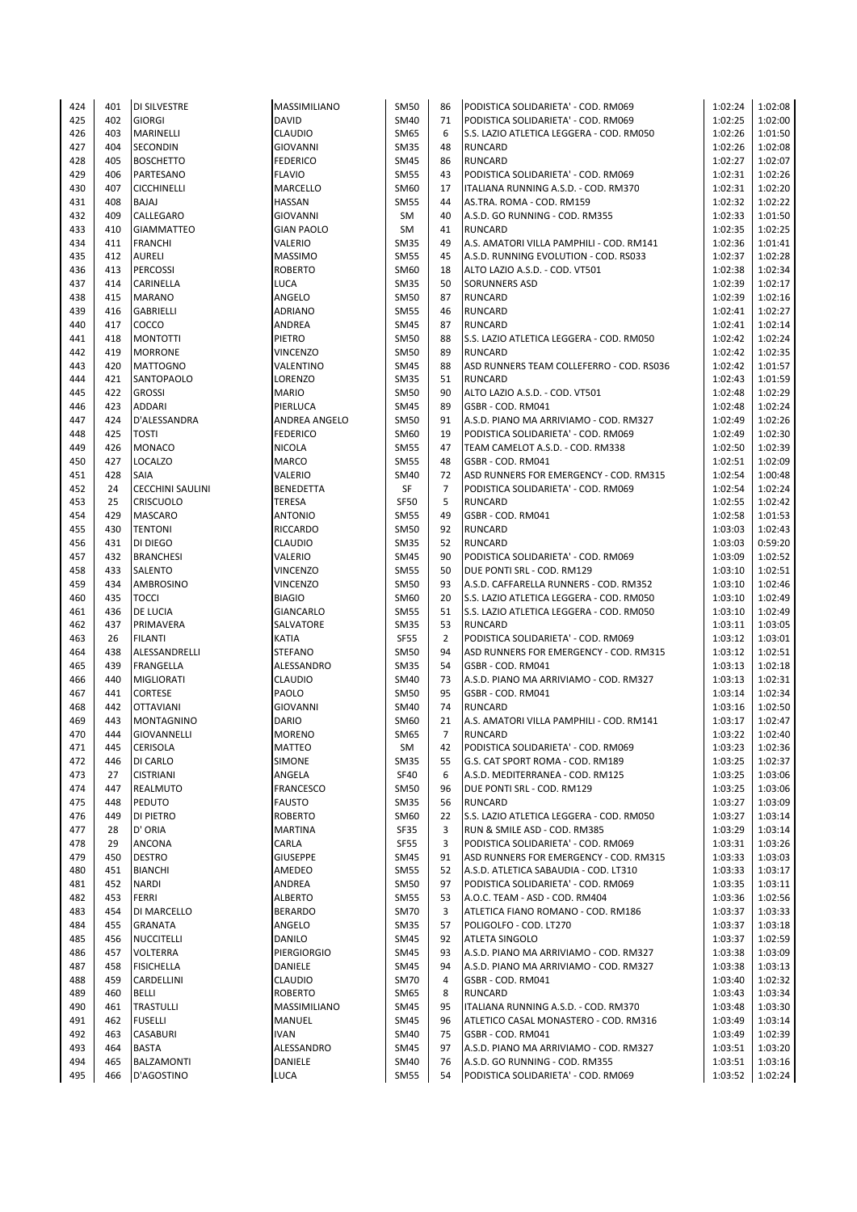| | | | | | | | | |
|---|---|---|---|---|---|---|---|---|
| 424 | 401 | DI SILVESTRE | MASSIMILIANO | SM50 | 86 | PODISTICA SOLIDARIETA' - COD. RM069 | 1:02:24 | 1:02:08 |
| 425 | 402 | GIORGI | DAVID | SM40 | 71 | PODISTICA SOLIDARIETA' - COD. RM069 | 1:02:25 | 1:02:00 |
| 426 | 403 | MARINELLI | CLAUDIO | SM65 | 6 | S.S. LAZIO ATLETICA LEGGERA - COD. RM050 | 1:02:26 | 1:01:50 |
| 427 | 404 | SECONDIN | GIOVANNI | SM35 | 48 | RUNCARD | 1:02:26 | 1:02:08 |
| 428 | 405 | BOSCHETTO | FEDERICO | SM45 | 86 | RUNCARD | 1:02:27 | 1:02:07 |
| 429 | 406 | PARTESANO | FLAVIO | SM55 | 43 | PODISTICA SOLIDARIETA' - COD. RM069 | 1:02:31 | 1:02:26 |
| 430 | 407 | CICCHINELLI | MARCELLO | SM60 | 17 | ITALIANA RUNNING A.S.D. - COD. RM370 | 1:02:31 | 1:02:20 |
| 431 | 408 | BAJAJ | HASSAN | SM55 | 44 | AS.TRA. ROMA - COD. RM159 | 1:02:32 | 1:02:22 |
| 432 | 409 | CALLEGARO | GIOVANNI | SM | 40 | A.S.D. GO RUNNING - COD. RM355 | 1:02:33 | 1:01:50 |
| 433 | 410 | GIAMMATTEO | GIAN PAOLO | SM | 41 | RUNCARD | 1:02:35 | 1:02:25 |
| 434 | 411 | FRANCHI | VALERIO | SM35 | 49 | A.S. AMATORI VILLA PAMPHILI - COD. RM141 | 1:02:36 | 1:01:41 |
| 435 | 412 | AURELI | MASSIMO | SM55 | 45 | A.S.D. RUNNING EVOLUTION - COD. RS033 | 1:02:37 | 1:02:28 |
| 436 | 413 | PERCOSSI | ROBERTO | SM60 | 18 | ALTO LAZIO A.S.D. - COD. VT501 | 1:02:38 | 1:02:34 |
| 437 | 414 | CARINELLA | LUCA | SM35 | 50 | SORUNNERS ASD | 1:02:39 | 1:02:17 |
| 438 | 415 | MARANO | ANGELO | SM50 | 87 | RUNCARD | 1:02:39 | 1:02:16 |
| 439 | 416 | GABRIELLI | ADRIANO | SM55 | 46 | RUNCARD | 1:02:41 | 1:02:27 |
| 440 | 417 | COCCO | ANDREA | SM45 | 87 | RUNCARD | 1:02:41 | 1:02:14 |
| 441 | 418 | MONTOTTI | PIETRO | SM50 | 88 | S.S. LAZIO ATLETICA LEGGERA - COD. RM050 | 1:02:42 | 1:02:24 |
| 442 | 419 | MORRONE | VINCENZO | SM50 | 89 | RUNCARD | 1:02:42 | 1:02:35 |
| 443 | 420 | MATTOGNO | VALENTINO | SM45 | 88 | ASD RUNNERS TEAM COLLEFERRO - COD. RS036 | 1:02:42 | 1:01:57 |
| 444 | 421 | SANTOPAOLO | LORENZO | SM35 | 51 | RUNCARD | 1:02:43 | 1:01:59 |
| 445 | 422 | GROSSI | MARIO | SM50 | 90 | ALTO LAZIO A.S.D. - COD. VT501 | 1:02:48 | 1:02:29 |
| 446 | 423 | ADDARI | PIERLUCA | SM45 | 89 | GSBR - COD. RM041 | 1:02:48 | 1:02:24 |
| 447 | 424 | D'ALESSANDRA | ANDREA ANGELO | SM50 | 91 | A.S.D. PIANO MA ARRIVIAMO - COD. RM327 | 1:02:49 | 1:02:26 |
| 448 | 425 | TOSTI | FEDERICO | SM60 | 19 | PODISTICA SOLIDARIETA' - COD. RM069 | 1:02:49 | 1:02:30 |
| 449 | 426 | MONACO | NICOLA | SM55 | 47 | TEAM CAMELOT A.S.D. - COD. RM338 | 1:02:50 | 1:02:39 |
| 450 | 427 | LOCALZO | MARCO | SM55 | 48 | GSBR - COD. RM041 | 1:02:51 | 1:02:09 |
| 451 | 428 | SAIA | VALERIO | SM40 | 72 | ASD RUNNERS FOR EMERGENCY - COD. RM315 | 1:02:54 | 1:00:48 |
| 452 | 24 | CECCHINI SAULINI | BENEDETTA | SF | 7 | PODISTICA SOLIDARIETA' - COD. RM069 | 1:02:54 | 1:02:24 |
| 453 | 25 | CRISCUOLO | TERESA | SF50 | 5 | RUNCARD | 1:02:55 | 1:02:42 |
| 454 | 429 | MASCARO | ANTONIO | SM55 | 49 | GSBR - COD. RM041 | 1:02:58 | 1:01:53 |
| 455 | 430 | TENTONI | RICCARDO | SM50 | 92 | RUNCARD | 1:03:03 | 1:02:43 |
| 456 | 431 | DI DIEGO | CLAUDIO | SM35 | 52 | RUNCARD | 1:03:03 | 0:59:20 |
| 457 | 432 | BRANCHESI | VALERIO | SM45 | 90 | PODISTICA SOLIDARIETA' - COD. RM069 | 1:03:09 | 1:02:52 |
| 458 | 433 | SALENTO | VINCENZO | SM55 | 50 | DUE PONTI SRL - COD. RM129 | 1:03:10 | 1:02:51 |
| 459 | 434 | AMBROSINO | VINCENZO | SM50 | 93 | A.S.D. CAFFARELLA RUNNERS - COD. RM352 | 1:03:10 | 1:02:46 |
| 460 | 435 | TOCCI | BIAGIO | SM60 | 20 | S.S. LAZIO ATLETICA LEGGERA - COD. RM050 | 1:03:10 | 1:02:49 |
| 461 | 436 | DE LUCIA | GIANCARLO | SM55 | 51 | S.S. LAZIO ATLETICA LEGGERA - COD. RM050 | 1:03:10 | 1:02:49 |
| 462 | 437 | PRIMAVERA | SALVATORE | SM35 | 53 | RUNCARD | 1:03:11 | 1:03:05 |
| 463 | 26 | FILANTI | KATIA | SF55 | 2 | PODISTICA SOLIDARIETA' - COD. RM069 | 1:03:12 | 1:03:01 |
| 464 | 438 | ALESSANDRELLI | STEFANO | SM50 | 94 | ASD RUNNERS FOR EMERGENCY - COD. RM315 | 1:03:12 | 1:02:51 |
| 465 | 439 | FRANGELLA | ALESSANDRO | SM35 | 54 | GSBR - COD. RM041 | 1:03:13 | 1:02:18 |
| 466 | 440 | MIGLIORATI | CLAUDIO | SM40 | 73 | A.S.D. PIANO MA ARRIVIAMO - COD. RM327 | 1:03:13 | 1:02:31 |
| 467 | 441 | CORTESE | PAOLO | SM50 | 95 | GSBR - COD. RM041 | 1:03:14 | 1:02:34 |
| 468 | 442 | OTTAVIANI | GIOVANNI | SM40 | 74 | RUNCARD | 1:03:16 | 1:02:50 |
| 469 | 443 | MONTAGNINO | DARIO | SM60 | 21 | A.S. AMATORI VILLA PAMPHILI - COD. RM141 | 1:03:17 | 1:02:47 |
| 470 | 444 | GIOVANNELLI | MORENO | SM65 | 7 | RUNCARD | 1:03:22 | 1:02:40 |
| 471 | 445 | CERISOLA | MATTEO | SM | 42 | PODISTICA SOLIDARIETA' - COD. RM069 | 1:03:23 | 1:02:36 |
| 472 | 446 | DI CARLO | SIMONE | SM35 | 55 | G.S. CAT SPORT ROMA - COD. RM189 | 1:03:25 | 1:02:37 |
| 473 | 27 | CISTRIANI | ANGELA | SF40 | 6 | A.S.D. MEDITERRANEA - COD. RM125 | 1:03:25 | 1:03:06 |
| 474 | 447 | REALMUTO | FRANCESCO | SM50 | 96 | DUE PONTI SRL - COD. RM129 | 1:03:25 | 1:03:06 |
| 475 | 448 | PEDUTO | FAUSTO | SM35 | 56 | RUNCARD | 1:03:27 | 1:03:09 |
| 476 | 449 | DI PIETRO | ROBERTO | SM60 | 22 | S.S. LAZIO ATLETICA LEGGERA - COD. RM050 | 1:03:27 | 1:03:14 |
| 477 | 28 | D' ORIA | MARTINA | SF35 | 3 | RUN & SMILE ASD - COD. RM385 | 1:03:29 | 1:03:14 |
| 478 | 29 | ANCONA | CARLA | SF55 | 3 | PODISTICA SOLIDARIETA' - COD. RM069 | 1:03:31 | 1:03:26 |
| 479 | 450 | DESTRO | GIUSEPPE | SM45 | 91 | ASD RUNNERS FOR EMERGENCY - COD. RM315 | 1:03:33 | 1:03:03 |
| 480 | 451 | BIANCHI | AMEDEO | SM55 | 52 | A.S.D. ATLETICA SABAUDIA - COD. LT310 | 1:03:33 | 1:03:17 |
| 481 | 452 | NARDI | ANDREA | SM50 | 97 | PODISTICA SOLIDARIETA' - COD. RM069 | 1:03:35 | 1:03:11 |
| 482 | 453 | FERRI | ALBERTO | SM55 | 53 | A.O.C. TEAM - ASD - COD. RM404 | 1:03:36 | 1:02:56 |
| 483 | 454 | DI MARCELLO | BERARDO | SM70 | 3 | ATLETICA FIANO ROMANO - COD. RM186 | 1:03:37 | 1:03:33 |
| 484 | 455 | GRANATA | ANGELO | SM35 | 57 | POLIGOLFO - COD. LT270 | 1:03:37 | 1:03:18 |
| 485 | 456 | NUCCITELLI | DANILO | SM45 | 92 | ATLETA SINGOLO | 1:03:37 | 1:02:59 |
| 486 | 457 | VOLTERRA | PIERGIORGIO | SM45 | 93 | A.S.D. PIANO MA ARRIVIAMO - COD. RM327 | 1:03:38 | 1:03:09 |
| 487 | 458 | FISICHELLA | DANIELE | SM45 | 94 | A.S.D. PIANO MA ARRIVIAMO - COD. RM327 | 1:03:38 | 1:03:13 |
| 488 | 459 | CARDELLINI | CLAUDIO | SM70 | 4 | GSBR - COD. RM041 | 1:03:40 | 1:02:32 |
| 489 | 460 | BELLI | ROBERTO | SM65 | 8 | RUNCARD | 1:03:43 | 1:03:34 |
| 490 | 461 | TRASTULLI | MASSIMILIANO | SM45 | 95 | ITALIANA RUNNING A.S.D. - COD. RM370 | 1:03:48 | 1:03:30 |
| 491 | 462 | FUSELLI | MANUEL | SM45 | 96 | ATLETICO CASAL MONASTERO - COD. RM316 | 1:03:49 | 1:03:14 |
| 492 | 463 | CASABURI | IVAN | SM40 | 75 | GSBR - COD. RM041 | 1:03:49 | 1:02:39 |
| 493 | 464 | BASTA | ALESSANDRO | SM45 | 97 | A.S.D. PIANO MA ARRIVIAMO - COD. RM327 | 1:03:51 | 1:03:20 |
| 494 | 465 | BALZAMONTI | DANIELE | SM40 | 76 | A.S.D. GO RUNNING - COD. RM355 | 1:03:51 | 1:03:16 |
| 495 | 466 | D'AGOSTINO | LUCA | SM55 | 54 | PODISTICA SOLIDARIETA' - COD. RM069 | 1:03:52 | 1:02:24 |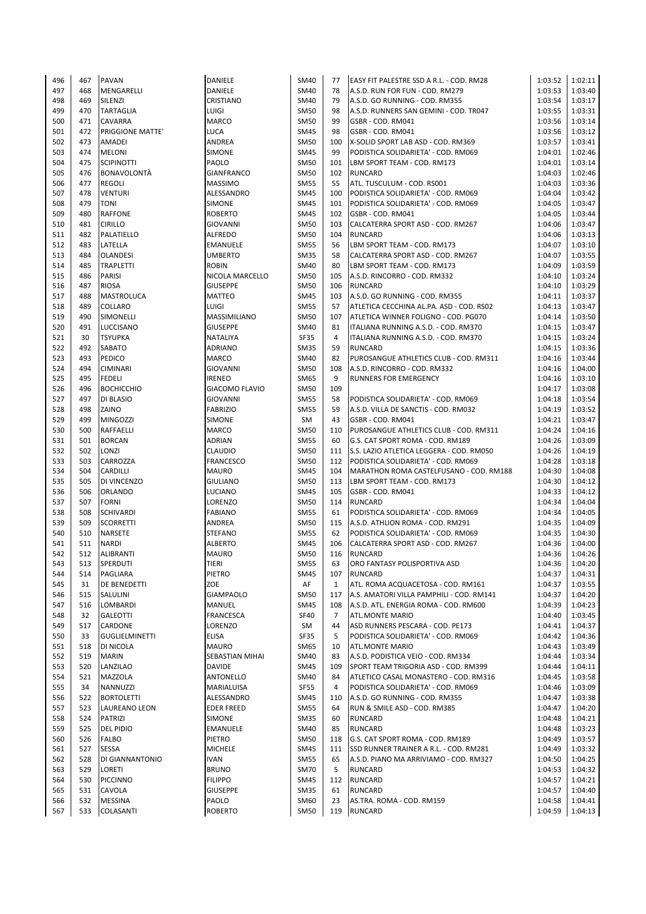| | | | | | | | | |
|---|---|---|---|---|---|---|---|---|
| 496 | 467 | PAVAN | DANIELE | SM40 | 77 | EASY FIT PALESTRE SSD A R.L. - COD. RM28 | 1:03:52 | 1:02:11 |
| 497 | 468 | MENGARELLI | DANIELE | SM40 | 78 | A.S.D. RUN FOR FUN - COD. RM279 | 1:03:53 | 1:03:40 |
| 498 | 469 | SILENZI | CRISTIANO | SM40 | 79 | A.S.D. GO RUNNING - COD. RM355 | 1:03:54 | 1:03:17 |
| 499 | 470 | TARTAGLIA | LUIGI | SM50 | 98 | A.S.D. RUNNERS SAN GEMINI - COD. TR047 | 1:03:55 | 1:03:31 |
| 500 | 471 | CAVARRA | MARCO | SM50 | 99 | GSBR - COD. RM041 | 1:03:56 | 1:03:14 |
| 501 | 472 | PRIGGIONE MATTE' | LUCA | SM45 | 98 | GSBR - COD. RM041 | 1:03:56 | 1:03:12 |
| 502 | 473 | AMADEI | ANDREA | SM50 | 100 | X-SOLID SPORT LAB ASD - COD. RM369 | 1:03:57 | 1:03:41 |
| 503 | 474 | MELONI | SIMONE | SM45 | 99 | PODISTICA SOLIDARIETA' - COD. RM069 | 1:04:01 | 1:02:46 |
| 504 | 475 | SCIPINOTTI | PAOLO | SM50 | 101 | LBM SPORT TEAM - COD. RM173 | 1:04:01 | 1:03:14 |
| 505 | 476 | BONAVOLONTÀ | GIANFRANCO | SM50 | 102 | RUNCARD | 1:04:03 | 1:02:46 |
| 506 | 477 | REGOLI | MASSIMO | SM55 | 55 | ATL. TUSCULUM - COD. RS001 | 1:04:03 | 1:03:36 |
| 507 | 478 | VENTURI | ALESSANDRO | SM45 | 100 | PODISTICA SOLIDARIETA' - COD. RM069 | 1:04:04 | 1:03:42 |
| 508 | 479 | TONI | SIMONE | SM45 | 101 | PODISTICA SOLIDARIETA' - COD. RM069 | 1:04:05 | 1:03:47 |
| 509 | 480 | RAFFONE | ROBERTO | SM45 | 102 | GSBR - COD. RM041 | 1:04:05 | 1:03:44 |
| 510 | 481 | CIRILLO | GIOVANNI | SM50 | 103 | CALCATERRA SPORT ASD - COD. RM267 | 1:04:06 | 1:03:47 |
| 511 | 482 | PALATIELLO | ALFREDO | SM50 | 104 | RUNCARD | 1:04:06 | 1:03:13 |
| 512 | 483 | LATELLA | EMANUELE | SM55 | 56 | LBM SPORT TEAM - COD. RM173 | 1:04:07 | 1:03:10 |
| 513 | 484 | OLANDESI | UMBERTO | SM35 | 58 | CALCATERRA SPORT ASD - COD. RM267 | 1:04:07 | 1:03:55 |
| 514 | 485 | TRAPLETTI | ROBIN | SM40 | 80 | LBM SPORT TEAM - COD. RM173 | 1:04:09 | 1:03:59 |
| 515 | 486 | PARISI | NICOLA MARCELLO | SM50 | 105 | A.S.D. RINCORRO - COD. RM332 | 1:04:10 | 1:03:24 |
| 516 | 487 | RIOSA | GIUSEPPE | SM50 | 106 | RUNCARD | 1:04:10 | 1:03:29 |
| 517 | 488 | MASTROLUCA | MATTEO | SM45 | 103 | A.S.D. GO RUNNING - COD. RM355 | 1:04:11 | 1:03:37 |
| 518 | 489 | COLLARO | LUIGI | SM55 | 57 | ATLETICA CECCHINA AL.PA. ASD - COD. RS02 | 1:04:13 | 1:03:47 |
| 519 | 490 | SIMONELLI | MASSIMILIANO | SM50 | 107 | ATLETICA WINNER FOLIGNO - COD. PG070 | 1:04:14 | 1:03:50 |
| 520 | 491 | LUCCISANO | GIUSEPPE | SM40 | 81 | ITALIANA RUNNING A.S.D. - COD. RM370 | 1:04:15 | 1:03:47 |
| 521 | 30 | TSYUPKA | NATALIYA | SF35 | 4 | ITALIANA RUNNING A.S.D. - COD. RM370 | 1:04:15 | 1:03:24 |
| 522 | 492 | SABATO | ADRIANO | SM35 | 59 | RUNCARD | 1:04:15 | 1:03:36 |
| 523 | 493 | PEDICO | MARCO | SM40 | 82 | PUROSANGUE ATHLETICS CLUB - COD. RM311 | 1:04:16 | 1:03:44 |
| 524 | 494 | CIMINARI | GIOVANNI | SM50 | 108 | A.S.D. RINCORRO - COD. RM332 | 1:04:16 | 1:04:00 |
| 525 | 495 | FEDELI | IRENEO | SM65 | 9 | RUNNERS FOR EMERGENCY | 1:04:16 | 1:03:10 |
| 526 | 496 | BOCHICCHIO | GIACOMO FLAVIO | SM50 | 109 | | 1:04:17 | 1:03:08 |
| 527 | 497 | DI BLASIO | GIOVANNI | SM55 | 58 | PODISTICA SOLIDARIETA' - COD. RM069 | 1:04:18 | 1:03:54 |
| 528 | 498 | ZAINO | FABRIZIO | SM55 | 59 | A.S.D. VILLA DE SANCTIS - COD. RM032 | 1:04:19 | 1:03:52 |
| 529 | 499 | MINGOZZI | SIMONE | SM | 43 | GSBR - COD. RM041 | 1:04:21 | 1:03:47 |
| 530 | 500 | RAFFAELLI | MARCO | SM50 | 110 | PUROSANGUE ATHLETICS CLUB - COD. RM311 | 1:04:24 | 1:04:16 |
| 531 | 501 | BORCAN | ADRIAN | SM55 | 60 | G.S. CAT SPORT ROMA - COD. RM189 | 1:04:26 | 1:03:09 |
| 532 | 502 | LONZI | CLAUDIO | SM50 | 111 | S.S. LAZIO ATLETICA LEGGERA - COD. RM050 | 1:04:26 | 1:04:19 |
| 533 | 503 | CARROZZA | FRANCESCO | SM50 | 112 | PODISTICA SOLIDARIETA' - COD. RM069 | 1:04:28 | 1:03:18 |
| 534 | 504 | CARDILLI | MAURO | SM45 | 104 | MARATHON ROMA CASTELFUSANO - COD. RM188 | 1:04:30 | 1:04:08 |
| 535 | 505 | DI VINCENZO | GIULIANO | SM50 | 113 | LBM SPORT TEAM - COD. RM173 | 1:04:30 | 1:04:12 |
| 536 | 506 | ORLANDO | LUCIANO | SM45 | 105 | GSBR - COD. RM041 | 1:04:33 | 1:04:12 |
| 537 | 507 | FORNI | LORENZO | SM50 | 114 | RUNCARD | 1:04:34 | 1:04:04 |
| 538 | 508 | SCHIVARDI | FABIANO | SM55 | 61 | PODISTICA SOLIDARIETA' - COD. RM069 | 1:04:34 | 1:04:05 |
| 539 | 509 | SCORRETTI | ANDREA | SM50 | 115 | A.S.D. ATHLION ROMA - COD. RM291 | 1:04:35 | 1:04:09 |
| 540 | 510 | NARSETE | STEFANO | SM55 | 62 | PODISTICA SOLIDARIETA' - COD. RM069 | 1:04:35 | 1:04:30 |
| 541 | 511 | NARDI | ALBERTO | SM45 | 106 | CALCATERRA SPORT ASD - COD. RM267 | 1:04:36 | 1:04:00 |
| 542 | 512 | ALIBRANTI | MAURO | SM50 | 116 | RUNCARD | 1:04:36 | 1:04:26 |
| 543 | 513 | SPERDUTI | TIERI | SM55 | 63 | ORO FANTASY POLISPORTIVA ASD | 1:04:36 | 1:04:20 |
| 544 | 514 | PAGLIARA | PIETRO | SM45 | 107 | RUNCARD | 1:04:37 | 1:04:31 |
| 545 | 31 | DE BENEDETTI | ZOE | AF | 1 | ATL. ROMA ACQUACETOSA - COD. RM161 | 1:04:37 | 1:03:55 |
| 546 | 515 | SALULINI | GIAMPAOLO | SM50 | 117 | A.S. AMATORI VILLA PAMPHILI - COD. RM141 | 1:04:37 | 1:04:20 |
| 547 | 516 | LOMBARDI | MANUEL | SM45 | 108 | A.S.D. ATL. ENERGIA ROMA - COD. RM600 | 1:04:39 | 1:04:23 |
| 548 | 32 | GALEOTTI | FRANCESCA | SF40 | 7 | ATL.MONTE MARIO | 1:04:40 | 1:03:45 |
| 549 | 517 | CARDONE | LORENZO | SM | 44 | ASD RUNNERS PESCARA - COD. PE173 | 1:04:41 | 1:04:37 |
| 550 | 33 | GUGLIELMINETTI | ELISA | SF35 | 5 | PODISTICA SOLIDARIETA' - COD. RM069 | 1:04:42 | 1:04:36 |
| 551 | 518 | DI NICOLA | MAURO | SM65 | 10 | ATL.MONTE MARIO | 1:04:43 | 1:03:49 |
| 552 | 519 | MARIN | SEBASTIAN MIHAI | SM40 | 83 | A.S.D. PODISTICA VEIO - COD. RM334 | 1:04:44 | 1:03:34 |
| 553 | 520 | LANZILAO | DAVIDE | SM45 | 109 | SPORT TEAM TRIGORIA ASD - COD. RM399 | 1:04:44 | 1:04:11 |
| 554 | 521 | MAZZOLA | ANTONELLO | SM40 | 84 | ATLETICO CASAL MONASTERO - COD. RM316 | 1:04:45 | 1:03:58 |
| 555 | 34 | NANNUZZI | MARIALUISA | SF55 | 4 | PODISTICA SOLIDARIETA' - COD. RM069 | 1:04:46 | 1:03:09 |
| 556 | 522 | BORTOLETTI | ALESSANDRO | SM45 | 110 | A.S.D. GO RUNNING - COD. RM355 | 1:04:47 | 1:03:38 |
| 557 | 523 | LAUREANO LEON | EDER FREED | SM55 | 64 | RUN & SMILE ASD - COD. RM385 | 1:04:47 | 1:04:20 |
| 558 | 524 | PATRIZI | SIMONE | SM35 | 60 | RUNCARD | 1:04:48 | 1:04:21 |
| 559 | 525 | DEL PIDIO | EMANUELE | SM40 | 85 | RUNCARD | 1:04:48 | 1:03:23 |
| 560 | 526 | FALBO | PIETRO | SM50 | 118 | G.S. CAT SPORT ROMA - COD. RM189 | 1:04:49 | 1:03:57 |
| 561 | 527 | SESSA | MICHELE | SM45 | 111 | SSD RUNNER TRAINER A R.L. - COD. RM281 | 1:04:49 | 1:03:32 |
| 562 | 528 | DI GIANNANTONIO | IVAN | SM55 | 65 | A.S.D. PIANO MA ARRIVIAMO - COD. RM327 | 1:04:50 | 1:04:25 |
| 563 | 529 | LORETI | BRUNO | SM70 | 5 | RUNCARD | 1:04:53 | 1:04:32 |
| 564 | 530 | PICCINNO | FILIPPO | SM45 | 112 | RUNCARD | 1:04:57 | 1:04:21 |
| 565 | 531 | CAVOLA | GIUSEPPE | SM35 | 61 | RUNCARD | 1:04:57 | 1:04:40 |
| 566 | 532 | MESSINA | PAOLO | SM60 | 23 | AS.TRA. ROMA - COD. RM159 | 1:04:58 | 1:04:41 |
| 567 | 533 | COLASANTI | ROBERTO | SM50 | 119 | RUNCARD | 1:04:59 | 1:04:13 |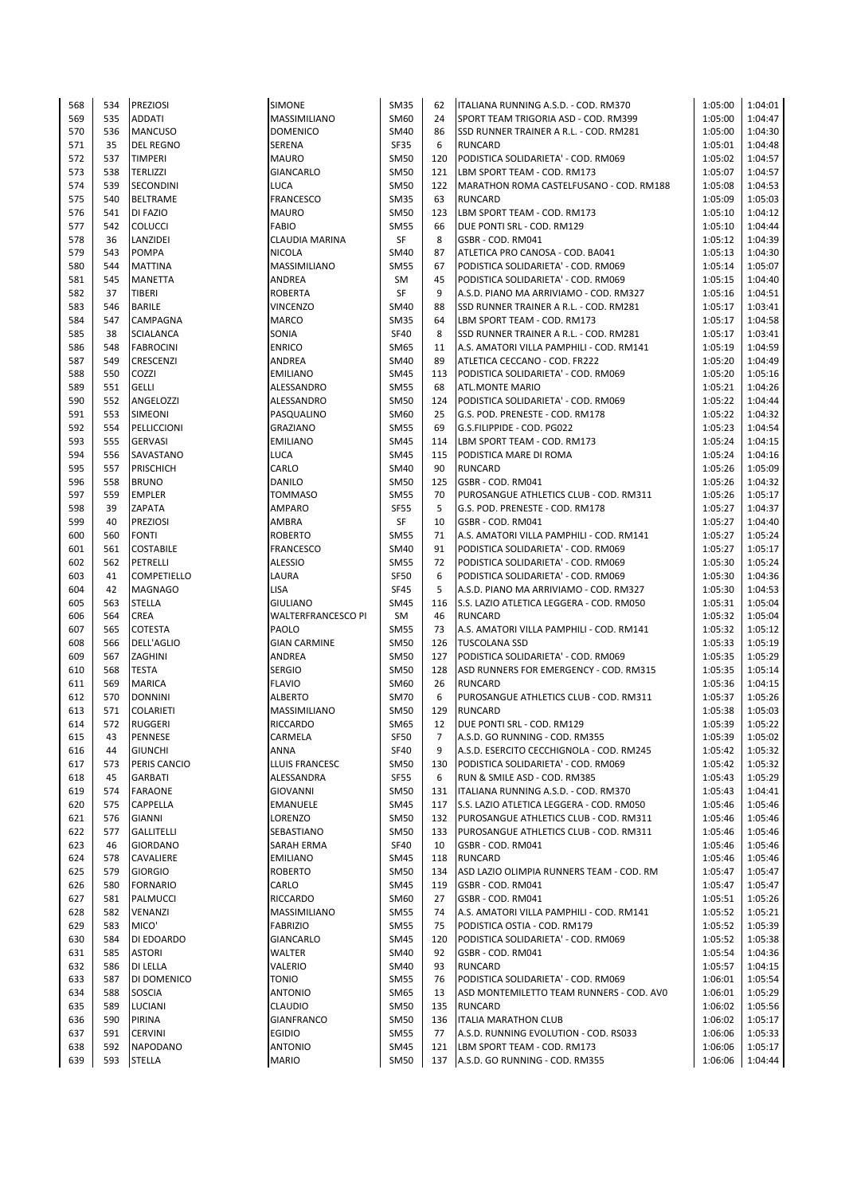| 568 | 534 | PREZIOSI | SIMONE | SM35 | 62 | ITALIANA RUNNING A.S.D. - COD. RM370 | 1:05:00 | 1:04:01 |
|---|---|---|---|---|---|---|---|---|
| 569 | 535 | ADDATI | MASSIMILIANO | SM60 | 24 | SPORT TEAM TRIGORIA ASD - COD. RM399 | 1:05:00 | 1:04:47 |
| 570 | 536 | MANCUSO | DOMENICO | SM40 | 86 | SSD RUNNER TRAINER A R.L. - COD. RM281 | 1:05:00 | 1:04:30 |
| 571 | 35 | DEL REGNO | SERENA | SF35 | 6 | RUNCARD | 1:05:01 | 1:04:48 |
| 572 | 537 | TIMPERI | MAURO | SM50 | 120 | PODISTICA SOLIDARIETA' - COD. RM069 | 1:05:02 | 1:04:57 |
| 573 | 538 | TERLIZZI | GIANCARLO | SM50 | 121 | LBM SPORT TEAM - COD. RM173 | 1:05:07 | 1:04:57 |
| 574 | 539 | SECONDINI | LUCA | SM50 | 122 | MARATHON ROMA CASTELFUSANO - COD. RM188 | 1:05:08 | 1:04:53 |
| 575 | 540 | BELTRAME | FRANCESCO | SM35 | 63 | RUNCARD | 1:05:09 | 1:05:03 |
| 576 | 541 | DI FAZIO | MAURO | SM50 | 123 | LBM SPORT TEAM - COD. RM173 | 1:05:10 | 1:04:12 |
| 577 | 542 | COLUCCI | FABIO | SM55 | 66 | DUE PONTI SRL - COD. RM129 | 1:05:10 | 1:04:44 |
| 578 | 36 | LANZIDEI | CLAUDIA MARINA | SF | 8 | GSBR - COD. RM041 | 1:05:12 | 1:04:39 |
| 579 | 543 | POMPA | NICOLA | SM40 | 87 | ATLETICA PRO CANOSA - COD. BA041 | 1:05:13 | 1:04:30 |
| 580 | 544 | MATTINA | MASSIMILIANO | SM55 | 67 | PODISTICA SOLIDARIETA' - COD. RM069 | 1:05:14 | 1:05:07 |
| 581 | 545 | MANETTA | ANDREA | SM | 45 | PODISTICA SOLIDARIETA' - COD. RM069 | 1:05:15 | 1:04:40 |
| 582 | 37 | TIBERI | ROBERTA | SF | 9 | A.S.D. PIANO MA ARRIVIAMO - COD. RM327 | 1:05:16 | 1:04:51 |
| 583 | 546 | BARILE | VINCENZO | SM40 | 88 | SSD RUNNER TRAINER A R.L. - COD. RM281 | 1:05:17 | 1:03:41 |
| 584 | 547 | CAMPAGNA | MARCO | SM35 | 64 | LBM SPORT TEAM - COD. RM173 | 1:05:17 | 1:04:58 |
| 585 | 38 | SCIALANCA | SONIA | SF40 | 8 | SSD RUNNER TRAINER A R.L. - COD. RM281 | 1:05:17 | 1:03:41 |
| 586 | 548 | FABROCINI | ENRICO | SM65 | 11 | A.S. AMATORI VILLA PAMPHILI - COD. RM141 | 1:05:19 | 1:04:59 |
| 587 | 549 | CRESCENZI | ANDREA | SM40 | 89 | ATLETICA CECCANO - COD. FR222 | 1:05:20 | 1:04:49 |
| 588 | 550 | COZZI | EMILIANO | SM45 | 113 | PODISTICA SOLIDARIETA' - COD. RM069 | 1:05:20 | 1:05:16 |
| 589 | 551 | GELLI | ALESSANDRO | SM55 | 68 | ATL.MONTE MARIO | 1:05:21 | 1:04:26 |
| 590 | 552 | ANGELOZZI | ALESSANDRO | SM50 | 124 | PODISTICA SOLIDARIETA' - COD. RM069 | 1:05:22 | 1:04:44 |
| 591 | 553 | SIMEONI | PASQUALINO | SM60 | 25 | G.S. POD. PRENESTE - COD. RM178 | 1:05:22 | 1:04:32 |
| 592 | 554 | PELLICCIONI | GRAZIANO | SM55 | 69 | G.S.FILIPPIDE - COD. PG022 | 1:05:23 | 1:04:54 |
| 593 | 555 | GERVASI | EMILIANO | SM45 | 114 | LBM SPORT TEAM - COD. RM173 | 1:05:24 | 1:04:15 |
| 594 | 556 | SAVASTANO | LUCA | SM45 | 115 | PODISTICA MARE DI ROMA | 1:05:24 | 1:04:16 |
| 595 | 557 | PRISCHICH | CARLO | SM40 | 90 | RUNCARD | 1:05:26 | 1:05:09 |
| 596 | 558 | BRUNO | DANILO | SM50 | 125 | GSBR - COD. RM041 | 1:05:26 | 1:04:32 |
| 597 | 559 | EMPLER | TOMMASO | SM55 | 70 | PUROSANGUE ATHLETICS CLUB - COD. RM311 | 1:05:26 | 1:05:17 |
| 598 | 39 | ZAPATA | AMPARO | SF55 | 5 | G.S. POD. PRENESTE - COD. RM178 | 1:05:27 | 1:04:37 |
| 599 | 40 | PREZIOSI | AMBRA | SF | 10 | GSBR - COD. RM041 | 1:05:27 | 1:04:40 |
| 600 | 560 | FONTI | ROBERTO | SM55 | 71 | A.S. AMATORI VILLA PAMPHILI - COD. RM141 | 1:05:27 | 1:05:24 |
| 601 | 561 | COSTABILE | FRANCESCO | SM40 | 91 | PODISTICA SOLIDARIETA' - COD. RM069 | 1:05:27 | 1:05:17 |
| 602 | 562 | PETRELLI | ALESSIO | SM55 | 72 | PODISTICA SOLIDARIETA' - COD. RM069 | 1:05:30 | 1:05:24 |
| 603 | 41 | COMPETIELLO | LAURA | SF50 | 6 | PODISTICA SOLIDARIETA' - COD. RM069 | 1:05:30 | 1:04:36 |
| 604 | 42 | MAGNAGO | LISA | SF45 | 5 | A.S.D. PIANO MA ARRIVIAMO - COD. RM327 | 1:05:30 | 1:04:53 |
| 605 | 563 | STELLA | GIULIANO | SM45 | 116 | S.S. LAZIO ATLETICA LEGGERA - COD. RM050 | 1:05:31 | 1:05:04 |
| 606 | 564 | CREA | WALTERFRANCESCO PI | SM | 46 | RUNCARD | 1:05:32 | 1:05:04 |
| 607 | 565 | COTESTA | PAOLO | SM55 | 73 | A.S. AMATORI VILLA PAMPHILI - COD. RM141 | 1:05:32 | 1:05:12 |
| 608 | 566 | DELL'AGLIO | GIAN CARMINE | SM50 | 126 | TUSCOLANA SSD | 1:05:33 | 1:05:19 |
| 609 | 567 | ZAGHINI | ANDREA | SM50 | 127 | PODISTICA SOLIDARIETA' - COD. RM069 | 1:05:35 | 1:05:29 |
| 610 | 568 | TESTA | SERGIO | SM50 | 128 | ASD RUNNERS FOR EMERGENCY - COD. RM315 | 1:05:35 | 1:05:14 |
| 611 | 569 | MARICA | FLAVIO | SM60 | 26 | RUNCARD | 1:05:36 | 1:04:15 |
| 612 | 570 | DONNINI | ALBERTO | SM70 | 6 | PUROSANGUE ATHLETICS CLUB - COD. RM311 | 1:05:37 | 1:05:26 |
| 613 | 571 | COLARIETI | MASSIMILIANO | SM50 | 129 | RUNCARD | 1:05:38 | 1:05:03 |
| 614 | 572 | RUGGERI | RICCARDO | SM65 | 12 | DUE PONTI SRL - COD. RM129 | 1:05:39 | 1:05:22 |
| 615 | 43 | PENNESE | CARMELA | SF50 | 7 | A.S.D. GO RUNNING - COD. RM355 | 1:05:39 | 1:05:02 |
| 616 | 44 | GIUNCHI | ANNA | SF40 | 9 | A.S.D. ESERCITO CECCHIGNOLA - COD. RM245 | 1:05:42 | 1:05:32 |
| 617 | 573 | PERIS CANCIO | LLUIS FRANCESC | SM50 | 130 | PODISTICA SOLIDARIETA' - COD. RM069 | 1:05:42 | 1:05:32 |
| 618 | 45 | GARBATI | ALESSANDRA | SF55 | 6 | RUN & SMILE ASD - COD. RM385 | 1:05:43 | 1:05:29 |
| 619 | 574 | FARAONE | GIOVANNI | SM50 | 131 | ITALIANA RUNNING A.S.D. - COD. RM370 | 1:05:43 | 1:04:41 |
| 620 | 575 | CAPPELLA | EMANUELE | SM45 | 117 | S.S. LAZIO ATLETICA LEGGERA - COD. RM050 | 1:05:46 | 1:05:46 |
| 621 | 576 | GIANNI | LORENZO | SM50 | 132 | PUROSANGUE ATHLETICS CLUB - COD. RM311 | 1:05:46 | 1:05:46 |
| 622 | 577 | GALLITELLI | SEBASTIANO | SM50 | 133 | PUROSANGUE ATHLETICS CLUB - COD. RM311 | 1:05:46 | 1:05:46 |
| 623 | 46 | GIORDANO | SARAH ERMA | SF40 | 10 | GSBR - COD. RM041 | 1:05:46 | 1:05:46 |
| 624 | 578 | CAVALIERE | EMILIANO | SM45 | 118 | RUNCARD | 1:05:46 | 1:05:46 |
| 625 | 579 | GIORGIO | ROBERTO | SM50 | 134 | ASD LAZIO OLIMPIA RUNNERS TEAM - COD. RM | 1:05:47 | 1:05:47 |
| 626 | 580 | FORNARIO | CARLO | SM45 | 119 | GSBR - COD. RM041 | 1:05:47 | 1:05:47 |
| 627 | 581 | PALMUCCI | RICCARDO | SM60 | 27 | GSBR - COD. RM041 | 1:05:51 | 1:05:26 |
| 628 | 582 | VENANZI | MASSIMILIANO | SM55 | 74 | A.S. AMATORI VILLA PAMPHILI - COD. RM141 | 1:05:52 | 1:05:21 |
| 629 | 583 | MICO' | FABRIZIO | SM55 | 75 | PODISTICA OSTIA - COD. RM179 | 1:05:52 | 1:05:39 |
| 630 | 584 | DI EDOARDO | GIANCARLO | SM45 | 120 | PODISTICA SOLIDARIETA' - COD. RM069 | 1:05:52 | 1:05:38 |
| 631 | 585 | ASTORI | WALTER | SM40 | 92 | GSBR - COD. RM041 | 1:05:54 | 1:04:36 |
| 632 | 586 | DI LELLA | VALERIO | SM40 | 93 | RUNCARD | 1:05:57 | 1:04:15 |
| 633 | 587 | DI DOMENICO | TONIO | SM55 | 76 | PODISTICA SOLIDARIETA' - COD. RM069 | 1:06:01 | 1:05:54 |
| 634 | 588 | SOSCIA | ANTONIO | SM65 | 13 | ASD MONTEMILETTO TEAM RUNNERS - COD. AV0 | 1:06:01 | 1:05:29 |
| 635 | 589 | LUCIANI | CLAUDIO | SM50 | 135 | RUNCARD | 1:06:02 | 1:05:56 |
| 636 | 590 | PIRINA | GIANFRANCO | SM50 | 136 | ITALIA MARATHON CLUB | 1:06:02 | 1:05:17 |
| 637 | 591 | CERVINI | EGIDIO | SM55 | 77 | A.S.D. RUNNING EVOLUTION - COD. RS033 | 1:06:06 | 1:05:33 |
| 638 | 592 | NAPODANO | ANTONIO | SM45 | 121 | LBM SPORT TEAM - COD. RM173 | 1:06:06 | 1:05:17 |
| 639 | 593 | STELLA | MARIO | SM50 | 137 | A.S.D. GO RUNNING - COD. RM355 | 1:06:06 | 1:04:44 |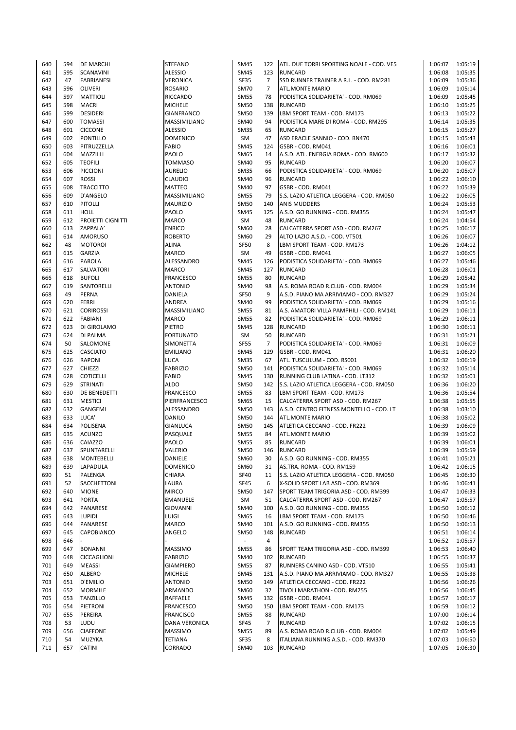| | | | | | | | | |
|---|---|---|---|---|---|---|---|---|
| 640 | 594 | DE MARCHI | STEFANO | SM45 | 122 | ATL. DUE TORRI SPORTING NOALE - COD. VE5 | 1:06:07 | 1:05:19 |
| 641 | 595 | SCANAVINI | ALESSIO | SM45 | 123 | RUNCARD | 1:06:08 | 1:05:35 |
| 642 | 47 | FABRIANESI | VERONICA | SF35 | 7 | SSD RUNNER TRAINER A R.L. - COD. RM281 | 1:06:09 | 1:05:36 |
| 643 | 596 | OLIVERI | ROSARIO | SM70 | 7 | ATL.MONTE MARIO | 1:06:09 | 1:05:14 |
| 644 | 597 | MATTIOLI | RICCARDO | SM55 | 78 | PODISTICA SOLIDARIETA' - COD. RM069 | 1:06:09 | 1:05:45 |
| 645 | 598 | MACRI | MICHELE | SM50 | 138 | RUNCARD | 1:06:10 | 1:05:25 |
| 646 | 599 | DESIDERI | GIANFRANCO | SM50 | 139 | LBM SPORT TEAM - COD. RM173 | 1:06:13 | 1:05:22 |
| 647 | 600 | TOMASSI | MASSIMILIANO | SM40 | 94 | PODISTICA MARE DI ROMA - COD. RM295 | 1:06:14 | 1:05:35 |
| 648 | 601 | CICCONE | ALESSIO | SM35 | 65 | RUNCARD | 1:06:15 | 1:05:27 |
| 649 | 602 | PONTILLO | DOMENICO | SM | 47 | ASD ERACLE SANNIO - COD. BN470 | 1:06:15 | 1:05:43 |
| 650 | 603 | PITRUZZELLA | FABIO | SM45 | 124 | GSBR - COD. RM041 | 1:06:16 | 1:06:01 |
| 651 | 604 | MAZZILLI | PAOLO | SM65 | 14 | A.S.D. ATL. ENERGIA ROMA - COD. RM600 | 1:06:17 | 1:05:32 |
| 652 | 605 | TEOFILI | TOMMASO | SM40 | 95 | RUNCARD | 1:06:20 | 1:06:07 |
| 653 | 606 | PICCIONI | AURELIO | SM35 | 66 | PODISTICA SOLIDARIETA' - COD. RM069 | 1:06:20 | 1:05:07 |
| 654 | 607 | ROSSI | CLAUDIO | SM40 | 96 | RUNCARD | 1:06:22 | 1:06:10 |
| 655 | 608 | TRACCITTO | MATTEO | SM40 | 97 | GSBR - COD. RM041 | 1:06:22 | 1:05:39 |
| 656 | 609 | D'ANGELO | MASSIMILIANO | SM55 | 79 | S.S. LAZIO ATLETICA LEGGERA - COD. RM050 | 1:06:22 | 1:06:05 |
| 657 | 610 | PITOLLI | MAURIZIO | SM50 | 140 | ANIS MUDDERS | 1:06:24 | 1:05:53 |
| 658 | 611 | HOLL | PAOLO | SM45 | 125 | A.S.D. GO RUNNING - COD. RM355 | 1:06:24 | 1:05:47 |
| 659 | 612 | PROIETTI CIGNITTI | MARCO | SM | 48 | RUNCARD | 1:06:24 | 1:04:54 |
| 660 | 613 | ZAPPALA' | ENRICO | SM60 | 28 | CALCATERRA SPORT ASD - COD. RM267 | 1:06:25 | 1:06:17 |
| 661 | 614 | AMORUSO | ROBERTO | SM60 | 29 | ALTO LAZIO A.S.D. - COD. VT501 | 1:06:26 | 1:06:07 |
| 662 | 48 | MOTOROI | ALINA | SF50 | 8 | LBM SPORT TEAM - COD. RM173 | 1:06:26 | 1:04:12 |
| 663 | 615 | GARZIA | MARCO | SM | 49 | GSBR - COD. RM041 | 1:06:27 | 1:06:05 |
| 664 | 616 | PAROLA | ALESSANDRO | SM45 | 126 | PODISTICA SOLIDARIETA' - COD. RM069 | 1:06:27 | 1:05:46 |
| 665 | 617 | SALVATORI | MARCO | SM45 | 127 | RUNCARD | 1:06:28 | 1:06:01 |
| 666 | 618 | BUFOLI | FRANCESCO | SM55 | 80 | RUNCARD | 1:06:29 | 1:05:42 |
| 667 | 619 | SANTORELLI | ANTONIO | SM40 | 98 | A.S. ROMA ROAD R.CLUB - COD. RM004 | 1:06:29 | 1:05:34 |
| 668 | 49 | PERNA | DANIELA | SF50 | 9 | A.S.D. PIANO MA ARRIVIAMO - COD. RM327 | 1:06:29 | 1:05:24 |
| 669 | 620 | FERRI | ANDREA | SM40 | 99 | PODISTICA SOLIDARIETA' - COD. RM069 | 1:06:29 | 1:05:16 |
| 670 | 621 | CORIROSSI | MASSIMILIANO | SM55 | 81 | A.S. AMATORI VILLA PAMPHILI - COD. RM141 | 1:06:29 | 1:06:11 |
| 671 | 622 | FABIANI | MARCO | SM55 | 82 | PODISTICA SOLIDARIETA' - COD. RM069 | 1:06:29 | 1:06:11 |
| 672 | 623 | DI GIROLAMO | PIETRO | SM45 | 128 | RUNCARD | 1:06:30 | 1:06:11 |
| 673 | 624 | DI PALMA | FORTUNATO | SM | 50 | RUNCARD | 1:06:31 | 1:05:21 |
| 674 | 50 | SALOMONE | SIMONETTA | SF55 | 7 | PODISTICA SOLIDARIETA' - COD. RM069 | 1:06:31 | 1:06:09 |
| 675 | 625 | CASCIATO | EMILIANO | SM45 | 129 | GSBR - COD. RM041 | 1:06:31 | 1:06:20 |
| 676 | 626 | RAPONI | LUCA | SM35 | 67 | ATL. TUSCULUM - COD. RS001 | 1:06:32 | 1:06:19 |
| 677 | 627 | CHIEZZI | FABRIZIO | SM50 | 141 | PODISTICA SOLIDARIETA' - COD. RM069 | 1:06:32 | 1:05:14 |
| 678 | 628 | COTICELLI | FABIO | SM45 | 130 | RUNNING CLUB LATINA - COD. LT312 | 1:06:32 | 1:05:01 |
| 679 | 629 | STRINATI | ALDO | SM50 | 142 | S.S. LAZIO ATLETICA LEGGERA - COD. RM050 | 1:06:36 | 1:06:20 |
| 680 | 630 | DE BENEDETTI | FRANCESCO | SM55 | 83 | LBM SPORT TEAM - COD. RM173 | 1:06:36 | 1:05:54 |
| 681 | 631 | MESTICI | PIERFRANCESCO | SM65 | 15 | CALCATERRA SPORT ASD - COD. RM267 | 1:06:38 | 1:05:55 |
| 682 | 632 | GANGEMI | ALESSANDRO | SM50 | 143 | A.S.D. CENTRO FITNESS MONTELLO - COD. LT | 1:06:38 | 1:03:10 |
| 683 | 633 | LUCA' | DANILO | SM50 | 144 | ATL.MONTE MARIO | 1:06:38 | 1:05:02 |
| 684 | 634 | POLISENA | GIANLUCA | SM50 | 145 | ATLETICA CECCANO - COD. FR222 | 1:06:39 | 1:06:09 |
| 685 | 635 | ACUNZO | PASQUALE | SM55 | 84 | ATL.MONTE MARIO | 1:06:39 | 1:05:02 |
| 686 | 636 | CAIAZZO | PAOLO | SM55 | 85 | RUNCARD | 1:06:39 | 1:06:01 |
| 687 | 637 | SPUNTARELLI | VALERIO | SM50 | 146 | RUNCARD | 1:06:39 | 1:05:59 |
| 688 | 638 | MONTEBELLI | DANIELE | SM60 | 30 | A.S.D. GO RUNNING - COD. RM355 | 1:06:41 | 1:05:21 |
| 689 | 639 | LAPADULA | DOMENICO | SM60 | 31 | AS.TRA. ROMA - COD. RM159 | 1:06:42 | 1:06:15 |
| 690 | 51 | PALENGA | CHIARA | SF40 | 11 | S.S. LAZIO ATLETICA LEGGERA - COD. RM050 | 1:06:45 | 1:06:30 |
| 691 | 52 | SACCHETTONI | LAURA | SF45 | 6 | X-SOLID SPORT LAB ASD - COD. RM369 | 1:06:46 | 1:06:41 |
| 692 | 640 | MIONE | MIRCO | SM50 | 147 | SPORT TEAM TRIGORIA ASD - COD. RM399 | 1:06:47 | 1:06:33 |
| 693 | 641 | PORTA | EMANUELE | SM | 51 | CALCATERRA SPORT ASD - COD. RM267 | 1:06:47 | 1:05:57 |
| 694 | 642 | PANARESE | GIOVANNI | SM40 | 100 | A.S.D. GO RUNNING - COD. RM355 | 1:06:50 | 1:06:12 |
| 695 | 643 | LUPIDI | LUIGI | SM65 | 16 | LBM SPORT TEAM - COD. RM173 | 1:06:50 | 1:06:46 |
| 696 | 644 | PANARESE | MARCO | SM40 | 101 | A.S.D. GO RUNNING - COD. RM355 | 1:06:50 | 1:06:13 |
| 697 | 645 | CAPOBIANCO | ANGELO | SM50 | 148 | RUNCARD | 1:06:51 | 1:06:14 |
| 698 | 646 | - | - | - | 4 | | 1:06:52 | 1:05:57 |
| 699 | 647 | BONANNI | MASSIMO | SM55 | 86 | SPORT TEAM TRIGORIA ASD - COD. RM399 | 1:06:53 | 1:06:40 |
| 700 | 648 | CICCAGLIONI | FABRIZIO | SM40 | 102 | RUNCARD | 1:06:55 | 1:06:37 |
| 701 | 649 | MEASSI | GIAMPIERO | SM55 | 87 | RUNNERS CANINO ASD - COD. VT510 | 1:06:55 | 1:05:41 |
| 702 | 650 | ALBERO | MICHELE | SM45 | 131 | A.S.D. PIANO MA ARRIVIAMO - COD. RM327 | 1:06:55 | 1:05:38 |
| 703 | 651 | D'EMILIO | ANTONIO | SM50 | 149 | ATLETICA CECCANO - COD. FR222 | 1:06:56 | 1:06:26 |
| 704 | 652 | MORMILE | ARMANDO | SM60 | 32 | TIVOLI MARATHON - COD. RM255 | 1:06:56 | 1:06:45 |
| 705 | 653 | TANZILLO | RAFFAELE | SM45 | 132 | GSBR - COD. RM041 | 1:06:57 | 1:06:17 |
| 706 | 654 | PIETRONI | FRANCESCO | SM50 | 150 | LBM SPORT TEAM - COD. RM173 | 1:06:59 | 1:06:12 |
| 707 | 655 | PEREIRA | FRANCISCO | SM55 | 88 | RUNCARD | 1:07:00 | 1:06:14 |
| 708 | 53 | LUDU | DANA VERONICA | SF45 | 7 | RUNCARD | 1:07:02 | 1:06:15 |
| 709 | 656 | CIAFFONE | MASSIMO | SM55 | 89 | A.S. ROMA ROAD R.CLUB - COD. RM004 | 1:07:02 | 1:05:49 |
| 710 | 54 | MUZYKA | TETIANA | SF35 | 8 | ITALIANA RUNNING A.S.D. - COD. RM370 | 1:07:03 | 1:06:50 |
| 711 | 657 | CATINI | CORRADO | SM40 | 103 | RUNCARD | 1:07:05 | 1:06:30 |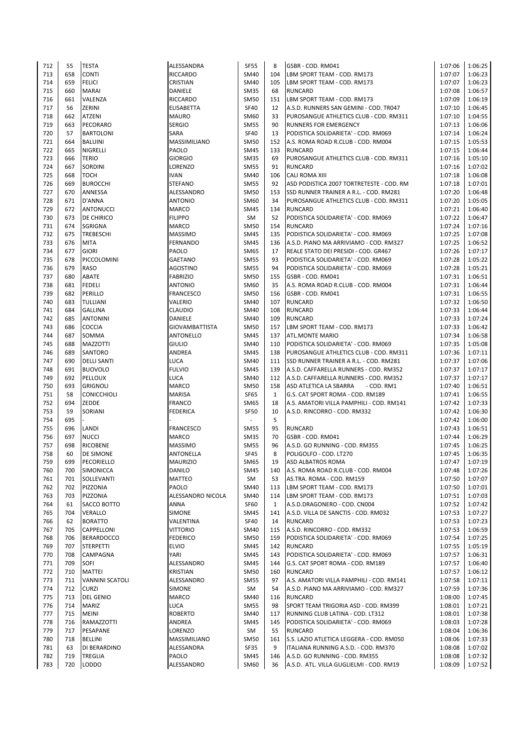| | | | | | | | | |
|---|---|---|---|---|---|---|---|---|
| 712 | 55 | TESTA | ALESSANDRA | SF55 | 8 | GSBR - COD. RM041 | 1:07:06 | 1:06:25 |
| 713 | 658 | CONTI | RICCARDO | SM40 | 104 | LBM SPORT TEAM - COD. RM173 | 1:07:07 | 1:06:23 |
| 714 | 659 | FELICI | CRISTIAN | SM40 | 105 | LBM SPORT TEAM - COD. RM173 | 1:07:07 | 1:06:23 |
| 715 | 660 | MARAI | DANIELE | SM35 | 68 | RUNCARD | 1:07:08 | 1:06:57 |
| 716 | 661 | VALENZA | RICCARDO | SM50 | 151 | LBM SPORT TEAM - COD. RM173 | 1:07:09 | 1:06:19 |
| 717 | 56 | ZERINI | ELISABETTA | SF40 | 12 | A.S.D. RUNNERS SAN GEMINI - COD. TR047 | 1:07:10 | 1:06:45 |
| 718 | 662 | ATZENI | MAURO | SM60 | 33 | PUROSANGUE ATHLETICS CLUB - COD. RM311 | 1:07:10 | 1:04:55 |
| 719 | 663 | PECORARO | SERGIO | SM55 | 90 | RUNNERS FOR EMERGENCY | 1:07:13 | 1:06:06 |
| 720 | 57 | BARTOLONI | SARA | SF40 | 13 | PODISTICA SOLIDARIETA' - COD. RM069 | 1:07:14 | 1:06:24 |
| 721 | 664 | BALUINI | MASSIMILIANO | SM50 | 152 | A.S. ROMA ROAD R.CLUB - COD. RM004 | 1:07:15 | 1:05:53 |
| 722 | 665 | NIGRELLI | PAOLO | SM45 | 133 | RUNCARD | 1:07:15 | 1:06:44 |
| 723 | 666 | TERIO | GIORGIO | SM35 | 69 | PUROSANGUE ATHLETICS CLUB - COD. RM311 | 1:07:16 | 1:05:10 |
| 724 | 667 | SORDINI | LORENZO | SM55 | 91 | RUNCARD | 1:07:16 | 1:07:02 |
| 725 | 668 | TOCH | IVAN | SM40 | 106 | CALI ROMA XIII | 1:07:18 | 1:06:08 |
| 726 | 669 | BUROCCHI | STEFANO | SM55 | 92 | ASD PODISTICA 2007 TORTRETESTE - COD. RM | 1:07:18 | 1:07:01 |
| 727 | 670 | ANNESSA | ALESSANDRO | SM50 | 153 | SSD RUNNER TRAINER A R.L. - COD. RM281 | 1:07:20 | 1:06:48 |
| 728 | 671 | D'ANNA | ANTONIO | SM60 | 34 | PUROSANGUE ATHLETICS CLUB - COD. RM311 | 1:07:20 | 1:05:05 |
| 729 | 672 | ANTONUCCI | MARCO | SM45 | 134 | RUNCARD | 1:07:21 | 1:06:40 |
| 730 | 673 | DE CHIRICO | FILIPPO | SM | 52 | PODISTICA SOLIDARIETA' - COD. RM069 | 1:07:22 | 1:06:47 |
| 731 | 674 | SGRIGNA | MARCO | SM50 | 154 | RUNCARD | 1:07:24 | 1:07:16 |
| 732 | 675 | TREBESCHI | MASSIMO | SM45 | 135 | PODISTICA SOLIDARIETA' - COD. RM069 | 1:07:25 | 1:07:08 |
| 733 | 676 | MITA | FERNANDO | SM45 | 136 | A.S.D. PIANO MA ARRIVIAMO - COD. RM327 | 1:07:25 | 1:06:52 |
| 734 | 677 | GIORI | PAOLO | SM65 | 17 | REALE STATO DEI PRESIDI - COD. GR467 | 1:07:26 | 1:07:17 |
| 735 | 678 | PICCOLOMINI | GAETANO | SM55 | 93 | PODISTICA SOLIDARIETA' - COD. RM069 | 1:07:28 | 1:05:22 |
| 736 | 679 | RASO | AGOSTINO | SM55 | 94 | PODISTICA SOLIDARIETA' - COD. RM069 | 1:07:28 | 1:05:21 |
| 737 | 680 | ABATE | FABRIZIO | SM50 | 155 | GSBR - COD. RM041 | 1:07:31 | 1:06:51 |
| 738 | 681 | FEDELI | ANTONIO | SM60 | 35 | A.S. ROMA ROAD R.CLUB - COD. RM004 | 1:07:31 | 1:06:44 |
| 739 | 682 | PERILLO | FRANCESCO | SM50 | 156 | GSBR - COD. RM041 | 1:07:31 | 1:06:55 |
| 740 | 683 | TULLIANI | VALERIO | SM40 | 107 | RUNCARD | 1:07:32 | 1:06:50 |
| 741 | 684 | GALLINA | CLAUDIO | SM40 | 108 | RUNCARD | 1:07:33 | 1:06:44 |
| 742 | 685 | ANTONINI | DANIELE | SM40 | 109 | RUNCARD | 1:07:33 | 1:07:24 |
| 743 | 686 | COCCIA | GIOVAMBATTISTA | SM50 | 157 | LBM SPORT TEAM - COD. RM173 | 1:07:33 | 1:06:42 |
| 744 | 687 | SOMMA | ANTONELLO | SM45 | 137 | ATL.MONTE MARIO | 1:07:34 | 1:06:58 |
| 745 | 688 | MAZZOTTI | GIULIO | SM40 | 110 | PODISTICA SOLIDARIETA' - COD. RM069 | 1:07:35 | 1:05:08 |
| 746 | 689 | SANTORO | ANDREA | SM45 | 138 | PUROSANGUE ATHLETICS CLUB - COD. RM311 | 1:07:36 | 1:07:11 |
| 747 | 690 | DELLI SANTI | LUCA | SM40 | 111 | SSD RUNNER TRAINER A R.L. - COD. RM281 | 1:07:37 | 1:07:06 |
| 748 | 691 | BUOVOLO | FULVIO | SM45 | 139 | A.S.D. CAFFARELLA RUNNERS - COD. RM352 | 1:07:37 | 1:07:17 |
| 749 | 692 | PELLOUX | LUCA | SM40 | 112 | A.S.D. CAFFARELLA RUNNERS - COD. RM352 | 1:07:37 | 1:07:17 |
| 750 | 693 | GRIGNOLI | MARCO | SM50 | 158 | ASD ATLETICA LA SBARRA - COD. RM1 | 1:07:40 | 1:06:51 |
| 751 | 58 | CONICCHIOLI | MARISA | SF65 | 1 | G.S. CAT SPORT ROMA - COD. RM189 | 1:07:41 | 1:06:55 |
| 752 | 694 | ZEDDE | FRANCO | SM65 | 18 | A.S. AMATORI VILLA PAMPHILI - COD. RM141 | 1:07:42 | 1:07:33 |
| 753 | 59 | SORIANI | FEDERICA | SF50 | 10 | A.S.D. RINCORRO - COD. RM332 | 1:07:42 | 1:06:30 |
| 754 | 695 | - | | - | 5 | | 1:07:42 | 1:06:00 |
| 755 | 696 | LANDI | FRANCESCO | SM55 | 95 | RUNCARD | 1:07:43 | 1:06:51 |
| 756 | 697 | NUCCI | MARCO | SM35 | 70 | GSBR - COD. RM041 | 1:07:44 | 1:06:29 |
| 757 | 698 | RICOBENE | MASSIMO | SM55 | 96 | A.S.D. GO RUNNING - COD. RM355 | 1:07:45 | 1:06:25 |
| 758 | 60 | DE SIMONE | ANTONELLA | SF45 | 8 | POLIGOLFO - COD. LT270 | 1:07:45 | 1:06:35 |
| 759 | 699 | PECORIELLO | MAURIZIO | SM65 | 19 | ASD ALBATROS ROMA | 1:07:47 | 1:07:19 |
| 760 | 700 | SIMONICCA | DANILO | SM45 | 140 | A.S. ROMA ROAD R.CLUB - COD. RM004 | 1:07:48 | 1:07:26 |
| 761 | 701 | SOLLEVANTI | MATTEO | SM | 53 | AS.TRA. ROMA - COD. RM159 | 1:07:50 | 1:07:07 |
| 762 | 702 | PIZZONIA | PAOLO | SM40 | 113 | LBM SPORT TEAM - COD. RM173 | 1:07:50 | 1:07:01 |
| 763 | 703 | PIZZONIA | ALESSANDRO NICOLA | SM40 | 114 | LBM SPORT TEAM - COD. RM173 | 1:07:51 | 1:07:03 |
| 764 | 61 | SACCO BOTTO | ANNA | SF60 | 1 | A.S.D.DRAGONERO - COD. CN004 | 1:07:52 | 1:07:42 |
| 765 | 704 | VERALLO | SIMONE | SM45 | 141 | A.S.D. VILLA DE SANCTIS - COD. RM032 | 1:07:53 | 1:07:27 |
| 766 | 62 | BORATTO | VALENTINA | SF40 | 14 | RUNCARD | 1:07:53 | 1:07:23 |
| 767 | 705 | CAPPELLONI | VITTORIO | SM40 | 115 | A.S.D. RINCORRO - COD. RM332 | 1:07:53 | 1:06:59 |
| 768 | 706 | BERARDOCCO | FEDERICO | SM50 | 159 | PODISTICA SOLIDARIETA' - COD. RM069 | 1:07:54 | 1:07:25 |
| 769 | 707 | STERPETTI | ELVIO | SM45 | 142 | RUNCARD | 1:07:55 | 1:05:19 |
| 770 | 708 | CAMPAGNA | YARI | SM45 | 143 | PODISTICA SOLIDARIETA' - COD. RM069 | 1:07:57 | 1:06:31 |
| 771 | 709 | SOFI | ALESSANDRO | SM45 | 144 | G.S. CAT SPORT ROMA - COD. RM189 | 1:07:57 | 1:06:40 |
| 772 | 710 | MATTEI | KRISTIAN | SM50 | 160 | RUNCARD | 1:07:57 | 1:06:12 |
| 773 | 711 | VANNINI SCATOLI | ALESSANDRO | SM55 | 97 | A.S. AMATORI VILLA PAMPHILI - COD. RM141 | 1:07:58 | 1:07:11 |
| 774 | 712 | CURZI | SIMONE | SM | 54 | A.S.D. PIANO MA ARRIVIAMO - COD. RM327 | 1:07:59 | 1:07:36 |
| 775 | 713 | DEL GENIO | MARCO | SM40 | 116 | RUNCARD | 1:08:00 | 1:07:45 |
| 776 | 714 | MARIZ | LUCA | SM55 | 98 | SPORT TEAM TRIGORIA ASD - COD. RM399 | 1:08:01 | 1:07:21 |
| 777 | 715 | MEINI | ROBERTO | SM40 | 117 | RUNNING CLUB LATINA - COD. LT312 | 1:08:01 | 1:07:38 |
| 778 | 716 | RAMAZZOTTI | ANDREA | SM45 | 145 | PODISTICA SOLIDARIETA' - COD. RM069 | 1:08:03 | 1:07:28 |
| 779 | 717 | PESAPANE | LORENZO | SM | 55 | RUNCARD | 1:08:04 | 1:06:36 |
| 780 | 718 | BELLINI | MASSIMILIANO | SM50 | 161 | S.S. LAZIO ATLETICA LEGGERA - COD. RM050 | 1:08:06 | 1:07:33 |
| 781 | 63 | DI BERARDINO | ALESSANDRA | SF35 | 9 | ITALIANA RUNNING A.S.D. - COD. RM370 | 1:08:08 | 1:07:02 |
| 782 | 719 | TREGLIA | PAOLO | SM45 | 146 | A.S.D. GO RUNNING - COD. RM355 | 1:08:08 | 1:07:32 |
| 783 | 720 | LODDO | ALESSANDRO | SM60 | 36 | A.S.D. ATL. VILLA GUGLIELMI - COD. RM19 | 1:08:09 | 1:07:52 |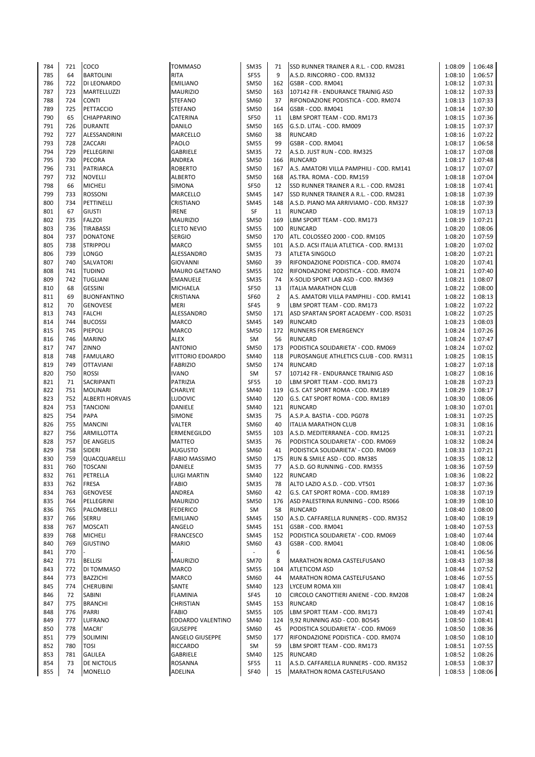| 784 | 721 | COCO | TOMMASO | SM35 | 71 | SSD RUNNER TRAINER A R.L. - COD. RM281 | 1:08:09 | 1:06:48 |
|---|---|---|---|---|---|---|---|---|
| 785 | 64 | BARTOLINI | RITA | SF55 | 9 | A.S.D. RINCORRO - COD. RM332 | 1:08:10 | 1:06:57 |
| 786 | 722 | DI LEONARDO | EMILIANO | SM50 | 162 | GSBR - COD. RM041 | 1:08:12 | 1:07:31 |
| 787 | 723 | MARTELLUZZI | MAURIZIO | SM50 | 163 | 107142 FR - ENDURANCE TRAINIG ASD | 1:08:12 | 1:07:33 |
| 788 | 724 | CONTI | STEFANO | SM60 | 37 | RIFONDAZIONE PODISTICA - COD. RM074 | 1:08:13 | 1:07:33 |
| 789 | 725 | PETTACCIO | STEFANO | SM50 | 164 | GSBR - COD. RM041 | 1:08:14 | 1:07:30 |
| 790 | 65 | CHIAPPARINO | CATERINA | SF50 | 11 | LBM SPORT TEAM - COD. RM173 | 1:08:15 | 1:07:36 |
| 791 | 726 | DURANTE | DANILO | SM50 | 165 | G.S.D. LITAL - COD. RM009 | 1:08:15 | 1:07:37 |
| 792 | 727 | ALESSANDRINI | MARCELLO | SM60 | 38 | RUNCARD | 1:08:16 | 1:07:22 |
| 793 | 728 | ZACCARI | PAOLO | SM55 | 99 | GSBR - COD. RM041 | 1:08:17 | 1:06:58 |
| 794 | 729 | PELLEGRINI | GABRIELE | SM35 | 72 | A.S.D. JUST RUN - COD. RM325 | 1:08:17 | 1:07:08 |
| 795 | 730 | PECORA | ANDREA | SM50 | 166 | RUNCARD | 1:08:17 | 1:07:48 |
| 796 | 731 | PATRIARCA | ROBERTO | SM50 | 167 | A.S. AMATORI VILLA PAMPHILI - COD. RM141 | 1:08:17 | 1:07:07 |
| 797 | 732 | NOVELLI | ALBERTO | SM50 | 168 | AS.TRA. ROMA - COD. RM159 | 1:08:18 | 1:07:04 |
| 798 | 66 | MICHELI | SIMONA | SF50 | 12 | SSD RUNNER TRAINER A R.L. - COD. RM281 | 1:08:18 | 1:07:41 |
| 799 | 733 | ROSSONI | MARCELLO | SM45 | 147 | SSD RUNNER TRAINER A R.L. - COD. RM281 | 1:08:18 | 1:07:39 |
| 800 | 734 | PETTINELLI | CRISTIANO | SM45 | 148 | A.S.D. PIANO MA ARRIVIAMO - COD. RM327 | 1:08:18 | 1:07:39 |
| 801 | 67 | GIUSTI | IRENE | SF | 11 | RUNCARD | 1:08:19 | 1:07:13 |
| 802 | 735 | FALZOI | MAURIZIO | SM50 | 169 | LBM SPORT TEAM - COD. RM173 | 1:08:19 | 1:07:21 |
| 803 | 736 | TIRABASSI | CLETO NEVIO | SM55 | 100 | RUNCARD | 1:08:20 | 1:08:06 |
| 804 | 737 | DONATONE | SERGIO | SM50 | 170 | ATL. COLOSSEO 2000 - COD. RM105 | 1:08:20 | 1:07:59 |
| 805 | 738 | STRIPPOLI | MARCO | SM55 | 101 | A.S.D. ACSI ITALIA ATLETICA - COD. RM131 | 1:08:20 | 1:07:02 |
| 806 | 739 | LONGO | ALESSANDRO | SM35 | 73 | ATLETA SINGOLO | 1:08:20 | 1:07:21 |
| 807 | 740 | SALVATORI | GIOVANNI | SM60 | 39 | RIFONDAZIONE PODISTICA - COD. RM074 | 1:08:20 | 1:07:41 |
| 808 | 741 | TUDINO | MAURO GAETANO | SM55 | 102 | RIFONDAZIONE PODISTICA - COD. RM074 | 1:08:21 | 1:07:40 |
| 809 | 742 | TUGLIANI | EMANUELE | SM35 | 74 | X-SOLID SPORT LAB ASD - COD. RM369 | 1:08:21 | 1:08:07 |
| 810 | 68 | GESSINI | MICHAELA | SF50 | 13 | ITALIA MARATHON CLUB | 1:08:22 | 1:08:00 |
| 811 | 69 | BUONFANTINO | CRISTIANA | SF60 | 2 | A.S. AMATORI VILLA PAMPHILI - COD. RM141 | 1:08:22 | 1:08:13 |
| 812 | 70 | GENOVESE | MERI | SF45 | 9 | LBM SPORT TEAM - COD. RM173 | 1:08:22 | 1:07:22 |
| 813 | 743 | FALCHI | ALESSANDRO | SM50 | 171 | ASD SPARTAN SPORT ACADEMY - COD. RS031 | 1:08:22 | 1:07:25 |
| 814 | 744 | BUCOSSI | MARCO | SM45 | 149 | RUNCARD | 1:08:23 | 1:08:03 |
| 815 | 745 | PIEPOLI | MARCO | SM50 | 172 | RUNNERS FOR EMERGENCY | 1:08:24 | 1:07:26 |
| 816 | 746 | MARINO | ALEX | SM | 56 | RUNCARD | 1:08:24 | 1:07:47 |
| 817 | 747 | ZINNO | ANTONIO | SM50 | 173 | PODISTICA SOLIDARIETA' - COD. RM069 | 1:08:24 | 1:07:02 |
| 818 | 748 | FAMULARO | VITTORIO EDOARDO | SM40 | 118 | PUROSANGUE ATHLETICS CLUB - COD. RM311 | 1:08:25 | 1:08:15 |
| 819 | 749 | OTTAVIANI | FABRIZIO | SM50 | 174 | RUNCARD | 1:08:27 | 1:07:18 |
| 820 | 750 | ROSSI | IVANO | SM | 57 | 107142 FR - ENDURANCE TRAINIG ASD | 1:08:27 | 1:08:16 |
| 821 | 71 | SACRIPANTI | PATRIZIA | SF55 | 10 | LBM SPORT TEAM - COD. RM173 | 1:08:28 | 1:07:23 |
| 822 | 751 | MOLINARI | CHARLYE | SM40 | 119 | G.S. CAT SPORT ROMA - COD. RM189 | 1:08:29 | 1:08:17 |
| 823 | 752 | ALBERTI HORVAIS | LUDOVIC | SM40 | 120 | G.S. CAT SPORT ROMA - COD. RM189 | 1:08:30 | 1:08:06 |
| 824 | 753 | TANCIONI | DANIELE | SM40 | 121 | RUNCARD | 1:08:30 | 1:07:01 |
| 825 | 754 | PAPA | SIMONE | SM35 | 75 | A.S.P.A. BASTIA - COD. PG078 | 1:08:31 | 1:07:25 |
| 826 | 755 | MANCINI | VALTER | SM60 | 40 | ITALIA MARATHON CLUB | 1:08:31 | 1:08:16 |
| 827 | 756 | ARMILLOTTA | ERMENEGILDO | SM55 | 103 | A.S.D. MEDITERRANEA - COD. RM125 | 1:08:31 | 1:07:21 |
| 828 | 757 | DE ANGELIS | MATTEO | SM35 | 76 | PODISTICA SOLIDARIETA' - COD. RM069 | 1:08:32 | 1:08:24 |
| 829 | 758 | SIDERI | AUGUSTO | SM60 | 41 | PODISTICA SOLIDARIETA' - COD. RM069 | 1:08:33 | 1:07:21 |
| 830 | 759 | QUACQUARELLI | FABIO MASSIMO | SM50 | 175 | RUN & SMILE ASD - COD. RM385 | 1:08:35 | 1:08:12 |
| 831 | 760 | TOSCANI | DANIELE | SM35 | 77 | A.S.D. GO RUNNING - COD. RM355 | 1:08:36 | 1:07:59 |
| 832 | 761 | PETRELLA | LUIGI MARTIN | SM40 | 122 | RUNCARD | 1:08:36 | 1:08:22 |
| 833 | 762 | FRESA | FABIO | SM35 | 78 | ALTO LAZIO A.S.D. - COD. VT501 | 1:08:37 | 1:07:36 |
| 834 | 763 | GENOVESE | ANDREA | SM60 | 42 | G.S. CAT SPORT ROMA - COD. RM189 | 1:08:38 | 1:07:19 |
| 835 | 764 | PELLEGRINI | MAURIZIO | SM50 | 176 | ASD PALESTRINA RUNNING - COD. RS066 | 1:08:39 | 1:08:10 |
| 836 | 765 | PALOMBELLI | FEDERICO | SM | 58 | RUNCARD | 1:08:40 | 1:08:00 |
| 837 | 766 | SERRU | EMILIANO | SM45 | 150 | A.S.D. CAFFARELLA RUNNERS - COD. RM352 | 1:08:40 | 1:08:19 |
| 838 | 767 | MOSCATI | ANGELO | SM45 | 151 | GSBR - COD. RM041 | 1:08:40 | 1:07:53 |
| 839 | 768 | MICHELI | FRANCESCO | SM45 | 152 | PODISTICA SOLIDARIETA' - COD. RM069 | 1:08:40 | 1:07:44 |
| 840 | 769 | GIUSTINO | MARIO | SM60 | 43 | GSBR - COD. RM041 | 1:08:40 | 1:08:06 |
| 841 | 770 | - | - | - | 6 | | 1:08:41 | 1:06:56 |
| 842 | 771 | BELLISI | MAURIZIO | SM70 | 8 | MARATHON ROMA CASTELFUSANO | 1:08:43 | 1:07:38 |
| 843 | 772 | DI TOMMASO | MARCO | SM55 | 104 | ATLETICOM ASD | 1:08:44 | 1:07:52 |
| 844 | 773 | BAZZICHI | MARCO | SM60 | 44 | MARATHON ROMA CASTELFUSANO | 1:08:46 | 1:07:55 |
| 845 | 774 | CHERUBINI | SANTE | SM40 | 123 | LYCEUM ROMA XIII | 1:08:47 | 1:08:41 |
| 846 | 72 | SABINI | FLAMINIA | SF45 | 10 | CIRCOLO CANOTTIERI ANIENE - COD. RM208 | 1:08:47 | 1:08:24 |
| 847 | 775 | BRANCHI | CHRISTIAN | SM45 | 153 | RUNCARD | 1:08:47 | 1:08:16 |
| 848 | 776 | PARRI | FABIO | SM55 | 105 | LBM SPORT TEAM - COD. RM173 | 1:08:49 | 1:07:41 |
| 849 | 777 | LUFRANO | EDOARDO VALENTINO | SM40 | 124 | 9,92 RUNNING ASD - COD. BO545 | 1:08:50 | 1:08:41 |
| 850 | 778 | MACRI' | GIUSEPPE | SM60 | 45 | PODISTICA SOLIDARIETA' - COD. RM069 | 1:08:50 | 1:08:36 |
| 851 | 779 | SOLIMINI | ANGELO GIUSEPPE | SM50 | 177 | RIFONDAZIONE PODISTICA - COD. RM074 | 1:08:50 | 1:08:10 |
| 852 | 780 | TOSI | RICCARDO | SM | 59 | LBM SPORT TEAM - COD. RM173 | 1:08:51 | 1:07:55 |
| 853 | 781 | GALILEA | GABRIELE | SM40 | 125 | RUNCARD | 1:08:52 | 1:08:26 |
| 854 | 73 | DE NICTOLIS | ROSANNA | SF55 | 11 | A.S.D. CAFFARELLA RUNNERS - COD. RM352 | 1:08:53 | 1:08:37 |
| 855 | 74 | MONELLO | ADELINA | SF40 | 15 | MARATHON ROMA CASTELFUSANO | 1:08:53 | 1:08:06 |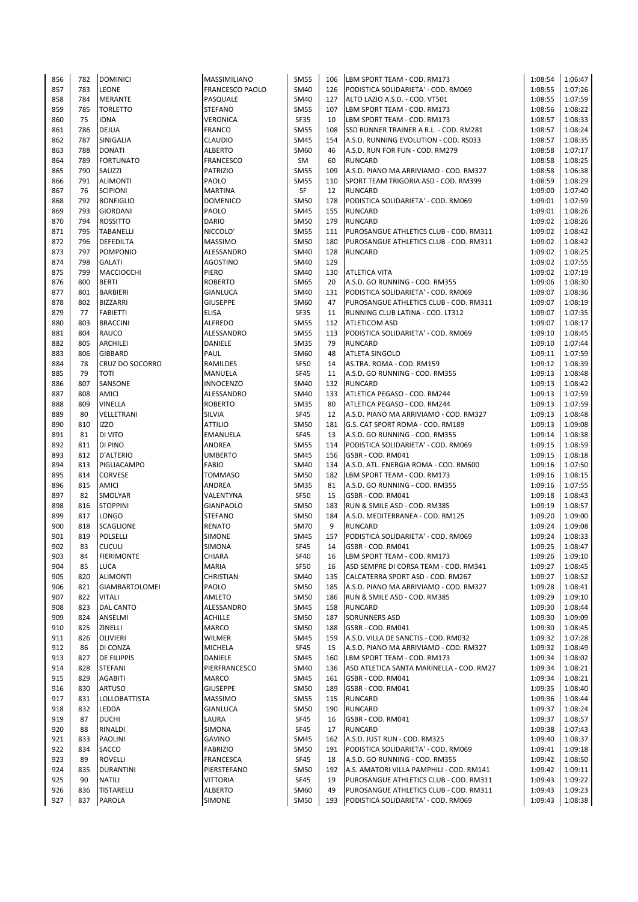| 856 | 782 | DOMINICI | MASSIMILIANO | SM55 | 106 | LBM SPORT TEAM - COD. RM173 | 1:08:54 | 1:06:47 |
|---|---|---|---|---|---|---|---|---|
| 857 | 783 | LEONE | FRANCESCO PAOLO | SM40 | 126 | PODISTICA SOLIDARIETA' - COD. RM069 | 1:08:55 | 1:07:26 |
| 858 | 784 | MERANTE | PASQUALE | SM40 | 127 | ALTO LAZIO A.S.D. - COD. VT501 | 1:08:55 | 1:07:59 |
| 859 | 785 | TORLETTO | STEFANO | SM55 | 107 | LBM SPORT TEAM - COD. RM173 | 1:08:56 | 1:08:22 |
| 860 | 75 | IONA | VERONICA | SF35 | 10 | LBM SPORT TEAM - COD. RM173 | 1:08:57 | 1:08:33 |
| 861 | 786 | DEJUA | FRANCO | SM55 | 108 | SSD RUNNER TRAINER A R.L. - COD. RM281 | 1:08:57 | 1:08:24 |
| 862 | 787 | SINIGALIA | CLAUDIO | SM45 | 154 | A.S.D. RUNNING EVOLUTION - COD. RS033 | 1:08:57 | 1:08:35 |
| 863 | 788 | DONATI | ALBERTO | SM60 | 46 | A.S.D. RUN FOR FUN - COD. RM279 | 1:08:58 | 1:07:17 |
| 864 | 789 | FORTUNATO | FRANCESCO | SM | 60 | RUNCARD | 1:08:58 | 1:08:25 |
| 865 | 790 | SAUZZI | PATRIZIO | SM55 | 109 | A.S.D. PIANO MA ARRIVIAMO - COD. RM327 | 1:08:58 | 1:06:38 |
| 866 | 791 | ALIMONTI | PAOLO | SM55 | 110 | SPORT TEAM TRIGORIA ASD - COD. RM399 | 1:08:59 | 1:08:29 |
| 867 | 76 | SCIPIONI | MARTINA | SF | 12 | RUNCARD | 1:09:00 | 1:07:40 |
| 868 | 792 | BONFIGLIO | DOMENICO | SM50 | 178 | PODISTICA SOLIDARIETA' - COD. RM069 | 1:09:01 | 1:07:59 |
| 869 | 793 | GIORDANI | PAOLO | SM45 | 155 | RUNCARD | 1:09:01 | 1:08:26 |
| 870 | 794 | ROSSITTO | DARIO | SM50 | 179 | RUNCARD | 1:09:02 | 1:08:26 |
| 871 | 795 | TABANELLI | NICCOLO' | SM55 | 111 | PUROSANGUE ATHLETICS CLUB - COD. RM311 | 1:09:02 | 1:08:42 |
| 872 | 796 | DEFEDILTA | MASSIMO | SM50 | 180 | PUROSANGUE ATHLETICS CLUB - COD. RM311 | 1:09:02 | 1:08:42 |
| 873 | 797 | POMPONIO | ALESSANDRO | SM40 | 128 | RUNCARD | 1:09:02 | 1:08:25 |
| 874 | 798 | GALATI | AGOSTINO | SM40 | 129 | | 1:09:02 | 1:07:55 |
| 875 | 799 | MACCIOCCHI | PIERO | SM40 | 130 | ATLETICA VITA | 1:09:02 | 1:07:19 |
| 876 | 800 | BERTI | ROBERTO | SM65 | 20 | A.S.D. GO RUNNING - COD. RM355 | 1:09:06 | 1:08:30 |
| 877 | 801 | BARBIERI | GIANLUCA | SM40 | 131 | PODISTICA SOLIDARIETA' - COD. RM069 | 1:09:07 | 1:08:36 |
| 878 | 802 | BIZZARRI | GIUSEPPE | SM60 | 47 | PUROSANGUE ATHLETICS CLUB - COD. RM311 | 1:09:07 | 1:08:19 |
| 879 | 77 | FABIETTI | ELISA | SF35 | 11 | RUNNING CLUB LATINA - COD. LT312 | 1:09:07 | 1:07:35 |
| 880 | 803 | BRACCINI | ALFREDO | SM55 | 112 | ATLETICOM ASD | 1:09:07 | 1:08:17 |
| 881 | 804 | RAUCO | ALESSANDRO | SM55 | 113 | PODISTICA SOLIDARIETA' - COD. RM069 | 1:09:10 | 1:08:45 |
| 882 | 805 | ARCHILEI | DANIELE | SM35 | 79 | RUNCARD | 1:09:10 | 1:07:44 |
| 883 | 806 | GIBBARD | PAUL | SM60 | 48 | ATLETA SINGOLO | 1:09:11 | 1:07:59 |
| 884 | 78 | CRUZ DO SOCORRO | RAMILDES | SF50 | 14 | AS.TRA. ROMA - COD. RM159 | 1:09:12 | 1:08:39 |
| 885 | 79 | TOTI | MANUELA | SF45 | 11 | A.S.D. GO RUNNING - COD. RM355 | 1:09:13 | 1:08:48 |
| 886 | 807 | SANSONE | INNOCENZO | SM40 | 132 | RUNCARD | 1:09:13 | 1:08:42 |
| 887 | 808 | AMICI | ALESSANDRO | SM40 | 133 | ATLETICA PEGASO - COD. RM244 | 1:09:13 | 1:07:59 |
| 888 | 809 | VINELLA | ROBERTO | SM35 | 80 | ATLETICA PEGASO - COD. RM244 | 1:09:13 | 1:07:59 |
| 889 | 80 | VELLETRANI | SILVIA | SF45 | 12 | A.S.D. PIANO MA ARRIVIAMO - COD. RM327 | 1:09:13 | 1:08:48 |
| 890 | 810 | IZZO | ATTILIO | SM50 | 181 | G.S. CAT SPORT ROMA - COD. RM189 | 1:09:13 | 1:09:08 |
| 891 | 81 | DI VITO | EMANUELA | SF45 | 13 | A.S.D. GO RUNNING - COD. RM355 | 1:09:14 | 1:08:38 |
| 892 | 811 | DI PINO | ANDREA | SM55 | 114 | PODISTICA SOLIDARIETA' - COD. RM069 | 1:09:15 | 1:08:59 |
| 893 | 812 | D'ALTERIO | UMBERTO | SM45 | 156 | GSBR - COD. RM041 | 1:09:15 | 1:08:18 |
| 894 | 813 | PIGLIACAMPO | FABIO | SM40 | 134 | A.S.D. ATL. ENERGIA ROMA - COD. RM600 | 1:09:16 | 1:07:50 |
| 895 | 814 | CORVESE | TOMMASO | SM50 | 182 | LBM SPORT TEAM - COD. RM173 | 1:09:16 | 1:08:15 |
| 896 | 815 | AMICI | ANDREA | SM35 | 81 | A.S.D. GO RUNNING - COD. RM355 | 1:09:16 | 1:07:55 |
| 897 | 82 | SMOLYAR | VALENTYNA | SF50 | 15 | GSBR - COD. RM041 | 1:09:18 | 1:08:43 |
| 898 | 816 | STOPPINI | GIANPAOLO | SM50 | 183 | RUN & SMILE ASD - COD. RM385 | 1:09:19 | 1:08:57 |
| 899 | 817 | LONGO | STEFANO | SM50 | 184 | A.S.D. MEDITERRANEA - COD. RM125 | 1:09:20 | 1:09:00 |
| 900 | 818 | SCAGLIONE | RENATO | SM70 | 9 | RUNCARD | 1:09:24 | 1:09:08 |
| 901 | 819 | POLSELLI | SIMONE | SM45 | 157 | PODISTICA SOLIDARIETA' - COD. RM069 | 1:09:24 | 1:08:33 |
| 902 | 83 | CUCULI | SIMONA | SF45 | 14 | GSBR - COD. RM041 | 1:09:25 | 1:08:47 |
| 903 | 84 | FIERIMONTE | CHIARA | SF40 | 16 | LBM SPORT TEAM - COD. RM173 | 1:09:26 | 1:09:10 |
| 904 | 85 | LUCA | MARIA | SF50 | 16 | ASD SEMPRE DI CORSA TEAM - COD. RM341 | 1:09:27 | 1:08:45 |
| 905 | 820 | ALIMONTI | CHRISTIAN | SM40 | 135 | CALCATERRA SPORT ASD - COD. RM267 | 1:09:27 | 1:08:52 |
| 906 | 821 | GIAMBARTOLOMEI | PAOLO | SM50 | 185 | A.S.D. PIANO MA ARRIVIAMO - COD. RM327 | 1:09:28 | 1:08:41 |
| 907 | 822 | VITALI | AMLETO | SM50 | 186 | RUN & SMILE ASD - COD. RM385 | 1:09:29 | 1:09:10 |
| 908 | 823 | DAL CANTO | ALESSANDRO | SM45 | 158 | RUNCARD | 1:09:30 | 1:08:44 |
| 909 | 824 | ANSELMI | ACHILLE | SM50 | 187 | SORUNNERS ASD | 1:09:30 | 1:09:09 |
| 910 | 825 | ZINELLI | MARCO | SM50 | 188 | GSBR - COD. RM041 | 1:09:30 | 1:08:45 |
| 911 | 826 | OLIVIERI | WILMER | SM45 | 159 | A.S.D. VILLA DE SANCTIS - COD. RM032 | 1:09:32 | 1:07:28 |
| 912 | 86 | DI CONZA | MICHELA | SF45 | 15 | A.S.D. PIANO MA ARRIVIAMO - COD. RM327 | 1:09:32 | 1:08:49 |
| 913 | 827 | DE FILIPPIS | DANIELE | SM45 | 160 | LBM SPORT TEAM - COD. RM173 | 1:09:34 | 1:08:02 |
| 914 | 828 | STEFANI | PIERFRANCESCO | SM40 | 136 | ASD ATLETICA SANTA MARINELLA - COD. RM27 | 1:09:34 | 1:08:21 |
| 915 | 829 | AGABITI | MARCO | SM45 | 161 | GSBR - COD. RM041 | 1:09:34 | 1:08:21 |
| 916 | 830 | ARTUSO | GIUSEPPE | SM50 | 189 | GSBR - COD. RM041 | 1:09:35 | 1:08:40 |
| 917 | 831 | LOLLOBATTISTA | MASSIMO | SM55 | 115 | RUNCARD | 1:09:36 | 1:08:44 |
| 918 | 832 | LEDDA | GIANLUCA | SM50 | 190 | RUNCARD | 1:09:37 | 1:08:24 |
| 919 | 87 | DUCHI | LAURA | SF45 | 16 | GSBR - COD. RM041 | 1:09:37 | 1:08:57 |
| 920 | 88 | RINALDI | SIMONA | SF45 | 17 | RUNCARD | 1:09:38 | 1:07:43 |
| 921 | 833 | PAOLINI | GAVINO | SM45 | 162 | A.S.D. JUST RUN - COD. RM325 | 1:09:40 | 1:08:37 |
| 922 | 834 | SACCO | FABRIZIO | SM50 | 191 | PODISTICA SOLIDARIETA' - COD. RM069 | 1:09:41 | 1:09:18 |
| 923 | 89 | ROVELLI | FRANCESCA | SF45 | 18 | A.S.D. GO RUNNING - COD. RM355 | 1:09:42 | 1:08:50 |
| 924 | 835 | DURANTINI | PIERSTEFANO | SM50 | 192 | A.S. AMATORI VILLA PAMPHILI - COD. RM141 | 1:09:42 | 1:09:11 |
| 925 | 90 | NATILI | VITTORIA | SF45 | 19 | PUROSANGUE ATHLETICS CLUB - COD. RM311 | 1:09:43 | 1:09:22 |
| 926 | 836 | TISTARELLI | ALBERTO | SM60 | 49 | PUROSANGUE ATHLETICS CLUB - COD. RM311 | 1:09:43 | 1:09:23 |
| 927 | 837 | PAROLA | SIMONE | SM50 | 193 | PODISTICA SOLIDARIETA' - COD. RM069 | 1:09:43 | 1:08:38 |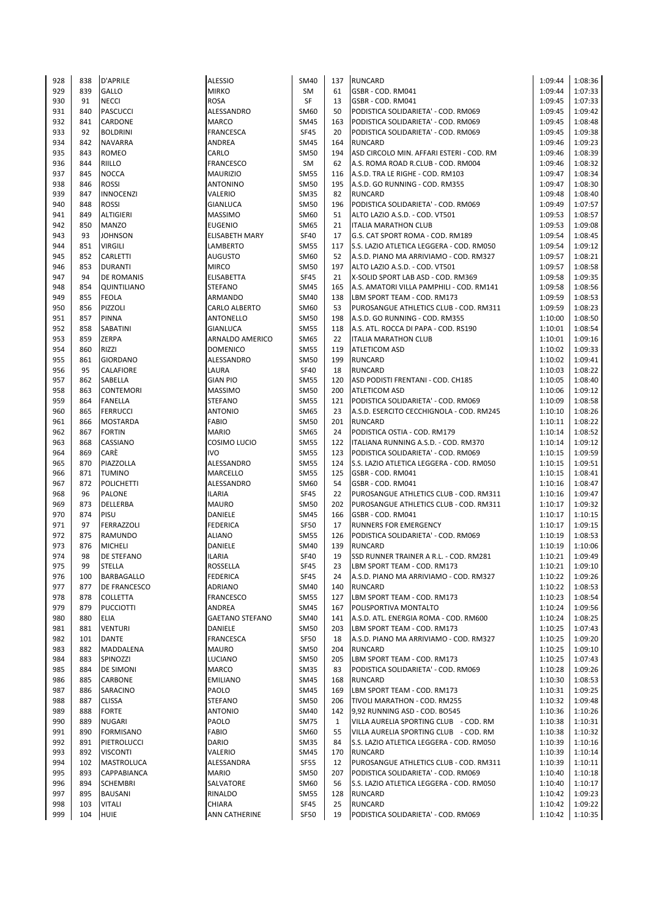| | | | | | | | | |
|---|---|---|---|---|---|---|---|---|
| 928 | 838 | D'APRILE | ALESSIO | SM40 | 137 | RUNCARD | 1:09:44 | 1:08:36 |
| 929 | 839 | GALLO | MIRKO | SM | 61 | GSBR - COD. RM041 | 1:09:44 | 1:07:33 |
| 930 | 91 | NECCI | ROSA | SF | 13 | GSBR - COD. RM041 | 1:09:45 | 1:07:33 |
| 931 | 840 | PASCUCCI | ALESSANDRO | SM60 | 50 | PODISTICA SOLIDARIETA' - COD. RM069 | 1:09:45 | 1:09:42 |
| 932 | 841 | CARDONE | MARCO | SM45 | 163 | PODISTICA SOLIDARIETA' - COD. RM069 | 1:09:45 | 1:08:48 |
| 933 | 92 | BOLDRINI | FRANCESCA | SF45 | 20 | PODISTICA SOLIDARIETA' - COD. RM069 | 1:09:45 | 1:09:38 |
| 934 | 842 | NAVARRA | ANDREA | SM45 | 164 | RUNCARD | 1:09:46 | 1:09:23 |
| 935 | 843 | ROMEO | CARLO | SM50 | 194 | ASD CIRCOLO MIN. AFFARI ESTERI - COD. RM | 1:09:46 | 1:08:39 |
| 936 | 844 | RIILLO | FRANCESCO | SM | 62 | A.S. ROMA ROAD R.CLUB - COD. RM004 | 1:09:46 | 1:08:32 |
| 937 | 845 | NOCCA | MAURIZIO | SM55 | 116 | A.S.D. TRA LE RIGHE - COD. RM103 | 1:09:47 | 1:08:34 |
| 938 | 846 | ROSSI | ANTONINO | SM50 | 195 | A.S.D. GO RUNNING - COD. RM355 | 1:09:47 | 1:08:30 |
| 939 | 847 | INNOCENZI | VALERIO | SM35 | 82 | RUNCARD | 1:09:48 | 1:08:40 |
| 940 | 848 | ROSSI | GIANLUCA | SM50 | 196 | PODISTICA SOLIDARIETA' - COD. RM069 | 1:09:49 | 1:07:57 |
| 941 | 849 | ALTIGIERI | MASSIMO | SM60 | 51 | ALTO LAZIO A.S.D. - COD. VT501 | 1:09:53 | 1:08:57 |
| 942 | 850 | MANZO | EUGENIO | SM65 | 21 | ITALIA MARATHON CLUB | 1:09:53 | 1:09:08 |
| 943 | 93 | JOHNSON | ELISABETH MARY | SF40 | 17 | G.S. CAT SPORT ROMA - COD. RM189 | 1:09:54 | 1:08:45 |
| 944 | 851 | VIRGILI | LAMBERTO | SM55 | 117 | S.S. LAZIO ATLETICA LEGGERA - COD. RM050 | 1:09:54 | 1:09:12 |
| 945 | 852 | CARLETTI | AUGUSTO | SM60 | 52 | A.S.D. PIANO MA ARRIVIAMO - COD. RM327 | 1:09:57 | 1:08:21 |
| 946 | 853 | DURANTI | MIRCO | SM50 | 197 | ALTO LAZIO A.S.D. - COD. VT501 | 1:09:57 | 1:08:58 |
| 947 | 94 | DE ROMANIS | ELISABETTA | SF45 | 21 | X-SOLID SPORT LAB ASD - COD. RM369 | 1:09:58 | 1:09:35 |
| 948 | 854 | QUINTILIANO | STEFANO | SM45 | 165 | A.S. AMATORI VILLA PAMPHILI - COD. RM141 | 1:09:58 | 1:08:56 |
| 949 | 855 | FEOLA | ARMANDO | SM40 | 138 | LBM SPORT TEAM - COD. RM173 | 1:09:59 | 1:08:53 |
| 950 | 856 | PIZZOLI | CARLO ALBERTO | SM60 | 53 | PUROSANGUE ATHLETICS CLUB - COD. RM311 | 1:09:59 | 1:08:23 |
| 951 | 857 | PINNA | ANTONELLO | SM50 | 198 | A.S.D. GO RUNNING - COD. RM355 | 1:10:00 | 1:08:50 |
| 952 | 858 | SABATINI | GIANLUCA | SM55 | 118 | A.S. ATL. ROCCA DI PAPA - COD. RS190 | 1:10:01 | 1:08:54 |
| 953 | 859 | ZERPA | ARNALDO AMERICO | SM65 | 22 | ITALIA MARATHON CLUB | 1:10:01 | 1:09:16 |
| 954 | 860 | RIZZI | DOMENICO | SM55 | 119 | ATLETICOM ASD | 1:10:02 | 1:09:33 |
| 955 | 861 | GIORDANO | ALESSANDRO | SM50 | 199 | RUNCARD | 1:10:02 | 1:09:41 |
| 956 | 95 | CALAFIORE | LAURA | SF40 | 18 | RUNCARD | 1:10:03 | 1:08:22 |
| 957 | 862 | SABELLA | GIAN PIO | SM55 | 120 | ASD PODISTI FRENTANI - COD. CH185 | 1:10:05 | 1:08:40 |
| 958 | 863 | CONTEMORI | MASSIMO | SM50 | 200 | ATLETICOM ASD | 1:10:06 | 1:09:12 |
| 959 | 864 | FANELLA | STEFANO | SM55 | 121 | PODISTICA SOLIDARIETA' - COD. RM069 | 1:10:09 | 1:08:58 |
| 960 | 865 | FERRUCCI | ANTONIO | SM65 | 23 | A.S.D. ESERCITO CECCHIGNOLA - COD. RM245 | 1:10:10 | 1:08:26 |
| 961 | 866 | MOSTARDA | FABIO | SM50 | 201 | RUNCARD | 1:10:11 | 1:08:22 |
| 962 | 867 | FORTIN | MARIO | SM65 | 24 | PODISTICA OSTIA - COD. RM179 | 1:10:14 | 1:08:52 |
| 963 | 868 | CASSIANO | COSIMO LUCIO | SM55 | 122 | ITALIANA RUNNING A.S.D. - COD. RM370 | 1:10:14 | 1:09:12 |
| 964 | 869 | CARÈ | IVO | SM55 | 123 | PODISTICA SOLIDARIETA' - COD. RM069 | 1:10:15 | 1:09:59 |
| 965 | 870 | PIAZZOLLA | ALESSANDRO | SM55 | 124 | S.S. LAZIO ATLETICA LEGGERA - COD. RM050 | 1:10:15 | 1:09:51 |
| 966 | 871 | TUMINO | MARCELLO | SM55 | 125 | GSBR - COD. RM041 | 1:10:15 | 1:08:41 |
| 967 | 872 | POLICHETTI | ALESSANDRO | SM60 | 54 | GSBR - COD. RM041 | 1:10:16 | 1:08:47 |
| 968 | 96 | PALONE | ILARIA | SF45 | 22 | PUROSANGUE ATHLETICS CLUB - COD. RM311 | 1:10:16 | 1:09:47 |
| 969 | 873 | DELLERBA | MAURO | SM50 | 202 | PUROSANGUE ATHLETICS CLUB - COD. RM311 | 1:10:17 | 1:09:32 |
| 970 | 874 | PISU | DANIELE | SM45 | 166 | GSBR - COD. RM041 | 1:10:17 | 1:10:15 |
| 971 | 97 | FERRAZZOLI | FEDERICA | SF50 | 17 | RUNNERS FOR EMERGENCY | 1:10:17 | 1:09:15 |
| 972 | 875 | RAMUNDO | ALIANO | SM55 | 126 | PODISTICA SOLIDARIETA' - COD. RM069 | 1:10:19 | 1:08:53 |
| 973 | 876 | MICHELI | DANIELE | SM40 | 139 | RUNCARD | 1:10:19 | 1:10:06 |
| 974 | 98 | DE STEFANO | ILARIA | SF40 | 19 | SSD RUNNER TRAINER A R.L. - COD. RM281 | 1:10:21 | 1:09:49 |
| 975 | 99 | STELLA | ROSSELLA | SF45 | 23 | LBM SPORT TEAM - COD. RM173 | 1:10:21 | 1:09:10 |
| 976 | 100 | BARBAGALLO | FEDERICA | SF45 | 24 | A.S.D. PIANO MA ARRIVIAMO - COD. RM327 | 1:10:22 | 1:09:26 |
| 977 | 877 | DE FRANCESCO | ADRIANO | SM40 | 140 | RUNCARD | 1:10:22 | 1:08:53 |
| 978 | 878 | COLLETTA | FRANCESCO | SM55 | 127 | LBM SPORT TEAM - COD. RM173 | 1:10:23 | 1:08:54 |
| 979 | 879 | PUCCIOTTI | ANDREA | SM45 | 167 | POLISPORTIVA MONTALTO | 1:10:24 | 1:09:56 |
| 980 | 880 | ELIA | GAETANO STEFANO | SM40 | 141 | A.S.D. ATL. ENERGIA ROMA - COD. RM600 | 1:10:24 | 1:08:25 |
| 981 | 881 | VENTURI | DANIELE | SM50 | 203 | LBM SPORT TEAM - COD. RM173 | 1:10:25 | 1:07:43 |
| 982 | 101 | DANTE | FRANCESCA | SF50 | 18 | A.S.D. PIANO MA ARRIVIAMO - COD. RM327 | 1:10:25 | 1:09:20 |
| 983 | 882 | MADDALENA | MAURO | SM50 | 204 | RUNCARD | 1:10:25 | 1:09:10 |
| 984 | 883 | SPINOZZI | LUCIANO | SM50 | 205 | LBM SPORT TEAM - COD. RM173 | 1:10:25 | 1:07:43 |
| 985 | 884 | DE SIMONI | MARCO | SM35 | 83 | PODISTICA SOLIDARIETA' - COD. RM069 | 1:10:28 | 1:09:26 |
| 986 | 885 | CARBONE | EMILIANO | SM45 | 168 | RUNCARD | 1:10:30 | 1:08:53 |
| 987 | 886 | SARACINO | PAOLO | SM45 | 169 | LBM SPORT TEAM - COD. RM173 | 1:10:31 | 1:09:25 |
| 988 | 887 | CLISSA | STEFANO | SM50 | 206 | TIVOLI MARATHON - COD. RM255 | 1:10:32 | 1:09:48 |
| 989 | 888 | FORTE | ANTONIO | SM40 | 142 | 9,92 RUNNING ASD - COD. BO545 | 1:10:36 | 1:10:26 |
| 990 | 889 | NUGARI | PAOLO | SM75 | 1 | VILLA AURELIA SPORTING CLUB - COD. RM | 1:10:38 | 1:10:31 |
| 991 | 890 | FORMISANO | FABIO | SM60 | 55 | VILLA AURELIA SPORTING CLUB - COD. RM | 1:10:38 | 1:10:32 |
| 992 | 891 | PIETROLUCCI | DARIO | SM35 | 84 | S.S. LAZIO ATLETICA LEGGERA - COD. RM050 | 1:10:39 | 1:10:16 |
| 993 | 892 | VISCONTI | VALERIO | SM45 | 170 | RUNCARD | 1:10:39 | 1:10:14 |
| 994 | 102 | MASTROLUCA | ALESSANDRA | SF55 | 12 | PUROSANGUE ATHLETICS CLUB - COD. RM311 | 1:10:39 | 1:10:11 |
| 995 | 893 | CAPPABIANCA | MARIO | SM50 | 207 | PODISTICA SOLIDARIETA' - COD. RM069 | 1:10:40 | 1:10:18 |
| 996 | 894 | SCHEMBRI | SALVATORE | SM60 | 56 | S.S. LAZIO ATLETICA LEGGERA - COD. RM050 | 1:10:40 | 1:10:17 |
| 997 | 895 | BAUSANI | RINALDO | SM55 | 128 | RUNCARD | 1:10:42 | 1:09:23 |
| 998 | 103 | VITALI | CHIARA | SF45 | 25 | RUNCARD | 1:10:42 | 1:09:22 |
| 999 | 104 | HUIE | ANN CATHERINE | SF50 | 19 | PODISTICA SOLIDARIETA' - COD. RM069 | 1:10:42 | 1:10:35 |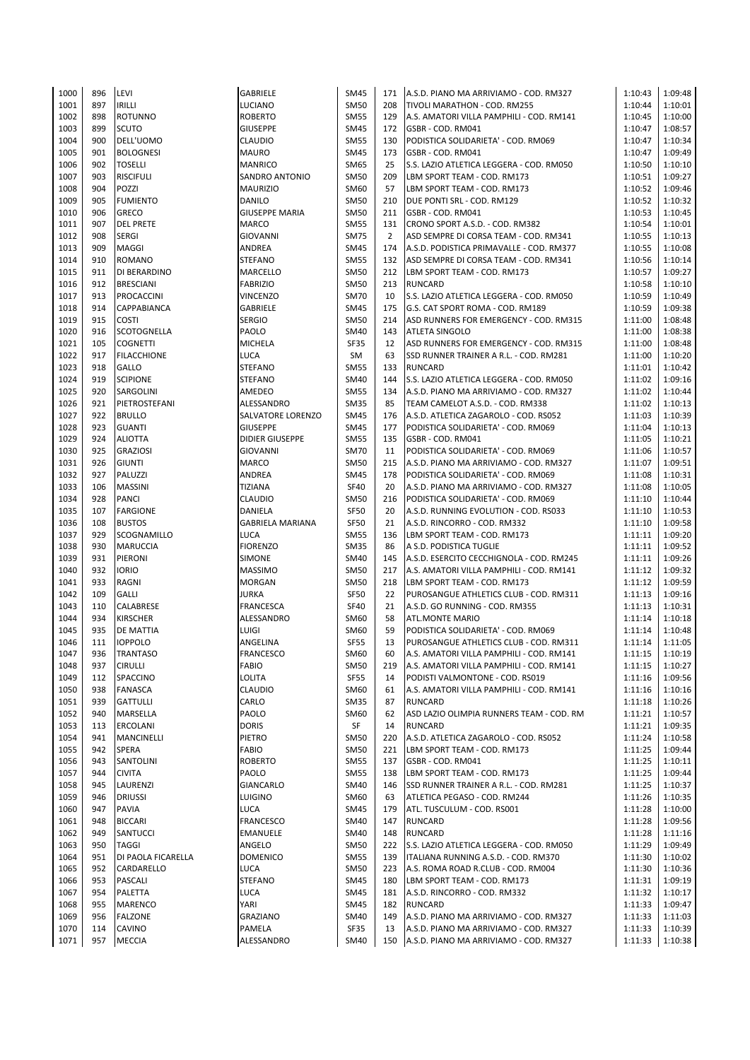| | | | | | | | | |
|---|---|---|---|---|---|---|---|---|
| 1000 | 896 | LEVI | GABRIELE | SM45 | 171 | A.S.D. PIANO MA ARRIVIAMO - COD. RM327 | 1:10:43 | 1:09:48 |
| 1001 | 897 | IRILLI | LUCIANO | SM50 | 208 | TIVOLI MARATHON - COD. RM255 | 1:10:44 | 1:10:01 |
| 1002 | 898 | ROTUNNO | ROBERTO | SM55 | 129 | A.S. AMATORI VILLA PAMPHILI - COD. RM141 | 1:10:45 | 1:10:00 |
| 1003 | 899 | SCUTO | GIUSEPPE | SM45 | 172 | GSBR - COD. RM041 | 1:10:47 | 1:08:57 |
| 1004 | 900 | DELL'UOMO | CLAUDIO | SM55 | 130 | PODISTICA SOLIDARIETA' - COD. RM069 | 1:10:47 | 1:10:34 |
| 1005 | 901 | BOLOGNESI | MAURO | SM45 | 173 | GSBR - COD. RM041 | 1:10:47 | 1:09:49 |
| 1006 | 902 | TOSELLI | MANRICO | SM65 | 25 | S.S. LAZIO ATLETICA LEGGERA - COD. RM050 | 1:10:50 | 1:10:10 |
| 1007 | 903 | RISCIFULI | SANDRO ANTONIO | SM50 | 209 | LBM SPORT TEAM - COD. RM173 | 1:10:51 | 1:09:27 |
| 1008 | 904 | POZZI | MAURIZIO | SM60 | 57 | LBM SPORT TEAM - COD. RM173 | 1:10:52 | 1:09:46 |
| 1009 | 905 | FUMIENTO | DANILO | SM50 | 210 | DUE PONTI SRL - COD. RM129 | 1:10:52 | 1:10:32 |
| 1010 | 906 | GRECO | GIUSEPPE MARIA | SM50 | 211 | GSBR - COD. RM041 | 1:10:53 | 1:10:45 |
| 1011 | 907 | DEL PRETE | MARCO | SM55 | 131 | CRONO SPORT A.S.D. - COD. RM382 | 1:10:54 | 1:10:01 |
| 1012 | 908 | SERGI | GIOVANNI | SM75 | 2 | ASD SEMPRE DI CORSA TEAM - COD. RM341 | 1:10:55 | 1:10:13 |
| 1013 | 909 | MAGGI | ANDREA | SM45 | 174 | A.S.D. PODISTICA PRIMAVALLE - COD. RM377 | 1:10:55 | 1:10:08 |
| 1014 | 910 | ROMANO | STEFANO | SM55 | 132 | ASD SEMPRE DI CORSA TEAM - COD. RM341 | 1:10:56 | 1:10:14 |
| 1015 | 911 | DI BERARDINO | MARCELLO | SM50 | 212 | LBM SPORT TEAM - COD. RM173 | 1:10:57 | 1:09:27 |
| 1016 | 912 | BRESCIANI | FABRIZIO | SM50 | 213 | RUNCARD | 1:10:58 | 1:10:10 |
| 1017 | 913 | PROCACCINI | VINCENZO | SM70 | 10 | S.S. LAZIO ATLETICA LEGGERA - COD. RM050 | 1:10:59 | 1:10:49 |
| 1018 | 914 | CAPPABIANCA | GABRIELE | SM45 | 175 | G.S. CAT SPORT ROMA - COD. RM189 | 1:10:59 | 1:09:38 |
| 1019 | 915 | COSTI | SERGIO | SM50 | 214 | ASD RUNNERS FOR EMERGENCY - COD. RM315 | 1:11:00 | 1:08:48 |
| 1020 | 916 | SCOTOGNELLA | PAOLO | SM40 | 143 | ATLETA SINGOLO | 1:11:00 | 1:08:38 |
| 1021 | 105 | COGNETTI | MICHELA | SF35 | 12 | ASD RUNNERS FOR EMERGENCY - COD. RM315 | 1:11:00 | 1:08:48 |
| 1022 | 917 | FILACCHIONE | LUCA | SM | 63 | SSD RUNNER TRAINER A R.L. - COD. RM281 | 1:11:00 | 1:10:20 |
| 1023 | 918 | GALLO | STEFANO | SM55 | 133 | RUNCARD | 1:11:01 | 1:10:42 |
| 1024 | 919 | SCIPIONE | STEFANO | SM40 | 144 | S.S. LAZIO ATLETICA LEGGERA - COD. RM050 | 1:11:02 | 1:09:16 |
| 1025 | 920 | SARGOLINI | AMEDEO | SM55 | 134 | A.S.D. PIANO MA ARRIVIAMO - COD. RM327 | 1:11:02 | 1:10:44 |
| 1026 | 921 | PIETROSTEFANI | ALESSANDRO | SM35 | 85 | TEAM CAMELOT A.S.D. - COD. RM338 | 1:11:02 | 1:10:13 |
| 1027 | 922 | BRULLO | SALVATORE LORENZO | SM45 | 176 | A.S.D. ATLETICA ZAGAROLO - COD. RS052 | 1:11:03 | 1:10:39 |
| 1028 | 923 | GUANTI | GIUSEPPE | SM45 | 177 | PODISTICA SOLIDARIETA' - COD. RM069 | 1:11:04 | 1:10:13 |
| 1029 | 924 | ALIOTTA | DIDIER GIUSEPPE | SM55 | 135 | GSBR - COD. RM041 | 1:11:05 | 1:10:21 |
| 1030 | 925 | GRAZIOSI | GIOVANNI | SM70 | 11 | PODISTICA SOLIDARIETA' - COD. RM069 | 1:11:06 | 1:10:57 |
| 1031 | 926 | GIUNTI | MARCO | SM50 | 215 | A.S.D. PIANO MA ARRIVIAMO - COD. RM327 | 1:11:07 | 1:09:51 |
| 1032 | 927 | PALUZZI | ANDREA | SM45 | 178 | PODISTICA SOLIDARIETA' - COD. RM069 | 1:11:08 | 1:10:31 |
| 1033 | 106 | MASSINI | TIZIANA | SF40 | 20 | A.S.D. PIANO MA ARRIVIAMO - COD. RM327 | 1:11:08 | 1:10:05 |
| 1034 | 928 | PANCI | CLAUDIO | SM50 | 216 | PODISTICA SOLIDARIETA' - COD. RM069 | 1:11:10 | 1:10:44 |
| 1035 | 107 | FARGIONE | DANIELA | SF50 | 20 | A.S.D. RUNNING EVOLUTION - COD. RS033 | 1:11:10 | 1:10:53 |
| 1036 | 108 | BUSTOS | GABRIELA MARIANA | SF50 | 21 | A.S.D. RINCORRO - COD. RM332 | 1:11:10 | 1:09:58 |
| 1037 | 929 | SCOGNAMILLO | LUCA | SM55 | 136 | LBM SPORT TEAM - COD. RM173 | 1:11:11 | 1:09:20 |
| 1038 | 930 | MARUCCIA | FIORENZO | SM35 | 86 | A S.D. PODISTICA TUGLIE | 1:11:11 | 1:09:52 |
| 1039 | 931 | PIERONI | SIMONE | SM40 | 145 | A.S.D. ESERCITO CECCHIGNOLA - COD. RM245 | 1:11:11 | 1:09:26 |
| 1040 | 932 | IORIO | MASSIMO | SM50 | 217 | A.S. AMATORI VILLA PAMPHILI - COD. RM141 | 1:11:12 | 1:09:32 |
| 1041 | 933 | RAGNI | MORGAN | SM50 | 218 | LBM SPORT TEAM - COD. RM173 | 1:11:12 | 1:09:59 |
| 1042 | 109 | GALLI | JURKA | SF50 | 22 | PUROSANGUE ATHLETICS CLUB - COD. RM311 | 1:11:13 | 1:09:16 |
| 1043 | 110 | CALABRESE | FRANCESCA | SF40 | 21 | A.S.D. GO RUNNING - COD. RM355 | 1:11:13 | 1:10:31 |
| 1044 | 934 | KIRSCHER | ALESSANDRO | SM60 | 58 | ATL.MONTE MARIO | 1:11:14 | 1:10:18 |
| 1045 | 935 | DE MATTIA | LUIGI | SM60 | 59 | PODISTICA SOLIDARIETA' - COD. RM069 | 1:11:14 | 1:10:48 |
| 1046 | 111 | IOPPOLO | ANGELINA | SF55 | 13 | PUROSANGUE ATHLETICS CLUB - COD. RM311 | 1:11:14 | 1:11:05 |
| 1047 | 936 | TRANTASO | FRANCESCO | SM60 | 60 | A.S. AMATORI VILLA PAMPHILI - COD. RM141 | 1:11:15 | 1:10:19 |
| 1048 | 937 | CIRULLI | FABIO | SM50 | 219 | A.S. AMATORI VILLA PAMPHILI - COD. RM141 | 1:11:15 | 1:10:27 |
| 1049 | 112 | SPACCINO | LOLITA | SF55 | 14 | PODISTI VALMONTONE - COD. RS019 | 1:11:16 | 1:09:56 |
| 1050 | 938 | FANASCA | CLAUDIO | SM60 | 61 | A.S. AMATORI VILLA PAMPHILI - COD. RM141 | 1:11:16 | 1:10:16 |
| 1051 | 939 | GATTULLI | CARLO | SM35 | 87 | RUNCARD | 1:11:18 | 1:10:26 |
| 1052 | 940 | MARSELLA | PAOLO | SM60 | 62 | ASD LAZIO OLIMPIA RUNNERS TEAM - COD. RM | 1:11:21 | 1:10:57 |
| 1053 | 113 | ERCOLANI | DORIS | SF | 14 | RUNCARD | 1:11:21 | 1:09:35 |
| 1054 | 941 | MANCINELLI | PIETRO | SM50 | 220 | A.S.D. ATLETICA ZAGAROLO - COD. RS052 | 1:11:24 | 1:10:58 |
| 1055 | 942 | SPERA | FABIO | SM50 | 221 | LBM SPORT TEAM - COD. RM173 | 1:11:25 | 1:09:44 |
| 1056 | 943 | SANTOLINI | ROBERTO | SM55 | 137 | GSBR - COD. RM041 | 1:11:25 | 1:10:11 |
| 1057 | 944 | CIVITA | PAOLO | SM55 | 138 | LBM SPORT TEAM - COD. RM173 | 1:11:25 | 1:09:44 |
| 1058 | 945 | LAURENZI | GIANCARLO | SM40 | 146 | SSD RUNNER TRAINER A R.L. - COD. RM281 | 1:11:25 | 1:10:37 |
| 1059 | 946 | DRIUSSI | LUIGINO | SM60 | 63 | ATLETICA PEGASO - COD. RM244 | 1:11:26 | 1:10:35 |
| 1060 | 947 | PAVIA | LUCA | SM45 | 179 | ATL. TUSCULUM - COD. RS001 | 1:11:28 | 1:10:00 |
| 1061 | 948 | BICCARI | FRANCESCO | SM40 | 147 | RUNCARD | 1:11:28 | 1:09:56 |
| 1062 | 949 | SANTUCCI | EMANUELE | SM40 | 148 | RUNCARD | 1:11:28 | 1:11:16 |
| 1063 | 950 | TAGGI | ANGELO | SM50 | 222 | S.S. LAZIO ATLETICA LEGGERA - COD. RM050 | 1:11:29 | 1:09:49 |
| 1064 | 951 | DI PAOLA FICARELLA | DOMENICO | SM55 | 139 | ITALIANA RUNNING A.S.D. - COD. RM370 | 1:11:30 | 1:10:02 |
| 1065 | 952 | CARDARELLO | LUCA | SM50 | 223 | A.S. ROMA ROAD R.CLUB - COD. RM004 | 1:11:30 | 1:10:36 |
| 1066 | 953 | PASCALI | STEFANO | SM45 | 180 | LBM SPORT TEAM - COD. RM173 | 1:11:31 | 1:09:19 |
| 1067 | 954 | PALETTA | LUCA | SM45 | 181 | A.S.D. RINCORRO - COD. RM332 | 1:11:32 | 1:10:17 |
| 1068 | 955 | MARENCO | YARI | SM45 | 182 | RUNCARD | 1:11:33 | 1:09:47 |
| 1069 | 956 | FALZONE | GRAZIANO | SM40 | 149 | A.S.D. PIANO MA ARRIVIAMO - COD. RM327 | 1:11:33 | 1:11:03 |
| 1070 | 114 | CAVINO | PAMELA | SF35 | 13 | A.S.D. PIANO MA ARRIVIAMO - COD. RM327 | 1:11:33 | 1:10:39 |
| 1071 | 957 | MECCIA | ALESSANDRO | SM40 | 150 | A.S.D. PIANO MA ARRIVIAMO - COD. RM327 | 1:11:33 | 1:10:38 |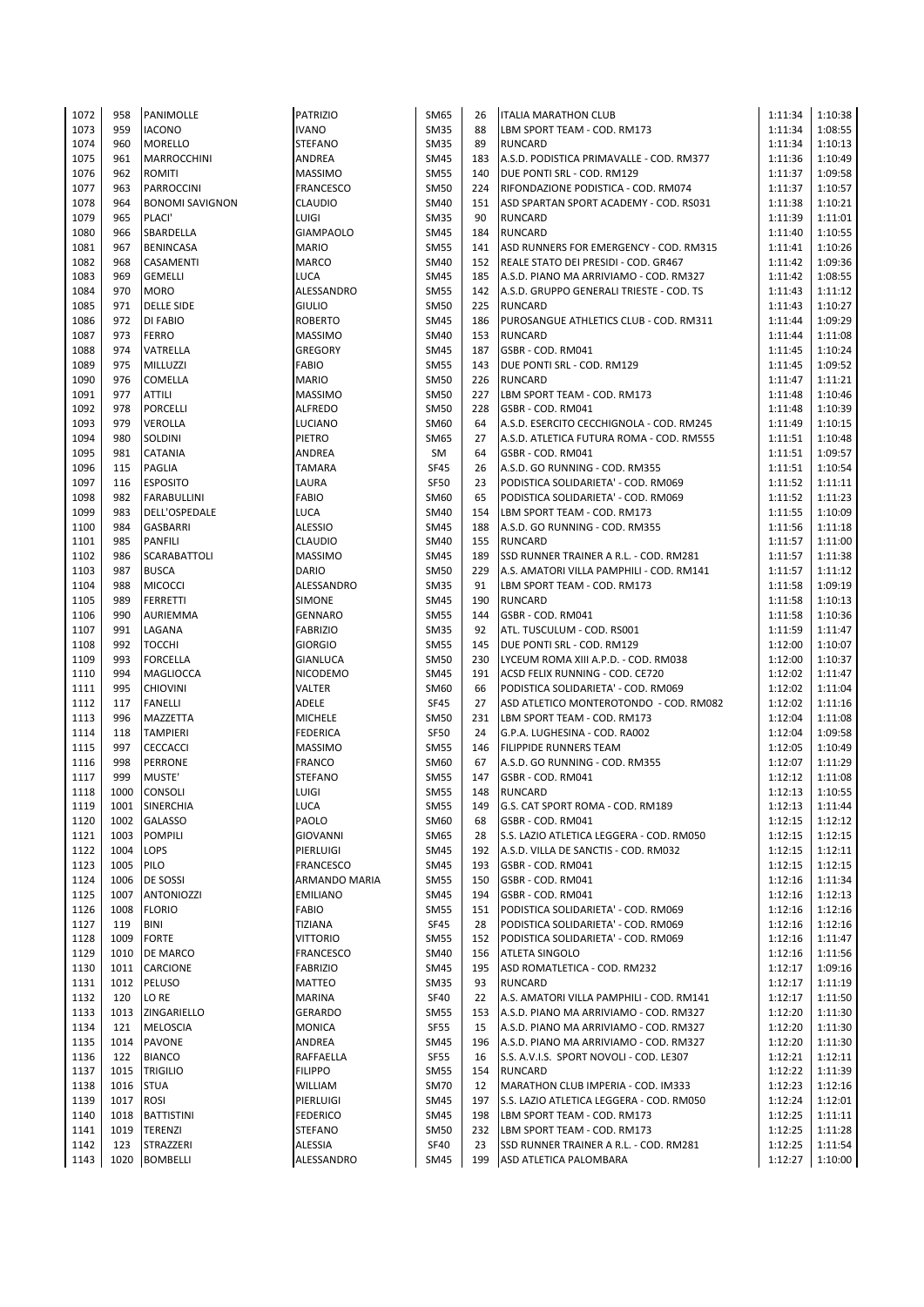| | | | | | | | | |
|---|---|---|---|---|---|---|---|---|
| 1072 | 958 | PANIMOLLE | PATRIZIO | SM65 | 26 | ITALIA MARATHON CLUB | 1:11:34 | 1:10:38 |
| 1073 | 959 | IACONO | IVANO | SM35 | 88 | LBM SPORT TEAM - COD. RM173 | 1:11:34 | 1:08:55 |
| 1074 | 960 | MORELLO | STEFANO | SM35 | 89 | RUNCARD | 1:11:34 | 1:10:13 |
| 1075 | 961 | MARROCCHINI | ANDREA | SM45 | 183 | A.S.D. PODISTICA PRIMAVALLE - COD. RM377 | 1:11:36 | 1:10:49 |
| 1076 | 962 | ROMITI | MASSIMO | SM55 | 140 | DUE PONTI SRL - COD. RM129 | 1:11:37 | 1:09:58 |
| 1077 | 963 | PARROCCINI | FRANCESCO | SM50 | 224 | RIFONDAZIONE PODISTICA - COD. RM074 | 1:11:37 | 1:10:57 |
| 1078 | 964 | BONOMI SAVIGNON | CLAUDIO | SM40 | 151 | ASD SPARTAN SPORT ACADEMY - COD. RS031 | 1:11:38 | 1:10:21 |
| 1079 | 965 | PLACI' | LUIGI | SM35 | 90 | RUNCARD | 1:11:39 | 1:11:01 |
| 1080 | 966 | SBARDELLA | GIAMPAOLO | SM45 | 184 | RUNCARD | 1:11:40 | 1:10:55 |
| 1081 | 967 | BENINCASA | MARIO | SM55 | 141 | ASD RUNNERS FOR EMERGENCY - COD. RM315 | 1:11:41 | 1:10:26 |
| 1082 | 968 | CASAMENTI | MARCO | SM40 | 152 | REALE STATO DEI PRESIDI - COD. GR467 | 1:11:42 | 1:09:36 |
| 1083 | 969 | GEMELLI | LUCA | SM45 | 185 | A.S.D. PIANO MA ARRIVIAMO - COD. RM327 | 1:11:42 | 1:08:55 |
| 1084 | 970 | MORO | ALESSANDRO | SM55 | 142 | A.S.D. GRUPPO GENERALI TRIESTE - COD. TS | 1:11:43 | 1:11:12 |
| 1085 | 971 | DELLE SIDE | GIULIO | SM50 | 225 | RUNCARD | 1:11:43 | 1:10:27 |
| 1086 | 972 | DI FABIO | ROBERTO | SM45 | 186 | PUROSANGUE ATHLETICS CLUB - COD. RM311 | 1:11:44 | 1:09:29 |
| 1087 | 973 | FERRO | MASSIMO | SM40 | 153 | RUNCARD | 1:11:44 | 1:11:08 |
| 1088 | 974 | VATRELLA | GREGORY | SM45 | 187 | GSBR - COD. RM041 | 1:11:45 | 1:10:24 |
| 1089 | 975 | MILLUZZI | FABIO | SM55 | 143 | DUE PONTI SRL - COD. RM129 | 1:11:45 | 1:09:52 |
| 1090 | 976 | COMELLA | MARIO | SM50 | 226 | RUNCARD | 1:11:47 | 1:11:21 |
| 1091 | 977 | ATTILI | MASSIMO | SM50 | 227 | LBM SPORT TEAM - COD. RM173 | 1:11:48 | 1:10:46 |
| 1092 | 978 | PORCELLI | ALFREDO | SM50 | 228 | GSBR - COD. RM041 | 1:11:48 | 1:10:39 |
| 1093 | 979 | VEROLLA | LUCIANO | SM60 | 64 | A.S.D. ESERCITO CECCHIGNOLA - COD. RM245 | 1:11:49 | 1:10:15 |
| 1094 | 980 | SOLDINI | PIETRO | SM65 | 27 | A.S.D. ATLETICA FUTURA ROMA - COD. RM555 | 1:11:51 | 1:10:48 |
| 1095 | 981 | CATANIA | ANDREA | SM | 64 | GSBR - COD. RM041 | 1:11:51 | 1:09:57 |
| 1096 | 115 | PAGLIA | TAMARA | SF45 | 26 | A.S.D. GO RUNNING - COD. RM355 | 1:11:51 | 1:10:54 |
| 1097 | 116 | ESPOSITO | LAURA | SF50 | 23 | PODISTICA SOLIDARIETA' - COD. RM069 | 1:11:52 | 1:11:11 |
| 1098 | 982 | FARABULLINI | FABIO | SM60 | 65 | PODISTICA SOLIDARIETA' - COD. RM069 | 1:11:52 | 1:11:23 |
| 1099 | 983 | DELL'OSPEDALE | LUCA | SM40 | 154 | LBM SPORT TEAM - COD. RM173 | 1:11:55 | 1:10:09 |
| 1100 | 984 | GASBARRI | ALESSIO | SM45 | 188 | A.S.D. GO RUNNING - COD. RM355 | 1:11:56 | 1:11:18 |
| 1101 | 985 | PANFILI | CLAUDIO | SM40 | 155 | RUNCARD | 1:11:57 | 1:11:00 |
| 1102 | 986 | SCARABATTOLI | MASSIMO | SM45 | 189 | SSD RUNNER TRAINER A R.L. - COD. RM281 | 1:11:57 | 1:11:38 |
| 1103 | 987 | BUSCA | DARIO | SM50 | 229 | A.S. AMATORI VILLA PAMPHILI - COD. RM141 | 1:11:57 | 1:11:12 |
| 1104 | 988 | MICOCCI | ALESSANDRO | SM35 | 91 | LBM SPORT TEAM - COD. RM173 | 1:11:58 | 1:09:19 |
| 1105 | 989 | FERRETTI | SIMONE | SM45 | 190 | RUNCARD | 1:11:58 | 1:10:13 |
| 1106 | 990 | AURIEMMA | GENNARO | SM55 | 144 | GSBR - COD. RM041 | 1:11:58 | 1:10:36 |
| 1107 | 991 | LAGANA | FABRIZIO | SM35 | 92 | ATL. TUSCULUM - COD. RS001 | 1:11:59 | 1:11:47 |
| 1108 | 992 | TOCCHI | GIORGIO | SM55 | 145 | DUE PONTI SRL - COD. RM129 | 1:12:00 | 1:10:07 |
| 1109 | 993 | FORCELLA | GIANLUCA | SM50 | 230 | LYCEUM ROMA XIII A.P.D. - COD. RM038 | 1:12:00 | 1:10:37 |
| 1110 | 994 | MAGLIOCCA | NICODEMO | SM45 | 191 | ACSD FELIX RUNNING - COD. CE720 | 1:12:02 | 1:11:47 |
| 1111 | 995 | CHIOVINI | VALTER | SM60 | 66 | PODISTICA SOLIDARIETA' - COD. RM069 | 1:12:02 | 1:11:04 |
| 1112 | 117 | FANELLI | ADELE | SF45 | 27 | ASD ATLETICO MONTEROTONDO - COD. RM082 | 1:12:02 | 1:11:16 |
| 1113 | 996 | MAZZETTA | MICHELE | SM50 | 231 | LBM SPORT TEAM - COD. RM173 | 1:12:04 | 1:11:08 |
| 1114 | 118 | TAMPIERI | FEDERICA | SF50 | 24 | G.P.A. LUGHESINA - COD. RA002 | 1:12:04 | 1:09:58 |
| 1115 | 997 | CECCACCI | MASSIMO | SM55 | 146 | FILIPPIDE RUNNERS TEAM | 1:12:05 | 1:10:49 |
| 1116 | 998 | PERRONE | FRANCO | SM60 | 67 | A.S.D. GO RUNNING - COD. RM355 | 1:12:07 | 1:11:29 |
| 1117 | 999 | MUSTE' | STEFANO | SM55 | 147 | GSBR - COD. RM041 | 1:12:12 | 1:11:08 |
| 1118 | 1000 | CONSOLI | LUIGI | SM55 | 148 | RUNCARD | 1:12:13 | 1:10:55 |
| 1119 | 1001 | SINERCHIA | LUCA | SM55 | 149 | G.S. CAT SPORT ROMA - COD. RM189 | 1:12:13 | 1:11:44 |
| 1120 | 1002 | GALASSO | PAOLO | SM60 | 68 | GSBR - COD. RM041 | 1:12:15 | 1:12:12 |
| 1121 | 1003 | POMPILI | GIOVANNI | SM65 | 28 | S.S. LAZIO ATLETICA LEGGERA - COD. RM050 | 1:12:15 | 1:12:15 |
| 1122 | 1004 | LOPS | PIERLUIGI | SM45 | 192 | A.S.D. VILLA DE SANCTIS - COD. RM032 | 1:12:15 | 1:12:11 |
| 1123 | 1005 | PILO | FRANCESCO | SM45 | 193 | GSBR - COD. RM041 | 1:12:15 | 1:12:15 |
| 1124 | 1006 | DE SOSSI | ARMANDO MARIA | SM55 | 150 | GSBR - COD. RM041 | 1:12:16 | 1:11:34 |
| 1125 | 1007 | ANTONIOZZI | EMILIANO | SM45 | 194 | GSBR - COD. RM041 | 1:12:16 | 1:12:13 |
| 1126 | 1008 | FLORIO | FABIO | SM55 | 151 | PODISTICA SOLIDARIETA' - COD. RM069 | 1:12:16 | 1:12:16 |
| 1127 | 119 | BINI | TIZIANA | SF45 | 28 | PODISTICA SOLIDARIETA' - COD. RM069 | 1:12:16 | 1:12:16 |
| 1128 | 1009 | FORTE | VITTORIO | SM55 | 152 | PODISTICA SOLIDARIETA' - COD. RM069 | 1:12:16 | 1:11:47 |
| 1129 | 1010 | DE MARCO | FRANCESCO | SM40 | 156 | ATLETA SINGOLO | 1:12:16 | 1:11:56 |
| 1130 | 1011 | CARCIONE | FABRIZIO | SM45 | 195 | ASD ROMATLETICA - COD. RM232 | 1:12:17 | 1:09:16 |
| 1131 | 1012 | PELUSO | MATTEO | SM35 | 93 | RUNCARD | 1:12:17 | 1:11:19 |
| 1132 | 120 | LO RE | MARINA | SF40 | 22 | A.S. AMATORI VILLA PAMPHILI - COD. RM141 | 1:12:17 | 1:11:50 |
| 1133 | 1013 | ZINGARIELLO | GERARDO | SM55 | 153 | A.S.D. PIANO MA ARRIVIAMO - COD. RM327 | 1:12:20 | 1:11:30 |
| 1134 | 121 | MELOSCIA | MONICA | SF55 | 15 | A.S.D. PIANO MA ARRIVIAMO - COD. RM327 | 1:12:20 | 1:11:30 |
| 1135 | 1014 | PAVONE | ANDREA | SM45 | 196 | A.S.D. PIANO MA ARRIVIAMO - COD. RM327 | 1:12:20 | 1:11:30 |
| 1136 | 122 | BIANCO | RAFFAELLA | SF55 | 16 | S.S. A.V.I.S. SPORT NOVOLI - COD. LE307 | 1:12:21 | 1:12:11 |
| 1137 | 1015 | TRIGILIO | FILIPPO | SM55 | 154 | RUNCARD | 1:12:22 | 1:11:39 |
| 1138 | 1016 | STUA | WILLIAM | SM70 | 12 | MARATHON CLUB IMPERIA - COD. IM333 | 1:12:23 | 1:12:16 |
| 1139 | 1017 | ROSI | PIERLUIGI | SM45 | 197 | S.S. LAZIO ATLETICA LEGGERA - COD. RM050 | 1:12:24 | 1:12:01 |
| 1140 | 1018 | BATTISTINI | FEDERICO | SM45 | 198 | LBM SPORT TEAM - COD. RM173 | 1:12:25 | 1:11:11 |
| 1141 | 1019 | TERENZI | STEFANO | SM50 | 232 | LBM SPORT TEAM - COD. RM173 | 1:12:25 | 1:11:28 |
| 1142 | 123 | STRAZZERI | ALESSIA | SF40 | 23 | SSD RUNNER TRAINER A R.L. - COD. RM281 | 1:12:25 | 1:11:54 |
| 1143 | 1020 | BOMBELLI | ALESSANDRO | SM45 | 199 | ASD ATLETICA PALOMBARA | 1:12:27 | 1:10:00 |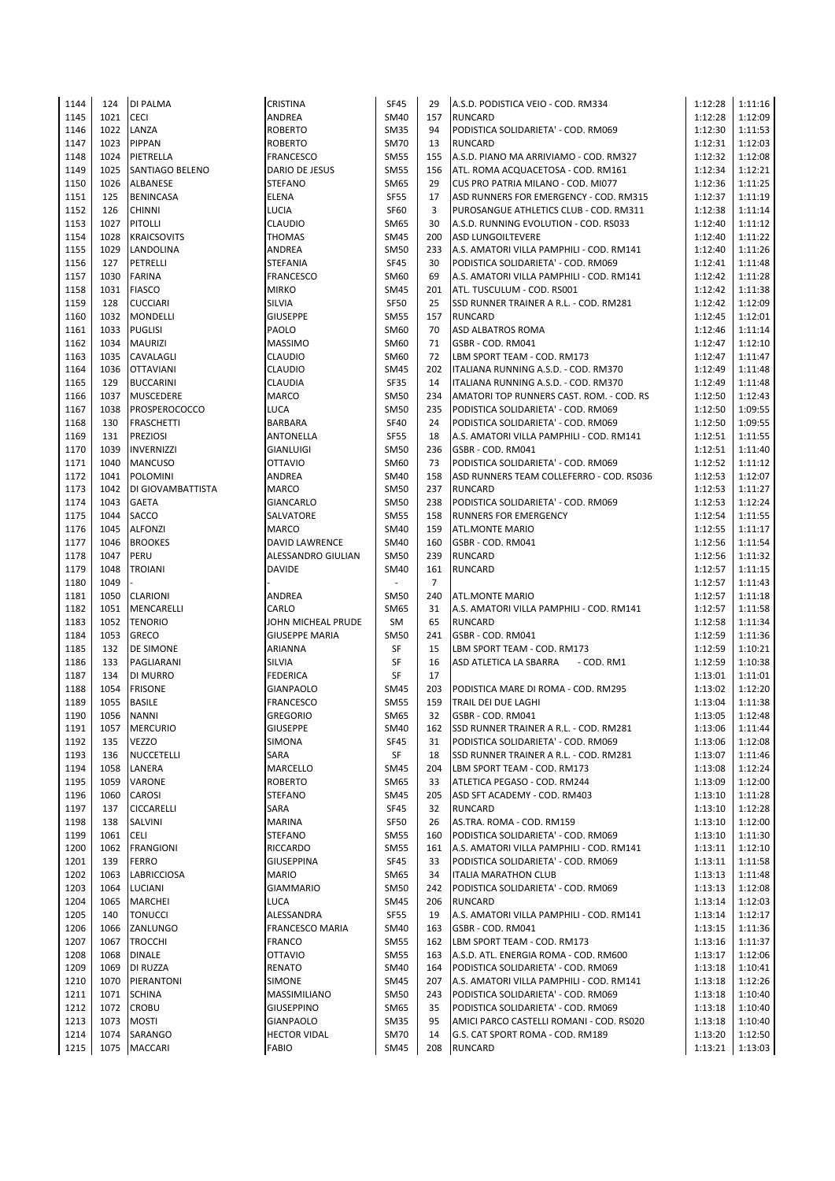| | | | | | | | | |
|---|---|---|---|---|---|---|---|---|
| 1144 | 124 | DI PALMA | CRISTINA | SF45 | 29 | A.S.D. PODISTICA VEIO - COD. RM334 | 1:12:28 | 1:11:16 |
| 1145 | 1021 | CECI | ANDREA | SM40 | 157 | RUNCARD | 1:12:28 | 1:12:09 |
| 1146 | 1022 | LANZA | ROBERTO | SM35 | 94 | PODISTICA SOLIDARIETA' - COD. RM069 | 1:12:30 | 1:11:53 |
| 1147 | 1023 | PIPPAN | ROBERTO | SM70 | 13 | RUNCARD | 1:12:31 | 1:12:03 |
| 1148 | 1024 | PIETRELLA | FRANCESCO | SM55 | 155 | A.S.D. PIANO MA ARRIVIAMO - COD. RM327 | 1:12:32 | 1:12:08 |
| 1149 | 1025 | SANTIAGO BELENO | DARIO DE JESUS | SM55 | 156 | ATL. ROMA ACQUACETOSA - COD. RM161 | 1:12:34 | 1:12:21 |
| 1150 | 1026 | ALBANESE | STEFANO | SM65 | 29 | CUS PRO PATRIA MILANO - COD. MI077 | 1:12:36 | 1:11:25 |
| 1151 | 125 | BENINCASA | ELENA | SF55 | 17 | ASD RUNNERS FOR EMERGENCY - COD. RM315 | 1:12:37 | 1:11:19 |
| 1152 | 126 | CHINNI | LUCIA | SF60 | 3 | PUROSANGUE ATHLETICS CLUB - COD. RM311 | 1:12:38 | 1:11:14 |
| 1153 | 1027 | PITOLLI | CLAUDIO | SM65 | 30 | A.S.D. RUNNING EVOLUTION - COD. RS033 | 1:12:40 | 1:11:12 |
| 1154 | 1028 | KRAICSOVITS | THOMAS | SM45 | 200 | ASD LUNGOILTEVERE | 1:12:40 | 1:11:22 |
| 1155 | 1029 | LANDOLINA | ANDREA | SM50 | 233 | A.S. AMATORI VILLA PAMPHILI - COD. RM141 | 1:12:40 | 1:11:26 |
| 1156 | 127 | PETRELLI | STEFANIA | SF45 | 30 | PODISTICA SOLIDARIETA' - COD. RM069 | 1:12:41 | 1:11:48 |
| 1157 | 1030 | FARINA | FRANCESCO | SM60 | 69 | A.S. AMATORI VILLA PAMPHILI - COD. RM141 | 1:12:42 | 1:11:28 |
| 1158 | 1031 | FIASCO | MIRKO | SM45 | 201 | ATL. TUSCULUM - COD. RS001 | 1:12:42 | 1:11:38 |
| 1159 | 128 | CUCCIARI | SILVIA | SF50 | 25 | SSD RUNNER TRAINER A R.L. - COD. RM281 | 1:12:42 | 1:12:09 |
| 1160 | 1032 | MONDELLI | GIUSEPPE | SM55 | 157 | RUNCARD | 1:12:45 | 1:12:01 |
| 1161 | 1033 | PUGLISI | PAOLO | SM60 | 70 | ASD ALBATROS ROMA | 1:12:46 | 1:11:14 |
| 1162 | 1034 | MAURIZI | MASSIMO | SM60 | 71 | GSBR - COD. RM041 | 1:12:47 | 1:12:10 |
| 1163 | 1035 | CAVALAGLI | CLAUDIO | SM60 | 72 | LBM SPORT TEAM - COD. RM173 | 1:12:47 | 1:11:47 |
| 1164 | 1036 | OTTAVIANI | CLAUDIO | SM45 | 202 | ITALIANA RUNNING A.S.D. - COD. RM370 | 1:12:49 | 1:11:48 |
| 1165 | 129 | BUCCARINI | CLAUDIA | SF35 | 14 | ITALIANA RUNNING A.S.D. - COD. RM370 | 1:12:49 | 1:11:48 |
| 1166 | 1037 | MUSCEDERE | MARCO | SM50 | 234 | AMATORI TOP RUNNERS CAST. ROM. - COD. RS | 1:12:50 | 1:12:43 |
| 1167 | 1038 | PROSPEROCOCCO | LUCA | SM50 | 235 | PODISTICA SOLIDARIETA' - COD. RM069 | 1:12:50 | 1:09:55 |
| 1168 | 130 | FRASCHETTI | BARBARA | SF40 | 24 | PODISTICA SOLIDARIETA' - COD. RM069 | 1:12:50 | 1:09:55 |
| 1169 | 131 | PREZIOSI | ANTONELLA | SF55 | 18 | A.S. AMATORI VILLA PAMPHILI - COD. RM141 | 1:12:51 | 1:11:55 |
| 1170 | 1039 | INVERNIZZI | GIANLUIGI | SM50 | 236 | GSBR - COD. RM041 | 1:12:51 | 1:11:40 |
| 1171 | 1040 | MANCUSO | OTTAVIO | SM60 | 73 | PODISTICA SOLIDARIETA' - COD. RM069 | 1:12:52 | 1:11:12 |
| 1172 | 1041 | POLOMINI | ANDREA | SM40 | 158 | ASD RUNNERS TEAM COLLEFERRO - COD. RS036 | 1:12:53 | 1:12:07 |
| 1173 | 1042 | DI GIOVAMBATTISTA | MARCO | SM50 | 237 | RUNCARD | 1:12:53 | 1:11:27 |
| 1174 | 1043 | GAETA | GIANCARLO | SM50 | 238 | PODISTICA SOLIDARIETA' - COD. RM069 | 1:12:53 | 1:12:24 |
| 1175 | 1044 | SACCO | SALVATORE | SM55 | 158 | RUNNERS FOR EMERGENCY | 1:12:54 | 1:11:55 |
| 1176 | 1045 | ALFONZI | MARCO | SM40 | 159 | ATL.MONTE MARIO | 1:12:55 | 1:11:17 |
| 1177 | 1046 | BROOKES | DAVID LAWRENCE | SM40 | 160 | GSBR - COD. RM041 | 1:12:56 | 1:11:54 |
| 1178 | 1047 | PERU | ALESSANDRO GIULIAN | SM50 | 239 | RUNCARD | 1:12:56 | 1:11:32 |
| 1179 | 1048 | TROIANI | DAVIDE | SM40 | 161 | RUNCARD | 1:12:57 | 1:11:15 |
| 1180 | 1049 | - | | - | 7 | | 1:12:57 | 1:11:43 |
| 1181 | 1050 | CLARIONI | ANDREA | SM50 | 240 | ATL.MONTE MARIO | 1:12:57 | 1:11:18 |
| 1182 | 1051 | MENCARELLI | CARLO | SM65 | 31 | A.S. AMATORI VILLA PAMPHILI - COD. RM141 | 1:12:57 | 1:11:58 |
| 1183 | 1052 | TENORIO | JOHN MICHEAL PRUDE | SM | 65 | RUNCARD | 1:12:58 | 1:11:34 |
| 1184 | 1053 | GRECO | GIUSEPPE MARIA | SM50 | 241 | GSBR - COD. RM041 | 1:12:59 | 1:11:36 |
| 1185 | 132 | DE SIMONE | ARIANNA | SF | 15 | LBM SPORT TEAM - COD. RM173 | 1:12:59 | 1:10:21 |
| 1186 | 133 | PAGLIARANI | SILVIA | SF | 16 | ASD ATLETICA LA SBARRA - COD. RM1 | 1:12:59 | 1:10:38 |
| 1187 | 134 | DI MURRO | FEDERICA | SF | 17 | | 1:13:01 | 1:11:01 |
| 1188 | 1054 | FRISONE | GIANPAOLO | SM45 | 203 | PODISTICA MARE DI ROMA - COD. RM295 | 1:13:02 | 1:12:20 |
| 1189 | 1055 | BASILE | FRANCESCO | SM55 | 159 | TRAIL DEI DUE LAGHI | 1:13:04 | 1:11:38 |
| 1190 | 1056 | NANNI | GREGORIO | SM65 | 32 | GSBR - COD. RM041 | 1:13:05 | 1:12:48 |
| 1191 | 1057 | MERCURIO | GIUSEPPE | SM40 | 162 | SSD RUNNER TRAINER A R.L. - COD. RM281 | 1:13:06 | 1:11:44 |
| 1192 | 135 | VEZZO | SIMONA | SF45 | 31 | PODISTICA SOLIDARIETA' - COD. RM069 | 1:13:06 | 1:12:08 |
| 1193 | 136 | NUCCETELLI | SARA | SF | 18 | SSD RUNNER TRAINER A R.L. - COD. RM281 | 1:13:07 | 1:11:46 |
| 1194 | 1058 | LANERA | MARCELLO | SM45 | 204 | LBM SPORT TEAM - COD. RM173 | 1:13:08 | 1:12:24 |
| 1195 | 1059 | VARONE | ROBERTO | SM65 | 33 | ATLETICA PEGASO - COD. RM244 | 1:13:09 | 1:12:00 |
| 1196 | 1060 | CAROSI | STEFANO | SM45 | 205 | ASD SFT ACADEMY - COD. RM403 | 1:13:10 | 1:11:28 |
| 1197 | 137 | CICCARELLI | SARA | SF45 | 32 | RUNCARD | 1:13:10 | 1:12:28 |
| 1198 | 138 | SALVINI | MARINA | SF50 | 26 | AS.TRA. ROMA - COD. RM159 | 1:13:10 | 1:12:00 |
| 1199 | 1061 | CELI | STEFANO | SM55 | 160 | PODISTICA SOLIDARIETA' - COD. RM069 | 1:13:10 | 1:11:30 |
| 1200 | 1062 | FRANGIONI | RICCARDO | SM55 | 161 | A.S. AMATORI VILLA PAMPHILI - COD. RM141 | 1:13:11 | 1:12:10 |
| 1201 | 139 | FERRO | GIUSEPPINA | SF45 | 33 | PODISTICA SOLIDARIETA' - COD. RM069 | 1:13:11 | 1:11:58 |
| 1202 | 1063 | LABRICCIOSA | MARIO | SM65 | 34 | ITALIA MARATHON CLUB | 1:13:13 | 1:11:48 |
| 1203 | 1064 | LUCIANI | GIAMMARIO | SM50 | 242 | PODISTICA SOLIDARIETA' - COD. RM069 | 1:13:13 | 1:12:08 |
| 1204 | 1065 | MARCHEI | LUCA | SM45 | 206 | RUNCARD | 1:13:14 | 1:12:03 |
| 1205 | 140 | TONUCCI | ALESSANDRA | SF55 | 19 | A.S. AMATORI VILLA PAMPHILI - COD. RM141 | 1:13:14 | 1:12:17 |
| 1206 | 1066 | ZANLUNGO | FRANCESCO MARIA | SM40 | 163 | GSBR - COD. RM041 | 1:13:15 | 1:11:36 |
| 1207 | 1067 | TROCCHI | FRANCO | SM55 | 162 | LBM SPORT TEAM - COD. RM173 | 1:13:16 | 1:11:37 |
| 1208 | 1068 | DINALE | OTTAVIO | SM55 | 163 | A.S.D. ATL. ENERGIA ROMA - COD. RM600 | 1:13:17 | 1:12:06 |
| 1209 | 1069 | DI RUZZA | RENATO | SM40 | 164 | PODISTICA SOLIDARIETA' - COD. RM069 | 1:13:18 | 1:10:41 |
| 1210 | 1070 | PIERANTONI | SIMONE | SM45 | 207 | A.S. AMATORI VILLA PAMPHILI - COD. RM141 | 1:13:18 | 1:12:26 |
| 1211 | 1071 | SCHINA | MASSIMILIANO | SM50 | 243 | PODISTICA SOLIDARIETA' - COD. RM069 | 1:13:18 | 1:10:40 |
| 1212 | 1072 | CROBU | GIUSEPPINO | SM65 | 35 | PODISTICA SOLIDARIETA' - COD. RM069 | 1:13:18 | 1:10:40 |
| 1213 | 1073 | MOSTI | GIANPAOLO | SM35 | 95 | AMICI PARCO CASTELLI ROMANI - COD. RS020 | 1:13:18 | 1:10:40 |
| 1214 | 1074 | SARANGO | HECTOR VIDAL | SM70 | 14 | G.S. CAT SPORT ROMA - COD. RM189 | 1:13:20 | 1:12:50 |
| 1215 | 1075 | MACCARI | FABIO | SM45 | 208 | RUNCARD | 1:13:21 | 1:13:03 |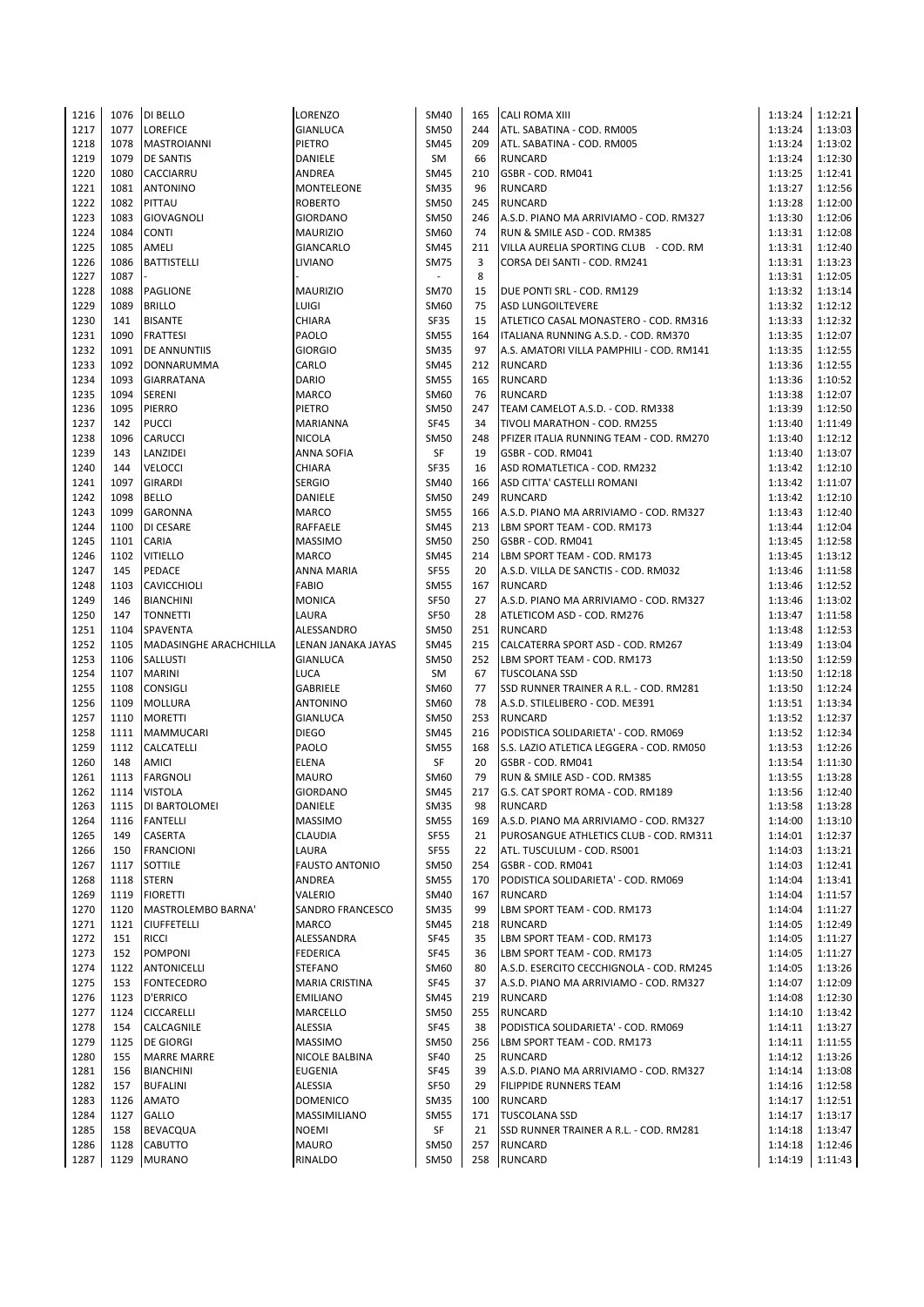| 1216 | 1076 | DI BELLO | LORENZO | SM40 | 165 | CALI ROMA XIII | 1:13:24 | 1:12:21 |
|---|---|---|---|---|---|---|---|---|
| 1217 | 1077 | LOREFICE | GIANLUCA | SM50 | 244 | ATL. SABATINA - COD. RM005 | 1:13:24 | 1:13:03 |
| 1218 | 1078 | MASTROIANNI | PIETRO | SM45 | 209 | ATL. SABATINA - COD. RM005 | 1:13:24 | 1:13:02 |
| 1219 | 1079 | DE SANTIS | DANIELE | SM | 66 | RUNCARD | 1:13:24 | 1:12:30 |
| 1220 | 1080 | CACCIARRU | ANDREA | SM45 | 210 | GSBR - COD. RM041 | 1:13:25 | 1:12:41 |
| 1221 | 1081 | ANTONINO | MONTELEONE | SM35 | 96 | RUNCARD | 1:13:27 | 1:12:56 |
| 1222 | 1082 | PITTAU | ROBERTO | SM50 | 245 | RUNCARD | 1:13:28 | 1:12:00 |
| 1223 | 1083 | GIOVAGNOLI | GIORDANO | SM50 | 246 | A.S.D. PIANO MA ARRIVIAMO - COD. RM327 | 1:13:30 | 1:12:06 |
| 1224 | 1084 | CONTI | MAURIZIO | SM60 | 74 | RUN & SMILE ASD - COD. RM385 | 1:13:31 | 1:12:08 |
| 1225 | 1085 | AMELI | GIANCARLO | SM45 | 211 | VILLA AURELIA SPORTING CLUB - COD. RM | 1:13:31 | 1:12:40 |
| 1226 | 1086 | BATTISTELLI | LIVIANO | SM75 | 3 | CORSA DEI SANTI - COD. RM241 | 1:13:31 | 1:13:23 |
| 1227 | 1087 | - | - | - | 8 | | 1:13:31 | 1:12:05 |
| 1228 | 1088 | PAGLIONE | MAURIZIO | SM70 | 15 | DUE PONTI SRL - COD. RM129 | 1:13:32 | 1:13:14 |
| 1229 | 1089 | BRILLO | LUIGI | SM60 | 75 | ASD LUNGOILTEVERE | 1:13:32 | 1:12:12 |
| 1230 | 141 | BISANTE | CHIARA | SF35 | 15 | ATLETICO CASAL MONASTERO - COD. RM316 | 1:13:33 | 1:12:32 |
| 1231 | 1090 | FRATTESI | PAOLO | SM55 | 164 | ITALIANA RUNNING A.S.D. - COD. RM370 | 1:13:35 | 1:12:07 |
| 1232 | 1091 | DE ANNUNTIIS | GIORGIO | SM35 | 97 | A.S. AMATORI VILLA PAMPHILI - COD. RM141 | 1:13:35 | 1:12:55 |
| 1233 | 1092 | DONNARUMMA | CARLO | SM45 | 212 | RUNCARD | 1:13:36 | 1:12:55 |
| 1234 | 1093 | GIARRATANA | DARIO | SM55 | 165 | RUNCARD | 1:13:36 | 1:10:52 |
| 1235 | 1094 | SERENI | MARCO | SM60 | 76 | RUNCARD | 1:13:38 | 1:12:07 |
| 1236 | 1095 | PIERRO | PIETRO | SM50 | 247 | TEAM CAMELOT A.S.D. - COD. RM338 | 1:13:39 | 1:12:50 |
| 1237 | 142 | PUCCI | MARIANNA | SF45 | 34 | TIVOLI MARATHON - COD. RM255 | 1:13:40 | 1:11:49 |
| 1238 | 1096 | CARUCCI | NICOLA | SM50 | 248 | PFIZER ITALIA RUNNING TEAM - COD. RM270 | 1:13:40 | 1:12:12 |
| 1239 | 143 | LANZIDEI | ANNA SOFIA | SF | 19 | GSBR - COD. RM041 | 1:13:40 | 1:13:07 |
| 1240 | 144 | VELOCCI | CHIARA | SF35 | 16 | ASD ROMATLETICA - COD. RM232 | 1:13:42 | 1:12:10 |
| 1241 | 1097 | GIRARDI | SERGIO | SM40 | 166 | ASD CITTA' CASTELLI ROMANI | 1:13:42 | 1:11:07 |
| 1242 | 1098 | BELLO | DANIELE | SM50 | 249 | RUNCARD | 1:13:42 | 1:12:10 |
| 1243 | 1099 | GARONNA | MARCO | SM55 | 166 | A.S.D. PIANO MA ARRIVIAMO - COD. RM327 | 1:13:43 | 1:12:40 |
| 1244 | 1100 | DI CESARE | RAFFAELE | SM45 | 213 | LBM SPORT TEAM - COD. RM173 | 1:13:44 | 1:12:04 |
| 1245 | 1101 | CARIA | MASSIMO | SM50 | 250 | GSBR - COD. RM041 | 1:13:45 | 1:12:58 |
| 1246 | 1102 | VITIELLO | MARCO | SM45 | 214 | LBM SPORT TEAM - COD. RM173 | 1:13:45 | 1:13:12 |
| 1247 | 145 | PEDACE | ANNA MARIA | SF55 | 20 | A.S.D. VILLA DE SANCTIS - COD. RM032 | 1:13:46 | 1:11:58 |
| 1248 | 1103 | CAVICCHIOLI | FABIO | SM55 | 167 | RUNCARD | 1:13:46 | 1:12:52 |
| 1249 | 146 | BIANCHINI | MONICA | SF50 | 27 | A.S.D. PIANO MA ARRIVIAMO - COD. RM327 | 1:13:46 | 1:13:02 |
| 1250 | 147 | TONNETTI | LAURA | SF50 | 28 | ATLETICOM ASD - COD. RM276 | 1:13:47 | 1:11:58 |
| 1251 | 1104 | SPAVENTA | ALESSANDRO | SM50 | 251 | RUNCARD | 1:13:48 | 1:12:53 |
| 1252 | 1105 | MADASINGHE ARACHCHILLA | LENAN JANAKA JAYAS | SM45 | 215 | CALCATERRA SPORT ASD - COD. RM267 | 1:13:49 | 1:13:04 |
| 1253 | 1106 | SALLUSTI | GIANLUCA | SM50 | 252 | LBM SPORT TEAM - COD. RM173 | 1:13:50 | 1:12:59 |
| 1254 | 1107 | MARINI | LUCA | SM | 67 | TUSCOLANA SSD | 1:13:50 | 1:12:18 |
| 1255 | 1108 | CONSIGLI | GABRIELE | SM60 | 77 | SSD RUNNER TRAINER A R.L. - COD. RM281 | 1:13:50 | 1:12:24 |
| 1256 | 1109 | MOLLURA | ANTONINO | SM60 | 78 | A.S.D. STILELIBERO - COD. ME391 | 1:13:51 | 1:13:34 |
| 1257 | 1110 | MORETTI | GIANLUCA | SM50 | 253 | RUNCARD | 1:13:52 | 1:12:37 |
| 1258 | 1111 | MAMMUCARI | DIEGO | SM45 | 216 | PODISTICA SOLIDARIETA' - COD. RM069 | 1:13:52 | 1:12:34 |
| 1259 | 1112 | CALCATELLI | PAOLO | SM55 | 168 | S.S. LAZIO ATLETICA LEGGERA - COD. RM050 | 1:13:53 | 1:12:26 |
| 1260 | 148 | AMICI | ELENA | SF | 20 | GSBR - COD. RM041 | 1:13:54 | 1:11:30 |
| 1261 | 1113 | FARGNOLI | MAURO | SM60 | 79 | RUN & SMILE ASD - COD. RM385 | 1:13:55 | 1:13:28 |
| 1262 | 1114 | VISTOLA | GIORDANO | SM45 | 217 | G.S. CAT SPORT ROMA - COD. RM189 | 1:13:56 | 1:12:40 |
| 1263 | 1115 | DI BARTOLOMEI | DANIELE | SM35 | 98 | RUNCARD | 1:13:58 | 1:13:28 |
| 1264 | 1116 | FANTELLI | MASSIMO | SM55 | 169 | A.S.D. PIANO MA ARRIVIAMO - COD. RM327 | 1:14:00 | 1:13:10 |
| 1265 | 149 | CASERTA | CLAUDIA | SF55 | 21 | PUROSANGUE ATHLETICS CLUB - COD. RM311 | 1:14:01 | 1:12:37 |
| 1266 | 150 | FRANCIONI | LAURA | SF55 | 22 | ATL. TUSCULUM - COD. RS001 | 1:14:03 | 1:13:21 |
| 1267 | 1117 | SOTTILE | FAUSTO ANTONIO | SM50 | 254 | GSBR - COD. RM041 | 1:14:03 | 1:12:41 |
| 1268 | 1118 | STERN | ANDREA | SM55 | 170 | PODISTICA SOLIDARIETA' - COD. RM069 | 1:14:04 | 1:13:41 |
| 1269 | 1119 | FIORETTI | VALERIO | SM40 | 167 | RUNCARD | 1:14:04 | 1:11:57 |
| 1270 | 1120 | MASTROLEMBO BARNA' | SANDRO FRANCESCO | SM35 | 99 | LBM SPORT TEAM - COD. RM173 | 1:14:04 | 1:11:27 |
| 1271 | 1121 | CIUFFETELLI | MARCO | SM45 | 218 | RUNCARD | 1:14:05 | 1:12:49 |
| 1272 | 151 | RICCI | ALESSANDRA | SF45 | 35 | LBM SPORT TEAM - COD. RM173 | 1:14:05 | 1:11:27 |
| 1273 | 152 | POMPONI | FEDERICA | SF45 | 36 | LBM SPORT TEAM - COD. RM173 | 1:14:05 | 1:11:27 |
| 1274 | 1122 | ANTONICELLI | STEFANO | SM60 | 80 | A.S.D. ESERCITO CECCHIGNOLA - COD. RM245 | 1:14:05 | 1:13:26 |
| 1275 | 153 | FONTECEDRO | MARIA CRISTINA | SF45 | 37 | A.S.D. PIANO MA ARRIVIAMO - COD. RM327 | 1:14:07 | 1:12:09 |
| 1276 | 1123 | D'ERRICO | EMILIANO | SM45 | 219 | RUNCARD | 1:14:08 | 1:12:30 |
| 1277 | 1124 | CICCARELLI | MARCELLO | SM50 | 255 | RUNCARD | 1:14:10 | 1:13:42 |
| 1278 | 154 | CALCAGNILE | ALESSIA | SF45 | 38 | PODISTICA SOLIDARIETA' - COD. RM069 | 1:14:11 | 1:13:27 |
| 1279 | 1125 | DE GIORGI | MASSIMO | SM50 | 256 | LBM SPORT TEAM - COD. RM173 | 1:14:11 | 1:11:55 |
| 1280 | 155 | MARRE MARRE | NICOLE BALBINA | SF40 | 25 | RUNCARD | 1:14:12 | 1:13:26 |
| 1281 | 156 | BIANCHINI | EUGENIA | SF45 | 39 | A.S.D. PIANO MA ARRIVIAMO - COD. RM327 | 1:14:14 | 1:13:08 |
| 1282 | 157 | BUFALINI | ALESSIA | SF50 | 29 | FILIPPIDE RUNNERS TEAM | 1:14:16 | 1:12:58 |
| 1283 | 1126 | AMATO | DOMENICO | SM35 | 100 | RUNCARD | 1:14:17 | 1:12:51 |
| 1284 | 1127 | GALLO | MASSIMILIANO | SM55 | 171 | TUSCOLANA SSD | 1:14:17 | 1:13:17 |
| 1285 | 158 | BEVACQUA | NOEMI | SF | 21 | SSD RUNNER TRAINER A R.L. - COD. RM281 | 1:14:18 | 1:13:47 |
| 1286 | 1128 | CABUTTO | MAURO | SM50 | 257 | RUNCARD | 1:14:18 | 1:12:46 |
| 1287 | 1129 | MURANO | RINALDO | SM50 | 258 | RUNCARD | 1:14:19 | 1:11:43 |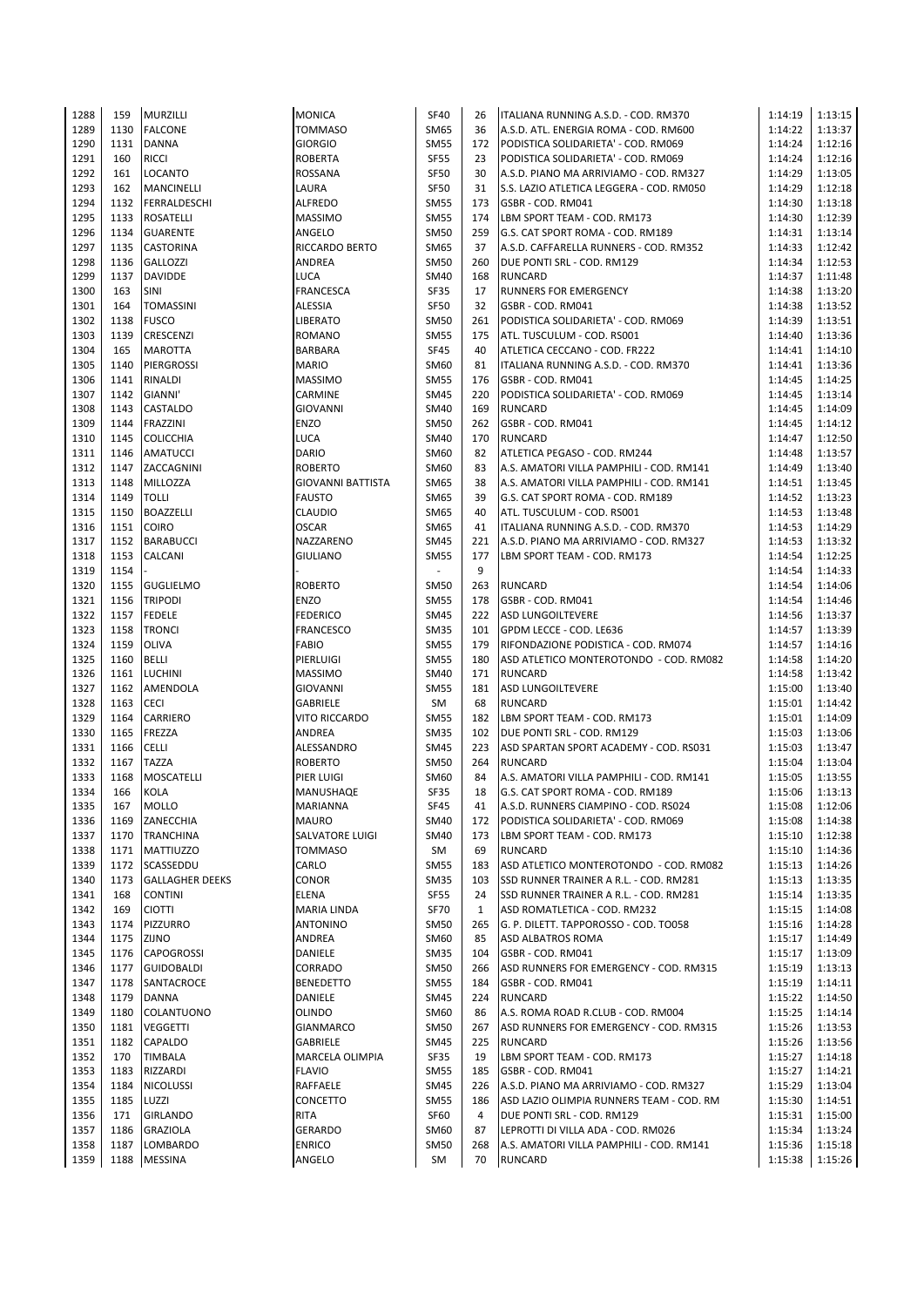| | | | | | | | | |
|---|---|---|---|---|---|---|---|---|
| 1288 | 159 | MURZILLI | MONICA | SF40 | 26 | ITALIANA RUNNING A.S.D. - COD. RM370 | 1:14:19 | 1:13:15 |
| 1289 | 1130 | FALCONE | TOMMASO | SM65 | 36 | A.S.D. ATL. ENERGIA ROMA - COD. RM600 | 1:14:22 | 1:13:37 |
| 1290 | 1131 | DANNA | GIORGIO | SM55 | 172 | PODISTICA SOLIDARIETA' - COD. RM069 | 1:14:24 | 1:12:16 |
| 1291 | 160 | RICCI | ROBERTA | SF55 | 23 | PODISTICA SOLIDARIETA' - COD. RM069 | 1:14:24 | 1:12:16 |
| 1292 | 161 | LOCANTO | ROSSANA | SF50 | 30 | A.S.D. PIANO MA ARRIVIAMO - COD. RM327 | 1:14:29 | 1:13:05 |
| 1293 | 162 | MANCINELLI | LAURA | SF50 | 31 | S.S. LAZIO ATLETICA LEGGERA - COD. RM050 | 1:14:29 | 1:12:18 |
| 1294 | 1132 | FERRALDESCHI | ALFREDO | SM55 | 173 | GSBR - COD. RM041 | 1:14:30 | 1:13:18 |
| 1295 | 1133 | ROSATELLI | MASSIMO | SM55 | 174 | LBM SPORT TEAM - COD. RM173 | 1:14:30 | 1:12:39 |
| 1296 | 1134 | GUARENTE | ANGELO | SM50 | 259 | G.S. CAT SPORT ROMA - COD. RM189 | 1:14:31 | 1:13:14 |
| 1297 | 1135 | CASTORINA | RICCARDO BERTO | SM65 | 37 | A.S.D. CAFFARELLA RUNNERS - COD. RM352 | 1:14:33 | 1:12:42 |
| 1298 | 1136 | GALLOZZI | ANDREA | SM50 | 260 | DUE PONTI SRL - COD. RM129 | 1:14:34 | 1:12:53 |
| 1299 | 1137 | DAVIDDE | LUCA | SM40 | 168 | RUNCARD | 1:14:37 | 1:11:48 |
| 1300 | 163 | SINI | FRANCESCA | SF35 | 17 | RUNNERS FOR EMERGENCY | 1:14:38 | 1:13:20 |
| 1301 | 164 | TOMASSINI | ALESSIA | SF50 | 32 | GSBR - COD. RM041 | 1:14:38 | 1:13:52 |
| 1302 | 1138 | FUSCO | LIBERATO | SM50 | 261 | PODISTICA SOLIDARIETA' - COD. RM069 | 1:14:39 | 1:13:51 |
| 1303 | 1139 | CRESCENZI | ROMANO | SM55 | 175 | ATL. TUSCULUM - COD. RS001 | 1:14:40 | 1:13:36 |
| 1304 | 165 | MAROTTA | BARBARA | SF45 | 40 | ATLETICA CECCANO - COD. FR222 | 1:14:41 | 1:14:10 |
| 1305 | 1140 | PIERGROSSI | MARIO | SM60 | 81 | ITALIANA RUNNING A.S.D. - COD. RM370 | 1:14:41 | 1:13:36 |
| 1306 | 1141 | RINALDI | MASSIMO | SM55 | 176 | GSBR - COD. RM041 | 1:14:45 | 1:14:25 |
| 1307 | 1142 | GIANNI' | CARMINE | SM45 | 220 | PODISTICA SOLIDARIETA' - COD. RM069 | 1:14:45 | 1:13:14 |
| 1308 | 1143 | CASTALDO | GIOVANNI | SM40 | 169 | RUNCARD | 1:14:45 | 1:14:09 |
| 1309 | 1144 | FRAZZINI | ENZO | SM50 | 262 | GSBR - COD. RM041 | 1:14:45 | 1:14:12 |
| 1310 | 1145 | COLICCHIA | LUCA | SM40 | 170 | RUNCARD | 1:14:47 | 1:12:50 |
| 1311 | 1146 | AMATUCCI | DARIO | SM60 | 82 | ATLETICA PEGASO - COD. RM244 | 1:14:48 | 1:13:57 |
| 1312 | 1147 | ZACCAGNINI | ROBERTO | SM60 | 83 | A.S. AMATORI VILLA PAMPHILI - COD. RM141 | 1:14:49 | 1:13:40 |
| 1313 | 1148 | MILLOZZA | GIOVANNI BATTISTA | SM65 | 38 | A.S. AMATORI VILLA PAMPHILI - COD. RM141 | 1:14:51 | 1:13:45 |
| 1314 | 1149 | TOLLI | FAUSTO | SM65 | 39 | G.S. CAT SPORT ROMA - COD. RM189 | 1:14:52 | 1:13:23 |
| 1315 | 1150 | BOAZZELLI | CLAUDIO | SM65 | 40 | ATL. TUSCULUM - COD. RS001 | 1:14:53 | 1:13:48 |
| 1316 | 1151 | COIRO | OSCAR | SM65 | 41 | ITALIANA RUNNING A.S.D. - COD. RM370 | 1:14:53 | 1:14:29 |
| 1317 | 1152 | BARABUCCI | NAZZARENO | SM45 | 221 | A.S.D. PIANO MA ARRIVIAMO - COD. RM327 | 1:14:53 | 1:13:32 |
| 1318 | 1153 | CALCANI | GIULIANO | SM55 | 177 | LBM SPORT TEAM - COD. RM173 | 1:14:54 | 1:12:25 |
| 1319 | 1154 | - | | - | 9 | | 1:14:54 | 1:14:33 |
| 1320 | 1155 | GUGLIELMO | ROBERTO | SM50 | 263 | RUNCARD | 1:14:54 | 1:14:06 |
| 1321 | 1156 | TRIPODI | ENZO | SM55 | 178 | GSBR - COD. RM041 | 1:14:54 | 1:14:46 |
| 1322 | 1157 | FEDELE | FEDERICO | SM45 | 222 | ASD LUNGOILTEVERE | 1:14:56 | 1:13:37 |
| 1323 | 1158 | TRONCI | FRANCESCO | SM35 | 101 | GPDM LECCE - COD. LE636 | 1:14:57 | 1:13:39 |
| 1324 | 1159 | OLIVA | FABIO | SM55 | 179 | RIFONDAZIONE PODISTICA - COD. RM074 | 1:14:57 | 1:14:16 |
| 1325 | 1160 | BELLI | PIERLUIGI | SM55 | 180 | ASD ATLETICO MONTEROTONDO - COD. RM082 | 1:14:58 | 1:14:20 |
| 1326 | 1161 | LUCHINI | MASSIMO | SM40 | 171 | RUNCARD | 1:14:58 | 1:13:42 |
| 1327 | 1162 | AMENDOLA | GIOVANNI | SM55 | 181 | ASD LUNGOILTEVERE | 1:15:00 | 1:13:40 |
| 1328 | 1163 | CECI | GABRIELE | SM | 68 | RUNCARD | 1:15:01 | 1:14:42 |
| 1329 | 1164 | CARRIERO | VITO RICCARDO | SM55 | 182 | LBM SPORT TEAM - COD. RM173 | 1:15:01 | 1:14:09 |
| 1330 | 1165 | FREZZA | ANDREA | SM35 | 102 | DUE PONTI SRL - COD. RM129 | 1:15:03 | 1:13:06 |
| 1331 | 1166 | CELLI | ALESSANDRO | SM45 | 223 | ASD SPARTAN SPORT ACADEMY - COD. RS031 | 1:15:03 | 1:13:47 |
| 1332 | 1167 | TAZZA | ROBERTO | SM50 | 264 | RUNCARD | 1:15:04 | 1:13:04 |
| 1333 | 1168 | MOSCATELLI | PIER LUIGI | SM60 | 84 | A.S. AMATORI VILLA PAMPHILI - COD. RM141 | 1:15:05 | 1:13:55 |
| 1334 | 166 | KOLA | MANUSHAQE | SF35 | 18 | G.S. CAT SPORT ROMA - COD. RM189 | 1:15:06 | 1:13:13 |
| 1335 | 167 | MOLLO | MARIANNA | SF45 | 41 | A.S.D. RUNNERS CIAMPINO - COD. RS024 | 1:15:08 | 1:12:06 |
| 1336 | 1169 | ZANECCHIA | MAURO | SM40 | 172 | PODISTICA SOLIDARIETA' - COD. RM069 | 1:15:08 | 1:14:38 |
| 1337 | 1170 | TRANCHINA | SALVATORE LUIGI | SM40 | 173 | LBM SPORT TEAM - COD. RM173 | 1:15:10 | 1:12:38 |
| 1338 | 1171 | MATTIUZZO | TOMMASO | SM | 69 | RUNCARD | 1:15:10 | 1:14:36 |
| 1339 | 1172 | SCASSEDDU | CARLO | SM55 | 183 | ASD ATLETICO MONTEROTONDO - COD. RM082 | 1:15:13 | 1:14:26 |
| 1340 | 1173 | GALLAGHER DEEKS | CONOR | SM35 | 103 | SSD RUNNER TRAINER A R.L. - COD. RM281 | 1:15:13 | 1:13:35 |
| 1341 | 168 | CONTINI | ELENA | SF55 | 24 | SSD RUNNER TRAINER A R.L. - COD. RM281 | 1:15:14 | 1:13:35 |
| 1342 | 169 | CIOTTI | MARIA LINDA | SF70 | 1 | ASD ROMATLETICA - COD. RM232 | 1:15:15 | 1:14:08 |
| 1343 | 1174 | PIZZURRO | ANTONINO | SM50 | 265 | G. P. DILETT. TAPPOROSSO - COD. TO058 | 1:15:16 | 1:14:28 |
| 1344 | 1175 | ZIJNO | ANDREA | SM60 | 85 | ASD ALBATROS ROMA | 1:15:17 | 1:14:49 |
| 1345 | 1176 | CAPOGROSSI | DANIELE | SM35 | 104 | GSBR - COD. RM041 | 1:15:17 | 1:13:09 |
| 1346 | 1177 | GUIDOBALDI | CORRADO | SM50 | 266 | ASD RUNNERS FOR EMERGENCY - COD. RM315 | 1:15:19 | 1:13:13 |
| 1347 | 1178 | SANTACROCE | BENEDETTO | SM55 | 184 | GSBR - COD. RM041 | 1:15:19 | 1:14:11 |
| 1348 | 1179 | DANNA | DANIELE | SM45 | 224 | RUNCARD | 1:15:22 | 1:14:50 |
| 1349 | 1180 | COLANTUONO | OLINDO | SM60 | 86 | A.S. ROMA ROAD R.CLUB - COD. RM004 | 1:15:25 | 1:14:14 |
| 1350 | 1181 | VEGGETTI | GIANMARCO | SM50 | 267 | ASD RUNNERS FOR EMERGENCY - COD. RM315 | 1:15:26 | 1:13:53 |
| 1351 | 1182 | CAPALDO | GABRIELE | SM45 | 225 | RUNCARD | 1:15:26 | 1:13:56 |
| 1352 | 170 | TIMBALA | MARCELA OLIMPIA | SF35 | 19 | LBM SPORT TEAM - COD. RM173 | 1:15:27 | 1:14:18 |
| 1353 | 1183 | RIZZARDI | FLAVIO | SM55 | 185 | GSBR - COD. RM041 | 1:15:27 | 1:14:21 |
| 1354 | 1184 | NICOLUSSI | RAFFAELE | SM45 | 226 | A.S.D. PIANO MA ARRIVIAMO - COD. RM327 | 1:15:29 | 1:13:04 |
| 1355 | 1185 | LUZZI | CONCETTO | SM55 | 186 | ASD LAZIO OLIMPIA RUNNERS TEAM - COD. RM | 1:15:30 | 1:14:51 |
| 1356 | 171 | GIRLANDO | RITA | SF60 | 4 | DUE PONTI SRL - COD. RM129 | 1:15:31 | 1:15:00 |
| 1357 | 1186 | GRAZIOLA | GERARDO | SM60 | 87 | LEPROTTI DI VILLA ADA - COD. RM026 | 1:15:34 | 1:13:24 |
| 1358 | 1187 | LOMBARDO | ENRICO | SM50 | 268 | A.S. AMATORI VILLA PAMPHILI - COD. RM141 | 1:15:36 | 1:15:18 |
| 1359 | 1188 | MESSINA | ANGELO | SM | 70 | RUNCARD | 1:15:38 | 1:15:26 |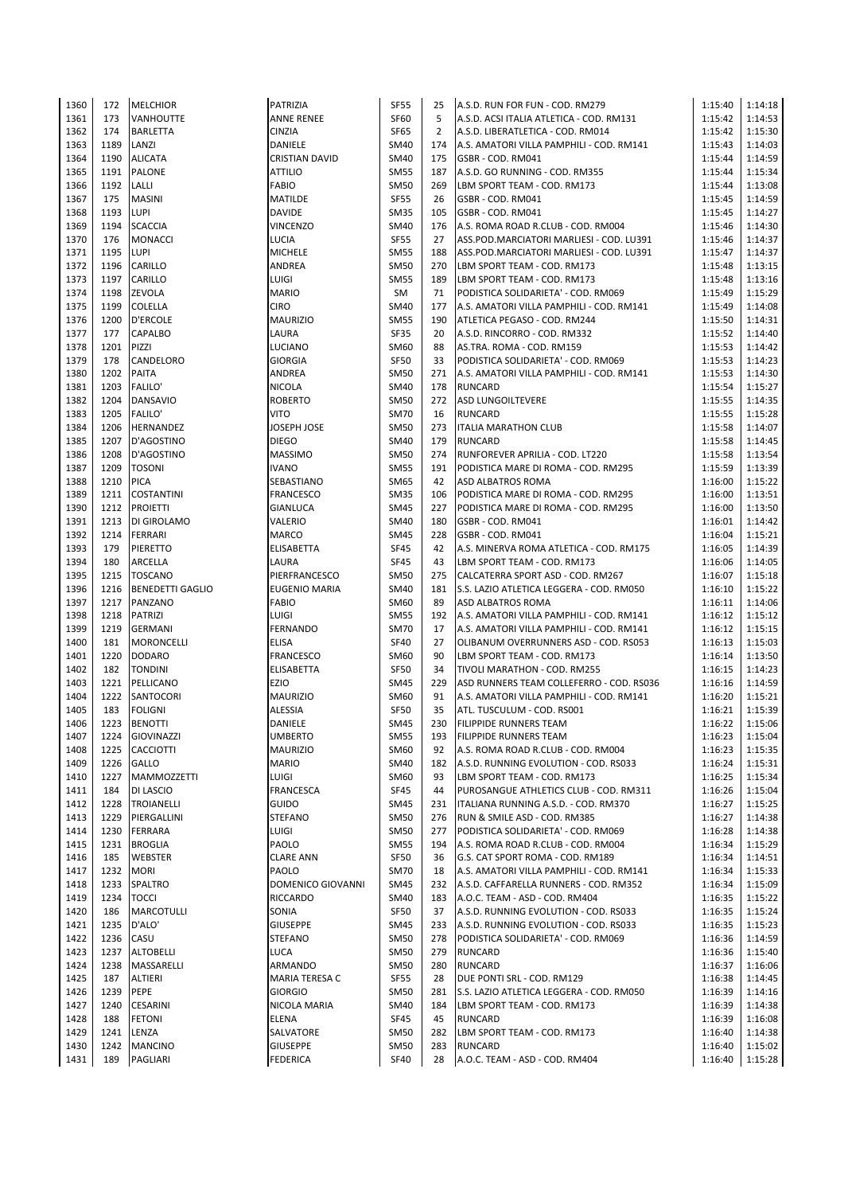| | | | | | | | | |
|---|---|---|---|---|---|---|---|---|
| 1360 | 172 | MELCHIOR | PATRIZIA | SF55 | 25 | A.S.D. RUN FOR FUN - COD. RM279 | 1:15:40 | 1:14:18 |
| 1361 | 173 | VANHOUTTE | ANNE RENEE | SF60 | 5 | A.S.D. ACSI ITALIA ATLETICA - COD. RM131 | 1:15:42 | 1:14:53 |
| 1362 | 174 | BARLETTA | CINZIA | SF65 | 2 | A.S.D. LIBERATLETICA - COD. RM014 | 1:15:42 | 1:15:30 |
| 1363 | 1189 | LANZI | DANIELE | SM40 | 174 | A.S. AMATORI VILLA PAMPHILI - COD. RM141 | 1:15:43 | 1:14:03 |
| 1364 | 1190 | ALICATA | CRISTIAN DAVID | SM40 | 175 | GSBR - COD. RM041 | 1:15:44 | 1:14:59 |
| 1365 | 1191 | PALONE | ATTILIO | SM55 | 187 | A.S.D. GO RUNNING - COD. RM355 | 1:15:44 | 1:15:34 |
| 1366 | 1192 | LALLI | FABIO | SM50 | 269 | LBM SPORT TEAM - COD. RM173 | 1:15:44 | 1:13:08 |
| 1367 | 175 | MASINI | MATILDE | SF55 | 26 | GSBR - COD. RM041 | 1:15:45 | 1:14:59 |
| 1368 | 1193 | LUPI | DAVIDE | SM35 | 105 | GSBR - COD. RM041 | 1:15:45 | 1:14:27 |
| 1369 | 1194 | SCACCIA | VINCENZO | SM40 | 176 | A.S. ROMA ROAD R.CLUB - COD. RM004 | 1:15:46 | 1:14:30 |
| 1370 | 176 | MONACCI | LUCIA | SF55 | 27 | ASS.POD.MARCIATORI MARLIESI - COD. LU391 | 1:15:46 | 1:14:37 |
| 1371 | 1195 | LUPI | MICHELE | SM55 | 188 | ASS.POD.MARCIATORI MARLIESI - COD. LU391 | 1:15:47 | 1:14:37 |
| 1372 | 1196 | CARILLO | ANDREA | SM50 | 270 | LBM SPORT TEAM - COD. RM173 | 1:15:48 | 1:13:15 |
| 1373 | 1197 | CARILLO | LUIGI | SM55 | 189 | LBM SPORT TEAM - COD. RM173 | 1:15:48 | 1:13:16 |
| 1374 | 1198 | ZEVOLA | MARIO | SM | 71 | PODISTICA SOLIDARIETA' - COD. RM069 | 1:15:49 | 1:15:29 |
| 1375 | 1199 | COLELLA | CIRO | SM40 | 177 | A.S. AMATORI VILLA PAMPHILI - COD. RM141 | 1:15:49 | 1:14:08 |
| 1376 | 1200 | D'ERCOLE | MAURIZIO | SM55 | 190 | ATLETICA PEGASO - COD. RM244 | 1:15:50 | 1:14:31 |
| 1377 | 177 | CAPALBO | LAURA | SF35 | 20 | A.S.D. RINCORRO - COD. RM332 | 1:15:52 | 1:14:40 |
| 1378 | 1201 | PIZZI | LUCIANO | SM60 | 88 | AS.TRA. ROMA - COD. RM159 | 1:15:53 | 1:14:42 |
| 1379 | 178 | CANDELORO | GIORGIA | SF50 | 33 | PODISTICA SOLIDARIETA' - COD. RM069 | 1:15:53 | 1:14:23 |
| 1380 | 1202 | PAITA | ANDREA | SM50 | 271 | A.S. AMATORI VILLA PAMPHILI - COD. RM141 | 1:15:53 | 1:14:30 |
| 1381 | 1203 | FALILO' | NICOLA | SM40 | 178 | RUNCARD | 1:15:54 | 1:15:27 |
| 1382 | 1204 | DANSAVIO | ROBERTO | SM50 | 272 | ASD LUNGOILTEVERE | 1:15:55 | 1:14:35 |
| 1383 | 1205 | FALILO' | VITO | SM70 | 16 | RUNCARD | 1:15:55 | 1:15:28 |
| 1384 | 1206 | HERNANDEZ | JOSEPH JOSE | SM50 | 273 | ITALIA MARATHON CLUB | 1:15:58 | 1:14:07 |
| 1385 | 1207 | D'AGOSTINO | DIEGO | SM40 | 179 | RUNCARD | 1:15:58 | 1:14:45 |
| 1386 | 1208 | D'AGOSTINO | MASSIMO | SM50 | 274 | RUNFOREVER APRILIA - COD. LT220 | 1:15:58 | 1:13:54 |
| 1387 | 1209 | TOSONI | IVANO | SM55 | 191 | PODISTICA MARE DI ROMA - COD. RM295 | 1:15:59 | 1:13:39 |
| 1388 | 1210 | PICA | SEBASTIANO | SM65 | 42 | ASD ALBATROS ROMA | 1:16:00 | 1:15:22 |
| 1389 | 1211 | COSTANTINI | FRANCESCO | SM35 | 106 | PODISTICA MARE DI ROMA - COD. RM295 | 1:16:00 | 1:13:51 |
| 1390 | 1212 | PROIETTI | GIANLUCA | SM45 | 227 | PODISTICA MARE DI ROMA - COD. RM295 | 1:16:00 | 1:13:50 |
| 1391 | 1213 | DI GIROLAMO | VALERIO | SM40 | 180 | GSBR - COD. RM041 | 1:16:01 | 1:14:42 |
| 1392 | 1214 | FERRARI | MARCO | SM45 | 228 | GSBR - COD. RM041 | 1:16:04 | 1:15:21 |
| 1393 | 179 | PIERETTO | ELISABETTA | SF45 | 42 | A.S. MINERVA ROMA ATLETICA - COD. RM175 | 1:16:05 | 1:14:39 |
| 1394 | 180 | ARCELLA | LAURA | SF45 | 43 | LBM SPORT TEAM - COD. RM173 | 1:16:06 | 1:14:05 |
| 1395 | 1215 | TOSCANO | PIERFRANCESCO | SM50 | 275 | CALCATERRA SPORT ASD - COD. RM267 | 1:16:07 | 1:15:18 |
| 1396 | 1216 | BENEDETTI GAGLIO | EUGENIO MARIA | SM40 | 181 | S.S. LAZIO ATLETICA LEGGERA - COD. RM050 | 1:16:10 | 1:15:22 |
| 1397 | 1217 | PANZANO | FABIO | SM60 | 89 | ASD ALBATROS ROMA | 1:16:11 | 1:14:06 |
| 1398 | 1218 | PATRIZI | LUIGI | SM55 | 192 | A.S. AMATORI VILLA PAMPHILI - COD. RM141 | 1:16:12 | 1:15:12 |
| 1399 | 1219 | GERMANI | FERNANDO | SM70 | 17 | A.S. AMATORI VILLA PAMPHILI - COD. RM141 | 1:16:12 | 1:15:15 |
| 1400 | 181 | MORONCELLI | ELISA | SF40 | 27 | OLIBANUM OVERRUNNERS ASD - COD. RS053 | 1:16:13 | 1:15:03 |
| 1401 | 1220 | DODARO | FRANCESCO | SM60 | 90 | LBM SPORT TEAM - COD. RM173 | 1:16:14 | 1:13:50 |
| 1402 | 182 | TONDINI | ELISABETTA | SF50 | 34 | TIVOLI MARATHON - COD. RM255 | 1:16:15 | 1:14:23 |
| 1403 | 1221 | PELLICANO | EZIO | SM45 | 229 | ASD RUNNERS TEAM COLLEFERRO - COD. RS036 | 1:16:16 | 1:14:59 |
| 1404 | 1222 | SANTOCORI | MAURIZIO | SM60 | 91 | A.S. AMATORI VILLA PAMPHILI - COD. RM141 | 1:16:20 | 1:15:21 |
| 1405 | 183 | FOLIGNI | ALESSIA | SF50 | 35 | ATL. TUSCULUM - COD. RS001 | 1:16:21 | 1:15:39 |
| 1406 | 1223 | BENOTTI | DANIELE | SM45 | 230 | FILIPPIDE RUNNERS TEAM | 1:16:22 | 1:15:06 |
| 1407 | 1224 | GIOVINAZZI | UMBERTO | SM55 | 193 | FILIPPIDE RUNNERS TEAM | 1:16:23 | 1:15:04 |
| 1408 | 1225 | CACCIOTTI | MAURIZIO | SM60 | 92 | A.S. ROMA ROAD R.CLUB - COD. RM004 | 1:16:23 | 1:15:35 |
| 1409 | 1226 | GALLO | MARIO | SM40 | 182 | A.S.D. RUNNING EVOLUTION - COD. RS033 | 1:16:24 | 1:15:31 |
| 1410 | 1227 | MAMMOZZETTI | LUIGI | SM60 | 93 | LBM SPORT TEAM - COD. RM173 | 1:16:25 | 1:15:34 |
| 1411 | 184 | DI LASCIO | FRANCESCA | SF45 | 44 | PUROSANGUE ATHLETICS CLUB - COD. RM311 | 1:16:26 | 1:15:04 |
| 1412 | 1228 | TROIANELLI | GUIDO | SM45 | 231 | ITALIANA RUNNING A.S.D. - COD. RM370 | 1:16:27 | 1:15:25 |
| 1413 | 1229 | PIERGALLINI | STEFANO | SM50 | 276 | RUN & SMILE ASD - COD. RM385 | 1:16:27 | 1:14:38 |
| 1414 | 1230 | FERRARA | LUIGI | SM50 | 277 | PODISTICA SOLIDARIETA' - COD. RM069 | 1:16:28 | 1:14:38 |
| 1415 | 1231 | BROGLIA | PAOLO | SM55 | 194 | A.S. ROMA ROAD R.CLUB - COD. RM004 | 1:16:34 | 1:15:29 |
| 1416 | 185 | WEBSTER | CLARE ANN | SF50 | 36 | G.S. CAT SPORT ROMA - COD. RM189 | 1:16:34 | 1:14:51 |
| 1417 | 1232 | MORI | PAOLO | SM70 | 18 | A.S. AMATORI VILLA PAMPHILI - COD. RM141 | 1:16:34 | 1:15:33 |
| 1418 | 1233 | SPALTRO | DOMENICO GIOVANNI | SM45 | 232 | A.S.D. CAFFARELLA RUNNERS - COD. RM352 | 1:16:34 | 1:15:09 |
| 1419 | 1234 | TOCCI | RICCARDO | SM40 | 183 | A.O.C. TEAM - ASD - COD. RM404 | 1:16:35 | 1:15:22 |
| 1420 | 186 | MARCOTULLI | SONIA | SF50 | 37 | A.S.D. RUNNING EVOLUTION - COD. RS033 | 1:16:35 | 1:15:24 |
| 1421 | 1235 | D'ALO' | GIUSEPPE | SM45 | 233 | A.S.D. RUNNING EVOLUTION - COD. RS033 | 1:16:35 | 1:15:23 |
| 1422 | 1236 | CASU | STEFANO | SM50 | 278 | PODISTICA SOLIDARIETA' - COD. RM069 | 1:16:36 | 1:14:59 |
| 1423 | 1237 | ALTOBELLI | LUCA | SM50 | 279 | RUNCARD | 1:16:36 | 1:15:40 |
| 1424 | 1238 | MASSARELLI | ARMANDO | SM50 | 280 | RUNCARD | 1:16:37 | 1:16:06 |
| 1425 | 187 | ALTIERI | MARIA TERESA C | SF55 | 28 | DUE PONTI SRL - COD. RM129 | 1:16:38 | 1:14:45 |
| 1426 | 1239 | PEPE | GIORGIO | SM50 | 281 | S.S. LAZIO ATLETICA LEGGERA - COD. RM050 | 1:16:39 | 1:14:16 |
| 1427 | 1240 | CESARINI | NICOLA MARIA | SM40 | 184 | LBM SPORT TEAM - COD. RM173 | 1:16:39 | 1:14:38 |
| 1428 | 188 | FETONI | ELENA | SF45 | 45 | RUNCARD | 1:16:39 | 1:16:08 |
| 1429 | 1241 | LENZA | SALVATORE | SM50 | 282 | LBM SPORT TEAM - COD. RM173 | 1:16:40 | 1:14:38 |
| 1430 | 1242 | MANCINO | GIUSEPPE | SM50 | 283 | RUNCARD | 1:16:40 | 1:15:02 |
| 1431 | 189 | PAGLIARI | FEDERICA | SF40 | 28 | A.O.C. TEAM - ASD - COD. RM404 | 1:16:40 | 1:15:28 |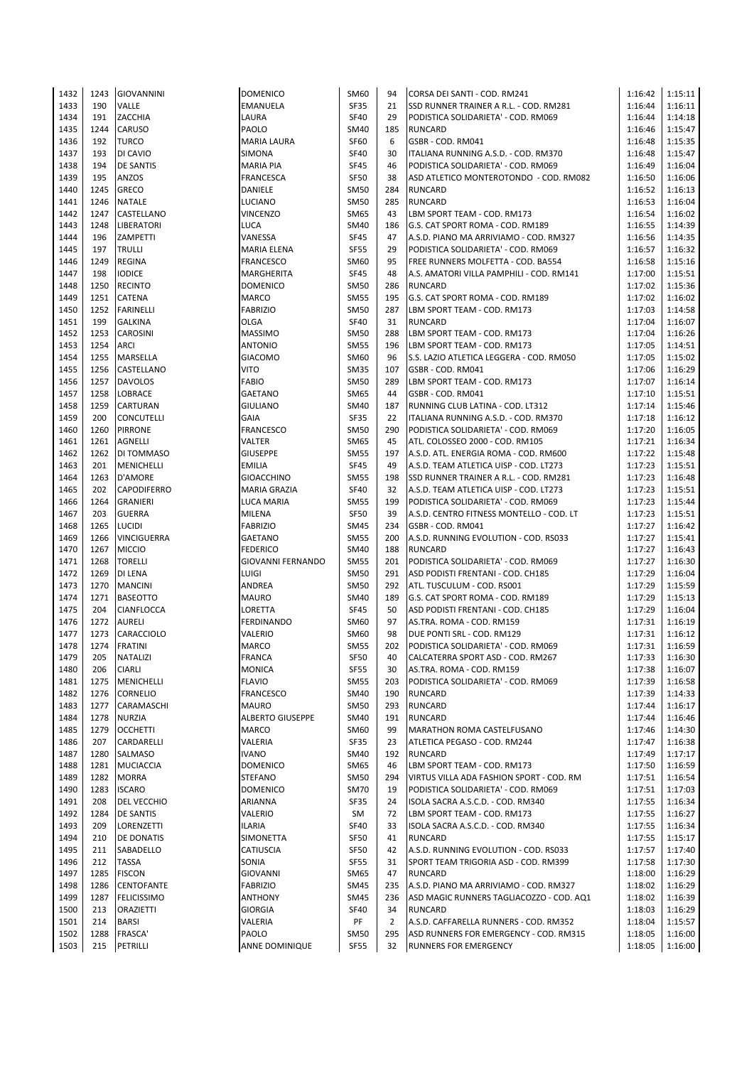| 1432 | 1243 | GIOVANNINI | DOMENICO | SM60 | 94 | CORSA DEI SANTI - COD. RM241 | 1:16:42 | 1:15:11 |
|---|---|---|---|---|---|---|---|---|
| 1433 | 190 | VALLE | EMANUELA | SF35 | 21 | SSD RUNNER TRAINER A R.L. - COD. RM281 | 1:16:44 | 1:16:11 |
| 1434 | 191 | ZACCHIA | LAURA | SF40 | 29 | PODISTICA SOLIDARIETA' - COD. RM069 | 1:16:44 | 1:14:18 |
| 1435 | 1244 | CARUSO | PAOLO | SM40 | 185 | RUNCARD | 1:16:46 | 1:15:47 |
| 1436 | 192 | TURCO | MARIA LAURA | SF60 | 6 | GSBR - COD. RM041 | 1:16:48 | 1:15:35 |
| 1437 | 193 | DI CAVIO | SIMONA | SF40 | 30 | ITALIANA RUNNING A.S.D. - COD. RM370 | 1:16:48 | 1:15:47 |
| 1438 | 194 | DE SANTIS | MARIA PIA | SF45 | 46 | PODISTICA SOLIDARIETA' - COD. RM069 | 1:16:49 | 1:16:04 |
| 1439 | 195 | ANZOS | FRANCESCA | SF50 | 38 | ASD ATLETICO MONTEROTONDO - COD. RM082 | 1:16:50 | 1:16:06 |
| 1440 | 1245 | GRECO | DANIELE | SM50 | 284 | RUNCARD | 1:16:52 | 1:16:13 |
| 1441 | 1246 | NATALE | LUCIANO | SM50 | 285 | RUNCARD | 1:16:53 | 1:16:04 |
| 1442 | 1247 | CASTELLANO | VINCENZO | SM65 | 43 | LBM SPORT TEAM - COD. RM173 | 1:16:54 | 1:16:02 |
| 1443 | 1248 | LIBERATORI | LUCA | SM40 | 186 | G.S. CAT SPORT ROMA - COD. RM189 | 1:16:55 | 1:14:39 |
| 1444 | 196 | ZAMPETTI | VANESSA | SF45 | 47 | A.S.D. PIANO MA ARRIVIAMO - COD. RM327 | 1:16:56 | 1:14:35 |
| 1445 | 197 | TRULLI | MARIA ELENA | SF55 | 29 | PODISTICA SOLIDARIETA' - COD. RM069 | 1:16:57 | 1:16:32 |
| 1446 | 1249 | REGINA | FRANCESCO | SM60 | 95 | FREE RUNNERS MOLFETTA - COD. BA554 | 1:16:58 | 1:15:16 |
| 1447 | 198 | IODICE | MARGHERITA | SF45 | 48 | A.S. AMATORI VILLA PAMPHILI - COD. RM141 | 1:17:00 | 1:15:51 |
| 1448 | 1250 | RECINTO | DOMENICO | SM50 | 286 | RUNCARD | 1:17:02 | 1:15:36 |
| 1449 | 1251 | CATENA | MARCO | SM55 | 195 | G.S. CAT SPORT ROMA - COD. RM189 | 1:17:02 | 1:16:02 |
| 1450 | 1252 | FARINELLI | FABRIZIO | SM50 | 287 | LBM SPORT TEAM - COD. RM173 | 1:17:03 | 1:14:58 |
| 1451 | 199 | GALKINA | OLGA | SF40 | 31 | RUNCARD | 1:17:04 | 1:16:07 |
| 1452 | 1253 | CAROSINI | MASSIMO | SM50 | 288 | LBM SPORT TEAM - COD. RM173 | 1:17:04 | 1:16:26 |
| 1453 | 1254 | ARCI | ANTONIO | SM55 | 196 | LBM SPORT TEAM - COD. RM173 | 1:17:05 | 1:14:51 |
| 1454 | 1255 | MARSELLA | GIACOMO | SM60 | 96 | S.S. LAZIO ATLETICA LEGGERA - COD. RM050 | 1:17:05 | 1:15:02 |
| 1455 | 1256 | CASTELLANO | VITO | SM35 | 107 | GSBR - COD. RM041 | 1:17:06 | 1:16:29 |
| 1456 | 1257 | DAVOLOS | FABIO | SM50 | 289 | LBM SPORT TEAM - COD. RM173 | 1:17:07 | 1:16:14 |
| 1457 | 1258 | LOBRACE | GAETANO | SM65 | 44 | GSBR - COD. RM041 | 1:17:10 | 1:15:51 |
| 1458 | 1259 | CARTURAN | GIULIANO | SM40 | 187 | RUNNING CLUB LATINA - COD. LT312 | 1:17:14 | 1:15:46 |
| 1459 | 200 | CONCUTELLI | GAIA | SF35 | 22 | ITALIANA RUNNING A.S.D. - COD. RM370 | 1:17:18 | 1:16:12 |
| 1460 | 1260 | PIRRONE | FRANCESCO | SM50 | 290 | PODISTICA SOLIDARIETA' - COD. RM069 | 1:17:20 | 1:16:05 |
| 1461 | 1261 | AGNELLI | VALTER | SM65 | 45 | ATL. COLOSSEO 2000 - COD. RM105 | 1:17:21 | 1:16:34 |
| 1462 | 1262 | DI TOMMASO | GIUSEPPE | SM55 | 197 | A.S.D. ATL. ENERGIA ROMA - COD. RM600 | 1:17:22 | 1:15:48 |
| 1463 | 201 | MENICHELLI | EMILIA | SF45 | 49 | A.S.D. TEAM ATLETICA UISP - COD. LT273 | 1:17:23 | 1:15:51 |
| 1464 | 1263 | D'AMORE | GIOACCHINO | SM55 | 198 | SSD RUNNER TRAINER A R.L. - COD. RM281 | 1:17:23 | 1:16:48 |
| 1465 | 202 | CAPODIFERRO | MARIA GRAZIA | SF40 | 32 | A.S.D. TEAM ATLETICA UISP - COD. LT273 | 1:17:23 | 1:15:51 |
| 1466 | 1264 | GRANIERI | LUCA MARIA | SM55 | 199 | PODISTICA SOLIDARIETA' - COD. RM069 | 1:17:23 | 1:15:44 |
| 1467 | 203 | GUERRA | MILENA | SF50 | 39 | A.S.D. CENTRO FITNESS MONTELLO - COD. LT | 1:17:23 | 1:15:51 |
| 1468 | 1265 | LUCIDI | FABRIZIO | SM45 | 234 | GSBR - COD. RM041 | 1:17:27 | 1:16:42 |
| 1469 | 1266 | VINCIGUERRA | GAETANO | SM55 | 200 | A.S.D. RUNNING EVOLUTION - COD. RS033 | 1:17:27 | 1:15:41 |
| 1470 | 1267 | MICCIO | FEDERICO | SM40 | 188 | RUNCARD | 1:17:27 | 1:16:43 |
| 1471 | 1268 | TORELLI | GIOVANNI FERNANDO | SM55 | 201 | PODISTICA SOLIDARIETA' - COD. RM069 | 1:17:27 | 1:16:30 |
| 1472 | 1269 | DI LENA | LUIGI | SM50 | 291 | ASD PODISTI FRENTANI - COD. CH185 | 1:17:29 | 1:16:04 |
| 1473 | 1270 | MANCINI | ANDREA | SM50 | 292 | ATL. TUSCULUM - COD. RS001 | 1:17:29 | 1:15:59 |
| 1474 | 1271 | BASEOTTO | MAURO | SM40 | 189 | G.S. CAT SPORT ROMA - COD. RM189 | 1:17:29 | 1:15:13 |
| 1475 | 204 | CIANFLOCCA | LORETTA | SF45 | 50 | ASD PODISTI FRENTANI - COD. CH185 | 1:17:29 | 1:16:04 |
| 1476 | 1272 | AURELI | FERDINANDO | SM60 | 97 | AS.TRA. ROMA - COD. RM159 | 1:17:31 | 1:16:19 |
| 1477 | 1273 | CARACCIOLO | VALERIO | SM60 | 98 | DUE PONTI SRL - COD. RM129 | 1:17:31 | 1:16:12 |
| 1478 | 1274 | FRATINI | MARCO | SM55 | 202 | PODISTICA SOLIDARIETA' - COD. RM069 | 1:17:31 | 1:16:59 |
| 1479 | 205 | NATALIZI | FRANCA | SF50 | 40 | CALCATERRA SPORT ASD - COD. RM267 | 1:17:33 | 1:16:30 |
| 1480 | 206 | CIARLI | MONICA | SF55 | 30 | AS.TRA. ROMA - COD. RM159 | 1:17:38 | 1:16:07 |
| 1481 | 1275 | MENICHELLI | FLAVIO | SM55 | 203 | PODISTICA SOLIDARIETA' - COD. RM069 | 1:17:39 | 1:16:58 |
| 1482 | 1276 | CORNELIO | FRANCESCO | SM40 | 190 | RUNCARD | 1:17:39 | 1:14:33 |
| 1483 | 1277 | CARAMASCHI | MAURO | SM50 | 293 | RUNCARD | 1:17:44 | 1:16:17 |
| 1484 | 1278 | NURZIA | ALBERTO GIUSEPPE | SM40 | 191 | RUNCARD | 1:17:44 | 1:16:46 |
| 1485 | 1279 | OCCHETTI | MARCO | SM60 | 99 | MARATHON ROMA CASTELFUSANO | 1:17:46 | 1:14:30 |
| 1486 | 207 | CARDARELLI | VALERIA | SF35 | 23 | ATLETICA PEGASO - COD. RM244 | 1:17:47 | 1:16:38 |
| 1487 | 1280 | SALMASO | IVANO | SM40 | 192 | RUNCARD | 1:17:49 | 1:17:17 |
| 1488 | 1281 | MUCIACCIA | DOMENICO | SM65 | 46 | LBM SPORT TEAM - COD. RM173 | 1:17:50 | 1:16:59 |
| 1489 | 1282 | MORRA | STEFANO | SM50 | 294 | VIRTUS VILLA ADA FASHION SPORT - COD. RM | 1:17:51 | 1:16:54 |
| 1490 | 1283 | ISCARO | DOMENICO | SM70 | 19 | PODISTICA SOLIDARIETA' - COD. RM069 | 1:17:51 | 1:17:03 |
| 1491 | 208 | DEL VECCHIO | ARIANNA | SF35 | 24 | ISOLA SACRA A.S.C.D. - COD. RM340 | 1:17:55 | 1:16:34 |
| 1492 | 1284 | DE SANTIS | VALERIO | SM | 72 | LBM SPORT TEAM - COD. RM173 | 1:17:55 | 1:16:27 |
| 1493 | 209 | LORENZETTI | ILARIA | SF40 | 33 | ISOLA SACRA A.S.C.D. - COD. RM340 | 1:17:55 | 1:16:34 |
| 1494 | 210 | DE DONATIS | SIMONETTA | SF50 | 41 | RUNCARD | 1:17:55 | 1:15:17 |
| 1495 | 211 | SABADELLO | CATIUSCIA | SF50 | 42 | A.S.D. RUNNING EVOLUTION - COD. RS033 | 1:17:57 | 1:17:40 |
| 1496 | 212 | TASSA | SONIA | SF55 | 31 | SPORT TEAM TRIGORIA ASD - COD. RM399 | 1:17:58 | 1:17:30 |
| 1497 | 1285 | FISCON | GIOVANNI | SM65 | 47 | RUNCARD | 1:18:00 | 1:16:29 |
| 1498 | 1286 | CENTOFANTE | FABRIZIO | SM45 | 235 | A.S.D. PIANO MA ARRIVIAMO - COD. RM327 | 1:18:02 | 1:16:29 |
| 1499 | 1287 | FELICISSIMO | ANTHONY | SM45 | 236 | ASD MAGIC RUNNERS TAGLIACOZZO - COD. AQ1 | 1:18:02 | 1:16:39 |
| 1500 | 213 | ORAZIETTI | GIORGIA | SF40 | 34 | RUNCARD | 1:18:03 | 1:16:29 |
| 1501 | 214 | BARSI | VALERIA | PF | 2 | A.S.D. CAFFARELLA RUNNERS - COD. RM352 | 1:18:04 | 1:15:57 |
| 1502 | 1288 | FRASCA' | PAOLO | SM50 | 295 | ASD RUNNERS FOR EMERGENCY - COD. RM315 | 1:18:05 | 1:16:00 |
| 1503 | 215 | PETRILLI | ANNE DOMINIQUE | SF55 | 32 | RUNNERS FOR EMERGENCY | 1:18:05 | 1:16:00 |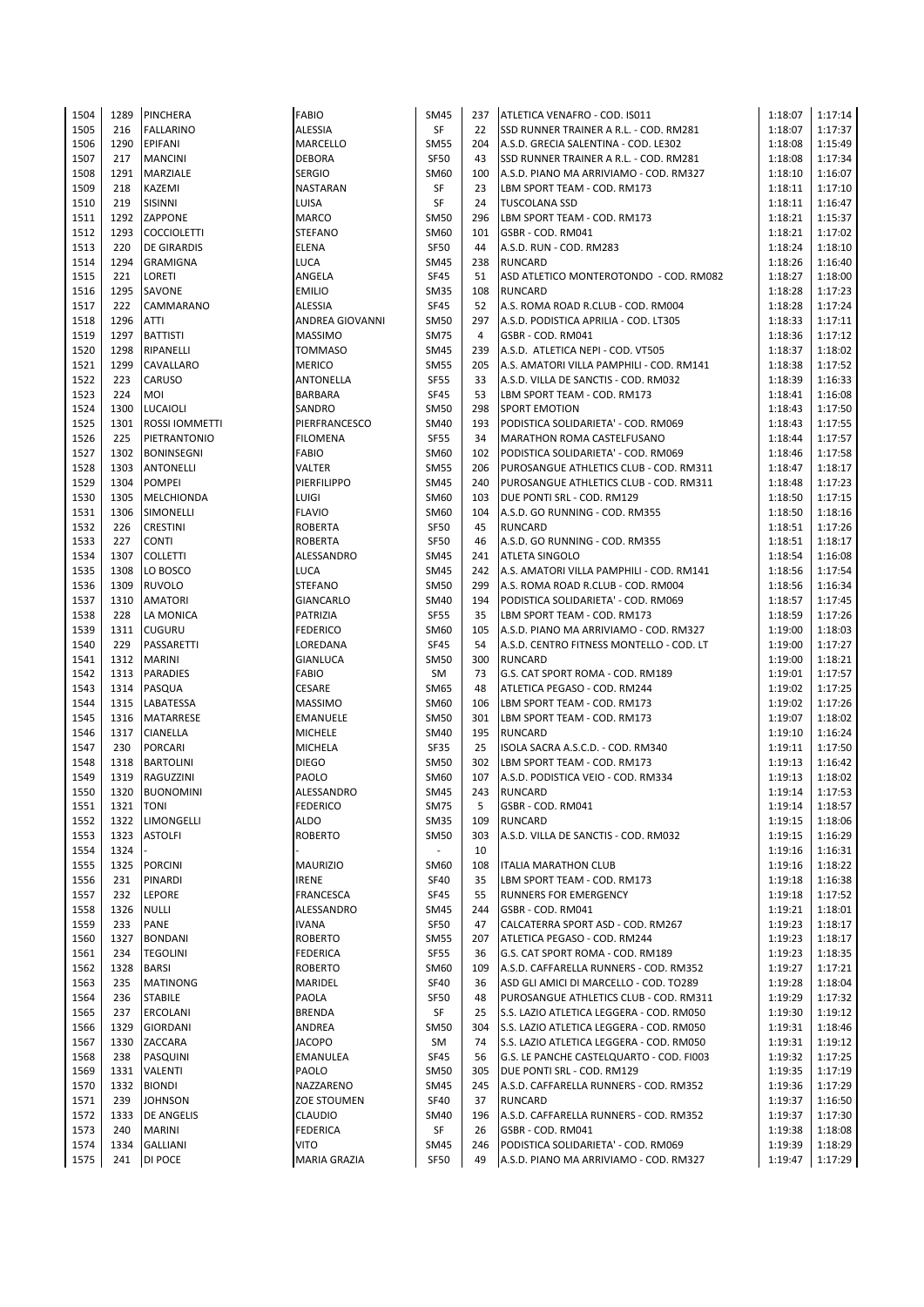| | | | | | | | | |
|---|---|---|---|---|---|---|---|---|
| 1504 | 1289 | PINCHERA | FABIO | SM45 | 237 | ATLETICA VENAFRO - COD. IS011 | 1:18:07 | 1:17:14 |
| 1505 | 216 | FALLARINO | ALESSIA | SF | 22 | SSD RUNNER TRAINER A R.L. - COD. RM281 | 1:18:07 | 1:17:37 |
| 1506 | 1290 | EPIFANI | MARCELLO | SM55 | 204 | A.S.D. GRECIA SALENTINA - COD. LE302 | 1:18:08 | 1:15:49 |
| 1507 | 217 | MANCINI | DEBORA | SF50 | 43 | SSD RUNNER TRAINER A R.L. - COD. RM281 | 1:18:08 | 1:17:34 |
| 1508 | 1291 | MARZIALE | SERGIO | SM60 | 100 | A.S.D. PIANO MA ARRIVIAMO - COD. RM327 | 1:18:10 | 1:16:07 |
| 1509 | 218 | KAZEMI | NASTARAN | SF | 23 | LBM SPORT TEAM - COD. RM173 | 1:18:11 | 1:17:10 |
| 1510 | 219 | SISINNI | LUISA | SF | 24 | TUSCOLANA SSD | 1:18:11 | 1:16:47 |
| 1511 | 1292 | ZAPPONE | MARCO | SM50 | 296 | LBM SPORT TEAM - COD. RM173 | 1:18:21 | 1:15:37 |
| 1512 | 1293 | COCCIOLETTI | STEFANO | SM60 | 101 | GSBR - COD. RM041 | 1:18:21 | 1:17:02 |
| 1513 | 220 | DE GIRARDIS | ELENA | SF50 | 44 | A.S.D. RUN - COD. RM283 | 1:18:24 | 1:18:10 |
| 1514 | 1294 | GRAMIGNA | LUCA | SM45 | 238 | RUNCARD | 1:18:26 | 1:16:40 |
| 1515 | 221 | LORETI | ANGELA | SF45 | 51 | ASD ATLETICO MONTEROTONDO - COD. RM082 | 1:18:27 | 1:18:00 |
| 1516 | 1295 | SAVONE | EMILIO | SM35 | 108 | RUNCARD | 1:18:28 | 1:17:23 |
| 1517 | 222 | CAMMARANO | ALESSIA | SF45 | 52 | A.S. ROMA ROAD R.CLUB - COD. RM004 | 1:18:28 | 1:17:24 |
| 1518 | 1296 | ATTI | ANDREA GIOVANNI | SM50 | 297 | A.S.D. PODISTICA APRILIA - COD. LT305 | 1:18:33 | 1:17:11 |
| 1519 | 1297 | BATTISTI | MASSIMO | SM75 | 4 | GSBR - COD. RM041 | 1:18:36 | 1:17:12 |
| 1520 | 1298 | RIPANELLI | TOMMASO | SM45 | 239 | A.S.D. ATLETICA NEPI - COD. VT505 | 1:18:37 | 1:18:02 |
| 1521 | 1299 | CAVALLARO | MERICO | SM55 | 205 | A.S. AMATORI VILLA PAMPHILI - COD. RM141 | 1:18:38 | 1:17:52 |
| 1522 | 223 | CARUSO | ANTONELLA | SF55 | 33 | A.S.D. VILLA DE SANCTIS - COD. RM032 | 1:18:39 | 1:16:33 |
| 1523 | 224 | MOI | BARBARA | SF45 | 53 | LBM SPORT TEAM - COD. RM173 | 1:18:41 | 1:16:08 |
| 1524 | 1300 | LUCAIOLI | SANDRO | SM50 | 298 | SPORT EMOTION | 1:18:43 | 1:17:50 |
| 1525 | 1301 | ROSSI IOMMETTI | PIERFRANCESCO | SM40 | 193 | PODISTICA SOLIDARIETA' - COD. RM069 | 1:18:43 | 1:17:55 |
| 1526 | 225 | PIETRANTONIO | FILOMENA | SF55 | 34 | MARATHON ROMA CASTELFUSANO | 1:18:44 | 1:17:57 |
| 1527 | 1302 | BONINSEGNI | FABIO | SM60 | 102 | PODISTICA SOLIDARIETA' - COD. RM069 | 1:18:46 | 1:17:58 |
| 1528 | 1303 | ANTONELLI | VALTER | SM55 | 206 | PUROSANGUE ATHLETICS CLUB - COD. RM311 | 1:18:47 | 1:18:17 |
| 1529 | 1304 | POMPEI | PIERFILIPPO | SM45 | 240 | PUROSANGUE ATHLETICS CLUB - COD. RM311 | 1:18:48 | 1:17:23 |
| 1530 | 1305 | MELCHIONDA | LUIGI | SM60 | 103 | DUE PONTI SRL - COD. RM129 | 1:18:50 | 1:17:15 |
| 1531 | 1306 | SIMONELLI | FLAVIO | SM60 | 104 | A.S.D. GO RUNNING - COD. RM355 | 1:18:50 | 1:18:16 |
| 1532 | 226 | CRESTINI | ROBERTA | SF50 | 45 | RUNCARD | 1:18:51 | 1:17:26 |
| 1533 | 227 | CONTI | ROBERTA | SF50 | 46 | A.S.D. GO RUNNING - COD. RM355 | 1:18:51 | 1:18:17 |
| 1534 | 1307 | COLLETTI | ALESSANDRO | SM45 | 241 | ATLETA SINGOLO | 1:18:54 | 1:16:08 |
| 1535 | 1308 | LO BOSCO | LUCA | SM45 | 242 | A.S. AMATORI VILLA PAMPHILI - COD. RM141 | 1:18:56 | 1:17:54 |
| 1536 | 1309 | RUVOLO | STEFANO | SM50 | 299 | A.S. ROMA ROAD R.CLUB - COD. RM004 | 1:18:56 | 1:16:34 |
| 1537 | 1310 | AMATORI | GIANCARLO | SM40 | 194 | PODISTICA SOLIDARIETA' - COD. RM069 | 1:18:57 | 1:17:45 |
| 1538 | 228 | LA MONICA | PATRIZIA | SF55 | 35 | LBM SPORT TEAM - COD. RM173 | 1:18:59 | 1:17:26 |
| 1539 | 1311 | CUGURU | FEDERICO | SM60 | 105 | A.S.D. PIANO MA ARRIVIAMO - COD. RM327 | 1:19:00 | 1:18:03 |
| 1540 | 229 | PASSARETTI | LOREDANA | SF45 | 54 | A.S.D. CENTRO FITNESS MONTELLO - COD. LT | 1:19:00 | 1:17:27 |
| 1541 | 1312 | MARINI | GIANLUCA | SM50 | 300 | RUNCARD | 1:19:00 | 1:18:21 |
| 1542 | 1313 | PARADIES | FABIO | SM | 73 | G.S. CAT SPORT ROMA - COD. RM189 | 1:19:01 | 1:17:57 |
| 1543 | 1314 | PASQUA | CESARE | SM65 | 48 | ATLETICA PEGASO - COD. RM244 | 1:19:02 | 1:17:25 |
| 1544 | 1315 | LABATESSA | MASSIMO | SM60 | 106 | LBM SPORT TEAM - COD. RM173 | 1:19:02 | 1:17:26 |
| 1545 | 1316 | MATARRESE | EMANUELE | SM50 | 301 | LBM SPORT TEAM - COD. RM173 | 1:19:07 | 1:18:02 |
| 1546 | 1317 | CIANELLA | MICHELE | SM40 | 195 | RUNCARD | 1:19:10 | 1:16:24 |
| 1547 | 230 | PORCARI | MICHELA | SF35 | 25 | ISOLA SACRA A.S.C.D. - COD. RM340 | 1:19:11 | 1:17:50 |
| 1548 | 1318 | BARTOLINI | DIEGO | SM50 | 302 | LBM SPORT TEAM - COD. RM173 | 1:19:13 | 1:16:42 |
| 1549 | 1319 | RAGUZZINI | PAOLO | SM60 | 107 | A.S.D. PODISTICA VEIO - COD. RM334 | 1:19:13 | 1:18:02 |
| 1550 | 1320 | BUONOMINI | ALESSANDRO | SM45 | 243 | RUNCARD | 1:19:14 | 1:17:53 |
| 1551 | 1321 | TONI | FEDERICO | SM75 | 5 | GSBR - COD. RM041 | 1:19:14 | 1:18:57 |
| 1552 | 1322 | LIMONGELLI | ALDO | SM35 | 109 | RUNCARD | 1:19:15 | 1:18:06 |
| 1553 | 1323 | ASTOLFI | ROBERTO | SM50 | 303 | A.S.D. VILLA DE SANCTIS - COD. RM032 | 1:19:15 | 1:16:29 |
| 1554 | 1324 | - | - | - | 10 | | 1:19:16 | 1:16:31 |
| 1555 | 1325 | PORCINI | MAURIZIO | SM60 | 108 | ITALIA MARATHON CLUB | 1:19:16 | 1:18:22 |
| 1556 | 231 | PINARDI | IRENE | SF40 | 35 | LBM SPORT TEAM - COD. RM173 | 1:19:18 | 1:16:38 |
| 1557 | 232 | LEPORE | FRANCESCA | SF45 | 55 | RUNNERS FOR EMERGENCY | 1:19:18 | 1:17:52 |
| 1558 | 1326 | NULLI | ALESSANDRO | SM45 | 244 | GSBR - COD. RM041 | 1:19:21 | 1:18:01 |
| 1559 | 233 | PANE | IVANA | SF50 | 47 | CALCATERRA SPORT ASD - COD. RM267 | 1:19:23 | 1:18:17 |
| 1560 | 1327 | BONDANI | ROBERTO | SM55 | 207 | ATLETICA PEGASO - COD. RM244 | 1:19:23 | 1:18:17 |
| 1561 | 234 | TEGOLINI | FEDERICA | SF55 | 36 | G.S. CAT SPORT ROMA - COD. RM189 | 1:19:23 | 1:18:35 |
| 1562 | 1328 | BARSI | ROBERTO | SM60 | 109 | A.S.D. CAFFARELLA RUNNERS - COD. RM352 | 1:19:27 | 1:17:21 |
| 1563 | 235 | MATINONG | MARIDEL | SF40 | 36 | ASD GLI AMICI DI MARCELLO - COD. TO289 | 1:19:28 | 1:18:04 |
| 1564 | 236 | STABILE | PAOLA | SF50 | 48 | PUROSANGUE ATHLETICS CLUB - COD. RM311 | 1:19:29 | 1:17:32 |
| 1565 | 237 | ERCOLANI | BRENDA | SF | 25 | S.S. LAZIO ATLETICA LEGGERA - COD. RM050 | 1:19:30 | 1:19:12 |
| 1566 | 1329 | GIORDANI | ANDREA | SM50 | 304 | S.S. LAZIO ATLETICA LEGGERA - COD. RM050 | 1:19:31 | 1:18:46 |
| 1567 | 1330 | ZACCARA | JACOPO | SM | 74 | S.S. LAZIO ATLETICA LEGGERA - COD. RM050 | 1:19:31 | 1:19:12 |
| 1568 | 238 | PASQUINI | EMANULEA | SF45 | 56 | G.S. LE PANCHE CASTELQUARTO - COD. FI003 | 1:19:32 | 1:17:25 |
| 1569 | 1331 | VALENTI | PAOLO | SM50 | 305 | DUE PONTI SRL - COD. RM129 | 1:19:35 | 1:17:19 |
| 1570 | 1332 | BIONDI | NAZZARENO | SM45 | 245 | A.S.D. CAFFARELLA RUNNERS - COD. RM352 | 1:19:36 | 1:17:29 |
| 1571 | 239 | JOHNSON | ZOE STOUMEN | SF40 | 37 | RUNCARD | 1:19:37 | 1:16:50 |
| 1572 | 1333 | DE ANGELIS | CLAUDIO | SM40 | 196 | A.S.D. CAFFARELLA RUNNERS - COD. RM352 | 1:19:37 | 1:17:30 |
| 1573 | 240 | MARINI | FEDERICA | SF | 26 | GSBR - COD. RM041 | 1:19:38 | 1:18:08 |
| 1574 | 1334 | GALLIANI | VITO | SM45 | 246 | PODISTICA SOLIDARIETA' - COD. RM069 | 1:19:39 | 1:18:29 |
| 1575 | 241 | DI POCE | MARIA GRAZIA | SF50 | 49 | A.S.D. PIANO MA ARRIVIAMO - COD. RM327 | 1:19:47 | 1:17:29 |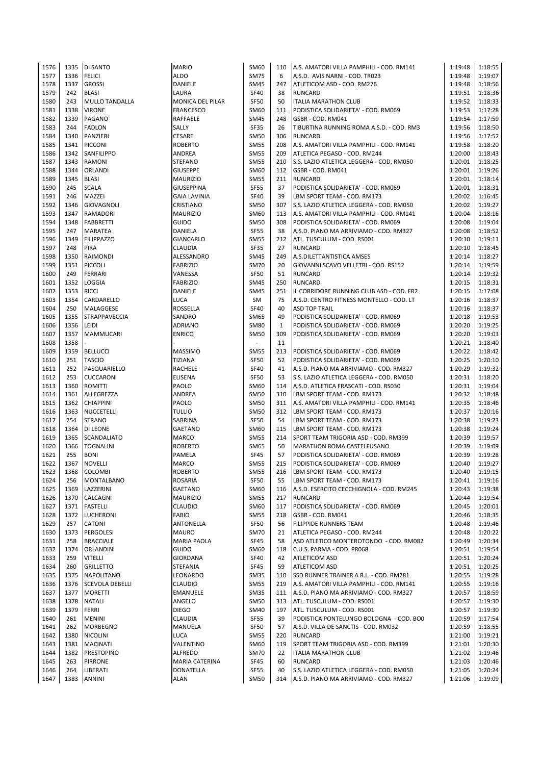| 1576 | 1335 | DI SANTO | MARIO | SM60 | 110 | A.S. AMATORI VILLA PAMPHILI - COD. RM141 | 1:19:48 | 1:18:55 |
|---|---|---|---|---|---|---|---|---|
| 1577 | 1336 | FELICI | ALDO | SM75 | 6 | A.S.D. AVIS NARNI - COD. TR023 | 1:19:48 | 1:19:07 |
| 1578 | 1337 | GROSSI | DANIELE | SM45 | 247 | ATLETICOM ASD - COD. RM276 | 1:19:48 | 1:18:56 |
| 1579 | 242 | BLASI | LAURA | SF40 | 38 | RUNCARD | 1:19:51 | 1:18:36 |
| 1580 | 243 | MULLO TANDALLA | MONICA DEL PILAR | SF50 | 50 | ITALIA MARATHON CLUB | 1:19:52 | 1:18:33 |
| 1581 | 1338 | VIRONE | FRANCESCO | SM60 | 111 | PODISTICA SOLIDARIETA' - COD. RM069 | 1:19:53 | 1:17:28 |
| 1582 | 1339 | PAGANO | RAFFAELE | SM45 | 248 | GSBR - COD. RM041 | 1:19:54 | 1:17:59 |
| 1583 | 244 | FADLON | SALLY | SF35 | 26 | TIBURTINA RUNNING ROMA A.S.D. - COD. RM3 | 1:19:56 | 1:18:50 |
| 1584 | 1340 | PANZIERI | CESARE | SM50 | 306 | RUNCARD | 1:19:56 | 1:17:52 |
| 1585 | 1341 | PICCONI | ROBERTO | SM55 | 208 | A.S. AMATORI VILLA PAMPHILI - COD. RM141 | 1:19:58 | 1:18:20 |
| 1586 | 1342 | SANFILIPPO | ANDREA | SM55 | 209 | ATLETICA PEGASO - COD. RM244 | 1:20:00 | 1:18:43 |
| 1587 | 1343 | RAMONI | STEFANO | SM55 | 210 | S.S. LAZIO ATLETICA LEGGERA - COD. RM050 | 1:20:01 | 1:18:25 |
| 1588 | 1344 | ORLANDI | GIUSEPPE | SM60 | 112 | GSBR - COD. RM041 | 1:20:01 | 1:19:26 |
| 1589 | 1345 | BLASI | MAURIZIO | SM55 | 211 | RUNCARD | 1:20:01 | 1:18:14 |
| 1590 | 245 | SCALA | GIUSEPPINA | SF55 | 37 | PODISTICA SOLIDARIETA' - COD. RM069 | 1:20:01 | 1:18:31 |
| 1591 | 246 | MAZZEI | GAIA LAVINIA | SF40 | 39 | LBM SPORT TEAM - COD. RM173 | 1:20:02 | 1:16:45 |
| 1592 | 1346 | GIOVAGNOLI | CRISTIANO | SM50 | 307 | S.S. LAZIO ATLETICA LEGGERA - COD. RM050 | 1:20:02 | 1:19:27 |
| 1593 | 1347 | RAMADORI | MAURIZIO | SM60 | 113 | A.S. AMATORI VILLA PAMPHILI - COD. RM141 | 1:20:04 | 1:18:16 |
| 1594 | 1348 | FABBRETTI | GUIDO | SM50 | 308 | PODISTICA SOLIDARIETA' - COD. RM069 | 1:20:08 | 1:19:04 |
| 1595 | 247 | MARATEA | DANIELA | SF55 | 38 | A.S.D. PIANO MA ARRIVIAMO - COD. RM327 | 1:20:08 | 1:18:52 |
| 1596 | 1349 | FILIPPAZZO | GIANCARLO | SM55 | 212 | ATL. TUSCULUM - COD. RS001 | 1:20:10 | 1:19:11 |
| 1597 | 248 | PIRA | CLAUDIA | SF35 | 27 | RUNCARD | 1:20:10 | 1:18:45 |
| 1598 | 1350 | RAIMONDI | ALESSANDRO | SM45 | 249 | A.S.DILETTANTISTICA AMSES | 1:20:14 | 1:18:27 |
| 1599 | 1351 | PICCOLI | FABRIZIO | SM70 | 20 | GIOVANNI SCAVO VELLETRI - COD. RS152 | 1:20:14 | 1:19:59 |
| 1600 | 249 | FERRARI | VANESSA | SF50 | 51 | RUNCARD | 1:20:14 | 1:19:32 |
| 1601 | 1352 | LOGGIA | FABRIZIO | SM45 | 250 | RUNCARD | 1:20:15 | 1:18:31 |
| 1602 | 1353 | RICCI | DANIELE | SM45 | 251 | IL CORRIDORE RUNNING CLUB ASD - COD. FR2 | 1:20:15 | 1:17:08 |
| 1603 | 1354 | CARDARELLO | LUCA | SM | 75 | A.S.D. CENTRO FITNESS MONTELLO - COD. LT | 1:20:16 | 1:18:37 |
| 1604 | 250 | MALAGGESE | ROSSELLA | SF40 | 40 | ASD TOP TRAIL | 1:20:16 | 1:18:37 |
| 1605 | 1355 | STRAPPAVECCIA | SANDRO | SM65 | 49 | PODISTICA SOLIDARIETA' - COD. RM069 | 1:20:18 | 1:19:53 |
| 1606 | 1356 | LEIDI | ADRIANO | SM80 | 1 | PODISTICA SOLIDARIETA' - COD. RM069 | 1:20:20 | 1:19:25 |
| 1607 | 1357 | MAMMUCARI | ENRICO | SM50 | 309 | PODISTICA SOLIDARIETA' - COD. RM069 | 1:20:20 | 1:19:03 |
| 1608 | 1358 | - | - | - | 11 | | 1:20:21 | 1:18:40 |
| 1609 | 1359 | BELLUCCI | MASSIMO | SM55 | 213 | PODISTICA SOLIDARIETA' - COD. RM069 | 1:20:22 | 1:18:42 |
| 1610 | 251 | TASCIO | TIZIANA | SF50 | 52 | PODISTICA SOLIDARIETA' - COD. RM069 | 1:20:25 | 1:20:10 |
| 1611 | 252 | PASQUARIELLO | RACHELE | SF40 | 41 | A.S.D. PIANO MA ARRIVIAMO - COD. RM327 | 1:20:29 | 1:19:32 |
| 1612 | 253 | CUCCARONI | ELISENA | SF50 | 53 | S.S. LAZIO ATLETICA LEGGERA - COD. RM050 | 1:20:31 | 1:18:20 |
| 1613 | 1360 | ROMITTI | PAOLO | SM60 | 114 | A.S.D. ATLETICA FRASCATI - COD. RS030 | 1:20:31 | 1:19:04 |
| 1614 | 1361 | ALLEGREZZA | ANDREA | SM50 | 310 | LBM SPORT TEAM - COD. RM173 | 1:20:32 | 1:18:48 |
| 1615 | 1362 | CHIAPPINI | PAOLO | SM50 | 311 | A.S. AMATORI VILLA PAMPHILI - COD. RM141 | 1:20:35 | 1:18:46 |
| 1616 | 1363 | NUCCETELLI | TULLIO | SM50 | 312 | LBM SPORT TEAM - COD. RM173 | 1:20:37 | 1:20:16 |
| 1617 | 254 | STRANO | SABRINA | SF50 | 54 | LBM SPORT TEAM - COD. RM173 | 1:20:38 | 1:19:23 |
| 1618 | 1364 | DI LEONE | GAETANO | SM60 | 115 | LBM SPORT TEAM - COD. RM173 | 1:20:38 | 1:19:24 |
| 1619 | 1365 | SCANDALIATO | MARCO | SM55 | 214 | SPORT TEAM TRIGORIA ASD - COD. RM399 | 1:20:39 | 1:19:57 |
| 1620 | 1366 | TOGNALINI | ROBERTO | SM65 | 50 | MARATHON ROMA CASTELFUSANO | 1:20:39 | 1:19:09 |
| 1621 | 255 | BONI | PAMELA | SF45 | 57 | PODISTICA SOLIDARIETA' - COD. RM069 | 1:20:39 | 1:19:28 |
| 1622 | 1367 | NOVELLI | MARCO | SM55 | 215 | PODISTICA SOLIDARIETA' - COD. RM069 | 1:20:40 | 1:19:27 |
| 1623 | 1368 | COLOMBI | ROBERTO | SM55 | 216 | LBM SPORT TEAM - COD. RM173 | 1:20:40 | 1:19:15 |
| 1624 | 256 | MONTALBANO | ROSARIA | SF50 | 55 | LBM SPORT TEAM - COD. RM173 | 1:20:41 | 1:19:16 |
| 1625 | 1369 | LAZZERINI | GAETANO | SM60 | 116 | A.S.D. ESERCITO CECCHIGNOLA - COD. RM245 | 1:20:43 | 1:19:38 |
| 1626 | 1370 | CALCAGNI | MAURIZIO | SM55 | 217 | RUNCARD | 1:20:44 | 1:19:54 |
| 1627 | 1371 | FASTELLI | CLAUDIO | SM60 | 117 | PODISTICA SOLIDARIETA' - COD. RM069 | 1:20:45 | 1:20:01 |
| 1628 | 1372 | LUCHERONI | FABIO | SM55 | 218 | GSBR - COD. RM041 | 1:20:46 | 1:18:35 |
| 1629 | 257 | CATONI | ANTONELLA | SF50 | 56 | FILIPPIDE RUNNERS TEAM | 1:20:48 | 1:19:46 |
| 1630 | 1373 | PERGOLESI | MAURO | SM70 | 21 | ATLETICA PEGASO - COD. RM244 | 1:20:48 | 1:20:22 |
| 1631 | 258 | BRACCIALE | MARIA PAOLA | SF45 | 58 | ASD ATLETICO MONTEROTONDO - COD. RM082 | 1:20:49 | 1:20:34 |
| 1632 | 1374 | ORLANDINI | GUIDO | SM60 | 118 | C.U.S. PARMA - COD. PR068 | 1:20:51 | 1:19:54 |
| 1633 | 259 | VITELLI | GIORDANA | SF40 | 42 | ATLETICOM ASD | 1:20:51 | 1:20:24 |
| 1634 | 260 | GRILLETTO | STEFANIA | SF45 | 59 | ATLETICOM ASD | 1:20:51 | 1:20:25 |
| 1635 | 1375 | NAPOLITANO | LEONARDO | SM35 | 110 | SSD RUNNER TRAINER A R.L. - COD. RM281 | 1:20:55 | 1:19:28 |
| 1636 | 1376 | SCEVOLA DEBELLI | CLAUDIO | SM55 | 219 | A.S. AMATORI VILLA PAMPHILI - COD. RM141 | 1:20:55 | 1:19:16 |
| 1637 | 1377 | MORETTI | EMANUELE | SM35 | 111 | A.S.D. PIANO MA ARRIVIAMO - COD. RM327 | 1:20:57 | 1:18:59 |
| 1638 | 1378 | NATALI | ANGELO | SM50 | 313 | ATL. TUSCULUM - COD. RS001 | 1:20:57 | 1:19:30 |
| 1639 | 1379 | FERRI | DIEGO | SM40 | 197 | ATL. TUSCULUM - COD. RS001 | 1:20:57 | 1:19:30 |
| 1640 | 261 | MENINI | CLAUDIA | SF55 | 39 | PODISTICA PONTELUNGO BOLOGNA - COD. BO0 | 1:20:59 | 1:17:54 |
| 1641 | 262 | MORBEGNO | MANUELA | SF50 | 57 | A.S.D. VILLA DE SANCTIS - COD. RM032 | 1:20:59 | 1:18:55 |
| 1642 | 1380 | NICOLINI | LUCA | SM55 | 220 | RUNCARD | 1:21:00 | 1:19:21 |
| 1643 | 1381 | MACINATI | VALENTINO | SM60 | 119 | SPORT TEAM TRIGORIA ASD - COD. RM399 | 1:21:01 | 1:20:30 |
| 1644 | 1382 | PRESTOPINO | ALFREDO | SM70 | 22 | ITALIA MARATHON CLUB | 1:21:02 | 1:19:46 |
| 1645 | 263 | PIRRONE | MARIA CATERINA | SF45 | 60 | RUNCARD | 1:21:03 | 1:20:46 |
| 1646 | 264 | LIBERATI | DONATELLA | SF55 | 40 | S.S. LAZIO ATLETICA LEGGERA - COD. RM050 | 1:21:05 | 1:20:24 |
| 1647 | 1383 | ANNINI | ALAN | SM50 | 314 | A.S.D. PIANO MA ARRIVIAMO - COD. RM327 | 1:21:06 | 1:19:09 |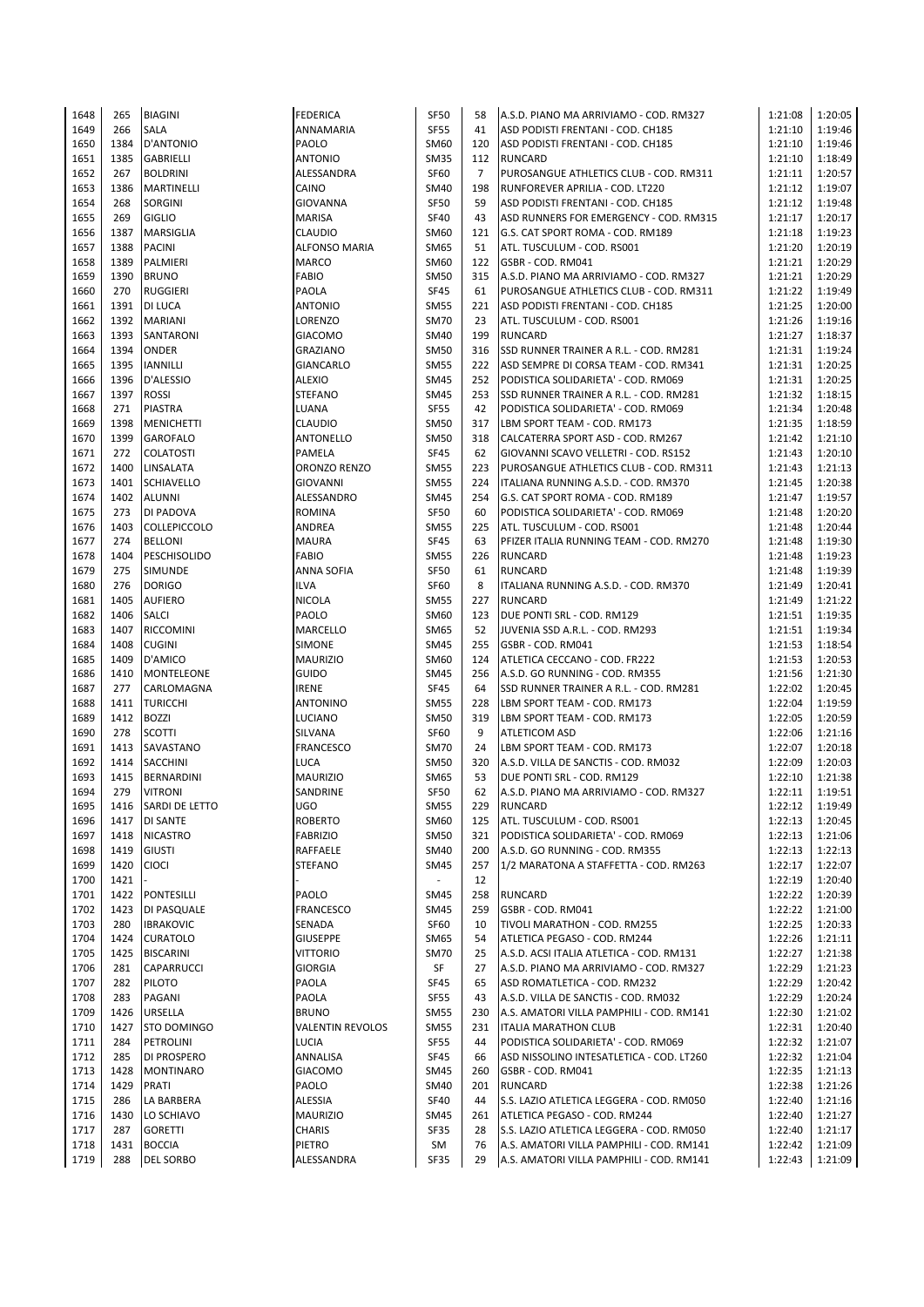| 1648 | 265 | BIAGINI | FEDERICA | SF50 | 58 | A.S.D. PIANO MA ARRIVIAMO - COD. RM327 | 1:21:08 | 1:20:05 |
|---|---|---|---|---|---|---|---|---|
| 1649 | 266 | SALA | ANNAMARIA | SF55 | 41 | ASD PODISTI FRENTANI - COD. CH185 | 1:21:10 | 1:19:46 |
| 1650 | 1384 | D'ANTONIO | PAOLO | SM60 | 120 | ASD PODISTI FRENTANI - COD. CH185 | 1:21:10 | 1:19:46 |
| 1651 | 1385 | GABRIELLI | ANTONIO | SM35 | 112 | RUNCARD | 1:21:10 | 1:18:49 |
| 1652 | 267 | BOLDRINI | ALESSANDRA | SF60 | 7 | PUROSANGUE ATHLETICS CLUB - COD. RM311 | 1:21:11 | 1:20:57 |
| 1653 | 1386 | MARTINELLI | CAINO | SM40 | 198 | RUNFOREVER APRILIA - COD. LT220 | 1:21:12 | 1:19:07 |
| 1654 | 268 | SORGINI | GIOVANNA | SF50 | 59 | ASD PODISTI FRENTANI - COD. CH185 | 1:21:12 | 1:19:48 |
| 1655 | 269 | GIGLIO | MARISA | SF40 | 43 | ASD RUNNERS FOR EMERGENCY - COD. RM315 | 1:21:17 | 1:20:17 |
| 1656 | 1387 | MARSIGLIA | CLAUDIO | SM60 | 121 | G.S. CAT SPORT ROMA - COD. RM189 | 1:21:18 | 1:19:23 |
| 1657 | 1388 | PACINI | ALFONSO MARIA | SM65 | 51 | ATL. TUSCULUM - COD. RS001 | 1:21:20 | 1:20:19 |
| 1658 | 1389 | PALMIERI | MARCO | SM60 | 122 | GSBR - COD. RM041 | 1:21:21 | 1:20:29 |
| 1659 | 1390 | BRUNO | FABIO | SM50 | 315 | A.S.D. PIANO MA ARRIVIAMO - COD. RM327 | 1:21:21 | 1:20:29 |
| 1660 | 270 | RUGGIERI | PAOLA | SF45 | 61 | PUROSANGUE ATHLETICS CLUB - COD. RM311 | 1:21:22 | 1:19:49 |
| 1661 | 1391 | DI LUCA | ANTONIO | SM55 | 221 | ASD PODISTI FRENTANI - COD. CH185 | 1:21:25 | 1:20:00 |
| 1662 | 1392 | MARIANI | LORENZO | SM70 | 23 | ATL. TUSCULUM - COD. RS001 | 1:21:26 | 1:19:16 |
| 1663 | 1393 | SANTARONI | GIACOMO | SM40 | 199 | RUNCARD | 1:21:27 | 1:18:37 |
| 1664 | 1394 | ONDER | GRAZIANO | SM50 | 316 | SSD RUNNER TRAINER A R.L. - COD. RM281 | 1:21:31 | 1:19:24 |
| 1665 | 1395 | IANNILLI | GIANCARLO | SM55 | 222 | ASD SEMPRE DI CORSA TEAM - COD. RM341 | 1:21:31 | 1:20:25 |
| 1666 | 1396 | D'ALESSIO | ALEXIO | SM45 | 252 | PODISTICA SOLIDARIETA' - COD. RM069 | 1:21:31 | 1:20:25 |
| 1667 | 1397 | ROSSI | STEFANO | SM45 | 253 | SSD RUNNER TRAINER A R.L. - COD. RM281 | 1:21:32 | 1:18:15 |
| 1668 | 271 | PIASTRA | LUANA | SF55 | 42 | PODISTICA SOLIDARIETA' - COD. RM069 | 1:21:34 | 1:20:48 |
| 1669 | 1398 | MENICHETTI | CLAUDIO | SM50 | 317 | LBM SPORT TEAM - COD. RM173 | 1:21:35 | 1:18:59 |
| 1670 | 1399 | GAROFALO | ANTONELLO | SM50 | 318 | CALCATERRA SPORT ASD - COD. RM267 | 1:21:42 | 1:21:10 |
| 1671 | 272 | COLATOSTI | PAMELA | SF45 | 62 | GIOVANNI SCAVO VELLETRI - COD. RS152 | 1:21:43 | 1:20:10 |
| 1672 | 1400 | LINSALATA | ORONZO RENZO | SM55 | 223 | PUROSANGUE ATHLETICS CLUB - COD. RM311 | 1:21:43 | 1:21:13 |
| 1673 | 1401 | SCHIAVELLO | GIOVANNI | SM55 | 224 | ITALIANA RUNNING A.S.D. - COD. RM370 | 1:21:45 | 1:20:38 |
| 1674 | 1402 | ALUNNI | ALESSANDRO | SM45 | 254 | G.S. CAT SPORT ROMA - COD. RM189 | 1:21:47 | 1:19:57 |
| 1675 | 273 | DI PADOVA | ROMINA | SF50 | 60 | PODISTICA SOLIDARIETA' - COD. RM069 | 1:21:48 | 1:20:20 |
| 1676 | 1403 | COLLEPICCOLO | ANDREA | SM55 | 225 | ATL. TUSCULUM - COD. RS001 | 1:21:48 | 1:20:44 |
| 1677 | 274 | BELLONI | MAURA | SF45 | 63 | PFIZER ITALIA RUNNING TEAM - COD. RM270 | 1:21:48 | 1:19:30 |
| 1678 | 1404 | PESCHISOLIDO | FABIO | SM55 | 226 | RUNCARD | 1:21:48 | 1:19:23 |
| 1679 | 275 | SIMUNDE | ANNA SOFIA | SF50 | 61 | RUNCARD | 1:21:48 | 1:19:39 |
| 1680 | 276 | DORIGO | ILVA | SF60 | 8 | ITALIANA RUNNING A.S.D. - COD. RM370 | 1:21:49 | 1:20:41 |
| 1681 | 1405 | AUFIERO | NICOLA | SM55 | 227 | RUNCARD | 1:21:49 | 1:21:22 |
| 1682 | 1406 | SALCI | PAOLO | SM60 | 123 | DUE PONTI SRL - COD. RM129 | 1:21:51 | 1:19:35 |
| 1683 | 1407 | RICCOMINI | MARCELLO | SM65 | 52 | JUVENIA SSD A.R.L. - COD. RM293 | 1:21:51 | 1:19:34 |
| 1684 | 1408 | CUGINI | SIMONE | SM45 | 255 | GSBR - COD. RM041 | 1:21:53 | 1:18:54 |
| 1685 | 1409 | D'AMICO | MAURIZIO | SM60 | 124 | ATLETICA CECCANO - COD. FR222 | 1:21:53 | 1:20:53 |
| 1686 | 1410 | MONTELEONE | GUIDO | SM45 | 256 | A.S.D. GO RUNNING - COD. RM355 | 1:21:56 | 1:21:30 |
| 1687 | 277 | CARLOMAGNA | IRENE | SF45 | 64 | SSD RUNNER TRAINER A R.L. - COD. RM281 | 1:22:02 | 1:20:45 |
| 1688 | 1411 | TURICCHI | ANTONINO | SM55 | 228 | LBM SPORT TEAM - COD. RM173 | 1:22:04 | 1:19:59 |
| 1689 | 1412 | BOZZI | LUCIANO | SM50 | 319 | LBM SPORT TEAM - COD. RM173 | 1:22:05 | 1:20:59 |
| 1690 | 278 | SCOTTI | SILVANA | SF60 | 9 | ATLETICOM ASD | 1:22:06 | 1:21:16 |
| 1691 | 1413 | SAVASTANO | FRANCESCO | SM70 | 24 | LBM SPORT TEAM - COD. RM173 | 1:22:07 | 1:20:18 |
| 1692 | 1414 | SACCHINI | LUCA | SM50 | 320 | A.S.D. VILLA DE SANCTIS - COD. RM032 | 1:22:09 | 1:20:03 |
| 1693 | 1415 | BERNARDINI | MAURIZIO | SM65 | 53 | DUE PONTI SRL - COD. RM129 | 1:22:10 | 1:21:38 |
| 1694 | 279 | VITRONI | SANDRINE | SF50 | 62 | A.S.D. PIANO MA ARRIVIAMO - COD. RM327 | 1:22:11 | 1:19:51 |
| 1695 | 1416 | SARDI DE LETTO | UGO | SM55 | 229 | RUNCARD | 1:22:12 | 1:19:49 |
| 1696 | 1417 | DI SANTE | ROBERTO | SM60 | 125 | ATL. TUSCULUM - COD. RS001 | 1:22:13 | 1:20:45 |
| 1697 | 1418 | NICASTRO | FABRIZIO | SM50 | 321 | PODISTICA SOLIDARIETA' - COD. RM069 | 1:22:13 | 1:21:06 |
| 1698 | 1419 | GIUSTI | RAFFAELE | SM40 | 200 | A.S.D. GO RUNNING - COD. RM355 | 1:22:13 | 1:22:13 |
| 1699 | 1420 | CIOCI | STEFANO | SM45 | 257 | 1/2 MARATONA A STAFFETTA - COD. RM263 | 1:22:17 | 1:22:07 |
| 1700 | 1421 | - | | - | 12 | | 1:22:19 | 1:20:40 |
| 1701 | 1422 | PONTESILLI | PAOLO | SM45 | 258 | RUNCARD | 1:22:22 | 1:20:39 |
| 1702 | 1423 | DI PASQUALE | FRANCESCO | SM45 | 259 | GSBR - COD. RM041 | 1:22:22 | 1:21:00 |
| 1703 | 280 | IBRAKOVIC | SENADA | SF60 | 10 | TIVOLI MARATHON - COD. RM255 | 1:22:25 | 1:20:33 |
| 1704 | 1424 | CURATOLO | GIUSEPPE | SM65 | 54 | ATLETICA PEGASO - COD. RM244 | 1:22:26 | 1:21:11 |
| 1705 | 1425 | BISCARINI | VITTORIO | SM70 | 25 | A.S.D. ACSI ITALIA ATLETICA - COD. RM131 | 1:22:27 | 1:21:38 |
| 1706 | 281 | CAPARRUCCI | GIORGIA | SF | 27 | A.S.D. PIANO MA ARRIVIAMO - COD. RM327 | 1:22:29 | 1:21:23 |
| 1707 | 282 | PILOTO | PAOLA | SF45 | 65 | ASD ROMATLETICA - COD. RM232 | 1:22:29 | 1:20:42 |
| 1708 | 283 | PAGANI | PAOLA | SF55 | 43 | A.S.D. VILLA DE SANCTIS - COD. RM032 | 1:22:29 | 1:20:24 |
| 1709 | 1426 | URSELLA | BRUNO | SM55 | 230 | A.S. AMATORI VILLA PAMPHILI - COD. RM141 | 1:22:30 | 1:21:02 |
| 1710 | 1427 | STO DOMINGO | VALENTIN REVOLOS | SM55 | 231 | ITALIA MARATHON CLUB | 1:22:31 | 1:20:40 |
| 1711 | 284 | PETROLINI | LUCIA | SF55 | 44 | PODISTICA SOLIDARIETA' - COD. RM069 | 1:22:32 | 1:21:07 |
| 1712 | 285 | DI PROSPERO | ANNALISA | SF45 | 66 | ASD NISSOLINO INTESATLETICA - COD. LT260 | 1:22:32 | 1:21:04 |
| 1713 | 1428 | MONTINARO | GIACOMO | SM45 | 260 | GSBR - COD. RM041 | 1:22:35 | 1:21:13 |
| 1714 | 1429 | PRATI | PAOLO | SM40 | 201 | RUNCARD | 1:22:38 | 1:21:26 |
| 1715 | 286 | LA BARBERA | ALESSIA | SF40 | 44 | S.S. LAZIO ATLETICA LEGGERA - COD. RM050 | 1:22:40 | 1:21:16 |
| 1716 | 1430 | LO SCHIAVO | MAURIZIO | SM45 | 261 | ATLETICA PEGASO - COD. RM244 | 1:22:40 | 1:21:27 |
| 1717 | 287 | GORETTI | CHARIS | SF35 | 28 | S.S. LAZIO ATLETICA LEGGERA - COD. RM050 | 1:22:40 | 1:21:17 |
| 1718 | 1431 | BOCCIA | PIETRO | SM | 76 | A.S. AMATORI VILLA PAMPHILI - COD. RM141 | 1:22:42 | 1:21:09 |
| 1719 | 288 | DEL SORBO | ALESSANDRA | SF35 | 29 | A.S. AMATORI VILLA PAMPHILI - COD. RM141 | 1:22:43 | 1:21:09 |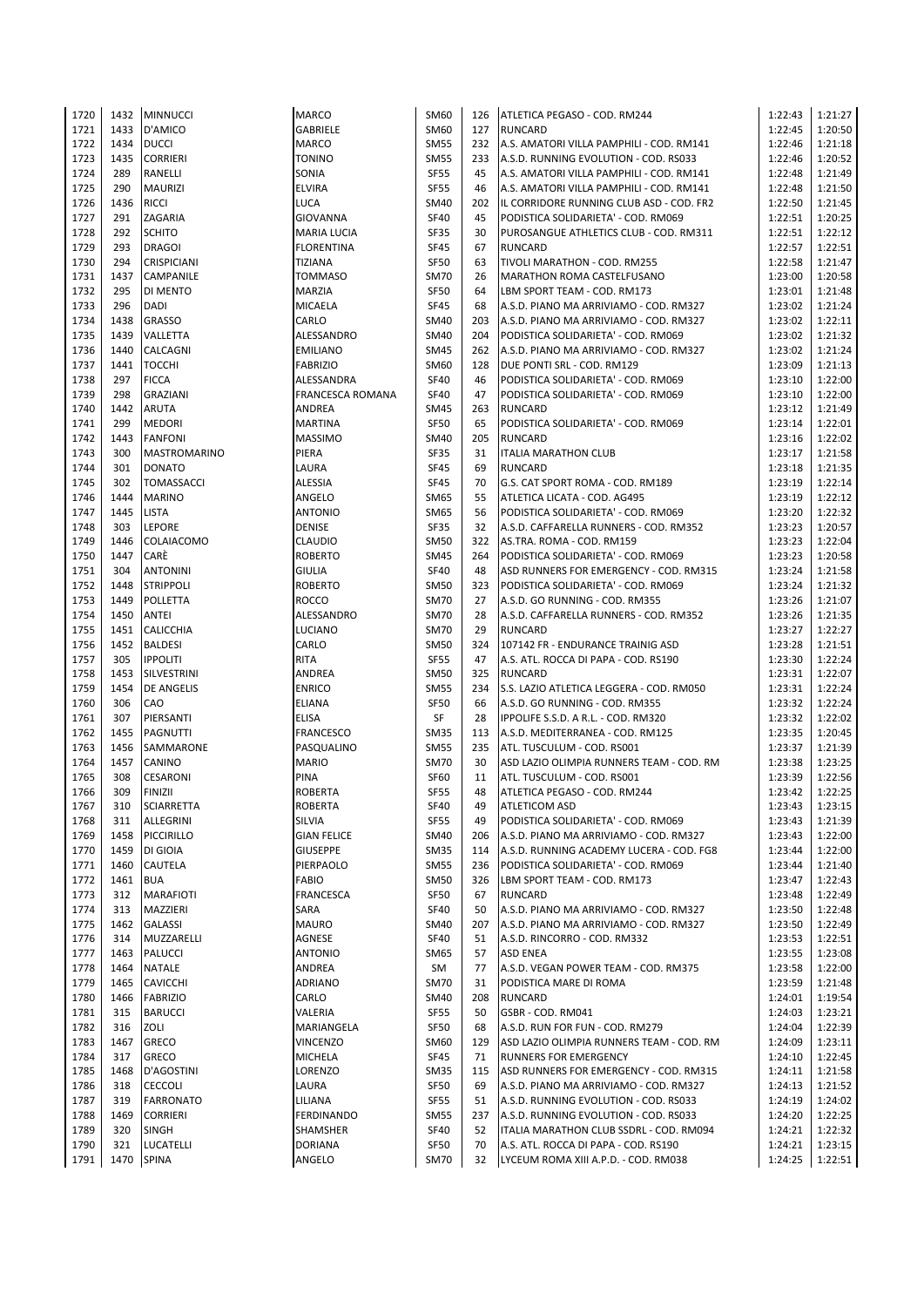| | | | | | | | | |
|---|---|---|---|---|---|---|---|---|
| 1720 | 1432 | MINNUCCI | MARCO | SM60 | 126 | ATLETICA PEGASO - COD. RM244 | 1:22:43 | 1:21:27 |
| 1721 | 1433 | D'AMICO | GABRIELE | SM60 | 127 | RUNCARD | 1:22:45 | 1:20:50 |
| 1722 | 1434 | DUCCI | MARCO | SM55 | 232 | A.S. AMATORI VILLA PAMPHILI - COD. RM141 | 1:22:46 | 1:21:18 |
| 1723 | 1435 | CORRIERI | TONINO | SM55 | 233 | A.S.D. RUNNING EVOLUTION - COD. RS033 | 1:22:46 | 1:20:52 |
| 1724 | 289 | RANELLI | SONIA | SF55 | 45 | A.S. AMATORI VILLA PAMPHILI - COD. RM141 | 1:22:48 | 1:21:49 |
| 1725 | 290 | MAURIZI | ELVIRA | SF55 | 46 | A.S. AMATORI VILLA PAMPHILI - COD. RM141 | 1:22:48 | 1:21:50 |
| 1726 | 1436 | RICCI | LUCA | SM40 | 202 | IL CORRIDORE RUNNING CLUB ASD - COD. FR2 | 1:22:50 | 1:21:45 |
| 1727 | 291 | ZAGARIA | GIOVANNA | SF40 | 45 | PODISTICA SOLIDARIETA' - COD. RM069 | 1:22:51 | 1:20:25 |
| 1728 | 292 | SCHITO | MARIA LUCIA | SF35 | 30 | PUROSANGUE ATHLETICS CLUB - COD. RM311 | 1:22:51 | 1:22:12 |
| 1729 | 293 | DRAGOI | FLORENTINA | SF45 | 67 | RUNCARD | 1:22:57 | 1:22:51 |
| 1730 | 294 | CRISPICIANI | TIZIANA | SF50 | 63 | TIVOLI MARATHON - COD. RM255 | 1:22:58 | 1:21:47 |
| 1731 | 1437 | CAMPANILE | TOMMASO | SM70 | 26 | MARATHON ROMA CASTELFUSANO | 1:23:00 | 1:20:58 |
| 1732 | 295 | DI MENTO | MARZIA | SF50 | 64 | LBM SPORT TEAM - COD. RM173 | 1:23:01 | 1:21:48 |
| 1733 | 296 | DADI | MICAELA | SF45 | 68 | A.S.D. PIANO MA ARRIVIAMO - COD. RM327 | 1:23:02 | 1:21:24 |
| 1734 | 1438 | GRASSO | CARLO | SM40 | 203 | A.S.D. PIANO MA ARRIVIAMO - COD. RM327 | 1:23:02 | 1:22:11 |
| 1735 | 1439 | VALLETTA | ALESSANDRO | SM40 | 204 | PODISTICA SOLIDARIETA' - COD. RM069 | 1:23:02 | 1:21:32 |
| 1736 | 1440 | CALCAGNI | EMILIANO | SM45 | 262 | A.S.D. PIANO MA ARRIVIAMO - COD. RM327 | 1:23:02 | 1:21:24 |
| 1737 | 1441 | TOCCHI | FABRIZIO | SM60 | 128 | DUE PONTI SRL - COD. RM129 | 1:23:09 | 1:21:13 |
| 1738 | 297 | FICCA | ALESSANDRA | SF40 | 46 | PODISTICA SOLIDARIETA' - COD. RM069 | 1:23:10 | 1:22:00 |
| 1739 | 298 | GRAZIANI | FRANCESCA ROMANA | SF40 | 47 | PODISTICA SOLIDARIETA' - COD. RM069 | 1:23:10 | 1:22:00 |
| 1740 | 1442 | ARUTA | ANDREA | SM45 | 263 | RUNCARD | 1:23:12 | 1:21:49 |
| 1741 | 299 | MEDORI | MARTINA | SF50 | 65 | PODISTICA SOLIDARIETA' - COD. RM069 | 1:23:14 | 1:22:01 |
| 1742 | 1443 | FANFONI | MASSIMO | SM40 | 205 | RUNCARD | 1:23:16 | 1:22:02 |
| 1743 | 300 | MASTROMARINO | PIERA | SF35 | 31 | ITALIA MARATHON CLUB | 1:23:17 | 1:21:58 |
| 1744 | 301 | DONATO | LAURA | SF45 | 69 | RUNCARD | 1:23:18 | 1:21:35 |
| 1745 | 302 | TOMASSACCI | ALESSIA | SF45 | 70 | G.S. CAT SPORT ROMA - COD. RM189 | 1:23:19 | 1:22:14 |
| 1746 | 1444 | MARINO | ANGELO | SM65 | 55 | ATLETICA LICATA - COD. AG495 | 1:23:19 | 1:22:12 |
| 1747 | 1445 | LISTA | ANTONIO | SM65 | 56 | PODISTICA SOLIDARIETA' - COD. RM069 | 1:23:20 | 1:22:32 |
| 1748 | 303 | LEPORE | DENISE | SF35 | 32 | A.S.D. CAFFARELLA RUNNERS - COD. RM352 | 1:23:23 | 1:20:57 |
| 1749 | 1446 | COLAIACOMO | CLAUDIO | SM50 | 322 | AS.TRA. ROMA - COD. RM159 | 1:23:23 | 1:22:04 |
| 1750 | 1447 | CARÈ | ROBERTO | SM45 | 264 | PODISTICA SOLIDARIETA' - COD. RM069 | 1:23:23 | 1:20:58 |
| 1751 | 304 | ANTONINI | GIULIA | SF40 | 48 | ASD RUNNERS FOR EMERGENCY - COD. RM315 | 1:23:24 | 1:21:58 |
| 1752 | 1448 | STRIPPOLI | ROBERTO | SM50 | 323 | PODISTICA SOLIDARIETA' - COD. RM069 | 1:23:24 | 1:21:32 |
| 1753 | 1449 | POLLETTA | ROCCO | SM70 | 27 | A.S.D. GO RUNNING - COD. RM355 | 1:23:26 | 1:21:07 |
| 1754 | 1450 | ANTEI | ALESSANDRO | SM70 | 28 | A.S.D. CAFFARELLA RUNNERS - COD. RM352 | 1:23:26 | 1:21:35 |
| 1755 | 1451 | CALICCHIA | LUCIANO | SM70 | 29 | RUNCARD | 1:23:27 | 1:22:27 |
| 1756 | 1452 | BALDESI | CARLO | SM50 | 324 | 107142 FR - ENDURANCE TRAINIG ASD | 1:23:28 | 1:21:51 |
| 1757 | 305 | IPPOLITI | RITA | SF55 | 47 | A.S. ATL. ROCCA DI PAPA - COD. RS190 | 1:23:30 | 1:22:24 |
| 1758 | 1453 | SILVESTRINI | ANDREA | SM50 | 325 | RUNCARD | 1:23:31 | 1:22:07 |
| 1759 | 1454 | DE ANGELIS | ENRICO | SM55 | 234 | S.S. LAZIO ATLETICA LEGGERA - COD. RM050 | 1:23:31 | 1:22:24 |
| 1760 | 306 | CAO | ELIANA | SF50 | 66 | A.S.D. GO RUNNING - COD. RM355 | 1:23:32 | 1:22:24 |
| 1761 | 307 | PIERSANTI | ELISA | SF | 28 | IPPOLIFE S.S.D. A R.L. - COD. RM320 | 1:23:32 | 1:22:02 |
| 1762 | 1455 | PAGNUTTI | FRANCESCO | SM35 | 113 | A.S.D. MEDITERRANEA - COD. RM125 | 1:23:35 | 1:20:45 |
| 1763 | 1456 | SAMMARONE | PASQUALINO | SM55 | 235 | ATL. TUSCULUM - COD. RS001 | 1:23:37 | 1:21:39 |
| 1764 | 1457 | CANINO | MARIO | SM70 | 30 | ASD LAZIO OLIMPIA RUNNERS TEAM - COD. RM | 1:23:38 | 1:23:25 |
| 1765 | 308 | CESARONI | PINA | SF60 | 11 | ATL. TUSCULUM - COD. RS001 | 1:23:39 | 1:22:56 |
| 1766 | 309 | FINIZII | ROBERTA | SF55 | 48 | ATLETICA PEGASO - COD. RM244 | 1:23:42 | 1:22:25 |
| 1767 | 310 | SCIARRETTA | ROBERTA | SF40 | 49 | ATLETICOM ASD | 1:23:43 | 1:23:15 |
| 1768 | 311 | ALLEGRINI | SILVIA | SF55 | 49 | PODISTICA SOLIDARIETA' - COD. RM069 | 1:23:43 | 1:21:39 |
| 1769 | 1458 | PICCIRILLO | GIAN FELICE | SM40 | 206 | A.S.D. PIANO MA ARRIVIAMO - COD. RM327 | 1:23:43 | 1:22:00 |
| 1770 | 1459 | DI GIOIA | GIUSEPPE | SM35 | 114 | A.S.D. RUNNING ACADEMY LUCERA - COD. FG8 | 1:23:44 | 1:22:00 |
| 1771 | 1460 | CAUTELA | PIERPAOLO | SM55 | 236 | PODISTICA SOLIDARIETA' - COD. RM069 | 1:23:44 | 1:21:40 |
| 1772 | 1461 | BUA | FABIO | SM50 | 326 | LBM SPORT TEAM - COD. RM173 | 1:23:47 | 1:22:43 |
| 1773 | 312 | MARAFIOTI | FRANCESCA | SF50 | 67 | RUNCARD | 1:23:48 | 1:22:49 |
| 1774 | 313 | MAZZIERI | SARA | SF40 | 50 | A.S.D. PIANO MA ARRIVIAMO - COD. RM327 | 1:23:50 | 1:22:48 |
| 1775 | 1462 | GALASSI | MAURO | SM40 | 207 | A.S.D. PIANO MA ARRIVIAMO - COD. RM327 | 1:23:50 | 1:22:49 |
| 1776 | 314 | MUZZARELLI | AGNESE | SF40 | 51 | A.S.D. RINCORRO - COD. RM332 | 1:23:53 | 1:22:51 |
| 1777 | 1463 | PALUCCI | ANTONIO | SM65 | 57 | ASD ENEA | 1:23:55 | 1:23:08 |
| 1778 | 1464 | NATALE | ANDREA | SM | 77 | A.S.D. VEGAN POWER TEAM - COD. RM375 | 1:23:58 | 1:22:00 |
| 1779 | 1465 | CAVICCHI | ADRIANO | SM70 | 31 | PODISTICA MARE DI ROMA | 1:23:59 | 1:21:48 |
| 1780 | 1466 | FABRIZIO | CARLO | SM40 | 208 | RUNCARD | 1:24:01 | 1:19:54 |
| 1781 | 315 | BARUCCI | VALERIA | SF55 | 50 | GSBR - COD. RM041 | 1:24:03 | 1:23:21 |
| 1782 | 316 | ZOLI | MARIANGELA | SF50 | 68 | A.S.D. RUN FOR FUN - COD. RM279 | 1:24:04 | 1:22:39 |
| 1783 | 1467 | GRECO | VINCENZO | SM60 | 129 | ASD LAZIO OLIMPIA RUNNERS TEAM - COD. RM | 1:24:09 | 1:23:11 |
| 1784 | 317 | GRECO | MICHELA | SF45 | 71 | RUNNERS FOR EMERGENCY | 1:24:10 | 1:22:45 |
| 1785 | 1468 | D'AGOSTINI | LORENZO | SM35 | 115 | ASD RUNNERS FOR EMERGENCY - COD. RM315 | 1:24:11 | 1:21:58 |
| 1786 | 318 | CECCOLI | LAURA | SF50 | 69 | A.S.D. PIANO MA ARRIVIAMO - COD. RM327 | 1:24:13 | 1:21:52 |
| 1787 | 319 | FARRONATO | LILIANA | SF55 | 51 | A.S.D. RUNNING EVOLUTION - COD. RS033 | 1:24:19 | 1:24:02 |
| 1788 | 1469 | CORRIERI | FERDINANDO | SM55 | 237 | A.S.D. RUNNING EVOLUTION - COD. RS033 | 1:24:20 | 1:22:25 |
| 1789 | 320 | SINGH | SHAMSHER | SF40 | 52 | ITALIA MARATHON CLUB SSDRL - COD. RM094 | 1:24:21 | 1:22:32 |
| 1790 | 321 | LUCATELLI | DORIANA | SF50 | 70 | A.S. ATL. ROCCA DI PAPA - COD. RS190 | 1:24:21 | 1:23:15 |
| 1791 | 1470 | SPINA | ANGELO | SM70 | 32 | LYCEUM ROMA XIII A.P.D. - COD. RM038 | 1:24:25 | 1:22:51 |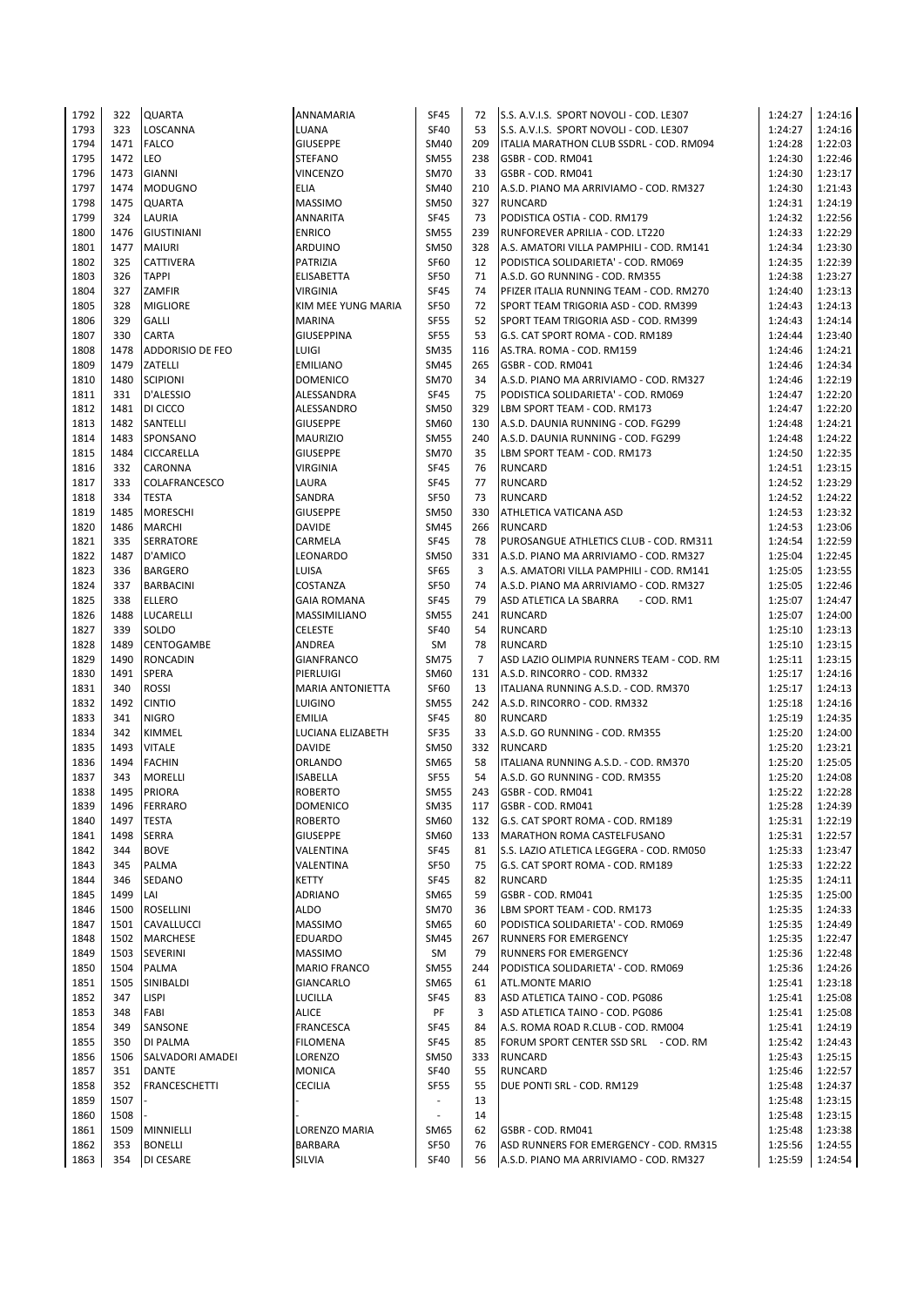| 1792 | 322 | QUARTA | ANNAMARIA | SF45 | 72 | S.S. A.V.I.S. SPORT NOVOLI - COD. LE307 | 1:24:27 | 1:24:16 |
|---|---|---|---|---|---|---|---|---|
| 1793 | 323 | LOSCANNA | LUANA | SF40 | 53 | S.S. A.V.I.S. SPORT NOVOLI - COD. LE307 | 1:24:27 | 1:24:16 |
| 1794 | 1471 | FALCO | GIUSEPPE | SM40 | 209 | ITALIA MARATHON CLUB SSDRL - COD. RM094 | 1:24:28 | 1:22:03 |
| 1795 | 1472 | LEO | STEFANO | SM55 | 238 | GSBR - COD. RM041 | 1:24:30 | 1:22:46 |
| 1796 | 1473 | GIANNI | VINCENZO | SM70 | 33 | GSBR - COD. RM041 | 1:24:30 | 1:23:17 |
| 1797 | 1474 | MODUGNO | ELIA | SM40 | 210 | A.S.D. PIANO MA ARRIVIAMO - COD. RM327 | 1:24:30 | 1:21:43 |
| 1798 | 1475 | QUARTA | MASSIMO | SM50 | 327 | RUNCARD | 1:24:31 | 1:24:19 |
| 1799 | 324 | LAURIA | ANNARITA | SF45 | 73 | PODISTICA OSTIA - COD. RM179 | 1:24:32 | 1:22:56 |
| 1800 | 1476 | GIUSTINIANI | ENRICO | SM55 | 239 | RUNFOREVER APRILIA - COD. LT220 | 1:24:33 | 1:22:29 |
| 1801 | 1477 | MAIURI | ARDUINO | SM50 | 328 | A.S. AMATORI VILLA PAMPHILI - COD. RM141 | 1:24:34 | 1:23:30 |
| 1802 | 325 | CATTIVERA | PATRIZIA | SF60 | 12 | PODISTICA SOLIDARIETA' - COD. RM069 | 1:24:35 | 1:22:39 |
| 1803 | 326 | TAPPI | ELISABETTA | SF50 | 71 | A.S.D. GO RUNNING - COD. RM355 | 1:24:38 | 1:23:27 |
| 1804 | 327 | ZAMFIR | VIRGINIA | SF45 | 74 | PFIZER ITALIA RUNNING TEAM - COD. RM270 | 1:24:40 | 1:23:13 |
| 1805 | 328 | MIGLIORE | KIM MEE YUNG MARIA | SF50 | 72 | SPORT TEAM TRIGORIA ASD - COD. RM399 | 1:24:43 | 1:24:13 |
| 1806 | 329 | GALLI | MARINA | SF55 | 52 | SPORT TEAM TRIGORIA ASD - COD. RM399 | 1:24:43 | 1:24:14 |
| 1807 | 330 | CARTA | GIUSEPPINA | SF55 | 53 | G.S. CAT SPORT ROMA - COD. RM189 | 1:24:44 | 1:23:40 |
| 1808 | 1478 | ADDORISIO DE FEO | LUIGI | SM35 | 116 | AS.TRA. ROMA - COD. RM159 | 1:24:46 | 1:24:21 |
| 1809 | 1479 | ZATELLI | EMILIANO | SM45 | 265 | GSBR - COD. RM041 | 1:24:46 | 1:24:34 |
| 1810 | 1480 | SCIPIONI | DOMENICO | SM70 | 34 | A.S.D. PIANO MA ARRIVIAMO - COD. RM327 | 1:24:46 | 1:22:19 |
| 1811 | 331 | D'ALESSIO | ALESSANDRA | SF45 | 75 | PODISTICA SOLIDARIETA' - COD. RM069 | 1:24:47 | 1:22:20 |
| 1812 | 1481 | DI CICCO | ALESSANDRO | SM50 | 329 | LBM SPORT TEAM - COD. RM173 | 1:24:47 | 1:22:20 |
| 1813 | 1482 | SANTELLI | GIUSEPPE | SM60 | 130 | A.S.D. DAUNIA RUNNING - COD. FG299 | 1:24:48 | 1:24:21 |
| 1814 | 1483 | SPONSANO | MAURIZIO | SM55 | 240 | A.S.D. DAUNIA RUNNING - COD. FG299 | 1:24:48 | 1:24:22 |
| 1815 | 1484 | CICCARELLA | GIUSEPPE | SM70 | 35 | LBM SPORT TEAM - COD. RM173 | 1:24:50 | 1:22:35 |
| 1816 | 332 | CARONNA | VIRGINIA | SF45 | 76 | RUNCARD | 1:24:51 | 1:23:15 |
| 1817 | 333 | COLAFRANCESCO | LAURA | SF45 | 77 | RUNCARD | 1:24:52 | 1:23:29 |
| 1818 | 334 | TESTA | SANDRA | SF50 | 73 | RUNCARD | 1:24:52 | 1:24:22 |
| 1819 | 1485 | MORESCHI | GIUSEPPE | SM50 | 330 | ATHLETICA VATICANA ASD | 1:24:53 | 1:23:32 |
| 1820 | 1486 | MARCHI | DAVIDE | SM45 | 266 | RUNCARD | 1:24:53 | 1:23:06 |
| 1821 | 335 | SERRATORE | CARMELA | SF45 | 78 | PUROSANGUE ATHLETICS CLUB - COD. RM311 | 1:24:54 | 1:22:59 |
| 1822 | 1487 | D'AMICO | LEONARDO | SM50 | 331 | A.S.D. PIANO MA ARRIVIAMO - COD. RM327 | 1:25:04 | 1:22:45 |
| 1823 | 336 | BARGERO | LUISA | SF65 | 3 | A.S. AMATORI VILLA PAMPHILI - COD. RM141 | 1:25:05 | 1:23:55 |
| 1824 | 337 | BARBACINI | COSTANZA | SF50 | 74 | A.S.D. PIANO MA ARRIVIAMO - COD. RM327 | 1:25:05 | 1:22:46 |
| 1825 | 338 | ELLERO | GAIA ROMANA | SF45 | 79 | ASD ATLETICA LA SBARRA - COD. RM1 | 1:25:07 | 1:24:47 |
| 1826 | 1488 | LUCARELLI | MASSIMILIANO | SM55 | 241 | RUNCARD | 1:25:07 | 1:24:00 |
| 1827 | 339 | SOLDO | CELESTE | SF40 | 54 | RUNCARD | 1:25:10 | 1:23:13 |
| 1828 | 1489 | CENTOGAMBE | ANDREA | SM | 78 | RUNCARD | 1:25:10 | 1:23:15 |
| 1829 | 1490 | RONCADIN | GIANFRANCO | SM75 | 7 | ASD LAZIO OLIMPIA RUNNERS TEAM - COD. RM | 1:25:11 | 1:23:15 |
| 1830 | 1491 | SPERA | PIERLUIGI | SM60 | 131 | A.S.D. RINCORRO - COD. RM332 | 1:25:17 | 1:24:16 |
| 1831 | 340 | ROSSI | MARIA ANTONIETTA | SF60 | 13 | ITALIANA RUNNING A.S.D. - COD. RM370 | 1:25:17 | 1:24:13 |
| 1832 | 1492 | CINTIO | LUIGINO | SM55 | 242 | A.S.D. RINCORRO - COD. RM332 | 1:25:18 | 1:24:16 |
| 1833 | 341 | NIGRO | EMILIA | SF45 | 80 | RUNCARD | 1:25:19 | 1:24:35 |
| 1834 | 342 | KIMMEL | LUCIANA ELIZABETH | SF35 | 33 | A.S.D. GO RUNNING - COD. RM355 | 1:25:20 | 1:24:00 |
| 1835 | 1493 | VITALE | DAVIDE | SM50 | 332 | RUNCARD | 1:25:20 | 1:23:21 |
| 1836 | 1494 | FACHIN | ORLANDO | SM65 | 58 | ITALIANA RUNNING A.S.D. - COD. RM370 | 1:25:20 | 1:25:05 |
| 1837 | 343 | MORELLI | ISABELLA | SF55 | 54 | A.S.D. GO RUNNING - COD. RM355 | 1:25:20 | 1:24:08 |
| 1838 | 1495 | PRIORA | ROBERTO | SM55 | 243 | GSBR - COD. RM041 | 1:25:22 | 1:22:28 |
| 1839 | 1496 | FERRARO | DOMENICO | SM35 | 117 | GSBR - COD. RM041 | 1:25:28 | 1:24:39 |
| 1840 | 1497 | TESTA | ROBERTO | SM60 | 132 | G.S. CAT SPORT ROMA - COD. RM189 | 1:25:31 | 1:22:19 |
| 1841 | 1498 | SERRA | GIUSEPPE | SM60 | 133 | MARATHON ROMA CASTELFUSANO | 1:25:31 | 1:22:57 |
| 1842 | 344 | BOVE | VALENTINA | SF45 | 81 | S.S. LAZIO ATLETICA LEGGERA - COD. RM050 | 1:25:33 | 1:23:47 |
| 1843 | 345 | PALMA | VALENTINA | SF50 | 75 | G.S. CAT SPORT ROMA - COD. RM189 | 1:25:33 | 1:22:22 |
| 1844 | 346 | SEDANO | KETTY | SF45 | 82 | RUNCARD | 1:25:35 | 1:24:11 |
| 1845 | 1499 | LAI | ADRIANO | SM65 | 59 | GSBR - COD. RM041 | 1:25:35 | 1:25:00 |
| 1846 | 1500 | ROSELLINI | ALDO | SM70 | 36 | LBM SPORT TEAM - COD. RM173 | 1:25:35 | 1:24:33 |
| 1847 | 1501 | CAVALLUCCI | MASSIMO | SM65 | 60 | PODISTICA SOLIDARIETA' - COD. RM069 | 1:25:35 | 1:24:49 |
| 1848 | 1502 | MARCHESE | EDUARDO | SM45 | 267 | RUNNERS FOR EMERGENCY | 1:25:35 | 1:22:47 |
| 1849 | 1503 | SEVERINI | MASSIMO | SM | 79 | RUNNERS FOR EMERGENCY | 1:25:36 | 1:22:48 |
| 1850 | 1504 | PALMA | MARIO FRANCO | SM55 | 244 | PODISTICA SOLIDARIETA' - COD. RM069 | 1:25:36 | 1:24:26 |
| 1851 | 1505 | SINIBALDI | GIANCARLO | SM65 | 61 | ATL.MONTE MARIO | 1:25:41 | 1:23:18 |
| 1852 | 347 | LISPI | LUCILLA | SF45 | 83 | ASD ATLETICA TAINO - COD. PG086 | 1:25:41 | 1:25:08 |
| 1853 | 348 | FABI | ALICE | PF | 3 | ASD ATLETICA TAINO - COD. PG086 | 1:25:41 | 1:25:08 |
| 1854 | 349 | SANSONE | FRANCESCA | SF45 | 84 | A.S. ROMA ROAD R.CLUB - COD. RM004 | 1:25:41 | 1:24:19 |
| 1855 | 350 | DI PALMA | FILOMENA | SF45 | 85 | FORUM SPORT CENTER SSD SRL - COD. RM | 1:25:42 | 1:24:43 |
| 1856 | 1506 | SALVADORI AMADEI | LORENZO | SM50 | 333 | RUNCARD | 1:25:43 | 1:25:15 |
| 1857 | 351 | DANTE | MONICA | SF40 | 55 | RUNCARD | 1:25:46 | 1:22:57 |
| 1858 | 352 | FRANCESCHETTI | CECILIA | SF55 | 55 | DUE PONTI SRL - COD. RM129 | 1:25:48 | 1:24:37 |
| 1859 | 1507 | - | - | - | 13 | | 1:25:48 | 1:23:15 |
| 1860 | 1508 | - | - | - | 14 | | 1:25:48 | 1:23:15 |
| 1861 | 1509 | MINNIELLI | LORENZO MARIA | SM65 | 62 | GSBR - COD. RM041 | 1:25:48 | 1:23:38 |
| 1862 | 353 | BONELLI | BARBARA | SF50 | 76 | ASD RUNNERS FOR EMERGENCY - COD. RM315 | 1:25:56 | 1:24:55 |
| 1863 | 354 | DI CESARE | SILVIA | SF40 | 56 | A.S.D. PIANO MA ARRIVIAMO - COD. RM327 | 1:25:59 | 1:24:54 |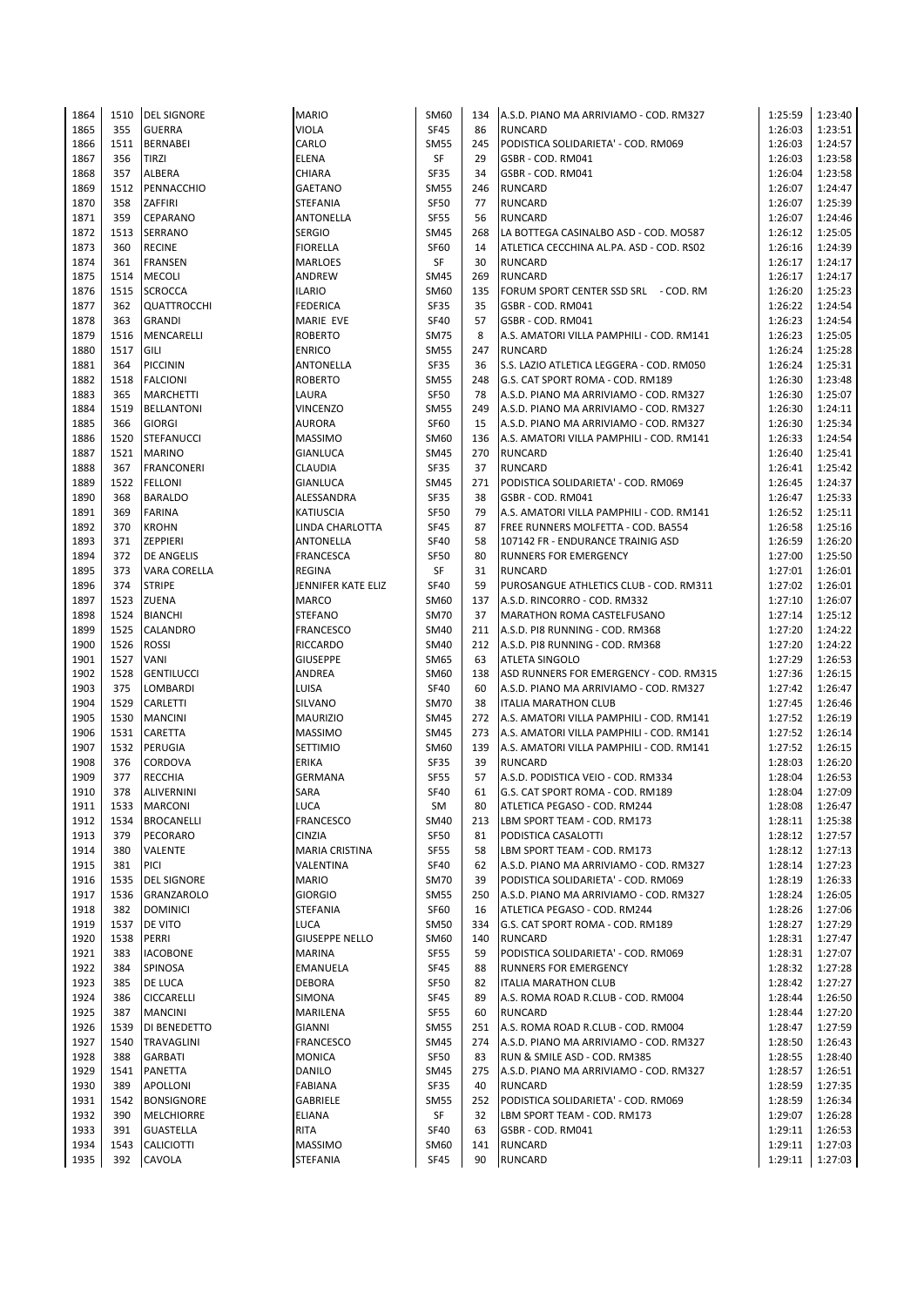| | | | | | | | | |
|---|---|---|---|---|---|---|---|---|
| 1864 | 1510 | DEL SIGNORE | MARIO | SM60 | 134 | A.S.D. PIANO MA ARRIVIAMO - COD. RM327 | 1:25:59 | 1:23:40 |
| 1865 | 355 | GUERRA | VIOLA | SF45 | 86 | RUNCARD | 1:26:03 | 1:23:51 |
| 1866 | 1511 | BERNABEI | CARLO | SM55 | 245 | PODISTICA SOLIDARIETA' - COD. RM069 | 1:26:03 | 1:24:57 |
| 1867 | 356 | TIRZI | ELENA | SF | 29 | GSBR - COD. RM041 | 1:26:03 | 1:23:58 |
| 1868 | 357 | ALBERA | CHIARA | SF35 | 34 | GSBR - COD. RM041 | 1:26:04 | 1:23:58 |
| 1869 | 1512 | PENNACCHIO | GAETANO | SM55 | 246 | RUNCARD | 1:26:07 | 1:24:47 |
| 1870 | 358 | ZAFFIRI | STEFANIA | SF50 | 77 | RUNCARD | 1:26:07 | 1:25:39 |
| 1871 | 359 | CEPARANO | ANTONELLA | SF55 | 56 | RUNCARD | 1:26:07 | 1:24:46 |
| 1872 | 1513 | SERRANO | SERGIO | SM45 | 268 | LA BOTTEGA CASINALBO ASD - COD. MO587 | 1:26:12 | 1:25:05 |
| 1873 | 360 | RECINE | FIORELLA | SF60 | 14 | ATLETICA CECCHINA AL.PA. ASD - COD. RS02 | 1:26:16 | 1:24:39 |
| 1874 | 361 | FRANSEN | MARLOES | SF | 30 | RUNCARD | 1:26:17 | 1:24:17 |
| 1875 | 1514 | MECOLI | ANDREW | SM45 | 269 | RUNCARD | 1:26:17 | 1:24:17 |
| 1876 | 1515 | SCROCCA | ILARIO | SM60 | 135 | FORUM SPORT CENTER SSD SRL - COD. RM | 1:26:20 | 1:25:23 |
| 1877 | 362 | QUATTROCCHI | FEDERICA | SF35 | 35 | GSBR - COD. RM041 | 1:26:22 | 1:24:54 |
| 1878 | 363 | GRANDI | MARIE EVE | SF40 | 57 | GSBR - COD. RM041 | 1:26:23 | 1:24:54 |
| 1879 | 1516 | MENCARELLI | ROBERTO | SM75 | 8 | A.S. AMATORI VILLA PAMPHILI - COD. RM141 | 1:26:23 | 1:25:05 |
| 1880 | 1517 | GILI | ENRICO | SM55 | 247 | RUNCARD | 1:26:24 | 1:25:28 |
| 1881 | 364 | PICCININ | ANTONELLA | SF35 | 36 | S.S. LAZIO ATLETICA LEGGERA - COD. RM050 | 1:26:24 | 1:25:31 |
| 1882 | 1518 | FALCIONI | ROBERTO | SM55 | 248 | G.S. CAT SPORT ROMA - COD. RM189 | 1:26:30 | 1:23:48 |
| 1883 | 365 | MARCHETTI | LAURA | SF50 | 78 | A.S.D. PIANO MA ARRIVIAMO - COD. RM327 | 1:26:30 | 1:25:07 |
| 1884 | 1519 | BELLANTONI | VINCENZO | SM55 | 249 | A.S.D. PIANO MA ARRIVIAMO - COD. RM327 | 1:26:30 | 1:24:11 |
| 1885 | 366 | GIORGI | AURORA | SF60 | 15 | A.S.D. PIANO MA ARRIVIAMO - COD. RM327 | 1:26:30 | 1:25:34 |
| 1886 | 1520 | STEFANUCCI | MASSIMO | SM60 | 136 | A.S. AMATORI VILLA PAMPHILI - COD. RM141 | 1:26:33 | 1:24:54 |
| 1887 | 1521 | MARINO | GIANLUCA | SM45 | 270 | RUNCARD | 1:26:40 | 1:25:41 |
| 1888 | 367 | FRANCONERI | CLAUDIA | SF35 | 37 | RUNCARD | 1:26:41 | 1:25:42 |
| 1889 | 1522 | FELLONI | GIANLUCA | SM45 | 271 | PODISTICA SOLIDARIETA' - COD. RM069 | 1:26:45 | 1:24:37 |
| 1890 | 368 | BARALDO | ALESSANDRA | SF35 | 38 | GSBR - COD. RM041 | 1:26:47 | 1:25:33 |
| 1891 | 369 | FARINA | KATIUSCIA | SF50 | 79 | A.S. AMATORI VILLA PAMPHILI - COD. RM141 | 1:26:52 | 1:25:11 |
| 1892 | 370 | KROHN | LINDA CHARLOTTA | SF45 | 87 | FREE RUNNERS MOLFETTA - COD. BA554 | 1:26:58 | 1:25:16 |
| 1893 | 371 | ZEPPIERI | ANTONELLA | SF40 | 58 | 107142 FR - ENDURANCE TRAINIG ASD | 1:26:59 | 1:26:20 |
| 1894 | 372 | DE ANGELIS | FRANCESCA | SF50 | 80 | RUNNERS FOR EMERGENCY | 1:27:00 | 1:25:50 |
| 1895 | 373 | VARA CORELLA | REGINA | SF | 31 | RUNCARD | 1:27:01 | 1:26:01 |
| 1896 | 374 | STRIPE | JENNIFER KATE ELIZ | SF40 | 59 | PUROSANGUE ATHLETICS CLUB - COD. RM311 | 1:27:02 | 1:26:01 |
| 1897 | 1523 | ZUENA | MARCO | SM60 | 137 | A.S.D. RINCORRO - COD. RM332 | 1:27:10 | 1:26:07 |
| 1898 | 1524 | BIANCHI | STEFANO | SM70 | 37 | MARATHON ROMA CASTELFUSANO | 1:27:14 | 1:25:12 |
| 1899 | 1525 | CALANDRO | FRANCESCO | SM40 | 211 | A.S.D. PI8 RUNNING - COD. RM368 | 1:27:20 | 1:24:22 |
| 1900 | 1526 | ROSSI | RICCARDO | SM40 | 212 | A.S.D. PI8 RUNNING - COD. RM368 | 1:27:20 | 1:24:22 |
| 1901 | 1527 | VANI | GIUSEPPE | SM65 | 63 | ATLETA SINGOLO | 1:27:29 | 1:26:53 |
| 1902 | 1528 | GENTILUCCI | ANDREA | SM60 | 138 | ASD RUNNERS FOR EMERGENCY - COD. RM315 | 1:27:36 | 1:26:15 |
| 1903 | 375 | LOMBARDI | LUISA | SF40 | 60 | A.S.D. PIANO MA ARRIVIAMO - COD. RM327 | 1:27:42 | 1:26:47 |
| 1904 | 1529 | CARLETTI | SILVANO | SM70 | 38 | ITALIA MARATHON CLUB | 1:27:45 | 1:26:46 |
| 1905 | 1530 | MANCINI | MAURIZIO | SM45 | 272 | A.S. AMATORI VILLA PAMPHILI - COD. RM141 | 1:27:52 | 1:26:19 |
| 1906 | 1531 | CARETTA | MASSIMO | SM45 | 273 | A.S. AMATORI VILLA PAMPHILI - COD. RM141 | 1:27:52 | 1:26:14 |
| 1907 | 1532 | PERUGIA | SETTIMIO | SM60 | 139 | A.S. AMATORI VILLA PAMPHILI - COD. RM141 | 1:27:52 | 1:26:15 |
| 1908 | 376 | CORDOVA | ERIKA | SF35 | 39 | RUNCARD | 1:28:03 | 1:26:20 |
| 1909 | 377 | RECCHIA | GERMANA | SF55 | 57 | A.S.D. PODISTICA VEIO - COD. RM334 | 1:28:04 | 1:26:53 |
| 1910 | 378 | ALIVERNINI | SARA | SF40 | 61 | G.S. CAT SPORT ROMA - COD. RM189 | 1:28:04 | 1:27:09 |
| 1911 | 1533 | MARCONI | LUCA | SM | 80 | ATLETICA PEGASO - COD. RM244 | 1:28:08 | 1:26:47 |
| 1912 | 1534 | BROCANELLI | FRANCESCO | SM40 | 213 | LBM SPORT TEAM - COD. RM173 | 1:28:11 | 1:25:38 |
| 1913 | 379 | PECORARO | CINZIA | SF50 | 81 | PODISTICA CASALOTTI | 1:28:12 | 1:27:57 |
| 1914 | 380 | VALENTE | MARIA CRISTINA | SF55 | 58 | LBM SPORT TEAM - COD. RM173 | 1:28:12 | 1:27:13 |
| 1915 | 381 | PICI | VALENTINA | SF40 | 62 | A.S.D. PIANO MA ARRIVIAMO - COD. RM327 | 1:28:14 | 1:27:23 |
| 1916 | 1535 | DEL SIGNORE | MARIO | SM70 | 39 | PODISTICA SOLIDARIETA' - COD. RM069 | 1:28:19 | 1:26:33 |
| 1917 | 1536 | GRANZAROLO | GIORGIO | SM55 | 250 | A.S.D. PIANO MA ARRIVIAMO - COD. RM327 | 1:28:24 | 1:26:05 |
| 1918 | 382 | DOMINICI | STEFANIA | SF60 | 16 | ATLETICA PEGASO - COD. RM244 | 1:28:26 | 1:27:06 |
| 1919 | 1537 | DE VITO | LUCA | SM50 | 334 | G.S. CAT SPORT ROMA - COD. RM189 | 1:28:27 | 1:27:29 |
| 1920 | 1538 | PERRI | GIUSEPPE NELLO | SM60 | 140 | RUNCARD | 1:28:31 | 1:27:47 |
| 1921 | 383 | IACOBONE | MARINA | SF55 | 59 | PODISTICA SOLIDARIETA' - COD. RM069 | 1:28:31 | 1:27:07 |
| 1922 | 384 | SPINOSA | EMANUELA | SF45 | 88 | RUNNERS FOR EMERGENCY | 1:28:32 | 1:27:28 |
| 1923 | 385 | DE LUCA | DEBORA | SF50 | 82 | ITALIA MARATHON CLUB | 1:28:42 | 1:27:27 |
| 1924 | 386 | CICCARELLI | SIMONA | SF45 | 89 | A.S. ROMA ROAD R.CLUB - COD. RM004 | 1:28:44 | 1:26:50 |
| 1925 | 387 | MANCINI | MARILENA | SF55 | 60 | RUNCARD | 1:28:44 | 1:27:20 |
| 1926 | 1539 | DI BENEDETTO | GIANNI | SM55 | 251 | A.S. ROMA ROAD R.CLUB - COD. RM004 | 1:28:47 | 1:27:59 |
| 1927 | 1540 | TRAVAGLINI | FRANCESCO | SM45 | 274 | A.S.D. PIANO MA ARRIVIAMO - COD. RM327 | 1:28:50 | 1:26:43 |
| 1928 | 388 | GARBATI | MONICA | SF50 | 83 | RUN & SMILE ASD - COD. RM385 | 1:28:55 | 1:28:40 |
| 1929 | 1541 | PANETTA | DANILO | SM45 | 275 | A.S.D. PIANO MA ARRIVIAMO - COD. RM327 | 1:28:57 | 1:26:51 |
| 1930 | 389 | APOLLONI | FABIANA | SF35 | 40 | RUNCARD | 1:28:59 | 1:27:35 |
| 1931 | 1542 | BONSIGNORE | GABRIELE | SM55 | 252 | PODISTICA SOLIDARIETA' - COD. RM069 | 1:28:59 | 1:26:34 |
| 1932 | 390 | MELCHIORRE | ELIANA | SF | 32 | LBM SPORT TEAM - COD. RM173 | 1:29:07 | 1:26:28 |
| 1933 | 391 | GUASTELLA | RITA | SF40 | 63 | GSBR - COD. RM041 | 1:29:11 | 1:26:53 |
| 1934 | 1543 | CALICIOTTI | MASSIMO | SM60 | 141 | RUNCARD | 1:29:11 | 1:27:03 |
| 1935 | 392 | CAVOLA | STEFANIA | SF45 | 90 | RUNCARD | 1:29:11 | 1:27:03 |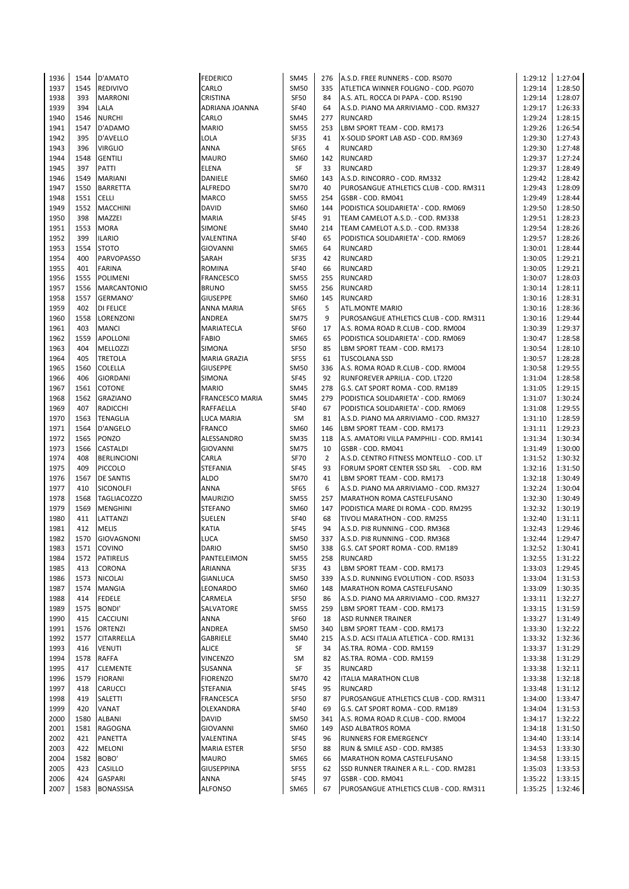| | | | | | | | | |
|---|---|---|---|---|---|---|---|---|
| 1936 | 1544 | D'AMATO | FEDERICO | SM45 | 276 | A.S.D. FREE RUNNERS - COD. RS070 | 1:29:12 | 1:27:04 |
| 1937 | 1545 | REDIVIVO | CARLO | SM50 | 335 | ATLETICA WINNER FOLIGNO - COD. PG070 | 1:29:14 | 1:28:50 |
| 1938 | 393 | MARRONI | CRISTINA | SF50 | 84 | A.S. ATL. ROCCA DI PAPA - COD. RS190 | 1:29:14 | 1:28:07 |
| 1939 | 394 | LALA | ADRIANA JOANNA | SF40 | 64 | A.S.D. PIANO MA ARRIVIAMO - COD. RM327 | 1:29:17 | 1:26:33 |
| 1940 | 1546 | NURCHI | CARLO | SM45 | 277 | RUNCARD | 1:29:24 | 1:28:15 |
| 1941 | 1547 | D'ADAMO | MARIO | SM55 | 253 | LBM SPORT TEAM - COD. RM173 | 1:29:26 | 1:26:54 |
| 1942 | 395 | D'AVELLO | LOLA | SF35 | 41 | X-SOLID SPORT LAB ASD - COD. RM369 | 1:29:30 | 1:27:43 |
| 1943 | 396 | VIRGLIO | ANNA | SF65 | 4 | RUNCARD | 1:29:30 | 1:27:48 |
| 1944 | 1548 | GENTILI | MAURO | SM60 | 142 | RUNCARD | 1:29:37 | 1:27:24 |
| 1945 | 397 | PATTI | ELENA | SF | 33 | RUNCARD | 1:29:37 | 1:28:49 |
| 1946 | 1549 | MARIANI | DANIELE | SM60 | 143 | A.S.D. RINCORRO - COD. RM332 | 1:29:42 | 1:28:42 |
| 1947 | 1550 | BARRETTA | ALFREDO | SM70 | 40 | PUROSANGUE ATHLETICS CLUB - COD. RM311 | 1:29:43 | 1:28:09 |
| 1948 | 1551 | CELLI | MARCO | SM55 | 254 | GSBR - COD. RM041 | 1:29:49 | 1:28:44 |
| 1949 | 1552 | MACCHINI | DAVID | SM60 | 144 | PODISTICA SOLIDARIETA' - COD. RM069 | 1:29:50 | 1:28:50 |
| 1950 | 398 | MAZZEI | MARIA | SF45 | 91 | TEAM CAMELOT A.S.D. - COD. RM338 | 1:29:51 | 1:28:23 |
| 1951 | 1553 | MORA | SIMONE | SM40 | 214 | TEAM CAMELOT A.S.D. - COD. RM338 | 1:29:54 | 1:28:26 |
| 1952 | 399 | ILARIO | VALENTINA | SF40 | 65 | PODISTICA SOLIDARIETA' - COD. RM069 | 1:29:57 | 1:28:26 |
| 1953 | 1554 | STOTO | GIOVANNI | SM65 | 64 | RUNCARD | 1:30:01 | 1:28:44 |
| 1954 | 400 | PARVOPASSO | SARAH | SF35 | 42 | RUNCARD | 1:30:05 | 1:29:21 |
| 1955 | 401 | FARINA | ROMINA | SF40 | 66 | RUNCARD | 1:30:05 | 1:29:21 |
| 1956 | 1555 | POLIMENI | FRANCESCO | SM55 | 255 | RUNCARD | 1:30:07 | 1:28:03 |
| 1957 | 1556 | MARCANTONIO | BRUNO | SM55 | 256 | RUNCARD | 1:30:14 | 1:28:11 |
| 1958 | 1557 | GERMANO' | GIUSEPPE | SM60 | 145 | RUNCARD | 1:30:16 | 1:28:31 |
| 1959 | 402 | DI FELICE | ANNA MARIA | SF65 | 5 | ATL.MONTE MARIO | 1:30:16 | 1:28:36 |
| 1960 | 1558 | LORENZONI | ANDREA | SM75 | 9 | PUROSANGUE ATHLETICS CLUB - COD. RM311 | 1:30:16 | 1:29:44 |
| 1961 | 403 | MANCI | MARIATECLA | SF60 | 17 | A.S. ROMA ROAD R.CLUB - COD. RM004 | 1:30:39 | 1:29:37 |
| 1962 | 1559 | APOLLONI | FABIO | SM65 | 65 | PODISTICA SOLIDARIETA' - COD. RM069 | 1:30:47 | 1:28:58 |
| 1963 | 404 | MELLOZZI | SIMONA | SF50 | 85 | LBM SPORT TEAM - COD. RM173 | 1:30:54 | 1:28:10 |
| 1964 | 405 | TRETOLA | MARIA GRAZIA | SF55 | 61 | TUSCOLANA SSD | 1:30:57 | 1:28:28 |
| 1965 | 1560 | COLELLA | GIUSEPPE | SM50 | 336 | A.S. ROMA ROAD R.CLUB - COD. RM004 | 1:30:58 | 1:29:55 |
| 1966 | 406 | GIORDANI | SIMONA | SF45 | 92 | RUNFOREVER APRILIA - COD. LT220 | 1:31:04 | 1:28:58 |
| 1967 | 1561 | COTONE | MARIO | SM45 | 278 | G.S. CAT SPORT ROMA - COD. RM189 | 1:31:05 | 1:29:15 |
| 1968 | 1562 | GRAZIANO | FRANCESCO MARIA | SM45 | 279 | PODISTICA SOLIDARIETA' - COD. RM069 | 1:31:07 | 1:30:24 |
| 1969 | 407 | RADICCHI | RAFFAELLA | SF40 | 67 | PODISTICA SOLIDARIETA' - COD. RM069 | 1:31:08 | 1:29:55 |
| 1970 | 1563 | TENAGLIA | LUCA MARIA | SM | 81 | A.S.D. PIANO MA ARRIVIAMO - COD. RM327 | 1:31:10 | 1:28:59 |
| 1971 | 1564 | D'ANGELO | FRANCO | SM60 | 146 | LBM SPORT TEAM - COD. RM173 | 1:31:11 | 1:29:23 |
| 1972 | 1565 | PONZO | ALESSANDRO | SM35 | 118 | A.S. AMATORI VILLA PAMPHILI - COD. RM141 | 1:31:34 | 1:30:34 |
| 1973 | 1566 | CASTALDI | GIOVANNI | SM75 | 10 | GSBR - COD. RM041 | 1:31:49 | 1:30:00 |
| 1974 | 408 | BERLINCIONI | CARLA | SF70 | 2 | A.S.D. CENTRO FITNESS MONTELLO - COD. LT | 1:31:52 | 1:30:32 |
| 1975 | 409 | PICCOLO | STEFANIA | SF45 | 93 | FORUM SPORT CENTER SSD SRL - COD. RM | 1:32:16 | 1:31:50 |
| 1976 | 1567 | DE SANTIS | ALDO | SM70 | 41 | LBM SPORT TEAM - COD. RM173 | 1:32:18 | 1:30:49 |
| 1977 | 410 | SICONOLFI | ANNA | SF65 | 6 | A.S.D. PIANO MA ARRIVIAMO - COD. RM327 | 1:32:24 | 1:30:04 |
| 1978 | 1568 | TAGLIACOZZO | MAURIZIO | SM55 | 257 | MARATHON ROMA CASTELFUSANO | 1:32:30 | 1:30:49 |
| 1979 | 1569 | MENGHINI | STEFANO | SM60 | 147 | PODISTICA MARE DI ROMA - COD. RM295 | 1:32:32 | 1:30:19 |
| 1980 | 411 | LATTANZI | SUELEN | SF40 | 68 | TIVOLI MARATHON - COD. RM255 | 1:32:40 | 1:31:11 |
| 1981 | 412 | MELIS | KATIA | SF45 | 94 | A.S.D. PI8 RUNNING - COD. RM368 | 1:32:43 | 1:29:46 |
| 1982 | 1570 | GIOVAGNONI | LUCA | SM50 | 337 | A.S.D. PI8 RUNNING - COD. RM368 | 1:32:44 | 1:29:47 |
| 1983 | 1571 | COVINO | DARIO | SM50 | 338 | G.S. CAT SPORT ROMA - COD. RM189 | 1:32:52 | 1:30:41 |
| 1984 | 1572 | PATIRELIS | PANTELEIMON | SM55 | 258 | RUNCARD | 1:32:55 | 1:31:22 |
| 1985 | 413 | CORONA | ARIANNA | SF35 | 43 | LBM SPORT TEAM - COD. RM173 | 1:33:03 | 1:29:45 |
| 1986 | 1573 | NICOLAI | GIANLUCA | SM50 | 339 | A.S.D. RUNNING EVOLUTION - COD. RS033 | 1:33:04 | 1:31:53 |
| 1987 | 1574 | MANGIA | LEONARDO | SM60 | 148 | MARATHON ROMA CASTELFUSANO | 1:33:09 | 1:30:35 |
| 1988 | 414 | FEDELE | CARMELA | SF50 | 86 | A.S.D. PIANO MA ARRIVIAMO - COD. RM327 | 1:33:11 | 1:32:27 |
| 1989 | 1575 | BONDI' | SALVATORE | SM55 | 259 | LBM SPORT TEAM - COD. RM173 | 1:33:15 | 1:31:59 |
| 1990 | 415 | CACCIUNI | ANNA | SF60 | 18 | ASD RUNNER TRAINER | 1:33:27 | 1:31:49 |
| 1991 | 1576 | ORTENZI | ANDREA | SM50 | 340 | LBM SPORT TEAM - COD. RM173 | 1:33:30 | 1:32:22 |
| 1992 | 1577 | CITARRELLA | GABRIELE | SM40 | 215 | A.S.D. ACSI ITALIA ATLETICA - COD. RM131 | 1:33:32 | 1:32:36 |
| 1993 | 416 | VENUTI | ALICE | SF | 34 | AS.TRA. ROMA - COD. RM159 | 1:33:37 | 1:31:29 |
| 1994 | 1578 | RAFFA | VINCENZO | SM | 82 | AS.TRA. ROMA - COD. RM159 | 1:33:38 | 1:31:29 |
| 1995 | 417 | CLEMENTE | SUSANNA | SF | 35 | RUNCARD | 1:33:38 | 1:32:11 |
| 1996 | 1579 | FIORANI | FIORENZO | SM70 | 42 | ITALIA MARATHON CLUB | 1:33:38 | 1:32:18 |
| 1997 | 418 | CARUCCI | STEFANIA | SF45 | 95 | RUNCARD | 1:33:48 | 1:31:12 |
| 1998 | 419 | SALETTI | FRANCESCA | SF50 | 87 | PUROSANGUE ATHLETICS CLUB - COD. RM311 | 1:34:00 | 1:33:47 |
| 1999 | 420 | VANAT | OLEXANDRA | SF40 | 69 | G.S. CAT SPORT ROMA - COD. RM189 | 1:34:04 | 1:31:53 |
| 2000 | 1580 | ALBANI | DAVID | SM50 | 341 | A.S. ROMA ROAD R.CLUB - COD. RM004 | 1:34:17 | 1:32:22 |
| 2001 | 1581 | RAGOGNA | GIOVANNI | SM60 | 149 | ASD ALBATROS ROMA | 1:34:18 | 1:31:50 |
| 2002 | 421 | PANETTA | VALENTINA | SF45 | 96 | RUNNERS FOR EMERGENCY | 1:34:40 | 1:33:14 |
| 2003 | 422 | MELONI | MARIA ESTER | SF50 | 88 | RUN & SMILE ASD - COD. RM385 | 1:34:53 | 1:33:30 |
| 2004 | 1582 | BOBO' | MAURO | SM65 | 66 | MARATHON ROMA CASTELFUSANO | 1:34:58 | 1:33:15 |
| 2005 | 423 | CASILLO | GIUSEPPINA | SF55 | 62 | SSD RUNNER TRAINER A R.L. - COD. RM281 | 1:35:03 | 1:33:53 |
| 2006 | 424 | GASPARI | ANNA | SF45 | 97 | GSBR - COD. RM041 | 1:35:22 | 1:33:15 |
| 2007 | 1583 | BONASSISA | ALFONSO | SM65 | 67 | PUROSANGUE ATHLETICS CLUB - COD. RM311 | 1:35:25 | 1:32:46 |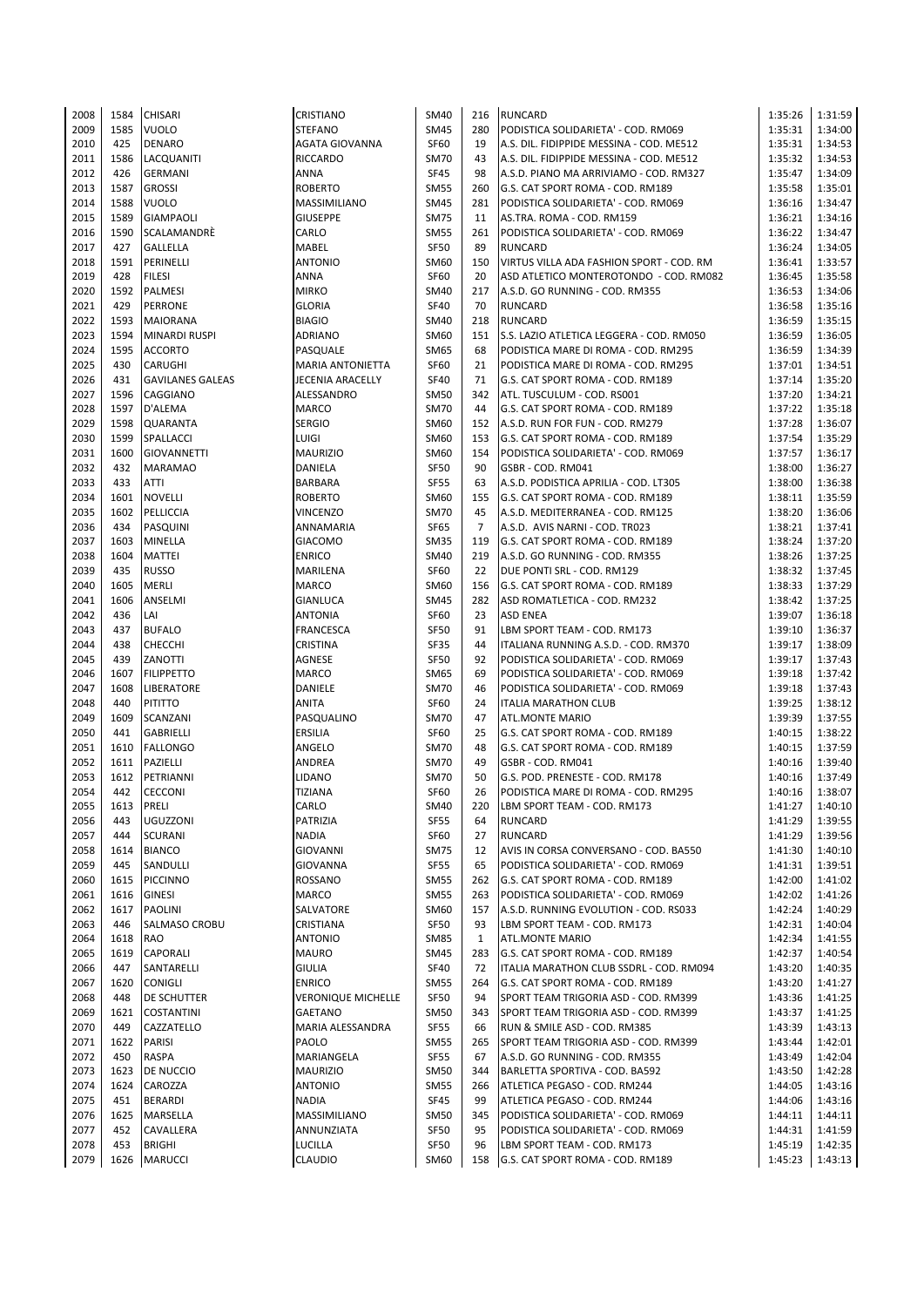| 2008 | 1584 | CHISARI | CRISTIANO | SM40 | 216 | RUNCARD | 1:35:26 | 1:31:59 |
|---|---|---|---|---|---|---|---|---|
| 2009 | 1585 | VUOLO | STEFANO | SM45 | 280 | PODISTICA SOLIDARIETA' - COD. RM069 | 1:35:31 | 1:34:00 |
| 2010 | 425 | DENARO | AGATA GIOVANNA | SF60 | 19 | A.S. DIL. FIDIPPIDE MESSINA - COD. ME512 | 1:35:31 | 1:34:53 |
| 2011 | 1586 | LACQUANITI | RICCARDO | SM70 | 43 | A.S. DIL. FIDIPPIDE MESSINA - COD. ME512 | 1:35:32 | 1:34:53 |
| 2012 | 426 | GERMANI | ANNA | SF45 | 98 | A.S.D. PIANO MA ARRIVIAMO - COD. RM327 | 1:35:47 | 1:34:09 |
| 2013 | 1587 | GROSSI | ROBERTO | SM55 | 260 | G.S. CAT SPORT ROMA - COD. RM189 | 1:35:58 | 1:35:01 |
| 2014 | 1588 | VUOLO | MASSIMILIANO | SM45 | 281 | PODISTICA SOLIDARIETA' - COD. RM069 | 1:36:16 | 1:34:47 |
| 2015 | 1589 | GIAMPAOLI | GIUSEPPE | SM75 | 11 | AS.TRA. ROMA - COD. RM159 | 1:36:21 | 1:34:16 |
| 2016 | 1590 | SCALAMANDRÈ | CARLO | SM55 | 261 | PODISTICA SOLIDARIETA' - COD. RM069 | 1:36:22 | 1:34:47 |
| 2017 | 427 | GALLELLA | MABEL | SF50 | 89 | RUNCARD | 1:36:24 | 1:34:05 |
| 2018 | 1591 | PERINELLI | ANTONIO | SM60 | 150 | VIRTUS VILLA ADA FASHION SPORT - COD. RM | 1:36:41 | 1:33:57 |
| 2019 | 428 | FILESI | ANNA | SF60 | 20 | ASD ATLETICO MONTEROTONDO - COD. RM082 | 1:36:45 | 1:35:58 |
| 2020 | 1592 | PALMESI | MIRKO | SM40 | 217 | A.S.D. GO RUNNING - COD. RM355 | 1:36:53 | 1:34:06 |
| 2021 | 429 | PERRONE | GLORIA | SF40 | 70 | RUNCARD | 1:36:58 | 1:35:16 |
| 2022 | 1593 | MAIORANA | BIAGIO | SM40 | 218 | RUNCARD | 1:36:59 | 1:35:15 |
| 2023 | 1594 | MINARDI RUSPI | ADRIANO | SM60 | 151 | S.S. LAZIO ATLETICA LEGGERA - COD. RM050 | 1:36:59 | 1:36:05 |
| 2024 | 1595 | ACCORTO | PASQUALE | SM65 | 68 | PODISTICA MARE DI ROMA - COD. RM295 | 1:36:59 | 1:34:39 |
| 2025 | 430 | CARUGHI | MARIA ANTONIETTA | SF60 | 21 | PODISTICA MARE DI ROMA - COD. RM295 | 1:37:01 | 1:34:51 |
| 2026 | 431 | GAVILANES GALEAS | JECENIA ARACELLY | SF40 | 71 | G.S. CAT SPORT ROMA - COD. RM189 | 1:37:14 | 1:35:20 |
| 2027 | 1596 | CAGGIANO | ALESSANDRO | SM50 | 342 | ATL. TUSCULUM - COD. RS001 | 1:37:20 | 1:34:21 |
| 2028 | 1597 | D'ALEMA | MARCO | SM70 | 44 | G.S. CAT SPORT ROMA - COD. RM189 | 1:37:22 | 1:35:18 |
| 2029 | 1598 | QUARANTA | SERGIO | SM60 | 152 | A.S.D. RUN FOR FUN - COD. RM279 | 1:37:28 | 1:36:07 |
| 2030 | 1599 | SPALLACCI | LUIGI | SM60 | 153 | G.S. CAT SPORT ROMA - COD. RM189 | 1:37:54 | 1:35:29 |
| 2031 | 1600 | GIOVANNETTI | MAURIZIO | SM60 | 154 | PODISTICA SOLIDARIETA' - COD. RM069 | 1:37:57 | 1:36:17 |
| 2032 | 432 | MARAMAO | DANIELA | SF50 | 90 | GSBR - COD. RM041 | 1:38:00 | 1:36:27 |
| 2033 | 433 | ATTI | BARBARA | SF55 | 63 | A.S.D. PODISTICA APRILIA - COD. LT305 | 1:38:00 | 1:36:38 |
| 2034 | 1601 | NOVELLI | ROBERTO | SM60 | 155 | G.S. CAT SPORT ROMA - COD. RM189 | 1:38:11 | 1:35:59 |
| 2035 | 1602 | PELLICCIA | VINCENZO | SM70 | 45 | A.S.D. MEDITERRANEA - COD. RM125 | 1:38:20 | 1:36:06 |
| 2036 | 434 | PASQUINI | ANNAMARIA | SF65 | 7 | A.S.D. AVIS NARNI - COD. TR023 | 1:38:21 | 1:37:41 |
| 2037 | 1603 | MINELLA | GIACOMO | SM35 | 119 | G.S. CAT SPORT ROMA - COD. RM189 | 1:38:24 | 1:37:20 |
| 2038 | 1604 | MATTEI | ENRICO | SM40 | 219 | A.S.D. GO RUNNING - COD. RM355 | 1:38:26 | 1:37:25 |
| 2039 | 435 | RUSSO | MARILENA | SF60 | 22 | DUE PONTI SRL - COD. RM129 | 1:38:32 | 1:37:45 |
| 2040 | 1605 | MERLI | MARCO | SM60 | 156 | G.S. CAT SPORT ROMA - COD. RM189 | 1:38:33 | 1:37:29 |
| 2041 | 1606 | ANSELMI | GIANLUCA | SM45 | 282 | ASD ROMATLETICA - COD. RM232 | 1:38:42 | 1:37:25 |
| 2042 | 436 | LAI | ANTONIA | SF60 | 23 | ASD ENEA | 1:39:07 | 1:36:18 |
| 2043 | 437 | BUFALO | FRANCESCA | SF50 | 91 | LBM SPORT TEAM - COD. RM173 | 1:39:10 | 1:36:37 |
| 2044 | 438 | CHECCHI | CRISTINA | SF35 | 44 | ITALIANA RUNNING A.S.D. - COD. RM370 | 1:39:17 | 1:38:09 |
| 2045 | 439 | ZANOTTI | AGNESE | SF50 | 92 | PODISTICA SOLIDARIETA' - COD. RM069 | 1:39:17 | 1:37:43 |
| 2046 | 1607 | FILIPPETTO | MARCO | SM65 | 69 | PODISTICA SOLIDARIETA' - COD. RM069 | 1:39:18 | 1:37:42 |
| 2047 | 1608 | LIBERATORE | DANIELE | SM70 | 46 | PODISTICA SOLIDARIETA' - COD. RM069 | 1:39:18 | 1:37:43 |
| 2048 | 440 | PITITTO | ANITA | SF60 | 24 | ITALIA MARATHON CLUB | 1:39:25 | 1:38:12 |
| 2049 | 1609 | SCANZANI | PASQUALINO | SM70 | 47 | ATL.MONTE MARIO | 1:39:39 | 1:37:55 |
| 2050 | 441 | GABRIELLI | ERSILIA | SF60 | 25 | G.S. CAT SPORT ROMA - COD. RM189 | 1:40:15 | 1:38:22 |
| 2051 | 1610 | FALLONGO | ANGELO | SM70 | 48 | G.S. CAT SPORT ROMA - COD. RM189 | 1:40:15 | 1:37:59 |
| 2052 | 1611 | PAZIELLI | ANDREA | SM70 | 49 | GSBR - COD. RM041 | 1:40:16 | 1:39:40 |
| 2053 | 1612 | PETRIANNI | LIDANO | SM70 | 50 | G.S. POD. PRENESTE - COD. RM178 | 1:40:16 | 1:37:49 |
| 2054 | 442 | CECCONI | TIZIANA | SF60 | 26 | PODISTICA MARE DI ROMA - COD. RM295 | 1:40:16 | 1:38:07 |
| 2055 | 1613 | PRELI | CARLO | SM40 | 220 | LBM SPORT TEAM - COD. RM173 | 1:41:27 | 1:40:10 |
| 2056 | 443 | UGUZZONI | PATRIZIA | SF55 | 64 | RUNCARD | 1:41:29 | 1:39:55 |
| 2057 | 444 | SCURANI | NADIA | SF60 | 27 | RUNCARD | 1:41:29 | 1:39:56 |
| 2058 | 1614 | BIANCO | GIOVANNI | SM75 | 12 | AVIS IN CORSA CONVERSANO - COD. BA550 | 1:41:30 | 1:40:10 |
| 2059 | 445 | SANDULLI | GIOVANNA | SF55 | 65 | PODISTICA SOLIDARIETA' - COD. RM069 | 1:41:31 | 1:39:51 |
| 2060 | 1615 | PICCINNO | ROSSANO | SM55 | 262 | G.S. CAT SPORT ROMA - COD. RM189 | 1:42:00 | 1:41:02 |
| 2061 | 1616 | GINESI | MARCO | SM55 | 263 | PODISTICA SOLIDARIETA' - COD. RM069 | 1:42:02 | 1:41:26 |
| 2062 | 1617 | PAOLINI | SALVATORE | SM60 | 157 | A.S.D. RUNNING EVOLUTION - COD. RS033 | 1:42:24 | 1:40:29 |
| 2063 | 446 | SALMASO CROBU | CRISTIANA | SF50 | 93 | LBM SPORT TEAM - COD. RM173 | 1:42:31 | 1:40:04 |
| 2064 | 1618 | RAO | ANTONIO | SM85 | 1 | ATL.MONTE MARIO | 1:42:34 | 1:41:55 |
| 2065 | 1619 | CAPORALI | MAURO | SM45 | 283 | G.S. CAT SPORT ROMA - COD. RM189 | 1:42:37 | 1:40:54 |
| 2066 | 447 | SANTARELLI | GIULIA | SF40 | 72 | ITALIA MARATHON CLUB SSDRL - COD. RM094 | 1:43:20 | 1:40:35 |
| 2067 | 1620 | CONIGLI | ENRICO | SM55 | 264 | G.S. CAT SPORT ROMA - COD. RM189 | 1:43:20 | 1:41:27 |
| 2068 | 448 | DE SCHUTTER | VERONIQUE MICHELLE | SF50 | 94 | SPORT TEAM TRIGORIA ASD - COD. RM399 | 1:43:36 | 1:41:25 |
| 2069 | 1621 | COSTANTINI | GAETANO | SM50 | 343 | SPORT TEAM TRIGORIA ASD - COD. RM399 | 1:43:37 | 1:41:25 |
| 2070 | 449 | CAZZATELLO | MARIA ALESSANDRA | SF55 | 66 | RUN & SMILE ASD - COD. RM385 | 1:43:39 | 1:43:13 |
| 2071 | 1622 | PARISI | PAOLO | SM55 | 265 | SPORT TEAM TRIGORIA ASD - COD. RM399 | 1:43:44 | 1:42:01 |
| 2072 | 450 | RASPA | MARIANGELA | SF55 | 67 | A.S.D. GO RUNNING - COD. RM355 | 1:43:49 | 1:42:04 |
| 2073 | 1623 | DE NUCCIO | MAURIZIO | SM50 | 344 | BARLETTA SPORTIVA - COD. BA592 | 1:43:50 | 1:42:28 |
| 2074 | 1624 | CAROZZA | ANTONIO | SM55 | 266 | ATLETICA PEGASO - COD. RM244 | 1:44:05 | 1:43:16 |
| 2075 | 451 | BERARDI | NADIA | SF45 | 99 | ATLETICA PEGASO - COD. RM244 | 1:44:06 | 1:43:16 |
| 2076 | 1625 | MARSELLA | MASSIMILIANO | SM50 | 345 | PODISTICA SOLIDARIETA' - COD. RM069 | 1:44:11 | 1:44:11 |
| 2077 | 452 | CAVALLERA | ANNUNZIATA | SF50 | 95 | PODISTICA SOLIDARIETA' - COD. RM069 | 1:44:31 | 1:41:59 |
| 2078 | 453 | BRIGHI | LUCILLA | SF50 | 96 | LBM SPORT TEAM - COD. RM173 | 1:45:19 | 1:42:35 |
| 2079 | 1626 | MARUCCI | CLAUDIO | SM60 | 158 | G.S. CAT SPORT ROMA - COD. RM189 | 1:45:23 | 1:43:13 |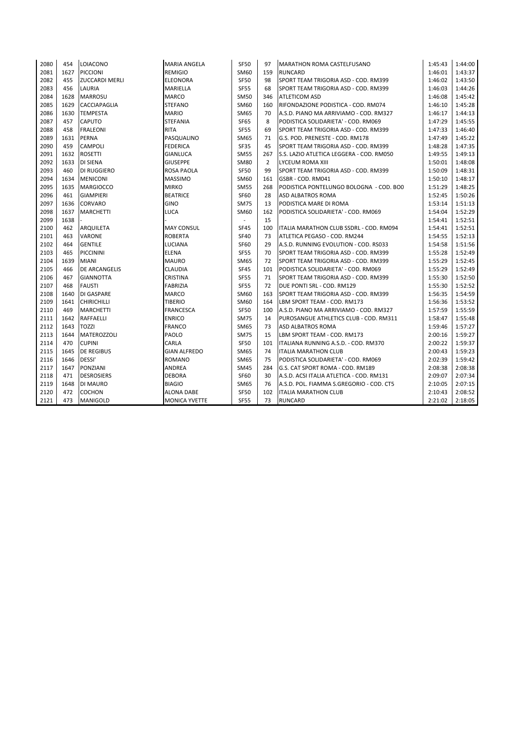| | | | | | | | | |
|---|---|---|---|---|---|---|---|---|
| 2080 | 454 | LOIACONO | MARIA ANGELA | SF50 | 97 | MARATHON ROMA CASTELFUSANO | 1:45:43 | 1:44:00 |
| 2081 | 1627 | PICCIONI | REMIGIO | SM60 | 159 | RUNCARD | 1:46:01 | 1:43:37 |
| 2082 | 455 | ZUCCARDI MERLI | ELEONORA | SF50 | 98 | SPORT TEAM TRIGORIA ASD - COD. RM399 | 1:46:02 | 1:43:50 |
| 2083 | 456 | LAURIA | MARIELLA | SF55 | 68 | SPORT TEAM TRIGORIA ASD - COD. RM399 | 1:46:03 | 1:44:26 |
| 2084 | 1628 | MARROSU | MARCO | SM50 | 346 | ATLETICOM ASD | 1:46:08 | 1:45:42 |
| 2085 | 1629 | CACCIAPAGLIA | STEFANO | SM60 | 160 | RIFONDAZIONE PODISTICA - COD. RM074 | 1:46:10 | 1:45:28 |
| 2086 | 1630 | TEMPESTA | MARIO | SM65 | 70 | A.S.D. PIANO MA ARRIVIAMO - COD. RM327 | 1:46:17 | 1:44:13 |
| 2087 | 457 | CAPUTO | STEFANIA | SF65 | 8 | PODISTICA SOLIDARIETA' - COD. RM069 | 1:47:29 | 1:45:55 |
| 2088 | 458 | FRALEONI | RITA | SF55 | 69 | SPORT TEAM TRIGORIA ASD - COD. RM399 | 1:47:33 | 1:46:40 |
| 2089 | 1631 | PERNA | PASQUALINO | SM65 | 71 | G.S. POD. PRENESTE - COD. RM178 | 1:47:49 | 1:45:22 |
| 2090 | 459 | CAMPOLI | FEDERICA | SF35 | 45 | SPORT TEAM TRIGORIA ASD - COD. RM399 | 1:48:28 | 1:47:35 |
| 2091 | 1632 | ROSETTI | GIANLUCA | SM55 | 267 | S.S. LAZIO ATLETICA LEGGERA - COD. RM050 | 1:49:55 | 1:49:13 |
| 2092 | 1633 | DI SIENA | GIUSEPPE | SM80 | 2 | LYCEUM ROMA XIII | 1:50:01 | 1:48:08 |
| 2093 | 460 | DI RUGGIERO | ROSA PAOLA | SF50 | 99 | SPORT TEAM TRIGORIA ASD - COD. RM399 | 1:50:09 | 1:48:31 |
| 2094 | 1634 | MENICONI | MASSIMO | SM60 | 161 | GSBR - COD. RM041 | 1:50:10 | 1:48:17 |
| 2095 | 1635 | MARGIOCCO | MIRKO | SM55 | 268 | PODISTICA PONTELUNGO BOLOGNA - COD. BO0 | 1:51:29 | 1:48:25 |
| 2096 | 461 | GIAMPIERI | BEATRICE | SF60 | 28 | ASD ALBATROS ROMA | 1:52:45 | 1:50:26 |
| 2097 | 1636 | CORVARO | GINO | SM75 | 13 | PODISTICA MARE DI ROMA | 1:53:14 | 1:51:13 |
| 2098 | 1637 | MARCHETTI | LUCA | SM60 | 162 | PODISTICA SOLIDARIETA' - COD. RM069 | 1:54:04 | 1:52:29 |
| 2099 | 1638 | - | - | - | 15 | | 1:54:41 | 1:52:51 |
| 2100 | 462 | ARQUILETA | MAY CONSUL | SF45 | 100 | ITALIA MARATHON CLUB SSDRL - COD. RM094 | 1:54:41 | 1:52:51 |
| 2101 | 463 | VARONE | ROBERTA | SF40 | 73 | ATLETICA PEGASO - COD. RM244 | 1:54:55 | 1:52:13 |
| 2102 | 464 | GENTILE | LUCIANA | SF60 | 29 | A.S.D. RUNNING EVOLUTION - COD. RS033 | 1:54:58 | 1:51:56 |
| 2103 | 465 | PICCININI | ELENA | SF55 | 70 | SPORT TEAM TRIGORIA ASD - COD. RM399 | 1:55:28 | 1:52:49 |
| 2104 | 1639 | MIANI | MAURO | SM65 | 72 | SPORT TEAM TRIGORIA ASD - COD. RM399 | 1:55:29 | 1:52:45 |
| 2105 | 466 | DE ARCANGELIS | CLAUDIA | SF45 | 101 | PODISTICA SOLIDARIETA' - COD. RM069 | 1:55:29 | 1:52:49 |
| 2106 | 467 | GIANNOTTA | CRISTINA | SF55 | 71 | SPORT TEAM TRIGORIA ASD - COD. RM399 | 1:55:30 | 1:52:50 |
| 2107 | 468 | FAUSTI | FABRIZIA | SF55 | 72 | DUE PONTI SRL - COD. RM129 | 1:55:30 | 1:52:52 |
| 2108 | 1640 | DI GASPARE | MARCO | SM60 | 163 | SPORT TEAM TRIGORIA ASD - COD. RM399 | 1:56:35 | 1:54:59 |
| 2109 | 1641 | CHIRICHILLI | TIBERIO | SM60 | 164 | LBM SPORT TEAM - COD. RM173 | 1:56:36 | 1:53:52 |
| 2110 | 469 | MARCHETTI | FRANCESCA | SF50 | 100 | A.S.D. PIANO MA ARRIVIAMO - COD. RM327 | 1:57:59 | 1:55:59 |
| 2111 | 1642 | RAFFAELLI | ENRICO | SM75 | 14 | PUROSANGUE ATHLETICS CLUB - COD. RM311 | 1:58:47 | 1:55:48 |
| 2112 | 1643 | TOZZI | FRANCO | SM65 | 73 | ASD ALBATROS ROMA | 1:59:46 | 1:57:27 |
| 2113 | 1644 | MATEROZZOLI | PAOLO | SM75 | 15 | LBM SPORT TEAM - COD. RM173 | 2:00:16 | 1:59:27 |
| 2114 | 470 | CUPINI | CARLA | SF50 | 101 | ITALIANA RUNNING A.S.D. - COD. RM370 | 2:00:22 | 1:59:37 |
| 2115 | 1645 | DE REGIBUS | GIAN ALFREDO | SM65 | 74 | ITALIA MARATHON CLUB | 2:00:43 | 1:59:23 |
| 2116 | 1646 | DESSI' | ROMANO | SM65 | 75 | PODISTICA SOLIDARIETA' - COD. RM069 | 2:02:39 | 1:59:42 |
| 2117 | 1647 | PONZIANI | ANDREA | SM45 | 284 | G.S. CAT SPORT ROMA - COD. RM189 | 2:08:38 | 2:08:38 |
| 2118 | 471 | DESROSIERS | DEBORA | SF60 | 30 | A.S.D. ACSI ITALIA ATLETICA - COD. RM131 | 2:09:07 | 2:07:34 |
| 2119 | 1648 | DI MAURO | BIAGIO | SM65 | 76 | A.S.D. POL. FIAMMA S.GREGORIO - COD. CT5 | 2:10:05 | 2:07:15 |
| 2120 | 472 | COCHON | ALONA DABE | SF50 | 102 | ITALIA MARATHON CLUB | 2:10:43 | 2:08:52 |
| 2121 | 473 | MANIGOLD | MONICA YVETTE | SF55 | 73 | RUNCARD | 2:21:02 | 2:18:05 |